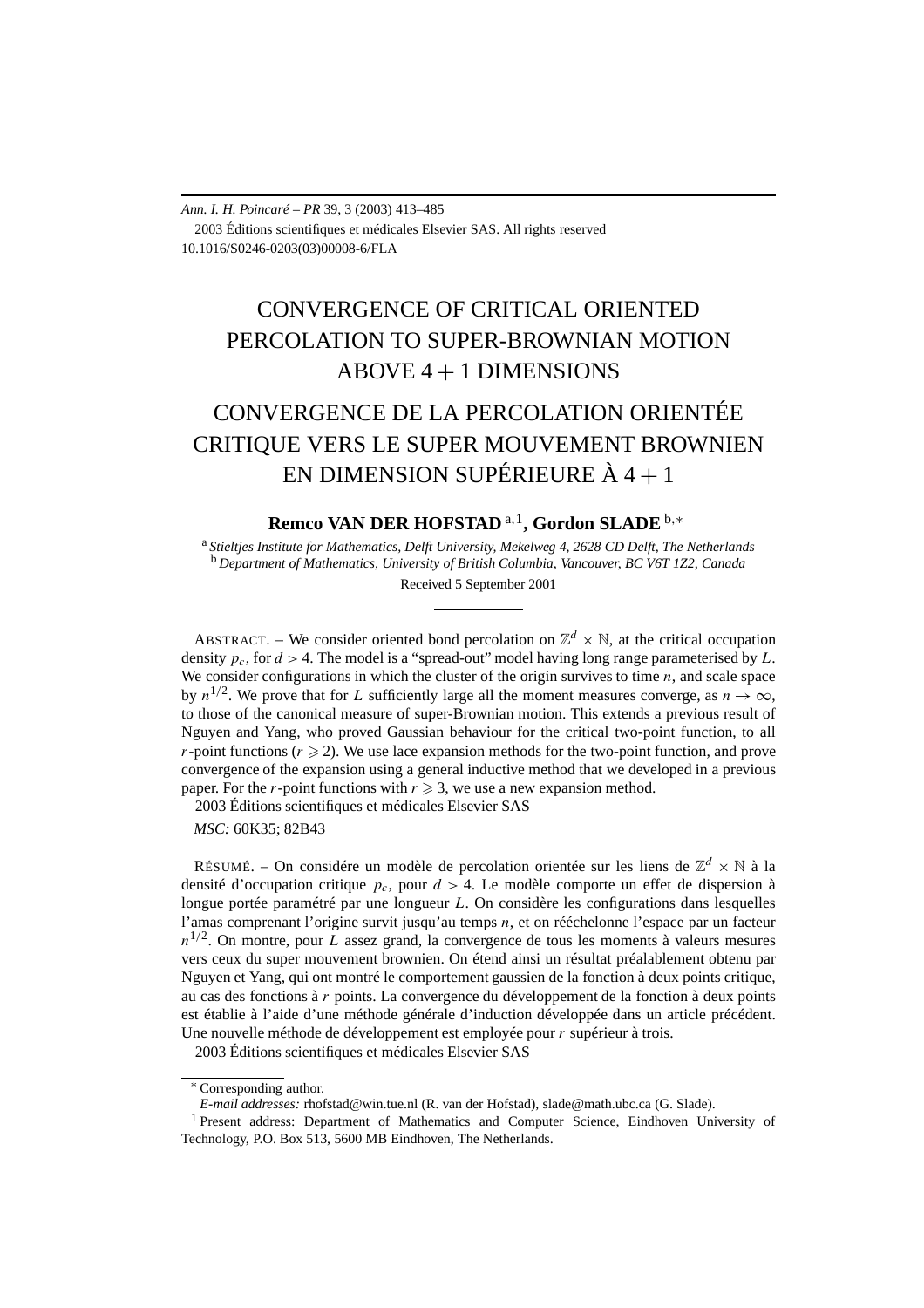*Ann. I. H. Poincaré – PR* 39, 3 (2003) 413–485
2003 Éditions scientifiques et médicales Elsevier SAS. All rights reserved
10.1016/S0246-0203(03)00008-6/FLA

# CONVERGENCE OF CRITICAL ORIENTED PERCOLATION TO SUPER-BROWNIAN MOTION ABOVE $4+1$ DIMENSIONS

# CONVERGENCE DE LA PERCOLATION ORIENTÉE CRITIQUE VERS LE SUPER MOUVEMENT BROWNIEN EN DIMENSION SUPÉRIEURE À $4+1$

**Remco VAN DER HOFSTAD** [a,1], **Gordon SLADE** [b,*]

[a] *Stieltjes Institute for Mathematics, Delft University, Mekelweg 4, 2628 CD Delft, The Netherlands*
[b] *Department of Mathematics, University of British Columbia, Vancouver, BC V6T 1Z2, Canada*

Received 5 September 2001

---

ABSTRACT. – We consider oriented bond percolation on $\mathbb{Z}^d \times \mathbb{N}$, at the critical occupation density $p_c$, for $d > 4$. The model is a "spread-out" model having long range parameterised by $L$. We consider configurations in which the cluster of the origin survives to time $n$, and scale space by $n^{1/2}$. We prove that for $L$ sufficiently large all the moment measures converge, as $n \to \infty$, to those of the canonical measure of super-Brownian motion. This extends a previous result of Nguyen and Yang, who proved Gaussian behaviour for the critical two-point function, to all $r$-point functions ($r \geqslant 2$). We use lace expansion methods for the two-point function, and prove convergence of the expansion using a general inductive method that we developed in a previous paper. For the $r$-point functions with $r \geqslant 3$, we use a new expansion method.
2003 Éditions scientifiques et médicales Elsevier SAS

*MSC:* 60K35; 82B43

RÉSUMÉ. – On considére un modèle de percolation orientée sur les liens de $\mathbb{Z}^d \times \mathbb{N}$ à la densité d'occupation critique $p_c$, pour $d > 4$. Le modèle comporte un effet de dispersion à longue portée paramétré par une longueur $L$. On considère les configurations dans lesquelles l'amas comprenant l'origine survit jusqu'au temps $n$, et on rééchelonne l'espace par un facteur $n^{1/2}$. On montre, pour $L$ assez grand, la convergence de tous les moments à valeurs mesures vers ceux du super mouvement brownien. On étend ainsi un résultat préalablement obtenu par Nguyen et Yang, qui ont montré le comportement gaussien de la fonction à deux points critique, au cas des fonctions à $r$ points. La convergence du développement de la fonction à deux points est établie à l'aide d'une méthode générale d'induction développée dans un article précédent. Une nouvelle méthode de développement est employée pour $r$ supérieur à trois.
2003 Éditions scientifiques et médicales Elsevier SAS

---

[*] Corresponding author.
*E-mail addresses:* rhofstad@win.tue.nl (R. van der Hofstad), slade@math.ubc.ca (G. Slade).
[1] Present address: Department of Mathematics and Computer Science, Eindhoven University of Technology, P.O. Box 513, 5600 MB Eindhoven, The Netherlands.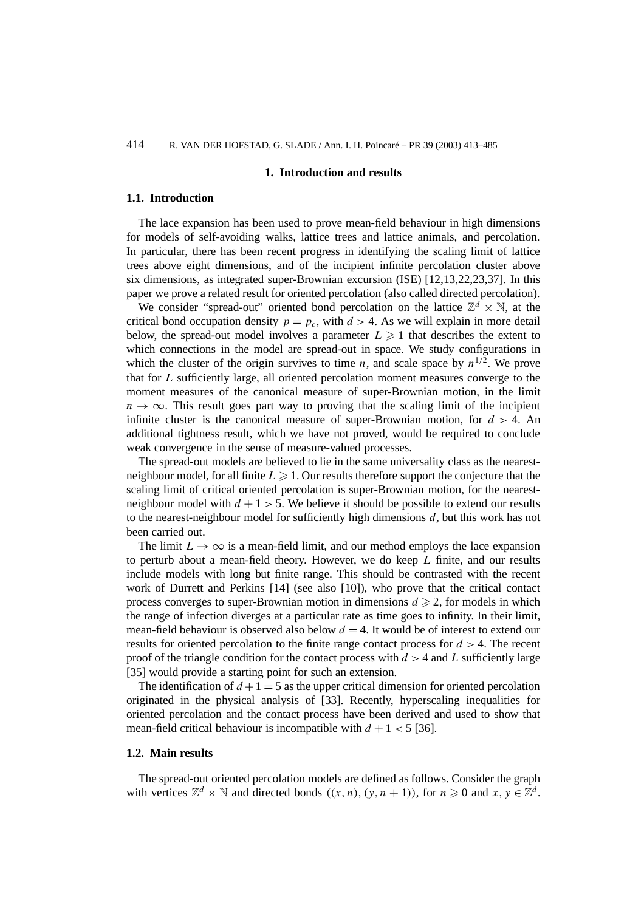# 1. Introduction and results

## 1.1. Introduction

The lace expansion has been used to prove mean-field behaviour in high dimensions for models of self-avoiding walks, lattice trees and lattice animals, and percolation. In particular, there has been recent progress in identifying the scaling limit of lattice trees above eight dimensions, and of the incipient infinite percolation cluster above six dimensions, as integrated super-Brownian excursion (ISE) [12,13,22,23,37]. In this paper we prove a related result for oriented percolation (also called directed percolation).

We consider "spread-out" oriented bond percolation on the lattice $\mathbb{Z}^d \times \mathbb{N}$, at the critical bond occupation density $p = p_c$, with $d > 4$. As we will explain in more detail below, the spread-out model involves a parameter $L \geqslant 1$ that describes the extent to which connections in the model are spread-out in space. We study configurations in which the cluster of the origin survives to time $n$, and scale space by $n^{1/2}$. We prove that for $L$ sufficiently large, all oriented percolation moment measures converge to the moment measures of the canonical measure of super-Brownian motion, in the limit $n \to \infty$. This result goes part way to proving that the scaling limit of the incipient infinite cluster is the canonical measure of super-Brownian motion, for $d > 4$. An additional tightness result, which we have not proved, would be required to conclude weak convergence in the sense of measure-valued processes.

The spread-out models are believed to lie in the same universality class as the nearest-neighbour model, for all finite $L \geqslant 1$. Our results therefore support the conjecture that the scaling limit of critical oriented percolation is super-Brownian motion, for the nearest-neighbour model with $d + 1 > 5$. We believe it should be possible to extend our results to the nearest-neighbour model for sufficiently high dimensions $d$, but this work has not been carried out.

The limit $L \to \infty$ is a mean-field limit, and our method employs the lace expansion to perturb about a mean-field theory. However, we do keep $L$ finite, and our results include models with long but finite range. This should be contrasted with the recent work of Durrett and Perkins [14] (see also [10]), who prove that the critical contact process converges to super-Brownian motion in dimensions $d \geqslant 2$, for models in which the range of infection diverges at a particular rate as time goes to infinity. In their limit, mean-field behaviour is observed also below $d = 4$. It would be of interest to extend our results for oriented percolation to the finite range contact process for $d > 4$. The recent proof of the triangle condition for the contact process with $d > 4$ and $L$ sufficiently large [35] would provide a starting point for such an extension.

The identification of $d + 1 = 5$ as the upper critical dimension for oriented percolation originated in the physical analysis of [33]. Recently, hyperscaling inequalities for oriented percolation and the contact process have been derived and used to show that mean-field critical behaviour is incompatible with $d + 1 < 5$ [36].

## 1.2. Main results

The spread-out oriented percolation models are defined as follows. Consider the graph with vertices $\mathbb{Z}^d \times \mathbb{N}$ and directed bonds $((x, n), (y, n + 1))$, for $n \geqslant 0$ and $x, y \in \mathbb{Z}^d$.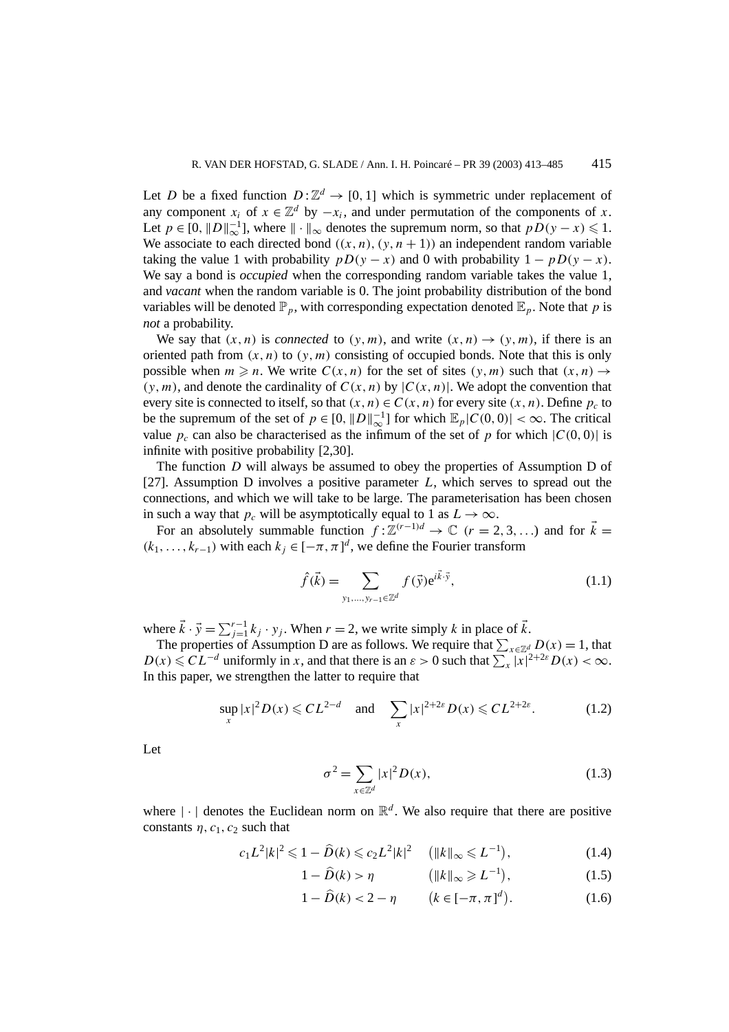Let $D$ be a fixed function $D:\mathbb{Z}^d \to [0,1]$ which is symmetric under replacement of any component $x_i$ of $x \in \mathbb{Z}^d$ by $-x_i$, and under permutation of the components of $x$. Let $p \in [0, \|D\|_\infty^{-1}]$, where $\|\cdot\|_\infty$ denotes the supremum norm, so that $pD(y-x) \leqslant 1$. We associate to each directed bond $((x,n),(y,n+1))$ an independent random variable taking the value 1 with probability $pD(y-x)$ and 0 with probability $1-pD(y-x)$. We say a bond is *occupied* when the corresponding random variable takes the value 1, and *vacant* when the random variable is 0. The joint probability distribution of the bond variables will be denoted $\mathbb{P}_p$, with corresponding expectation denoted $\mathbb{E}_p$. Note that $p$ is *not* a probability.

We say that $(x,n)$ is *connected* to $(y,m)$, and write $(x,n) \to (y,m)$, if there is an oriented path from $(x,n)$ to $(y,m)$ consisting of occupied bonds. Note that this is only possible when $m \geqslant n$. We write $C(x,n)$ for the set of sites $(y,m)$ such that $(x,n) \to (y,m)$, and denote the cardinality of $C(x,n)$ by $|C(x,n)|$. We adopt the convention that every site is connected to itself, so that $(x,n) \in C(x,n)$ for every site $(x,n)$. Define $p_c$ to be the supremum of the set of $p \in [0, \|D\|_\infty^{-1}]$ for which $\mathbb{E}_p|C(0,0)| < \infty$. The critical value $p_c$ can also be characterised as the infimum of the set of $p$ for which $|C(0,0)|$ is infinite with positive probability [2,30].

The function $D$ will always be assumed to obey the properties of Assumption D of [27]. Assumption D involves a positive parameter $L$, which serves to spread out the connections, and which we will take to be large. The parameterisation has been chosen in such a way that $p_c$ will be asymptotically equal to 1 as $L \to \infty$.

For an absolutely summable function $f:\mathbb{Z}^{(r-1)d} \to \mathbb{C}$ $(r = 2,3,\ldots)$ and for $\vec{k} = (k_1,\ldots,k_{r-1})$ with each $k_j \in [-\pi,\pi]^d$, we define the Fourier transform

$$\hat{f}(\vec{k}) = \sum_{y_1,\ldots,y_{r-1} \in \mathbb{Z}^d} f(\vec{y}) \mathrm{e}^{i\vec{k}\cdot\vec{y}}, \tag{1.1}$$

where $\vec{k}\cdot\vec{y} = \sum_{j=1}^{r-1} k_j \cdot y_j$. When $r = 2$, we write simply $k$ in place of $\vec{k}$.

The properties of Assumption D are as follows. We require that $\sum_{x\in\mathbb{Z}^d} D(x) = 1$, that $D(x) \leqslant CL^{-d}$ uniformly in $x$, and that there is an $\varepsilon > 0$ such that $\sum_x |x|^{2+2\varepsilon} D(x) < \infty$. In this paper, we strengthen the latter to require that

$$\sup_x |x|^2 D(x) \leqslant CL^{2-d} \quad \text{and} \quad \sum_x |x|^{2+2\varepsilon} D(x) \leqslant CL^{2+2\varepsilon}. \tag{1.2}$$

Let

$$\sigma^2 = \sum_{x\in\mathbb{Z}^d} |x|^2 D(x), \tag{1.3}$$

where $|\cdot|$ denotes the Euclidean norm on $\mathbb{R}^d$. We also require that there are positive constants $\eta, c_1, c_2$ such that

$$c_1 L^2 |k|^2 \leqslant 1 - \widehat{D}(k) \leqslant c_2 L^2 |k|^2 \quad \big(\|k\|_\infty \leqslant L^{-1}\big), \tag{1.4}$$

$$1 - \widehat{D}(k) > \eta \quad \big(\|k\|_\infty \geqslant L^{-1}\big), \tag{1.5}$$

$$1 - \widehat{D}(k) < 2 - \eta \quad \big(k \in [-\pi,\pi]^d\big). \tag{1.6}$$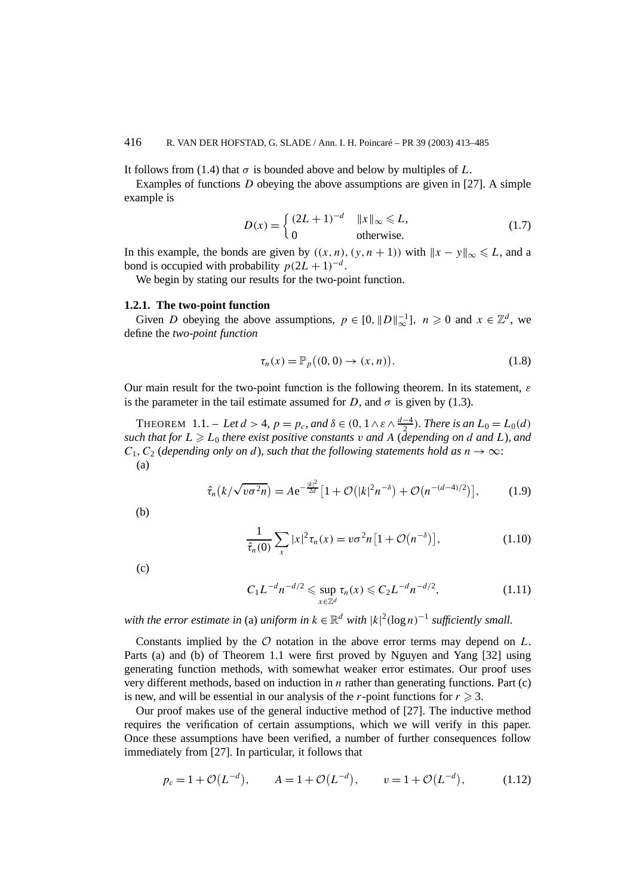It follows from (1.4) that $\sigma$ is bounded above and below by multiples of $L$.

Examples of functions $D$ obeying the above assumptions are given in [27]. A simple example is

$$D(x) = \begin{cases} (2L+1)^{-d} & \|x\|_\infty \leqslant L, \\ 0 & \text{otherwise.} \end{cases} \tag{1.7}$$

In this example, the bonds are given by $((x,n),(y,n+1))$ with $\|x-y\|_\infty \leqslant L$, and a bond is occupied with probability $p(2L+1)^{-d}$.

We begin by stating our results for the two-point function.

### 1.2.1. The two-point function

Given $D$ obeying the above assumptions, $p \in [0, \|D\|_\infty^{-1}]$, $n \geqslant 0$ and $x \in \mathbb{Z}^d$, we define the *two-point function*

$$\tau_n(x) = \mathbb{P}_p\big((0,0) \to (x,n)\big). \tag{1.8}$$

Our main result for the two-point function is the following theorem. In its statement, $\varepsilon$ is the parameter in the tail estimate assumed for $D$, and $\sigma$ is given by (1.3).

THEOREM 1.1. – *Let $d > 4$, $p = p_c$, and $\delta \in (0, 1 \wedge \varepsilon \wedge \frac{d-4}{2})$. There is an $L_0 = L_0(d)$ such that for $L \geqslant L_0$ there exist positive constants $v$ and $A$ (depending on $d$ and $L$), and $C_1, C_2$ (depending only on $d$), such that the following statements hold as $n \to \infty$:*

(a)

$$\hat{\tau}_n\big(k/\sqrt{v\sigma^2 n}\big) = A\mathrm{e}^{-\frac{|k|^2}{2d}}\big[1 + \mathcal{O}\big(|k|^2 n^{-\delta}\big) + \mathcal{O}\big(n^{-(d-4)/2}\big)\big], \tag{1.9}$$

(b)

$$\frac{1}{\hat{\tau}_n(0)} \sum_x |x|^2 \tau_n(x) = v\sigma^2 n\big[1 + \mathcal{O}\big(n^{-\delta}\big)\big], \tag{1.10}$$

(c)

$$C_1 L^{-d} n^{-d/2} \leqslant \sup_{x \in \mathbb{Z}^d} \tau_n(x) \leqslant C_2 L^{-d} n^{-d/2}, \tag{1.11}$$

*with the error estimate in* (a) *uniform in $k \in \mathbb{R}^d$ with $|k|^2(\log n)^{-1}$ sufficiently small.*

Constants implied by the $\mathcal{O}$ notation in the above error terms may depend on $L$. Parts (a) and (b) of Theorem 1.1 were first proved by Nguyen and Yang [32] using generating function methods, with somewhat weaker error estimates. Our proof uses very different methods, based on induction in $n$ rather than generating functions. Part (c) is new, and will be essential in our analysis of the $r$-point functions for $r \geqslant 3$.

Our proof makes use of the general inductive method of [27]. The inductive method requires the verification of certain assumptions, which we will verify in this paper. Once these assumptions have been verified, a number of further consequences follow immediately from [27]. In particular, it follows that

$$p_c = 1 + \mathcal{O}\big(L^{-d}\big), \qquad A = 1 + \mathcal{O}\big(L^{-d}\big), \qquad v = 1 + \mathcal{O}\big(L^{-d}\big), \tag{1.12}$$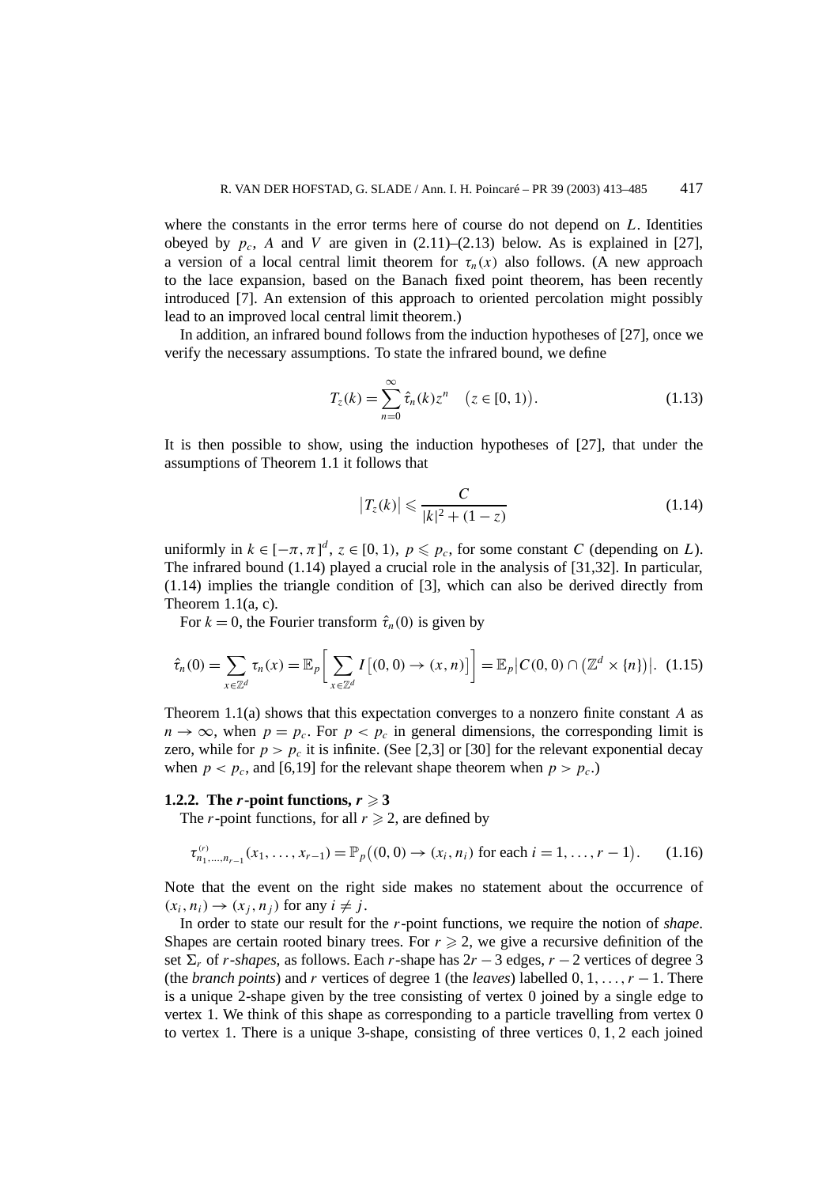where the constants in the error terms here of course do not depend on $L$. Identities obeyed by $p_c$, $A$ and $V$ are given in (2.11)–(2.13) below. As is explained in [27], a version of a local central limit theorem for $\tau_n(x)$ also follows. (A new approach to the lace expansion, based on the Banach fixed point theorem, has been recently introduced [7]. An extension of this approach to oriented percolation might possibly lead to an improved local central limit theorem.)

In addition, an infrared bound follows from the induction hypotheses of [27], once we verify the necessary assumptions. To state the infrared bound, we define

$$T_z(k) = \sum_{n=0}^{\infty} \hat{\tau}_n(k) z^n \quad \bigl(z \in [0,1)\bigr). \tag{1.13}$$

It is then possible to show, using the induction hypotheses of [27], that under the assumptions of Theorem 1.1 it follows that

$$\bigl|T_z(k)\bigr| \leqslant \frac{C}{|k|^2 + (1-z)} \tag{1.14}$$

uniformly in $k \in [-\pi,\pi]^d$, $z \in [0,1)$, $p \leqslant p_c$, for some constant $C$ (depending on $L$). The infrared bound (1.14) played a crucial role in the analysis of [31,32]. In particular, (1.14) implies the triangle condition of [3], which can also be derived directly from Theorem 1.1(a, c).

For $k = 0$, the Fourier transform $\hat{\tau}_n(0)$ is given by

$$\hat{\tau}_n(0) = \sum_{x \in \mathbb{Z}^d} \tau_n(x) = \mathbb{E}_p\biggl[\sum_{x \in \mathbb{Z}^d} I\bigl[(0,0) \to (x,n)\bigr]\biggr] = \mathbb{E}_p\bigl|C(0,0) \cap \bigl(\mathbb{Z}^d \times \{n\}\bigr)\bigr|. \tag{1.15}$$

Theorem 1.1(a) shows that this expectation converges to a nonzero finite constant $A$ as $n \to \infty$, when $p = p_c$. For $p < p_c$ in general dimensions, the corresponding limit is zero, while for $p > p_c$ it is infinite. (See [2,3] or [30] for the relevant exponential decay when $p < p_c$, and [6,19] for the relevant shape theorem when $p > p_c$.)

#### 1.2.2. The $r$-point functions, $r \geqslant 3$

The $r$-point functions, for all $r \geqslant 2$, are defined by

$$\tau^{(r)}_{n_1,\ldots,n_{r-1}}(x_1,\ldots,x_{r-1}) = \mathbb{P}_p\bigl((0,0) \to (x_i,n_i) \text{ for each } i = 1,\ldots,r-1\bigr). \tag{1.16}$$

Note that the event on the right side makes no statement about the occurrence of $(x_i,n_i) \to (x_j,n_j)$ for any $i \neq j$.

In order to state our result for the $r$-point functions, we require the notion of *shape*. Shapes are certain rooted binary trees. For $r \geqslant 2$, we give a recursive definition of the set $\Sigma_r$ of *$r$-shapes*, as follows. Each $r$-shape has $2r-3$ edges, $r-2$ vertices of degree 3 (the *branch points*) and $r$ vertices of degree 1 (the *leaves*) labelled $0,1,\ldots,r-1$. There is a unique 2-shape given by the tree consisting of vertex 0 joined by a single edge to vertex 1. We think of this shape as corresponding to a particle travelling from vertex 0 to vertex 1. There is a unique 3-shape, consisting of three vertices $0,1,2$ each joined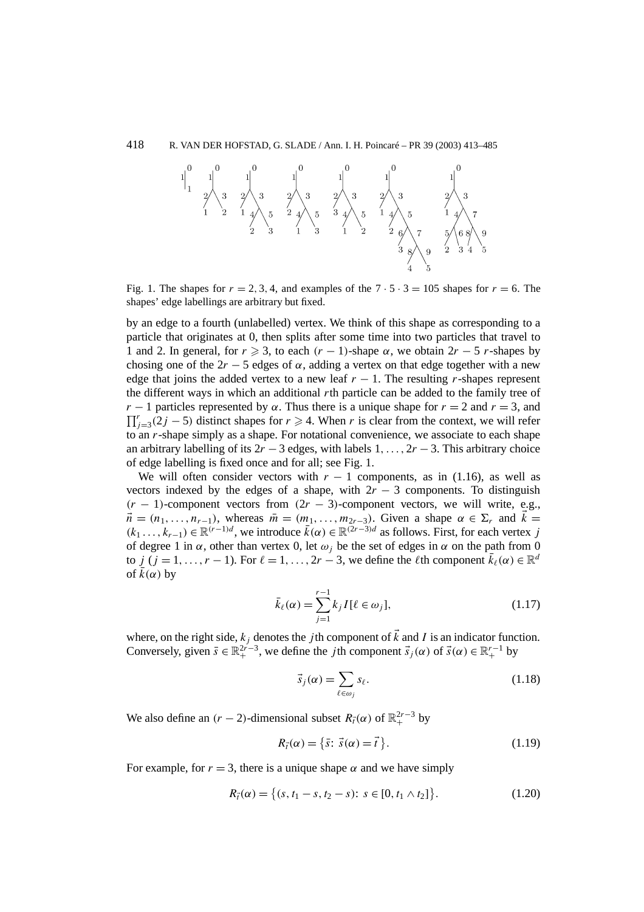Fig. 1. The shapes for $r = 2, 3, 4$, and examples of the $7 \cdot 5 \cdot 3 = 105$ shapes for $r = 6$. The shapes' edge labellings are arbitrary but fixed.

by an edge to a fourth (unlabelled) vertex. We think of this shape as corresponding to a particle that originates at 0, then splits after some time into two particles that travel to 1 and 2. In general, for $r \geqslant 3$, to each $(r-1)$-shape $\alpha$, we obtain $2r-5$ $r$-shapes by chosing one of the $2r-5$ edges of $\alpha$, adding a vertex on that edge together with a new edge that joins the added vertex to a new leaf $r-1$. The resulting $r$-shapes represent the different ways in which an additional $r$th particle can be added to the family tree of $r-1$ particles represented by $\alpha$. Thus there is a unique shape for $r=2$ and $r=3$, and $\prod_{j=3}^{r}(2j-5)$ distinct shapes for $r \geqslant 4$. When $r$ is clear from the context, we will refer to an $r$-shape simply as a shape. For notational convenience, we associate to each shape an arbitrary labelling of its $2r-3$ edges, with labels $1, \ldots, 2r-3$. This arbitrary choice of edge labelling is fixed once and for all; see Fig. 1.

We will often consider vectors with $r-1$ components, as in (1.16), as well as vectors indexed by the edges of a shape, with $2r-3$ components. To distinguish $(r-1)$-component vectors from $(2r-3)$-component vectors, we will write, e.g., $\vec{n} = (n_1, \ldots, n_{r-1})$, whereas $\bar{m} = (m_1, \ldots, m_{2r-3})$. Given a shape $\alpha \in \Sigma_r$ and $\vec{k} = (k_1 \ldots, k_{r-1}) \in \mathbb{R}^{(r-1)d}$, we introduce $\bar{k}(\alpha) \in \mathbb{R}^{(2r-3)d}$ as follows. First, for each vertex $j$ of degree 1 in $\alpha$, other than vertex 0, let $\omega_j$ be the set of edges in $\alpha$ on the path from 0 to $j$ $(j = 1, \ldots, r-1)$. For $\ell = 1, \ldots, 2r-3$, we define the $\ell$th component $\bar{k}_\ell(\alpha) \in \mathbb{R}^d$ of $\bar{k}(\alpha)$ by

$$\bar{k}_\ell(\alpha) = \sum_{j=1}^{r-1} k_j I[\ell \in \omega_j], \tag{1.17}$$

where, on the right side, $k_j$ denotes the $j$th component of $\vec{k}$ and $I$ is an indicator function. Conversely, given $\bar{s} \in \mathbb{R}_+^{2r-3}$, we define the $j$th component $\vec{s}_j(\alpha)$ of $\vec{s}(\alpha) \in \mathbb{R}_+^{r-1}$ by

$$\vec{s}_j(\alpha) = \sum_{\ell \in \omega_j} s_\ell. \tag{1.18}$$

We also define an $(r-2)$-dimensional subset $R_{\vec{t}}(\alpha)$ of $\mathbb{R}_+^{2r-3}$ by

$$R_{\vec{t}}(\alpha) = \{\bar{s}\colon \vec{s}(\alpha) = \vec{t}\}. \tag{1.19}$$

For example, for $r = 3$, there is a unique shape $\alpha$ and we have simply

$$R_{\vec{t}}(\alpha) = \{(s, t_1 - s, t_2 - s)\colon s \in [0, t_1 \wedge t_2]\}. \tag{1.20}$$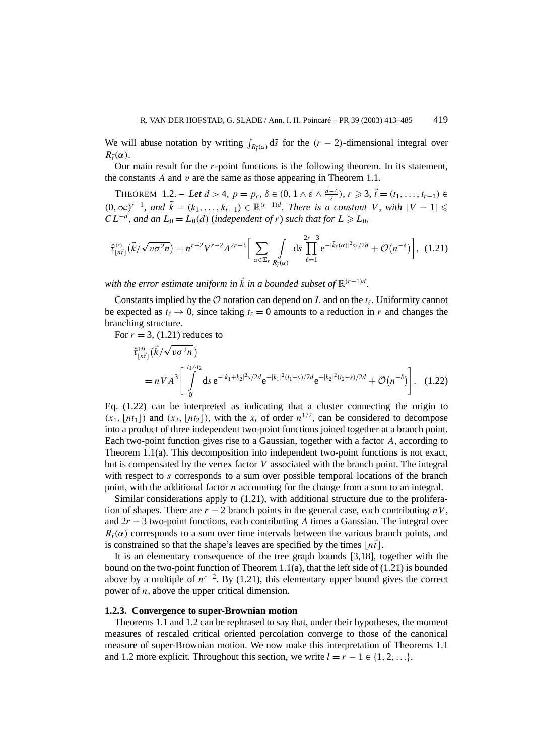We will abuse notation by writing $\int_{R_{\vec{t}}(\alpha)} \mathrm{d}\bar{s}$ for the $(r-2)$-dimensional integral over $R_{\vec{t}}(\alpha)$.

Our main result for the $r$-point functions is the following theorem. In its statement, the constants $A$ and $v$ are the same as those appearing in Theorem 1.1.

THEOREM 1.2. – *Let $d > 4$, $p = p_c$, $\delta \in (0, 1 \wedge \varepsilon \wedge \frac{d-4}{2})$, $r \geqslant 3$, $\vec{t} = (t_1, \ldots, t_{r-1}) \in (0,\infty)^{r-1}$, and $\vec{k} = (k_1, \ldots, k_{r-1}) \in \mathbb{R}^{(r-1)d}$. There is a constant $V$, with $|V - 1| \leqslant CL^{-d}$, and an $L_0 = L_0(d)$ (independent of $r$) such that for $L \geqslant L_0$,*

$$\hat{\tau}^{(r)}_{\lfloor n\vec{t}\rfloor}\big(\vec{k}/\sqrt{v\sigma^2 n}\big) = n^{r-2}V^{r-2}A^{2r-3}\bigg[\sum_{\alpha\in\Sigma_r}\int\limits_{R_{\vec{t}}(\alpha)} \mathrm{d}\bar{s}\prod_{\ell=1}^{2r-3}\mathrm{e}^{-|\tilde{k}_\ell(\alpha)|^2\bar{s}_\ell/2d} + \mathcal{O}\big(n^{-\delta}\big)\bigg], \quad (1.21)$$

*with the error estimate uniform in $\vec{k}$ in a bounded subset of $\mathbb{R}^{(r-1)d}$.*

Constants implied by the $\mathcal{O}$ notation can depend on $L$ and on the $t_\ell$. Uniformity cannot be expected as $t_\ell \to 0$, since taking $t_\ell = 0$ amounts to a reduction in $r$ and changes the branching structure.

For $r = 3$, (1.21) reduces to

$$\begin{aligned}
&\hat{\tau}^{(3)}_{\lfloor n\vec{t}\rfloor}\big(\vec{k}/\sqrt{v\sigma^2 n}\big) \\
&\quad = nVA^3\bigg[\int\limits_0^{t_1\wedge t_2} \mathrm{d}s\, \mathrm{e}^{-|k_1+k_2|^2 s/2d}\mathrm{e}^{-|k_1|^2(t_1-s)/2d}\mathrm{e}^{-|k_2|^2(t_2-s)/2d} + \mathcal{O}\big(n^{-\delta}\big)\bigg]. \quad (1.22)
\end{aligned}$$

Eq. (1.22) can be interpreted as indicating that a cluster connecting the origin to $(x_1, \lfloor nt_1\rfloor)$ and $(x_2, \lfloor nt_2\rfloor)$, with the $x_i$ of order $n^{1/2}$, can be considered to decompose into a product of three independent two-point functions joined together at a branch point. Each two-point function gives rise to a Gaussian, together with a factor $A$, according to Theorem 1.1(a). This decomposition into independent two-point functions is not exact, but is compensated by the vertex factor $V$ associated with the branch point. The integral with respect to $s$ corresponds to a sum over possible temporal locations of the branch point, with the additional factor $n$ accounting for the change from a sum to an integral.

Similar considerations apply to (1.21), with additional structure due to the proliferation of shapes. There are $r-2$ branch points in the general case, each contributing $nV$, and $2r-3$ two-point functions, each contributing $A$ times a Gaussian. The integral over $R_{\vec{t}}(\alpha)$ corresponds to a sum over time intervals between the various branch points, and is constrained so that the shape's leaves are specified by the times $\lfloor n\vec{t}\rfloor$.

It is an elementary consequence of the tree graph bounds [3,18], together with the bound on the two-point function of Theorem 1.1(a), that the left side of (1.21) is bounded above by a multiple of $n^{r-2}$. By (1.21), this elementary upper bound gives the correct power of $n$, above the upper critical dimension.

### 1.2.3. Convergence to super-Brownian motion

Theorems 1.1 and 1.2 can be rephrased to say that, under their hypotheses, the moment measures of rescaled critical oriented percolation converge to those of the canonical measure of super-Brownian motion. We now make this interpretation of Theorems 1.1 and 1.2 more explicit. Throughout this section, we write $l = r - 1 \in \{1, 2, \ldots\}$.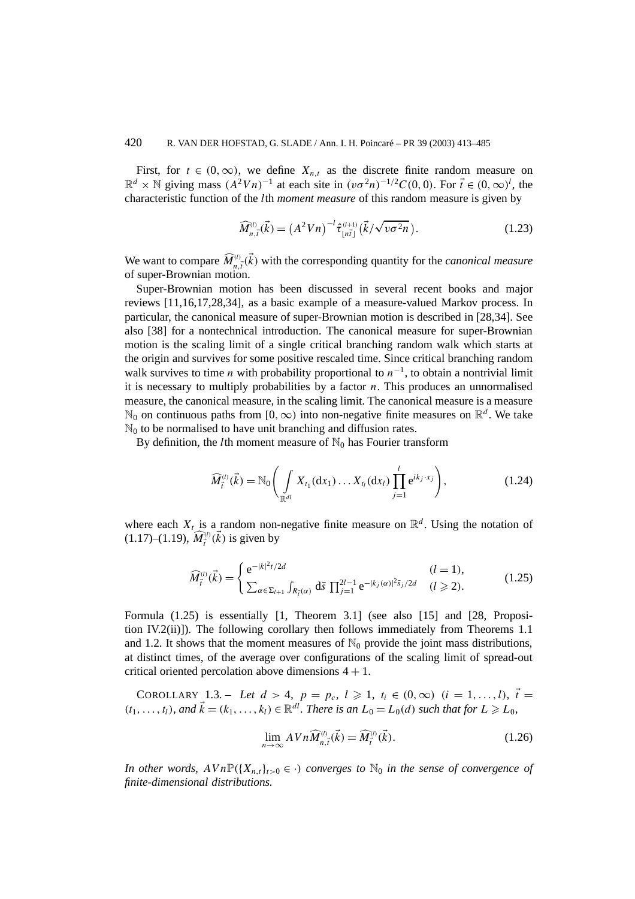First, for $t \in (0, \infty)$, we define $X_{n,t}$ as the discrete finite random measure on $\mathbb{R}^d \times \mathbb{N}$ giving mass $(A^2 V n)^{-1}$ at each site in $(v\sigma^2 n)^{-1/2} C(0,0)$. For $\vec{t} \in (0,\infty)^l$, the characteristic function of the $l$th *moment measure* of this random measure is given by

$$\widehat{M}^{(l)}_{n,\vec{t}}(\vec{k}) = \left(A^2 V n\right)^{-l} \hat{\tau}^{(l+1)}_{\lfloor n\vec{t}\rfloor}\left(\vec{k}/\sqrt{v\sigma^2 n}\right). \tag{1.23}$$

We want to compare $\widehat{M}^{(l)}_{n,\vec{t}}(\vec{k})$ with the corresponding quantity for the *canonical measure* of super-Brownian motion.

Super-Brownian motion has been discussed in several recent books and major reviews [11,16,17,28,34], as a basic example of a measure-valued Markov process. In particular, the canonical measure of super-Brownian motion is described in [28,34]. See also [38] for a nontechnical introduction. The canonical measure for super-Brownian motion is the scaling limit of a single critical branching random walk which starts at the origin and survives for some positive rescaled time. Since critical branching random walk survives to time $n$ with probability proportional to $n^{-1}$, to obtain a nontrivial limit it is necessary to multiply probabilities by a factor $n$. This produces an unnormalised measure, the canonical measure, in the scaling limit. The canonical measure is a measure $\mathbb{N}_0$ on continuous paths from $[0,\infty)$ into non-negative finite measures on $\mathbb{R}^d$. We take $\mathbb{N}_0$ to be normalised to have unit branching and diffusion rates.

By definition, the $l$th moment measure of $\mathbb{N}_0$ has Fourier transform

$$\widehat{M}^{(l)}_{\vec{t}}(\vec{k}) = \mathbb{N}_0\left( \int_{\mathbb{R}^{dl}} X_{t_1}(\mathrm{d}x_1)\ldots X_{t_l}(\mathrm{d}x_l) \prod_{j=1}^{l} \mathrm{e}^{ik_j\cdot x_j} \right), \tag{1.24}$$

where each $X_t$ is a random non-negative finite measure on $\mathbb{R}^d$. Using the notation of (1.17)–(1.19), $\widehat{M}^{(l)}_{\vec{t}}(\vec{k})$ is given by

$$\widehat{M}^{(l)}_{\vec{t}}(\vec{k}) = \begin{cases} \mathrm{e}^{-|k|^2 t/2d} & (l=1), \\ \sum_{\alpha\in\Sigma_{l+1}} \int_{R_{\vec{t}}(\alpha)} \mathrm{d}\vec{s}\, \prod_{j=1}^{2l-1} \mathrm{e}^{-|k_j(\alpha)|^2 \vec{s}_j/2d} & (l \geqslant 2). \end{cases} \tag{1.25}$$

Formula (1.25) is essentially [1, Theorem 3.1] (see also [15] and [28, Proposition IV.2(ii)]). The following corollary then follows immediately from Theorems 1.1 and 1.2. It shows that the moment measures of $\mathbb{N}_0$ provide the joint mass distributions, at distinct times, of the average over configurations of the scaling limit of spread-out critical oriented percolation above dimensions $4+1$.

COROLLARY 1.3. – *Let $d > 4$, $p = p_c$, $l \geqslant 1$, $t_i \in (0,\infty)$ $(i = 1,\ldots,l)$, $\vec{t} = (t_1,\ldots,t_l)$, and $\vec{k} = (k_1,\ldots,k_l) \in \mathbb{R}^{dl}$. There is an $L_0 = L_0(d)$ such that for $L \geqslant L_0$,*

$$\lim_{n\to\infty} AVn\widehat{M}^{(l)}_{n,\vec{t}}(\vec{k}) = \widehat{M}^{(l)}_{\vec{t}}(\vec{k}). \tag{1.26}$$

*In other words, $AVn\mathbb{P}(\{X_{n,t}\}_{t>0} \in \cdot)$ converges to $\mathbb{N}_0$ in the sense of convergence of finite-dimensional distributions.*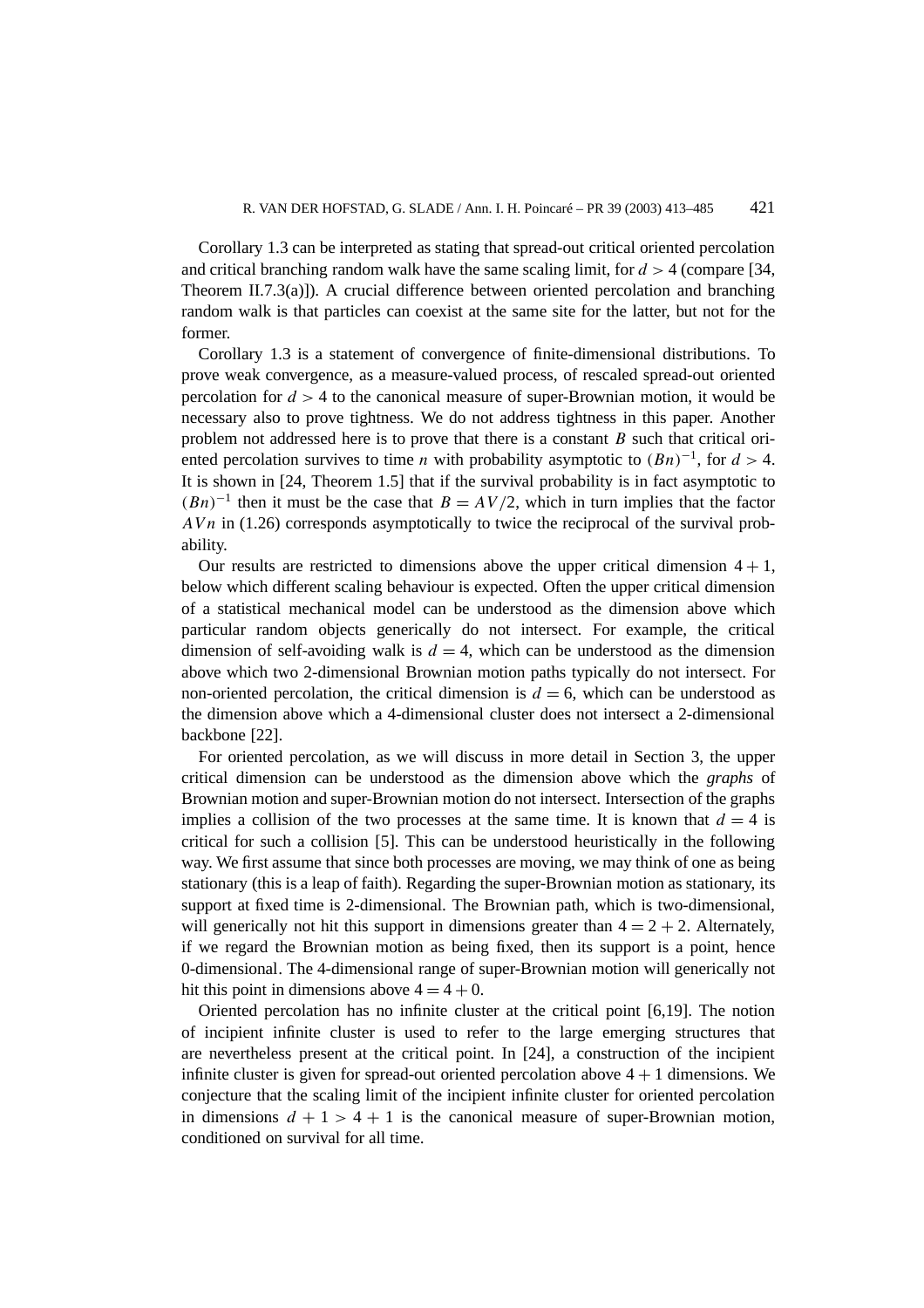Corollary 1.3 can be interpreted as stating that spread-out critical oriented percolation and critical branching random walk have the same scaling limit, for $d > 4$ (compare [34, Theorem II.7.3(a)]). A crucial difference between oriented percolation and branching random walk is that particles can coexist at the same site for the latter, but not for the former.

Corollary 1.3 is a statement of convergence of finite-dimensional distributions. To prove weak convergence, as a measure-valued process, of rescaled spread-out oriented percolation for $d > 4$ to the canonical measure of super-Brownian motion, it would be necessary also to prove tightness. We do not address tightness in this paper. Another problem not addressed here is to prove that there is a constant $B$ such that critical oriented percolation survives to time $n$ with probability asymptotic to $(Bn)^{-1}$, for $d > 4$. It is shown in [24, Theorem 1.5] that if the survival probability is in fact asymptotic to $(Bn)^{-1}$ then it must be the case that $B = AV/2$, which in turn implies that the factor $AVn$ in (1.26) corresponds asymptotically to twice the reciprocal of the survival probability.

Our results are restricted to dimensions above the upper critical dimension $4 + 1$, below which different scaling behaviour is expected. Often the upper critical dimension of a statistical mechanical model can be understood as the dimension above which particular random objects generically do not intersect. For example, the critical dimension of self-avoiding walk is $d = 4$, which can be understood as the dimension above which two 2-dimensional Brownian motion paths typically do not intersect. For non-oriented percolation, the critical dimension is $d = 6$, which can be understood as the dimension above which a 4-dimensional cluster does not intersect a 2-dimensional backbone [22].

For oriented percolation, as we will discuss in more detail in Section 3, the upper critical dimension can be understood as the dimension above which the *graphs* of Brownian motion and super-Brownian motion do not intersect. Intersection of the graphs implies a collision of the two processes at the same time. It is known that $d = 4$ is critical for such a collision [5]. This can be understood heuristically in the following way. We first assume that since both processes are moving, we may think of one as being stationary (this is a leap of faith). Regarding the super-Brownian motion as stationary, its support at fixed time is 2-dimensional. The Brownian path, which is two-dimensional, will generically not hit this support in dimensions greater than $4 = 2 + 2$. Alternately, if we regard the Brownian motion as being fixed, then its support is a point, hence 0-dimensional. The 4-dimensional range of super-Brownian motion will generically not hit this point in dimensions above $4 = 4 + 0$.

Oriented percolation has no infinite cluster at the critical point [6,19]. The notion of incipient infinite cluster is used to refer to the large emerging structures that are nevertheless present at the critical point. In [24], a construction of the incipient infinite cluster is given for spread-out oriented percolation above $4 + 1$ dimensions. We conjecture that the scaling limit of the incipient infinite cluster for oriented percolation in dimensions $d + 1 > 4 + 1$ is the canonical measure of super-Brownian motion, conditioned on survival for all time.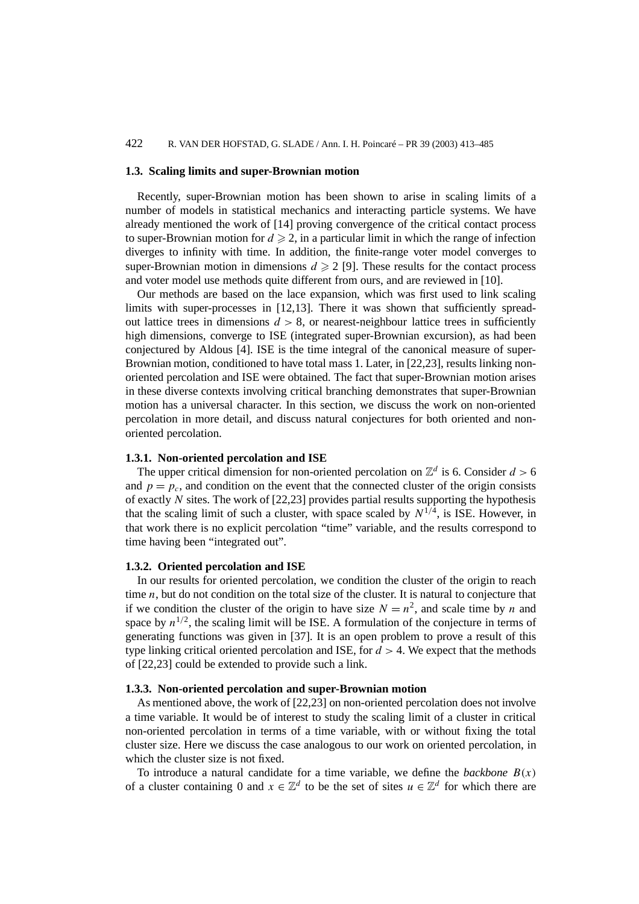### 1.3. Scaling limits and super-Brownian motion

Recently, super-Brownian motion has been shown to arise in scaling limits of a number of models in statistical mechanics and interacting particle systems. We have already mentioned the work of [14] proving convergence of the critical contact process to super-Brownian motion for $d \geqslant 2$, in a particular limit in which the range of infection diverges to infinity with time. In addition, the finite-range voter model converges to super-Brownian motion in dimensions $d \geqslant 2$ [9]. These results for the contact process and voter model use methods quite different from ours, and are reviewed in [10].

Our methods are based on the lace expansion, which was first used to link scaling limits with super-processes in [12,13]. There it was shown that sufficiently spread-out lattice trees in dimensions $d > 8$, or nearest-neighbour lattice trees in sufficiently high dimensions, converge to ISE (integrated super-Brownian excursion), as had been conjectured by Aldous [4]. ISE is the time integral of the canonical measure of super-Brownian motion, conditioned to have total mass 1. Later, in [22,23], results linking non-oriented percolation and ISE were obtained. The fact that super-Brownian motion arises in these diverse contexts involving critical branching demonstrates that super-Brownian motion has a universal character. In this section, we discuss the work on non-oriented percolation in more detail, and discuss natural conjectures for both oriented and non-oriented percolation.

#### 1.3.1. Non-oriented percolation and ISE

The upper critical dimension for non-oriented percolation on $\mathbb{Z}^d$ is 6. Consider $d > 6$ and $p = p_c$, and condition on the event that the connected cluster of the origin consists of exactly $N$ sites. The work of [22,23] provides partial results supporting the hypothesis that the scaling limit of such a cluster, with space scaled by $N^{1/4}$, is ISE. However, in that work there is no explicit percolation "time" variable, and the results correspond to time having been "integrated out".

#### 1.3.2. Oriented percolation and ISE

In our results for oriented percolation, we condition the cluster of the origin to reach time $n$, but do not condition on the total size of the cluster. It is natural to conjecture that if we condition the cluster of the origin to have size $N = n^2$, and scale time by $n$ and space by $n^{1/2}$, the scaling limit will be ISE. A formulation of the conjecture in terms of generating functions was given in [37]. It is an open problem to prove a result of this type linking critical oriented percolation and ISE, for $d > 4$. We expect that the methods of [22,23] could be extended to provide such a link.

#### 1.3.3. Non-oriented percolation and super-Brownian motion

As mentioned above, the work of [22,23] on non-oriented percolation does not involve a time variable. It would be of interest to study the scaling limit of a cluster in critical non-oriented percolation in terms of a time variable, with or without fixing the total cluster size. Here we discuss the case analogous to our work on oriented percolation, in which the cluster size is not fixed.

To introduce a natural candidate for a time variable, we define the *backbone* $B(x)$ of a cluster containing 0 and $x \in \mathbb{Z}^d$ to be the set of sites $u \in \mathbb{Z}^d$ for which there are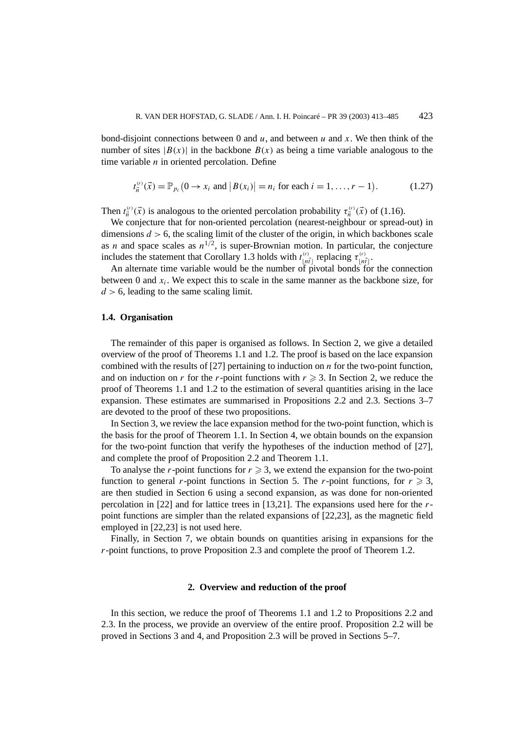bond-disjoint connections between 0 and $u$, and between $u$ and $x$. We then think of the number of sites $|B(x)|$ in the backbone $B(x)$ as being a time variable analogous to the time variable $n$ in oriented percolation. Define

$$t_{\vec{n}}^{(r)}(\vec{x}) = \mathbb{P}_{p_c}\big(0 \to x_i \text{ and } \big|B(x_i)\big| = n_i \text{ for each } i = 1, \ldots, r-1\big). \tag{1.27}$$

Then $t_{\vec{n}}^{(r)}(\vec{x})$ is analogous to the oriented percolation probability $\tau_{\vec{n}}^{(r)}(\vec{x})$ of (1.16).

We conjecture that for non-oriented percolation (nearest-neighbour or spread-out) in dimensions $d > 6$, the scaling limit of the cluster of the origin, in which backbones scale as $n$ and space scales as $n^{1/2}$, is super-Brownian motion. In particular, the conjecture includes the statement that Corollary 1.3 holds with $t_{\lfloor n\vec{t}\rfloor}^{(r)}$ replacing $\tau_{\lfloor n\vec{t}\rfloor}^{(r)}$.

An alternate time variable would be the number of pivotal bonds for the connection between 0 and $x_i$. We expect this to scale in the same manner as the backbone size, for $d > 6$, leading to the same scaling limit.

### 1.4. Organisation

The remainder of this paper is organised as follows. In Section 2, we give a detailed overview of the proof of Theorems 1.1 and 1.2. The proof is based on the lace expansion combined with the results of [27] pertaining to induction on $n$ for the two-point function, and on induction on $r$ for the $r$-point functions with $r \geqslant 3$. In Section 2, we reduce the proof of Theorems 1.1 and 1.2 to the estimation of several quantities arising in the lace expansion. These estimates are summarised in Propositions 2.2 and 2.3. Sections 3–7 are devoted to the proof of these two propositions.

In Section 3, we review the lace expansion method for the two-point function, which is the basis for the proof of Theorem 1.1. In Section 4, we obtain bounds on the expansion for the two-point function that verify the hypotheses of the induction method of [27], and complete the proof of Proposition 2.2 and Theorem 1.1.

To analyse the $r$-point functions for $r \geqslant 3$, we extend the expansion for the two-point function to general $r$-point functions in Section 5. The $r$-point functions, for $r \geqslant 3$, are then studied in Section 6 using a second expansion, as was done for non-oriented percolation in [22] and for lattice trees in [13,21]. The expansions used here for the $r$-point functions are simpler than the related expansions of [22,23], as the magnetic field employed in [22,23] is not used here.

Finally, in Section 7, we obtain bounds on quantities arising in expansions for the $r$-point functions, to prove Proposition 2.3 and complete the proof of Theorem 1.2.

## 2. Overview and reduction of the proof

In this section, we reduce the proof of Theorems 1.1 and 1.2 to Propositions 2.2 and 2.3. In the process, we provide an overview of the entire proof. Proposition 2.2 will be proved in Sections 3 and 4, and Proposition 2.3 will be proved in Sections 5–7.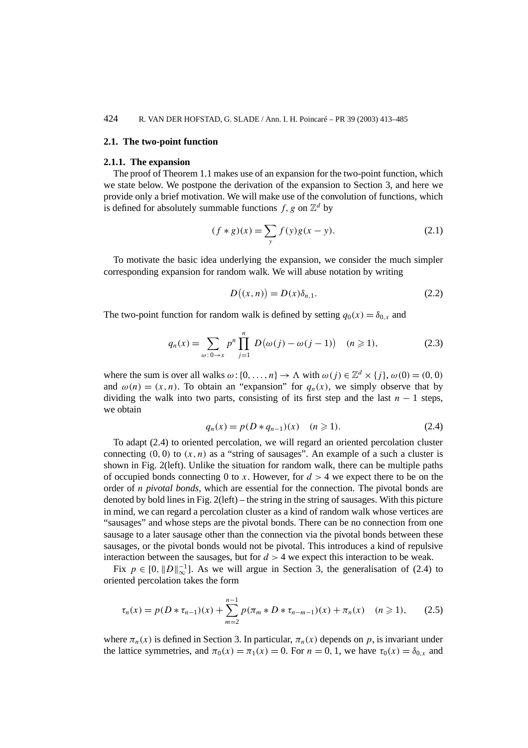## 2.1. The two-point function

### 2.1.1. The expansion

The proof of Theorem 1.1 makes use of an expansion for the two-point function, which we state below. We postpone the derivation of the expansion to Section 3, and here we provide only a brief motivation. We will make use of the convolution of functions, which is defined for absolutely summable functions $f, g$ on $\mathbb{Z}^d$ by

$$(f * g)(x) = \sum_y f(y)g(x-y). \tag{2.1}$$

To motivate the basic idea underlying the expansion, we consider the much simpler corresponding expansion for random walk. We will abuse notation by writing

$$D\big((x,n)\big) = D(x)\delta_{n,1}. \tag{2.2}$$

The two-point function for random walk is defined by setting $q_0(x) = \delta_{0,x}$ and

$$q_n(x) = \sum_{\omega : 0 \to x} p^n \prod_{j=1}^{n} D\big(\omega(j) - \omega(j-1)\big) \quad (n \geqslant 1), \tag{2.3}$$

where the sum is over all walks $\omega : \{0, \ldots, n\} \to \Lambda$ with $\omega(j) \in \mathbb{Z}^d \times \{j\}$, $\omega(0) = (0,0)$ and $\omega(n) = (x,n)$. To obtain an "expansion" for $q_n(x)$, we simply observe that by dividing the walk into two parts, consisting of its first step and the last $n-1$ steps, we obtain

$$q_n(x) = p(D * q_{n-1})(x) \quad (n \geqslant 1). \tag{2.4}$$

To adapt (2.4) to oriented percolation, we will regard an oriented percolation cluster connecting $(0,0)$ to $(x,n)$ as a "string of sausages". An example of a such a cluster is shown in Fig. 2(left). Unlike the situation for random walk, there can be multiple paths of occupied bonds connecting 0 to $x$. However, for $d > 4$ we expect there to be on the order of $n$ *pivotal bonds*, which are essential for the connection. The pivotal bonds are denoted by bold lines in Fig. 2(left) – the string in the string of sausages. With this picture in mind, we can regard a percolation cluster as a kind of random walk whose vertices are "sausages" and whose steps are the pivotal bonds. There can be no connection from one sausage to a later sausage other than the connection via the pivotal bonds between these sausages, or the pivotal bonds would not be pivotal. This introduces a kind of repulsive interaction between the sausages, but for $d > 4$ we expect this interaction to be weak.

Fix $p \in [0, \|D\|_\infty^{-1}]$. As we will argue in Section 3, the generalisation of (2.4) to oriented percolation takes the form

$$\tau_n(x) = p(D * \tau_{n-1})(x) + \sum_{m=2}^{n-1} p(\pi_m * D * \tau_{n-m-1})(x) + \pi_n(x) \quad (n \geqslant 1), \tag{2.5}$$

where $\pi_n(x)$ is defined in Section 3. In particular, $\pi_n(x)$ depends on $p$, is invariant under the lattice symmetries, and $\pi_0(x) = \pi_1(x) = 0$. For $n = 0, 1$, we have $\tau_0(x) = \delta_{0,x}$ and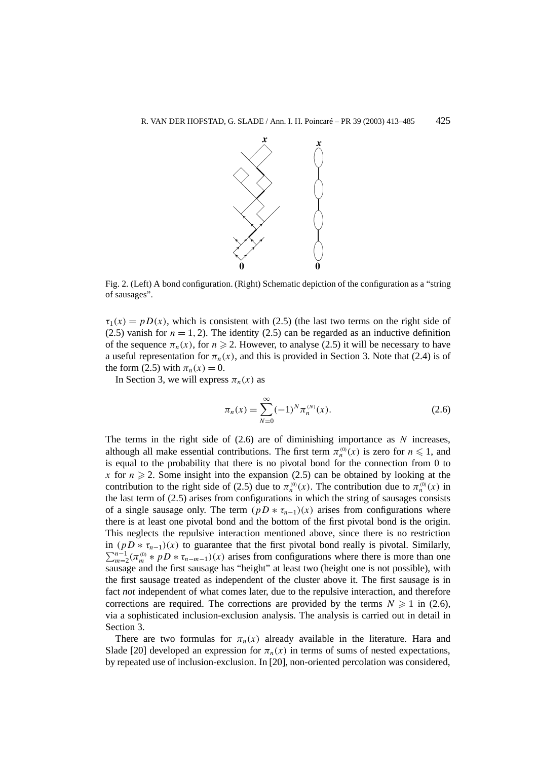Fig. 2. (Left) A bond configuration. (Right) Schematic depiction of the configuration as a "string of sausages".

$\tau_1(x) = pD(x)$, which is consistent with (2.5) (the last two terms on the right side of (2.5) vanish for $n = 1, 2$). The identity (2.5) can be regarded as an inductive definition of the sequence $\pi_n(x)$, for $n \geqslant 2$. However, to analyse (2.5) it will be necessary to have a useful representation for $\pi_n(x)$, and this is provided in Section 3. Note that (2.4) is of the form (2.5) with $\pi_n(x) = 0$.

In Section 3, we will express $\pi_n(x)$ as

$$\pi_n(x) = \sum_{N=0}^{\infty} (-1)^N \pi_n^{(N)}(x). \tag{2.6}$$

The terms in the right side of (2.6) are of diminishing importance as $N$ increases, although all make essential contributions. The first term $\pi_n^{(0)}(x)$ is zero for $n \leqslant 1$, and is equal to the probability that there is no pivotal bond for the connection from 0 to $x$ for $n \geqslant 2$. Some insight into the expansion (2.5) can be obtained by looking at the contribution to the right side of (2.5) due to $\pi_n^{(0)}(x)$. The contribution due to $\pi_n^{(0)}(x)$ in the last term of (2.5) arises from configurations in which the string of sausages consists of a single sausage only. The term $(pD * \tau_{n-1})(x)$ arises from configurations where there is at least one pivotal bond and the bottom of the first pivotal bond is the origin. This neglects the repulsive interaction mentioned above, since there is no restriction in $(pD * \tau_{n-1})(x)$ to guarantee that the first pivotal bond really is pivotal. Similarly, $\sum_{m=2}^{n-1} (\pi_m^{(0)} * pD * \tau_{n-m-1})(x)$ arises from configurations where there is more than one sausage and the first sausage has "height" at least two (height one is not possible), with the first sausage treated as independent of the cluster above it. The first sausage is in fact *not* independent of what comes later, due to the repulsive interaction, and therefore corrections are required. The corrections are provided by the terms $N \geqslant 1$ in (2.6), via a sophisticated inclusion-exclusion analysis. The analysis is carried out in detail in Section 3.

There are two formulas for $\pi_n(x)$ already available in the literature. Hara and Slade [20] developed an expression for $\pi_n(x)$ in terms of sums of nested expectations, by repeated use of inclusion-exclusion. In [20], non-oriented percolation was considered,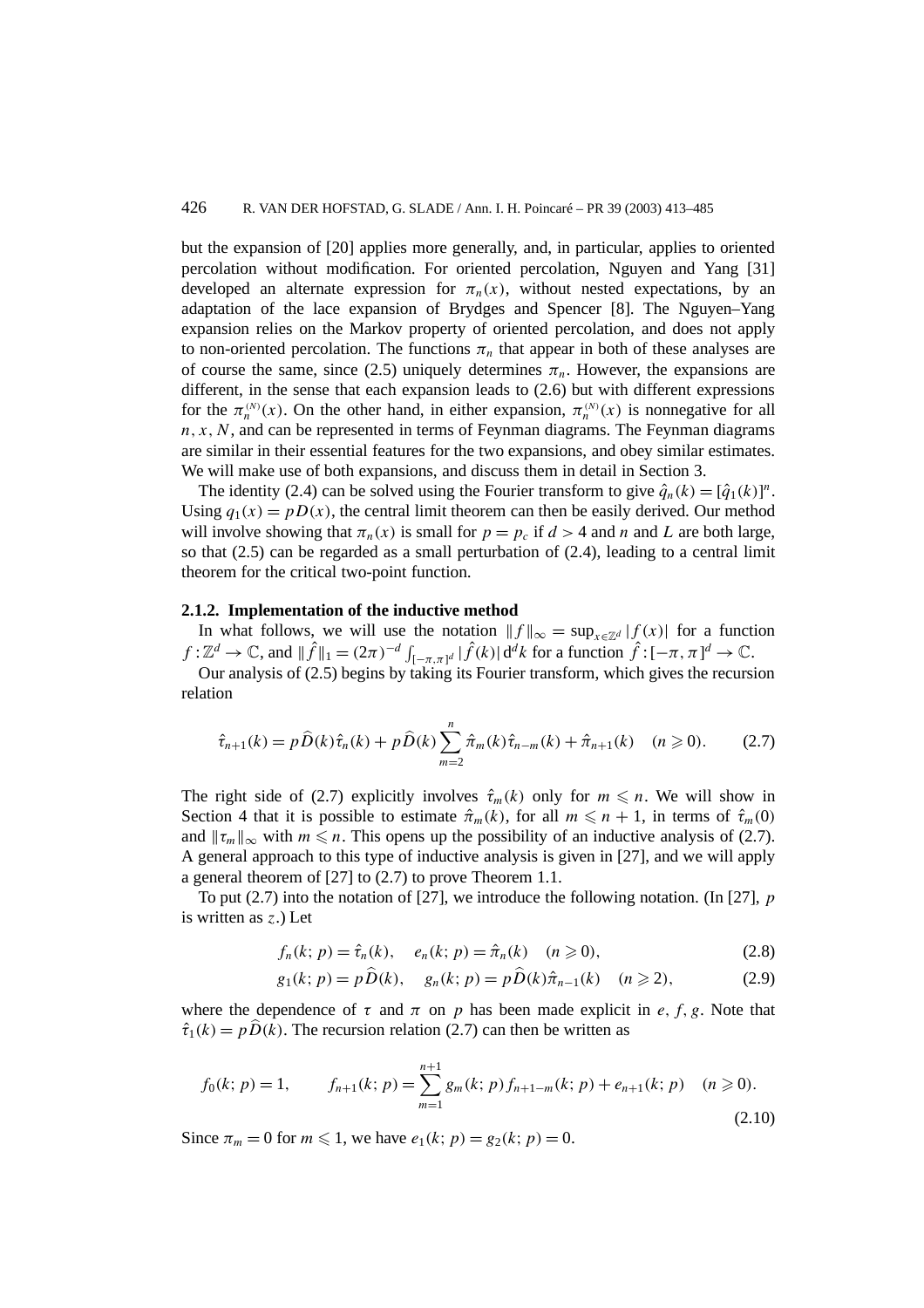but the expansion of [20] applies more generally, and, in particular, applies to oriented percolation without modification. For oriented percolation, Nguyen and Yang [31] developed an alternate expression for $\pi_n(x)$, without nested expectations, by an adaptation of the lace expansion of Brydges and Spencer [8]. The Nguyen–Yang expansion relies on the Markov property of oriented percolation, and does not apply to non-oriented percolation. The functions $\pi_n$ that appear in both of these analyses are of course the same, since (2.5) uniquely determines $\pi_n$. However, the expansions are different, in the sense that each expansion leads to (2.6) but with different expressions for the $\pi_n^{(N)}(x)$. On the other hand, in either expansion, $\pi_n^{(N)}(x)$ is nonnegative for all $n, x, N$, and can be represented in terms of Feynman diagrams. The Feynman diagrams are similar in their essential features for the two expansions, and obey similar estimates. We will make use of both expansions, and discuss them in detail in Section 3.

The identity (2.4) can be solved using the Fourier transform to give $\hat{q}_n(k) = [\hat{q}_1(k)]^n$. Using $q_1(x) = pD(x)$, the central limit theorem can then be easily derived. Our method will involve showing that $\pi_n(x)$ is small for $p = p_c$ if $d > 4$ and $n$ and $L$ are both large, so that (2.5) can be regarded as a small perturbation of (2.4), leading to a central limit theorem for the critical two-point function.

#### 2.1.2. Implementation of the inductive method

In what follows, we will use the notation $\|f\|_\infty = \sup_{x \in \mathbb{Z}^d} |f(x)|$ for a function $f : \mathbb{Z}^d \to \mathbb{C}$, and $\|\hat{f}\|_1 = (2\pi)^{-d} \int_{[-\pi,\pi]^d} |\hat{f}(k)|\, \mathrm{d}^d k$ for a function $\hat{f} : [-\pi, \pi]^d \to \mathbb{C}$.

Our analysis of (2.5) begins by taking its Fourier transform, which gives the recursion relation

$$\hat{\tau}_{n+1}(k) = p\widehat{D}(k)\hat{\tau}_n(k) + p\widehat{D}(k)\sum_{m=2}^{n} \hat{\pi}_m(k)\hat{\tau}_{n-m}(k) + \hat{\pi}_{n+1}(k) \quad (n \geqslant 0). \tag{2.7}$$

The right side of (2.7) explicitly involves $\hat{\tau}_m(k)$ only for $m \leqslant n$. We will show in Section 4 that it is possible to estimate $\hat{\pi}_m(k)$, for all $m \leqslant n+1$, in terms of $\hat{\tau}_m(0)$ and $\|\tau_m\|_\infty$ with $m \leqslant n$. This opens up the possibility of an inductive analysis of (2.7). A general approach to this type of inductive analysis is given in [27], and we will apply a general theorem of [27] to (2.7) to prove Theorem 1.1.

To put (2.7) into the notation of [27], we introduce the following notation. (In [27], $p$ is written as $z$.) Let

$$f_n(k; p) = \hat{\tau}_n(k), \quad e_n(k; p) = \hat{\pi}_n(k) \quad (n \geqslant 0), \tag{2.8}$$

$$g_1(k; p) = p\widehat{D}(k), \quad g_n(k; p) = p\widehat{D}(k)\hat{\pi}_{n-1}(k) \quad (n \geqslant 2), \tag{2.9}$$

where the dependence of $\tau$ and $\pi$ on $p$ has been made explicit in $e, f, g$. Note that $\hat{\tau}_1(k) = p\widehat{D}(k)$. The recursion relation (2.7) can then be written as

$$f_0(k; p) = 1, \qquad f_{n+1}(k; p) = \sum_{m=1}^{n+1} g_m(k; p) f_{n+1-m}(k; p) + e_{n+1}(k; p) \quad (n \geqslant 0). \tag{2.10}$$

Since $\pi_m = 0$ for $m \leqslant 1$, we have $e_1(k; p) = g_2(k; p) = 0$.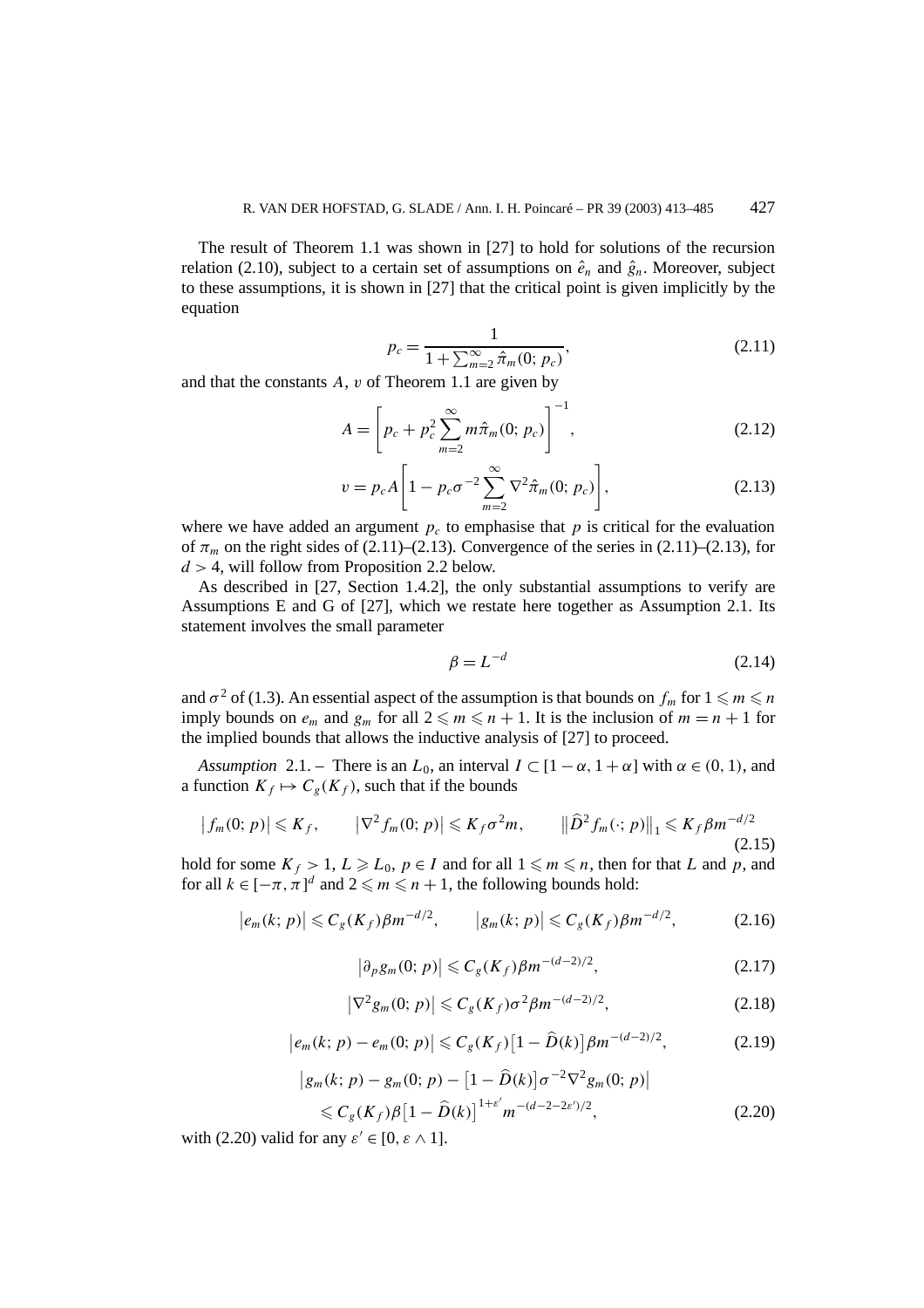The result of Theorem 1.1 was shown in [27] to hold for solutions of the recursion relation (2.10), subject to a certain set of assumptions on $\hat{e}_n$ and $\hat{g}_n$. Moreover, subject to these assumptions, it is shown in [27] that the critical point is given implicitly by the equation

$$p_c = \frac{1}{1 + \sum_{m=2}^{\infty} \hat{\pi}_m(0; p_c)}, \tag{2.11}$$

and that the constants $A$, $v$ of Theorem 1.1 are given by

$$A = \left[ p_c + p_c^2 \sum_{m=2}^{\infty} m \hat{\pi}_m(0; p_c) \right]^{-1}, \tag{2.12}$$

$$v = p_c A \left[ 1 - p_c \sigma^{-2} \sum_{m=2}^{\infty} \nabla^2 \hat{\pi}_m(0; p_c) \right], \tag{2.13}$$

where we have added an argument $p_c$ to emphasise that $p$ is critical for the evaluation of $\pi_m$ on the right sides of (2.11)–(2.13). Convergence of the series in (2.11)–(2.13), for $d > 4$, will follow from Proposition 2.2 below.

As described in [27, Section 1.4.2], the only substantial assumptions to verify are Assumptions E and G of [27], which we restate here together as Assumption 2.1. Its statement involves the small parameter

$$\beta = L^{-d} \tag{2.14}$$

and $\sigma^2$ of (1.3). An essential aspect of the assumption is that bounds on $f_m$ for $1 \leqslant m \leqslant n$ imply bounds on $e_m$ and $g_m$ for all $2 \leqslant m \leqslant n+1$. It is the inclusion of $m = n+1$ for the implied bounds that allows the inductive analysis of [27] to proceed.

*Assumption* 2.1. – There is an $L_0$, an interval $I \subset [1-\alpha, 1+\alpha]$ with $\alpha \in (0,1)$, and a function $K_f \mapsto C_g(K_f)$, such that if the bounds

$$\left| f_m(0; p) \right| \leqslant K_f, \qquad \left| \nabla^2 f_m(0; p) \right| \leqslant K_f \sigma^2 m, \qquad \left\| \widehat{D}^2 f_m(\cdot; p) \right\|_1 \leqslant K_f \beta m^{-d/2} \tag{2.15}$$

hold for some $K_f > 1$, $L \geqslant L_0$, $p \in I$ and for all $1 \leqslant m \leqslant n$, then for that $L$ and $p$, and for all $k \in [-\pi, \pi]^d$ and $2 \leqslant m \leqslant n+1$, the following bounds hold:

$$\left| e_m(k; p) \right| \leqslant C_g(K_f) \beta m^{-d/2}, \qquad \left| g_m(k; p) \right| \leqslant C_g(K_f) \beta m^{-d/2}, \tag{2.16}$$

$$\left| \partial_p g_m(0; p) \right| \leqslant C_g(K_f) \beta m^{-(d-2)/2}, \tag{2.17}$$

$$\left| \nabla^2 g_m(0; p) \right| \leqslant C_g(K_f) \sigma^2 \beta m^{-(d-2)/2}, \tag{2.18}$$

$$\left| e_m(k; p) - e_m(0; p) \right| \leqslant C_g(K_f) \left[ 1 - \widehat{D}(k) \right] \beta m^{-(d-2)/2}, \tag{2.19}$$

$$\begin{aligned} &\left| g_m(k; p) - g_m(0; p) - \left[ 1 - \widehat{D}(k) \right] \sigma^{-2} \nabla^2 g_m(0; p) \right| \\ &\quad \leqslant C_g(K_f) \beta \left[ 1 - \widehat{D}(k) \right]^{1+\varepsilon'} m^{-(d-2-2\varepsilon')/2}, \end{aligned} \tag{2.20}$$

with (2.20) valid for any $\varepsilon' \in [0, \varepsilon \wedge 1]$.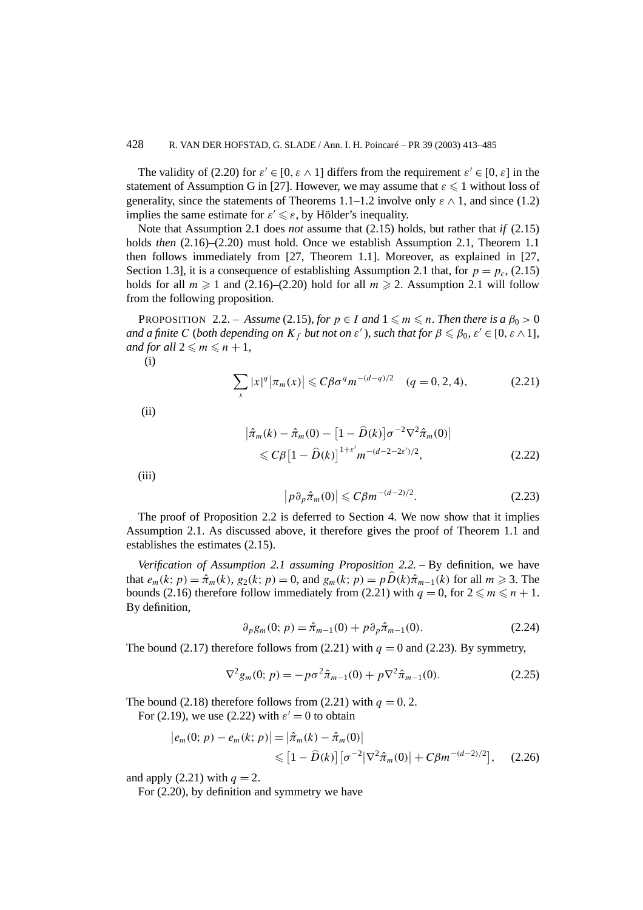The validity of (2.20) for $\varepsilon' \in [0, \varepsilon \wedge 1]$ differs from the requirement $\varepsilon' \in [0, \varepsilon]$ in the statement of Assumption G in [27]. However, we may assume that $\varepsilon \leqslant 1$ without loss of generality, since the statements of Theorems 1.1–1.2 involve only $\varepsilon \wedge 1$, and since (1.2) implies the same estimate for $\varepsilon' \leqslant \varepsilon$, by Hölder's inequality.

Note that Assumption 2.1 does *not* assume that (2.15) holds, but rather that *if* (2.15) holds *then* (2.16)–(2.20) must hold. Once we establish Assumption 2.1, Theorem 1.1 then follows immediately from [27, Theorem 1.1]. Moreover, as explained in [27, Section 1.3], it is a consequence of establishing Assumption 2.1 that, for $p = p_c$, (2.15) holds for all $m \geqslant 1$ and (2.16)–(2.20) hold for all $m \geqslant 2$. Assumption 2.1 will follow from the following proposition.

PROPOSITION 2.2. – *Assume* (2.15), *for $p \in I$ and $1 \leqslant m \leqslant n$. Then there is a $\beta_0 > 0$ and a finite $C$ (both depending on $K_f$ but not on $\varepsilon'$), such that for $\beta \leqslant \beta_0$, $\varepsilon' \in [0, \varepsilon \wedge 1]$, and for all $2 \leqslant m \leqslant n+1$,*

(i)

$$\sum_x |x|^q \left|\pi_m(x)\right| \leqslant C\beta\sigma^q m^{-(d-q)/2} \quad (q = 0, 2, 4), \tag{2.21}$$

(ii)

$$\begin{aligned}
&\left|\hat{\pi}_m(k) - \hat{\pi}_m(0) - \left[1 - \widehat{D}(k)\right]\sigma^{-2}\nabla^2\hat{\pi}_m(0)\right| \\
&\quad \leqslant C\beta\left[1 - \widehat{D}(k)\right]^{1+\varepsilon'} m^{-(d-2-2\varepsilon')/2},
\end{aligned} \tag{2.22}$$

(iii)

$$\left|p\partial_p\hat{\pi}_m(0)\right| \leqslant C\beta m^{-(d-2)/2}. \tag{2.23}$$

The proof of Proposition 2.2 is deferred to Section 4. We now show that it implies Assumption 2.1. As discussed above, it therefore gives the proof of Theorem 1.1 and establishes the estimates (2.15).

*Verification of Assumption 2.1 assuming Proposition 2.2.* – By definition, we have that $e_m(k; p) = \hat{\pi}_m(k)$, $g_2(k; p) = 0$, and $g_m(k; p) = p\widehat{D}(k)\hat{\pi}_{m-1}(k)$ for all $m \geqslant 3$. The bounds (2.16) therefore follow immediately from (2.21) with $q = 0$, for $2 \leqslant m \leqslant n+1$. By definition,

$$\partial_p g_m(0; p) = \hat{\pi}_{m-1}(0) + p\partial_p\hat{\pi}_{m-1}(0). \tag{2.24}$$

The bound (2.17) therefore follows from (2.21) with $q = 0$ and (2.23). By symmetry,

$$\nabla^2 g_m(0; p) = -p\sigma^2\hat{\pi}_{m-1}(0) + p\nabla^2\hat{\pi}_{m-1}(0). \tag{2.25}$$

The bound (2.18) therefore follows from (2.21) with $q = 0, 2$.

For (2.19), we use (2.22) with $\varepsilon' = 0$ to obtain

$$\begin{aligned}
\left|e_m(0; p) - e_m(k; p)\right| &= \left|\hat{\pi}_m(k) - \hat{\pi}_m(0)\right| \\
&\leqslant \left[1 - \widehat{D}(k)\right]\left[\sigma^{-2}\left|\nabla^2\hat{\pi}_m(0)\right| + C\beta m^{-(d-2)/2}\right],
\end{aligned} \tag{2.26}$$

and apply (2.21) with $q = 2$.

For (2.20), by definition and symmetry we have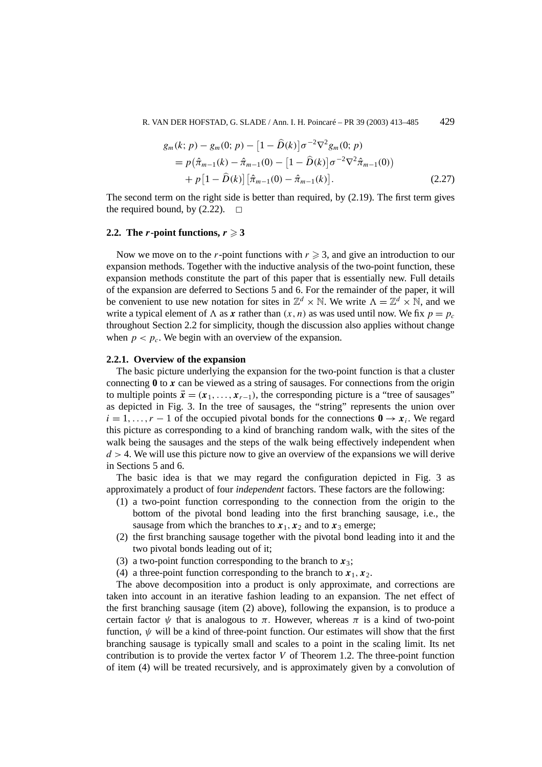$$
\begin{aligned}
g_m(k;p) &- g_m(0;p) - \left[1-\widehat{D}(k)\right]\sigma^{-2}\nabla^2 g_m(0;p) \\
&= p\left(\hat{\pi}_{m-1}(k) - \hat{\pi}_{m-1}(0) - \left[1-\widehat{D}(k)\right]\sigma^{-2}\nabla^2\hat{\pi}_{m-1}(0)\right) \\
&\quad + p\left[1-\widehat{D}(k)\right]\left[\hat{\pi}_{m-1}(0) - \hat{\pi}_{m-1}(k)\right]. \qquad (2.27)
\end{aligned}
$$

The second term on the right side is better than required, by (2.19). The first term gives the required bound, by (2.22). $\square$

### 2.2. The $r$-point functions, $r \geqslant 3$

Now we move on to the $r$-point functions with $r \geqslant 3$, and give an introduction to our expansion methods. Together with the inductive analysis of the two-point function, these expansion methods constitute the part of this paper that is essentially new. Full details of the expansion are deferred to Sections 5 and 6. For the remainder of the paper, it will be convenient to use new notation for sites in $\mathbb{Z}^d \times \mathbb{N}$. We write $\Lambda = \mathbb{Z}^d \times \mathbb{N}$, and we write a typical element of $\Lambda$ as $\boldsymbol{x}$ rather than $(x,n)$ as was used until now. We fix $p = p_c$ throughout Section 2.2 for simplicity, though the discussion also applies without change when $p < p_c$. We begin with an overview of the expansion.

#### 2.2.1. Overview of the expansion

The basic picture underlying the expansion for the two-point function is that a cluster connecting $\mathbf{0}$ to $\boldsymbol{x}$ can be viewed as a string of sausages. For connections from the origin to multiple points $\vec{\boldsymbol{x}} = (\boldsymbol{x}_1, \ldots, \boldsymbol{x}_{r-1})$, the corresponding picture is a "tree of sausages" as depicted in Fig. 3. In the tree of sausages, the "string" represents the union over $i = 1, \ldots, r-1$ of the occupied pivotal bonds for the connections $\mathbf{0} \to \boldsymbol{x}_i$. We regard this picture as corresponding to a kind of branching random walk, with the sites of the walk being the sausages and the steps of the walk being effectively independent when $d > 4$. We will use this picture now to give an overview of the expansions we will derive in Sections 5 and 6.

The basic idea is that we may regard the configuration depicted in Fig. 3 as approximately a product of four *independent* factors. These factors are the following:

(1) a two-point function corresponding to the connection from the origin to the bottom of the pivotal bond leading into the first branching sausage, i.e., the sausage from which the branches to $\boldsymbol{x}_1, \boldsymbol{x}_2$ and to $\boldsymbol{x}_3$ emerge;
(2) the first branching sausage together with the pivotal bond leading into it and the two pivotal bonds leading out of it;
(3) a two-point function corresponding to the branch to $\boldsymbol{x}_3$;
(4) a three-point function corresponding to the branch to $\boldsymbol{x}_1, \boldsymbol{x}_2$.

The above decomposition into a product is only approximate, and corrections are taken into account in an iterative fashion leading to an expansion. The net effect of the first branching sausage (item (2) above), following the expansion, is to produce a certain factor $\psi$ that is analogous to $\pi$. However, whereas $\pi$ is a kind of two-point function, $\psi$ will be a kind of three-point function. Our estimates will show that the first branching sausage is typically small and scales to a point in the scaling limit. Its net contribution is to provide the vertex factor $V$ of Theorem 1.2. The three-point function of item (4) will be treated recursively, and is approximately given by a convolution of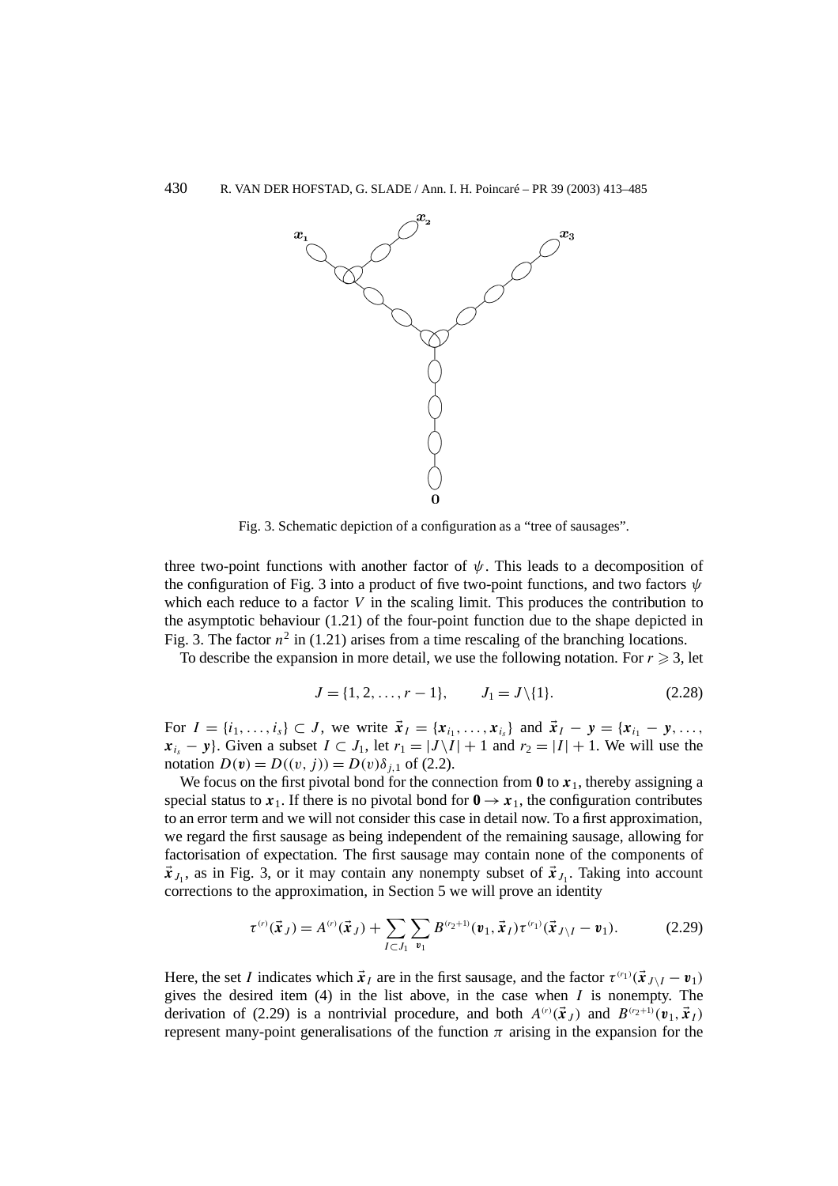Fig. 3. Schematic depiction of a configuration as a "tree of sausages".

three two-point functions with another factor of $\psi$. This leads to a decomposition of the configuration of Fig. 3 into a product of five two-point functions, and two factors $\psi$ which each reduce to a factor $V$ in the scaling limit. This produces the contribution to the asymptotic behaviour (1.21) of the four-point function due to the shape depicted in Fig. 3. The factor $n^2$ in (1.21) arises from a time rescaling of the branching locations.

To describe the expansion in more detail, we use the following notation. For $r \geqslant 3$, let

$$J = \{1, 2, \dots, r-1\}, \qquad J_1 = J \setminus \{1\}. \tag{2.28}$$

For $I = \{i_1, \dots, i_s\} \subset J$, we write $\vec{\boldsymbol{x}}_I = \{\boldsymbol{x}_{i_1}, \dots, \boldsymbol{x}_{i_s}\}$ and $\vec{\boldsymbol{x}}_I - \boldsymbol{y} = \{\boldsymbol{x}_{i_1} - \boldsymbol{y}, \dots, \boldsymbol{x}_{i_s} - \boldsymbol{y}\}$. Given a subset $I \subset J_1$, let $r_1 = |J \setminus I| + 1$ and $r_2 = |I| + 1$. We will use the notation $D(\boldsymbol{v}) = D((v, j)) = D(v)\delta_{j,1}$ of (2.2).

We focus on the first pivotal bond for the connection from $\mathbf{0}$ to $\boldsymbol{x}_1$, thereby assigning a special status to $\boldsymbol{x}_1$. If there is no pivotal bond for $\mathbf{0} \to \boldsymbol{x}_1$, the configuration contributes to an error term and we will not consider this case in detail now. To a first approximation, we regard the first sausage as being independent of the remaining sausage, allowing for factorisation of expectation. The first sausage may contain none of the components of $\vec{\boldsymbol{x}}_{J_1}$, as in Fig. 3, or it may contain any nonempty subset of $\vec{\boldsymbol{x}}_{J_1}$. Taking into account corrections to the approximation, in Section 5 we will prove an identity

$$\tau^{(r)}(\vec{\boldsymbol{x}}_J) = A^{(r)}(\vec{\boldsymbol{x}}_J) + \sum_{I \subset J_1} \sum_{\boldsymbol{v}_1} B^{(r_2+1)}(\boldsymbol{v}_1, \vec{\boldsymbol{x}}_I)\tau^{(r_1)}(\vec{\boldsymbol{x}}_{J\setminus I} - \boldsymbol{v}_1). \tag{2.29}$$

Here, the set $I$ indicates which $\vec{\boldsymbol{x}}_I$ are in the first sausage, and the factor $\tau^{(r_1)}(\vec{\boldsymbol{x}}_{J\setminus I} - \boldsymbol{v}_1)$ gives the desired item (4) in the list above, in the case when $I$ is nonempty. The derivation of (2.29) is a nontrivial procedure, and both $A^{(r)}(\vec{\boldsymbol{x}}_J)$ and $B^{(r_2+1)}(\boldsymbol{v}_1, \vec{\boldsymbol{x}}_I)$ represent many-point generalisations of the function $\pi$ arising in the expansion for the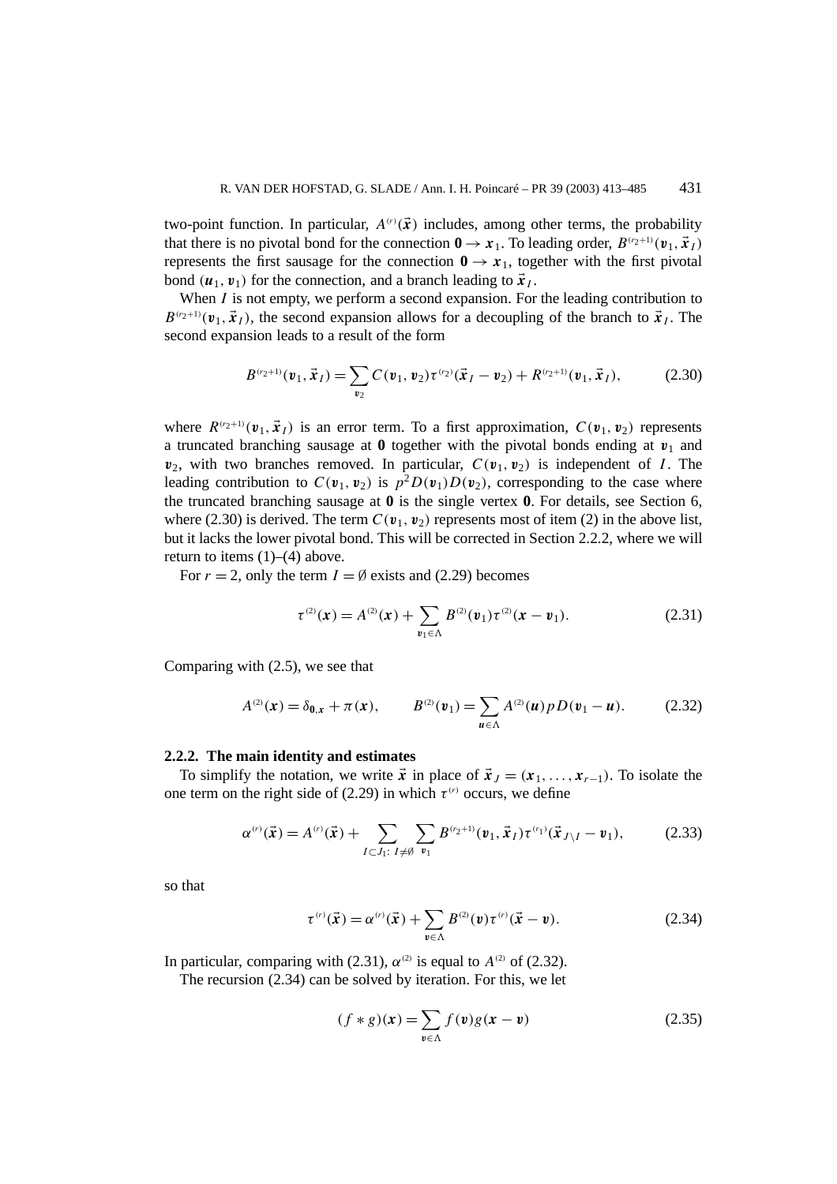two-point function. In particular, $A^{(r)}(\vec{\boldsymbol{x}})$ includes, among other terms, the probability that there is no pivotal bond for the connection $\mathbf{0} \to \boldsymbol{x}_1$. To leading order, $B^{(r_2+1)}(\boldsymbol{v}_1, \vec{\boldsymbol{x}}_I)$ represents the first sausage for the connection $\mathbf{0} \to \boldsymbol{x}_1$, together with the first pivotal bond $(\boldsymbol{u}_1, \boldsymbol{v}_1)$ for the connection, and a branch leading to $\vec{\boldsymbol{x}}_I$.

When $I$ is not empty, we perform a second expansion. For the leading contribution to $B^{(r_2+1)}(\boldsymbol{v}_1, \vec{\boldsymbol{x}}_I)$, the second expansion allows for a decoupling of the branch to $\vec{\boldsymbol{x}}_I$. The second expansion leads to a result of the form

$$B^{(r_2+1)}(\boldsymbol{v}_1, \vec{\boldsymbol{x}}_I) = \sum_{\boldsymbol{v}_2} C(\boldsymbol{v}_1, \boldsymbol{v}_2)\tau^{(r_2)}(\vec{\boldsymbol{x}}_I - \boldsymbol{v}_2) + R^{(r_2+1)}(\boldsymbol{v}_1, \vec{\boldsymbol{x}}_I), \tag{2.30}$$

where $R^{(r_2+1)}(\boldsymbol{v}_1, \vec{\boldsymbol{x}}_I)$ is an error term. To a first approximation, $C(\boldsymbol{v}_1, \boldsymbol{v}_2)$ represents a truncated branching sausage at $\mathbf{0}$ together with the pivotal bonds ending at $\boldsymbol{v}_1$ and $\boldsymbol{v}_2$, with two branches removed. In particular, $C(\boldsymbol{v}_1, \boldsymbol{v}_2)$ is independent of $I$. The leading contribution to $C(\boldsymbol{v}_1, \boldsymbol{v}_2)$ is $p^2 D(\boldsymbol{v}_1)D(\boldsymbol{v}_2)$, corresponding to the case where the truncated branching sausage at $\mathbf{0}$ is the single vertex $\mathbf{0}$. For details, see Section 6, where (2.30) is derived. The term $C(\boldsymbol{v}_1, \boldsymbol{v}_2)$ represents most of item (2) in the above list, but it lacks the lower pivotal bond. This will be corrected in Section 2.2.2, where we will return to items (1)–(4) above.

For $r = 2$, only the term $I = \emptyset$ exists and (2.29) becomes

$$\tau^{(2)}(\boldsymbol{x}) = A^{(2)}(\boldsymbol{x}) + \sum_{\boldsymbol{v}_1 \in \Lambda} B^{(2)}(\boldsymbol{v}_1)\tau^{(2)}(\boldsymbol{x} - \boldsymbol{v}_1). \tag{2.31}$$

Comparing with (2.5), we see that

$$A^{(2)}(\boldsymbol{x}) = \delta_{\mathbf{0},\boldsymbol{x}} + \pi(\boldsymbol{x}), \qquad B^{(2)}(\boldsymbol{v}_1) = \sum_{\boldsymbol{u} \in \Lambda} A^{(2)}(\boldsymbol{u})pD(\boldsymbol{v}_1 - \boldsymbol{u}). \tag{2.32}$$

### 2.2.2. The main identity and estimates

To simplify the notation, we write $\vec{\boldsymbol{x}}$ in place of $\vec{\boldsymbol{x}}_J = (\boldsymbol{x}_1, \ldots, \boldsymbol{x}_{r-1})$. To isolate the one term on the right side of (2.29) in which $\tau^{(r)}$ occurs, we define

$$\alpha^{(r)}(\vec{\boldsymbol{x}}) = A^{(r)}(\vec{\boldsymbol{x}}) + \sum_{I \subset J_1 \colon I \neq \emptyset} \sum_{\boldsymbol{v}_1} B^{(r_2+1)}(\boldsymbol{v}_1, \vec{\boldsymbol{x}}_I)\tau^{(r_1)}(\vec{\boldsymbol{x}}_{J \setminus I} - \boldsymbol{v}_1), \tag{2.33}$$

so that

$$\tau^{(r)}(\vec{\boldsymbol{x}}) = \alpha^{(r)}(\vec{\boldsymbol{x}}) + \sum_{\boldsymbol{v} \in \Lambda} B^{(2)}(\boldsymbol{v})\tau^{(r)}(\vec{\boldsymbol{x}} - \boldsymbol{v}). \tag{2.34}$$

In particular, comparing with (2.31), $\alpha^{(2)}$ is equal to $A^{(2)}$ of (2.32).

The recursion (2.34) can be solved by iteration. For this, we let

$$(f * g)(\boldsymbol{x}) = \sum_{\boldsymbol{v} \in \Lambda} f(\boldsymbol{v})g(\boldsymbol{x} - \boldsymbol{v}) \tag{2.35}$$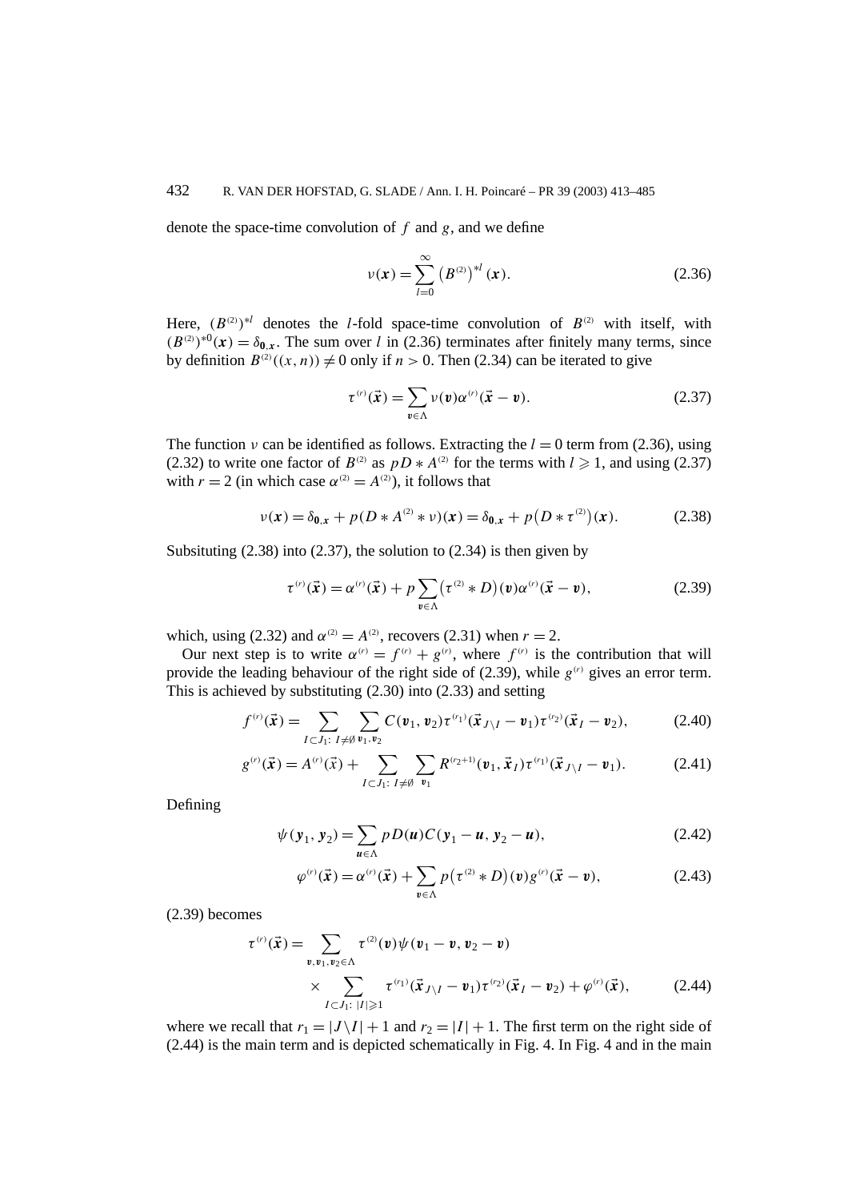denote the space-time convolution of $f$ and $g$, and we define

$$\nu(\boldsymbol{x}) = \sum_{l=0}^{\infty} \left(B^{(2)}\right)^{*l}(\boldsymbol{x}). \tag{2.36}$$

Here, $(B^{(2)})^{*l}$ denotes the $l$-fold space-time convolution of $B^{(2)}$ with itself, with $(B^{(2)})^{*0}(\boldsymbol{x}) = \delta_{\boldsymbol{0},\boldsymbol{x}}$. The sum over $l$ in (2.36) terminates after finitely many terms, since by definition $B^{(2)}((x,n)) \neq 0$ only if $n > 0$. Then (2.34) can be iterated to give

$$\tau^{(r)}(\vec{\boldsymbol{x}}) = \sum_{\boldsymbol{v}\in\Lambda} \nu(\boldsymbol{v})\alpha^{(r)}(\vec{\boldsymbol{x}} - \boldsymbol{v}). \tag{2.37}$$

The function $\nu$ can be identified as follows. Extracting the $l = 0$ term from (2.36), using (2.32) to write one factor of $B^{(2)}$ as $pD * A^{(2)}$ for the terms with $l \geqslant 1$, and using (2.37) with $r = 2$ (in which case $\alpha^{(2)} = A^{(2)}$), it follows that

$$\nu(\boldsymbol{x}) = \delta_{\boldsymbol{0},\boldsymbol{x}} + p(D * A^{(2)} * \nu)(\boldsymbol{x}) = \delta_{\boldsymbol{0},\boldsymbol{x}} + p\big(D * \tau^{(2)}\big)(\boldsymbol{x}). \tag{2.38}$$

Subsituting (2.38) into (2.37), the solution to (2.34) is then given by

$$\tau^{(r)}(\vec{\boldsymbol{x}}) = \alpha^{(r)}(\vec{\boldsymbol{x}}) + p\sum_{\boldsymbol{v}\in\Lambda} \big(\tau^{(2)} * D\big)(\boldsymbol{v})\alpha^{(r)}(\vec{\boldsymbol{x}} - \boldsymbol{v}), \tag{2.39}$$

which, using (2.32) and $\alpha^{(2)} = A^{(2)}$, recovers (2.31) when $r = 2$.

Our next step is to write $\alpha^{(r)} = f^{(r)} + g^{(r)}$, where $f^{(r)}$ is the contribution that will provide the leading behaviour of the right side of (2.39), while $g^{(r)}$ gives an error term. This is achieved by substituting (2.30) into (2.33) and setting

$$f^{(r)}(\vec{\boldsymbol{x}}) = \sum_{I\subset J_1:\ I\neq\emptyset}\ \sum_{\boldsymbol{v}_1,\boldsymbol{v}_2} C(\boldsymbol{v}_1,\boldsymbol{v}_2)\tau^{(r_1)}(\vec{\boldsymbol{x}}_{J\setminus I} - \boldsymbol{v}_1)\tau^{(r_2)}(\vec{\boldsymbol{x}}_I - \boldsymbol{v}_2), \tag{2.40}$$

$$g^{(r)}(\vec{\boldsymbol{x}}) = A^{(r)}(\vec{x}) + \sum_{I\subset J_1:\ I\neq\emptyset}\ \sum_{\boldsymbol{v}_1} R^{(r_2+1)}(\boldsymbol{v}_1,\vec{\boldsymbol{x}}_I)\tau^{(r_1)}(\vec{\boldsymbol{x}}_{J\setminus I} - \boldsymbol{v}_1). \tag{2.41}$$

Defining

$$\psi(\boldsymbol{y}_1,\boldsymbol{y}_2) = \sum_{\boldsymbol{u}\in\Lambda} pD(\boldsymbol{u})C(\boldsymbol{y}_1 - \boldsymbol{u},\boldsymbol{y}_2 - \boldsymbol{u}), \tag{2.42}$$

$$\varphi^{(r)}(\vec{\boldsymbol{x}}) = \alpha^{(r)}(\vec{\boldsymbol{x}}) + \sum_{\boldsymbol{v}\in\Lambda} p\big(\tau^{(2)} * D\big)(\boldsymbol{v})g^{(r)}(\vec{\boldsymbol{x}} - \boldsymbol{v}), \tag{2.43}$$

(2.39) becomes

$$\begin{aligned}\tau^{(r)}(\vec{\boldsymbol{x}}) = &\sum_{\boldsymbol{v},\boldsymbol{v}_1,\boldsymbol{v}_2\in\Lambda} \tau^{(2)}(\boldsymbol{v})\psi(\boldsymbol{v}_1 - \boldsymbol{v},\boldsymbol{v}_2 - \boldsymbol{v})\\ &\times \sum_{I\subset J_1:\ |I|\geqslant 1} \tau^{(r_1)}(\vec{\boldsymbol{x}}_{J\setminus I} - \boldsymbol{v}_1)\tau^{(r_2)}(\vec{\boldsymbol{x}}_I - \boldsymbol{v}_2) + \varphi^{(r)}(\vec{\boldsymbol{x}}),\end{aligned} \tag{2.44}$$

where we recall that $r_1 = |J\setminus I| + 1$ and $r_2 = |I| + 1$. The first term on the right side of (2.44) is the main term and is depicted schematically in Fig. 4. In Fig. 4 and in the main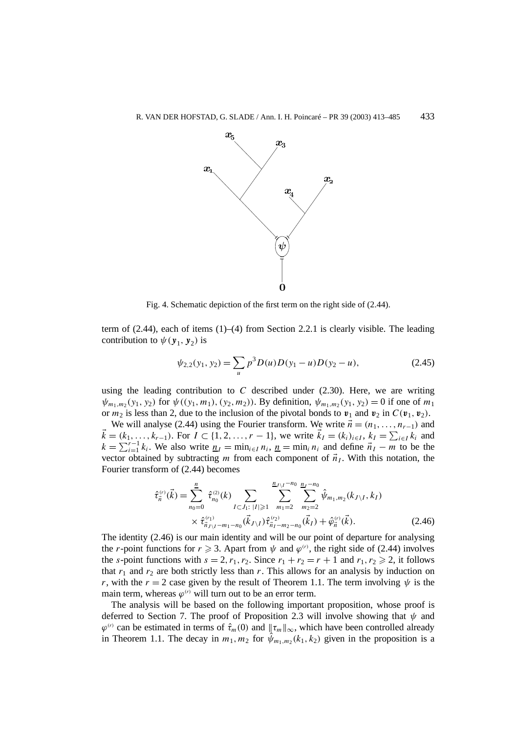Fig. 4. Schematic depiction of the first term on the right side of (2.44).

term of (2.44), each of items (1)–(4) from Section 2.2.1 is clearly visible. The leading contribution to $\psi(\boldsymbol{y}_1, \boldsymbol{y}_2)$ is

$$\psi_{2,2}(y_1, y_2) = \sum_u p^3 D(u) D(y_1 - u) D(y_2 - u), \tag{2.45}$$

using the leading contribution to $C$ described under (2.30). Here, we are writing $\psi_{m_1,m_2}(y_1, y_2)$ for $\psi((y_1, m_1), (y_2, m_2))$. By definition, $\psi_{m_1,m_2}(y_1, y_2) = 0$ if one of $m_1$ or $m_2$ is less than 2, due to the inclusion of the pivotal bonds to $\boldsymbol{v}_1$ and $\boldsymbol{v}_2$ in $C(\boldsymbol{v}_1, \boldsymbol{v}_2)$.

We will analyse (2.44) using the Fourier transform. We write $\vec{n} = (n_1, \ldots, n_{r-1})$ and $\vec{k} = (k_1, \ldots, k_{r-1})$. For $I \subset \{1, 2, \ldots, r-1\}$, we write $\vec{k}_I = (k_i)_{i \in I}$, $k_I = \sum_{i \in I} k_i$ and $k = \sum_{i=1}^{r-1} k_i$. We also write $\underline{n}_I = \min_{i \in I} n_i$, $\underline{n} = \min_i n_i$ and define $\vec{n}_I - m$ to be the vector obtained by subtracting $m$ from each component of $\vec{n}_I$. With this notation, the Fourier transform of (2.44) becomes

$$\begin{aligned}\hat{\tau}^{(r)}_{\vec{n}}(\vec{k}) = \sum_{n_0=0}^{\underline{n}} \hat{\tau}^{(2)}_{n_0}(k) \sum_{I \subset J_1:\, |I| \geqslant 1} \sum_{m_1=2}^{\underline{n}_{J\setminus I} - n_0} \sum_{m_2=2}^{\underline{n}_I - n_0} \hat{\psi}_{m_1,m_2}(k_{J\setminus I}, k_I) \\ \times \hat{\tau}^{(r_1)}_{\vec{n}_{J\setminus I} - m_1 - n_0}(\vec{k}_{J\setminus I}) \hat{\tau}^{(r_2)}_{\vec{n}_I - m_2 - n_0}(\vec{k}_I) + \hat{\varphi}^{(r)}_{\vec{n}}(\vec{k}).\end{aligned} \tag{2.46}$$

The identity (2.46) is our main identity and will be our point of departure for analysing the $r$-point functions for $r \geqslant 3$. Apart from $\psi$ and $\varphi^{(r)}$, the right side of (2.44) involves the $s$-point functions with $s = 2, r_1, r_2$. Since $r_1 + r_2 = r + 1$ and $r_1, r_2 \geqslant 2$, it follows that $r_1$ and $r_2$ are both strictly less than $r$. This allows for an analysis by induction on $r$, with the $r = 2$ case given by the result of Theorem 1.1. The term involving $\psi$ is the main term, whereas $\varphi^{(r)}$ will turn out to be an error term.

The analysis will be based on the following important proposition, whose proof is deferred to Section 7. The proof of Proposition 2.3 will involve showing that $\psi$ and $\varphi^{(r)}$ can be estimated in terms of $\hat{\tau}_m(0)$ and $\|\tau_m\|_\infty$, which have been controlled already in Theorem 1.1. The decay in $m_1, m_2$ for $\hat{\psi}_{m_1,m_2}(k_1, k_2)$ given in the proposition is a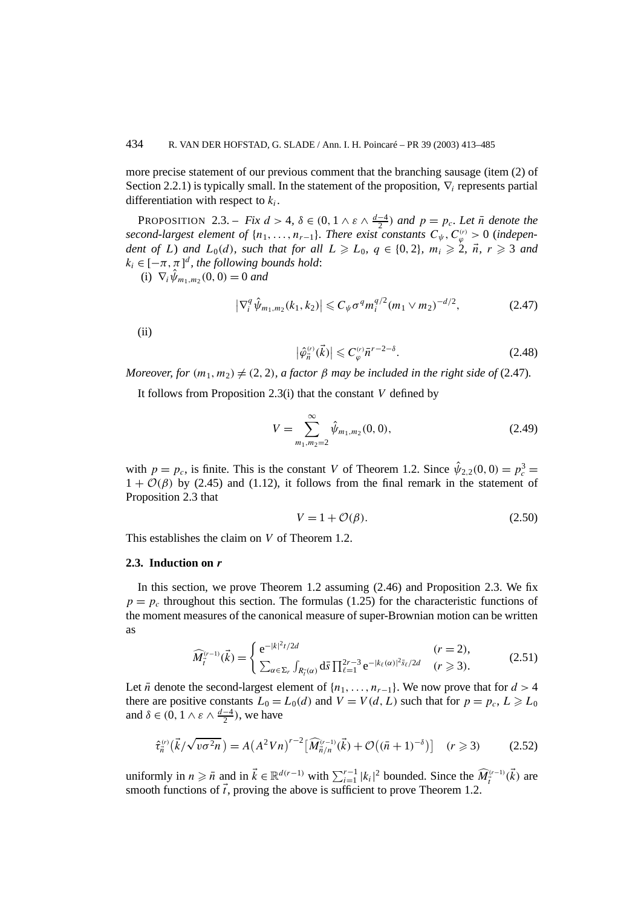more precise statement of our previous comment that the branching sausage (item (2) of Section 2.2.1) is typically small. In the statement of the proposition, $\nabla_i$ represents partial differentiation with respect to $k_i$.

PROPOSITION 2.3. – *Fix $d > 4$, $\delta \in (0, 1 \wedge \varepsilon \wedge \frac{d-4}{2})$ and $p = p_c$. Let $\bar{n}$ denote the second-largest element of $\{n_1, \ldots, n_{r-1}\}$. There exist constants $C_\psi, C_\varphi^{(r)} > 0$ (independent of $L$) and $L_0(d)$, such that for all $L \geqslant L_0$, $q \in \{0, 2\}$, $m_i \geqslant 2$, $\vec{n}$, $r \geqslant 3$ and $k_i \in [-\pi, \pi]^d$, the following bounds hold*:

(i) $\nabla_i \hat{\psi}_{m_1,m_2}(0,0) = 0$ *and*

$$\left|\nabla_i^q \hat{\psi}_{m_1,m_2}(k_1,k_2)\right| \leqslant C_\psi \sigma^q m_i^{q/2} (m_1 \vee m_2)^{-d/2}, \tag{2.47}$$

(ii)

$$\left|\hat{\varphi}_{\vec{n}}^{(r)}(\vec{k})\right| \leqslant C_\varphi^{(r)} \bar{n}^{r-2-\delta}. \tag{2.48}$$

*Moreover, for $(m_1, m_2) \neq (2, 2)$, a factor $\beta$ may be included in the right side of* (2.47)*.*

It follows from Proposition 2.3(i) that the constant $V$ defined by

$$V = \sum_{m_1,m_2=2}^{\infty} \hat{\psi}_{m_1,m_2}(0,0), \tag{2.49}$$

with $p = p_c$, is finite. This is the constant $V$ of Theorem 1.2. Since $\hat{\psi}_{2,2}(0,0) = p_c^3 = 1 + \mathcal{O}(\beta)$ by (2.45) and (1.12), it follows from the final remark in the statement of Proposition 2.3 that

$$V = 1 + \mathcal{O}(\beta). \tag{2.50}$$

This establishes the claim on $V$ of Theorem 1.2.

### 2.3. Induction on *r*

In this section, we prove Theorem 1.2 assuming (2.46) and Proposition 2.3. We fix $p = p_c$ throughout this section. The formulas (1.25) for the characteristic functions of the moment measures of the canonical measure of super-Brownian motion can be written as

$$\widehat{M}_{\vec{t}}^{(r-1)}(\vec{k}) = \begin{cases} \mathrm{e}^{-|k|^2 t/2d} & (r = 2), \\ \sum_{\alpha \in \Sigma_r} \int_{R_{\vec{t}}(\alpha)} \mathrm{d}\vec{s} \prod_{\ell=1}^{2r-3} \mathrm{e}^{-|k_\ell(\alpha)|^2 \bar{s}_\ell/2d} & (r \geqslant 3). \end{cases} \tag{2.51}$$

Let $\bar{n}$ denote the second-largest element of $\{n_1, \ldots, n_{r-1}\}$. We now prove that for $d > 4$ there are positive constants $L_0 = L_0(d)$ and $V = V(d, L)$ such that for $p = p_c$, $L \geqslant L_0$ and $\delta \in (0, 1 \wedge \varepsilon \wedge \frac{d-4}{2})$, we have

$$\hat{\tau}_{\vec{n}}^{(r)}\big(\vec{k}/\sqrt{v\sigma^2 n}\big) = A\big(A^2 V n\big)^{r-2}\big[\widehat{M}_{\vec{n}/n}^{(r-1)}(\vec{k}) + \mathcal{O}\big((\bar{n}+1)^{-\delta}\big)\big] \quad (r \geqslant 3) \tag{2.52}$$

uniformly in $n \geqslant \bar{n}$ and in $\vec{k} \in \mathbb{R}^{d(r-1)}$ with $\sum_{i=1}^{r-1} |k_i|^2$ bounded. Since the $\widehat{M}_{\vec{t}}^{(r-1)}(\vec{k})$ are smooth functions of $\vec{t}$, proving the above is sufficient to prove Theorem 1.2.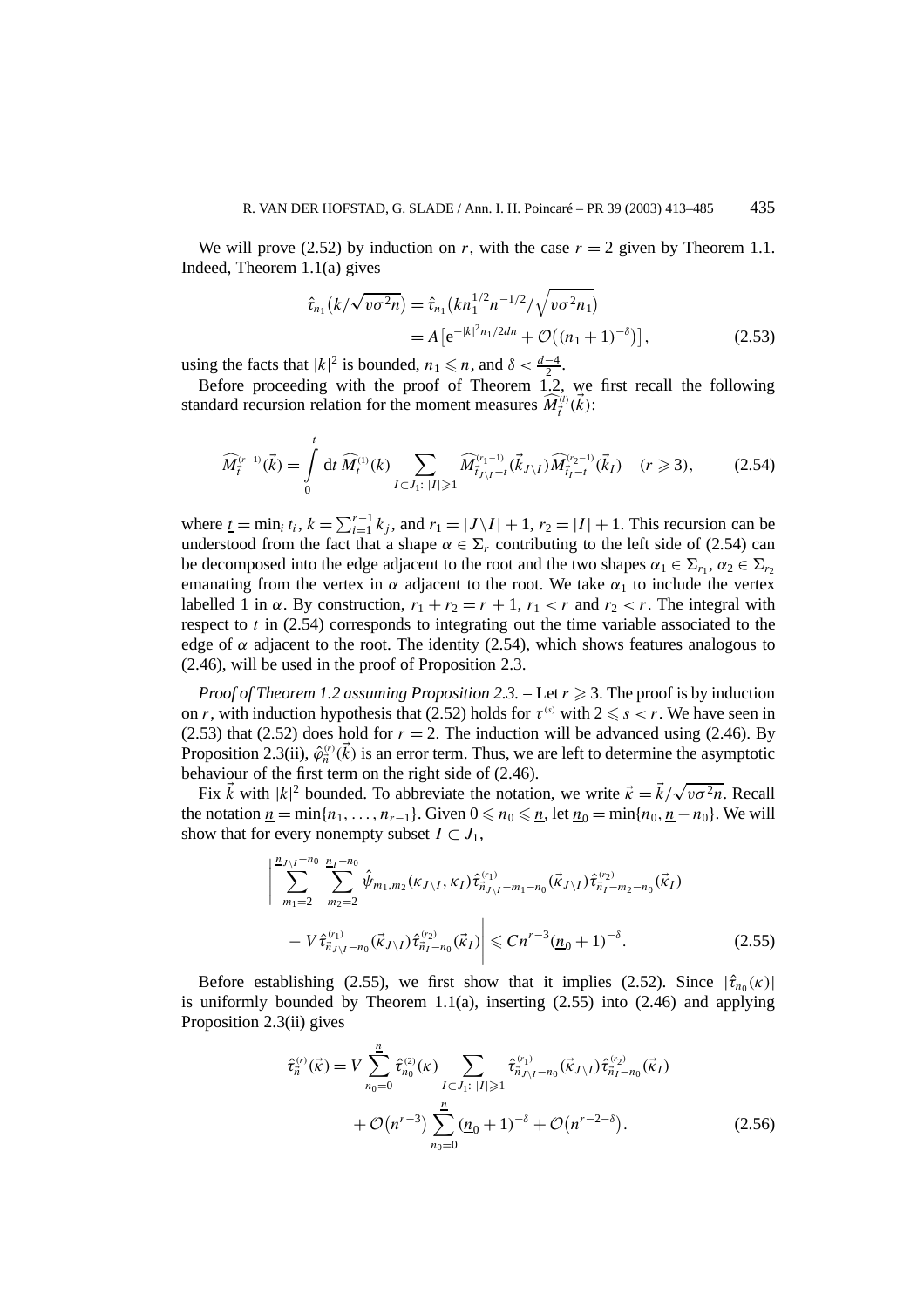We will prove (2.52) by induction on $r$, with the case $r = 2$ given by Theorem 1.1. Indeed, Theorem 1.1(a) gives

$$\hat{\tau}_{n_1}\big(k/\sqrt{v\sigma^2 n}\big) = \hat{\tau}_{n_1}\big(k n_1^{1/2} n^{-1/2}/\sqrt{v\sigma^2 n_1}\big) \\ = A\big[\mathrm{e}^{-|k|^2 n_1/2dn} + \mathcal{O}\big((n_1+1)^{-\delta}\big)\big], \tag{2.53}$$

using the facts that $|k|^2$ is bounded, $n_1 \leqslant n$, and $\delta < \frac{d-4}{2}$.

Before proceeding with the proof of Theorem 1.2, we first recall the following standard recursion relation for the moment measures $\widehat{M}_{\vec{t}}^{(l)}(\vec{k})$:

$$\widehat{M}_{\vec{t}}^{(r-1)}(\vec{k}) = \int_0^{\underline{t}} \mathrm{d}t\, \widehat{M}_t^{(1)}(k) \sum_{I \subset J_1 \colon |I| \geqslant 1} \widehat{M}_{\vec{t}_{J\setminus I}-t}^{(r_1-1)}(\vec{k}_{J\setminus I}) \widehat{M}_{\vec{t}_I - t}^{(r_2-1)}(\vec{k}_I) \quad (r \geqslant 3), \tag{2.54}$$

where $\underline{t} = \min_i t_i$, $k = \sum_{i=1}^{r-1} k_j$, and $r_1 = |J\setminus I| + 1$, $r_2 = |I| + 1$. This recursion can be understood from the fact that a shape $\alpha \in \Sigma_r$ contributing to the left side of (2.54) can be decomposed into the edge adjacent to the root and the two shapes $\alpha_1 \in \Sigma_{r_1}$, $\alpha_2 \in \Sigma_{r_2}$ emanating from the vertex in $\alpha$ adjacent to the root. We take $\alpha_1$ to include the vertex labelled 1 in $\alpha$. By construction, $r_1 + r_2 = r + 1$, $r_1 < r$ and $r_2 < r$. The integral with respect to $t$ in (2.54) corresponds to integrating out the time variable associated to the edge of $\alpha$ adjacent to the root. The identity (2.54), which shows features analogous to (2.46), will be used in the proof of Proposition 2.3.

*Proof of Theorem 1.2 assuming Proposition 2.3.* – Let $r \geqslant 3$. The proof is by induction on $r$, with induction hypothesis that (2.52) holds for $\tau^{(s)}$ with $2 \leqslant s < r$. We have seen in (2.53) that (2.52) does hold for $r = 2$. The induction will be advanced using (2.46). By Proposition 2.3(ii), $\hat{\varphi}_{\vec{n}}^{(r)}(\vec{k})$ is an error term. Thus, we are left to determine the asymptotic behaviour of the first term on the right side of (2.46).

Fix $\vec{k}$ with $|k|^2$ bounded. To abbreviate the notation, we write $\vec{\kappa} = \vec{k}/\sqrt{v\sigma^2 n}$. Recall the notation $\underline{n} = \min\{n_1, \ldots, n_{r-1}\}$. Given $0 \leqslant n_0 \leqslant \underline{n}$, let $\underline{n}_0 = \min\{n_0, \underline{n} - n_0\}$. We will show that for every nonempty subset $I \subset J_1$,

$$\Bigg| \sum_{m_1=2}^{\underline{n}_{J\setminus I}-n_0} \sum_{m_2=2}^{\underline{n}_I - n_0} \hat{\psi}_{m_1,m_2}(\kappa_{J\setminus I}, \kappa_I) \hat{\tau}^{(r_1)}_{\vec{n}_{J\setminus I}-m_1-n_0}(\vec{\kappa}_{J\setminus I}) \hat{\tau}^{(r_2)}_{\vec{n}_I - m_2 - n_0}(\vec{\kappa}_I) \\ - V \hat{\tau}^{(r_1)}_{\vec{n}_{J\setminus I}-n_0}(\vec{\kappa}_{J\setminus I}) \hat{\tau}^{(r_2)}_{\vec{n}_I - n_0}(\vec{\kappa}_I) \Bigg| \leqslant C n^{r-3} (\underline{n}_0 + 1)^{-\delta}. \tag{2.55}$$

Before establishing (2.55), we first show that it implies (2.52). Since $|\hat{\tau}_{n_0}(\kappa)|$ is uniformly bounded by Theorem 1.1(a), inserting (2.55) into (2.46) and applying Proposition 2.3(ii) gives

$$\hat{\tau}_{\vec{n}}^{(r)}(\vec{\kappa}) = V \sum_{n_0=0}^{\underline{n}} \hat{\tau}_{n_0}^{(2)}(\kappa) \sum_{I \subset J_1 \colon |I| \geqslant 1} \hat{\tau}^{(r_1)}_{\vec{n}_{J\setminus I}-n_0}(\vec{\kappa}_{J\setminus I}) \hat{\tau}^{(r_2)}_{\vec{n}_I - n_0}(\vec{\kappa}_I) \\ + \mathcal{O}\big(n^{r-3}\big) \sum_{n_0=0}^{\underline{n}} (\underline{n}_0 + 1)^{-\delta} + \mathcal{O}\big(n^{r-2-\delta}\big). \tag{2.56}$$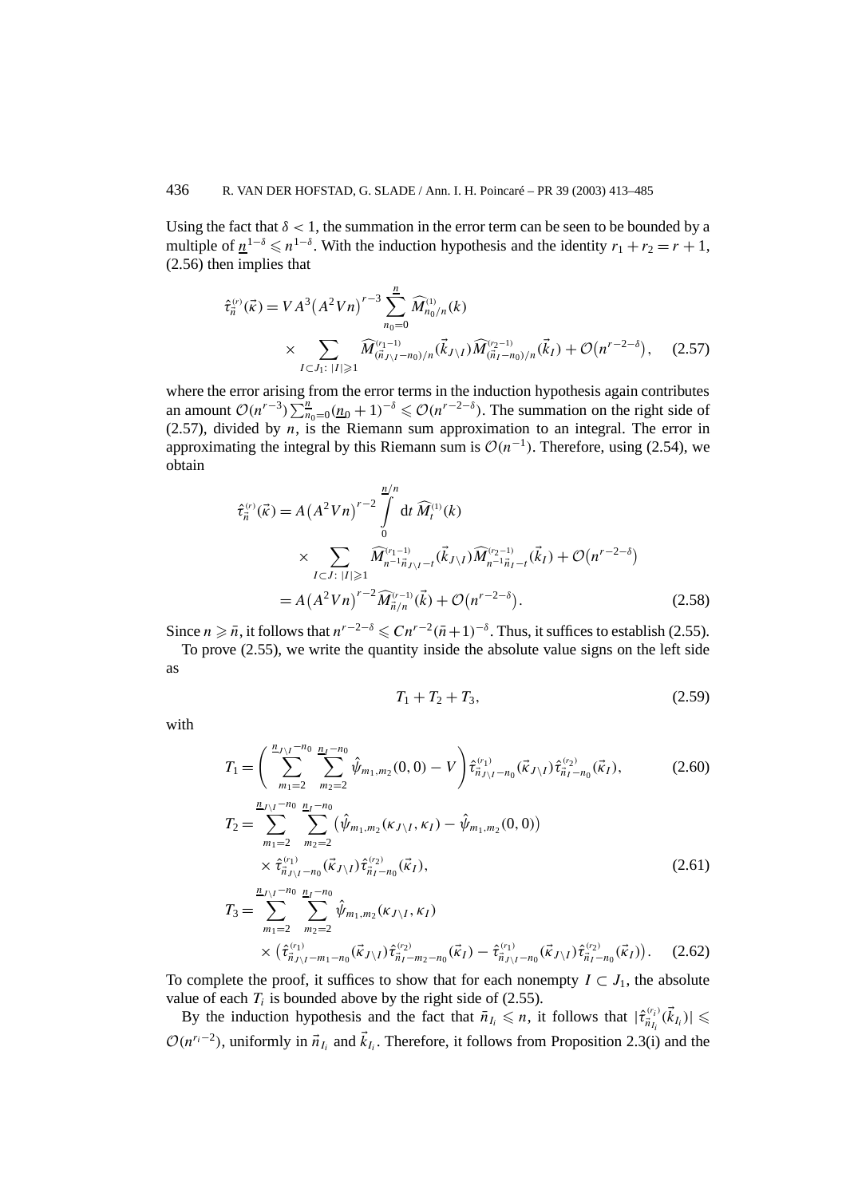Using the fact that $\delta < 1$, the summation in the error term can be seen to be bounded by a multiple of $\underline{n}^{1-\delta} \leqslant n^{1-\delta}$. With the induction hypothesis and the identity $r_1 + r_2 = r + 1$, (2.56) then implies that

$$\hat{\tau}_{\vec{n}}^{(r)}(\vec{\kappa}) = VA^3\big(A^2Vn\big)^{r-3} \sum_{n_0=0}^{\underline{n}} \widehat{M}_{n_0/n}^{(1)}(k) \times \sum_{I \subset J_1:\, |I| \geqslant 1} \widehat{M}_{(\vec{n}_{J\setminus I} - n_0)/n}^{(r_1-1)}(\vec{k}_{J\setminus I}) \widehat{M}_{(\vec{n}_I - n_0)/n}^{(r_2-1)}(\vec{k}_I) + \mathcal{O}\big(n^{r-2-\delta}\big), \tag{2.57}$$

where the error arising from the error terms in the induction hypothesis again contributes an amount $\mathcal{O}(n^{r-3}) \sum_{n_0=0}^{\underline{n}} (\underline{n}_0 + 1)^{-\delta} \leqslant \mathcal{O}(n^{r-2-\delta})$. The summation on the right side of (2.57), divided by $n$, is the Riemann sum approximation to an integral. The error in approximating the integral by this Riemann sum is $\mathcal{O}(n^{-1})$. Therefore, using (2.54), we obtain

$$\begin{aligned}
\hat{\tau}_{\vec{n}}^{(r)}(\vec{\kappa}) &= A\big(A^2Vn\big)^{r-2} \int_0^{\underline{n}/n} \mathrm{d}t\, \widehat{M}_t^{(1)}(k) \\
&\quad \times \sum_{I \subset J:\, |I| \geqslant 1} \widehat{M}_{n^{-1}\vec{n}_{J\setminus I} - t}^{(r_1-1)}(\vec{k}_{J\setminus I}) \widehat{M}_{n^{-1}\vec{n}_I - t}^{(r_2-1)}(\vec{k}_I) + \mathcal{O}\big(n^{r-2-\delta}\big) \\
&= A\big(A^2Vn\big)^{r-2} \widehat{M}_{\vec{n}/n}^{(r-1)}(\vec{k}) + \mathcal{O}\big(n^{r-2-\delta}\big).
\end{aligned} \tag{2.58}$$

Since $n \geqslant \bar{n}$, it follows that $n^{r-2-\delta} \leqslant Cn^{r-2}(\bar{n}+1)^{-\delta}$. Thus, it suffices to establish (2.55).

To prove (2.55), we write the quantity inside the absolute value signs on the left side as

$$T_1 + T_2 + T_3, \tag{2.59}$$

with

$$T_1 = \left( \sum_{m_1=2}^{\underline{n}_{J\setminus I} - n_0} \sum_{m_2=2}^{\underline{n}_I - n_0} \hat{\psi}_{m_1,m_2}(0,0) - V \right) \hat{\tau}_{\vec{n}_{J\setminus I} - n_0}^{(r_1)}(\vec{\kappa}_{J\setminus I}) \hat{\tau}_{\vec{n}_I - n_0}^{(r_2)}(\vec{\kappa}_I), \tag{2.60}$$

$$T_2 = \sum_{m_1=2}^{\underline{n}_{J\setminus I} - n_0} \sum_{m_2=2}^{\underline{n}_I - n_0} \big(\hat{\psi}_{m_1,m_2}(\kappa_{J\setminus I}, \kappa_I) - \hat{\psi}_{m_1,m_2}(0,0)\big) \times \hat{\tau}_{\vec{n}_{J\setminus I} - n_0}^{(r_1)}(\vec{\kappa}_{J\setminus I}) \hat{\tau}_{\vec{n}_I - n_0}^{(r_2)}(\vec{\kappa}_I), \tag{2.61}$$

$$T_3 = \sum_{m_1=2}^{\underline{n}_{J\setminus I} - n_0} \sum_{m_2=2}^{\underline{n}_I - n_0} \hat{\psi}_{m_1,m_2}(\kappa_{J\setminus I}, \kappa_I) \times \big(\hat{\tau}_{\vec{n}_{J\setminus I} - m_1 - n_0}^{(r_1)}(\vec{\kappa}_{J\setminus I}) \hat{\tau}_{\vec{n}_I - m_2 - n_0}^{(r_2)}(\vec{\kappa}_I) - \hat{\tau}_{\vec{n}_{J\setminus I} - n_0}^{(r_1)}(\vec{\kappa}_{J\setminus I}) \hat{\tau}_{\vec{n}_I - n_0}^{(r_2)}(\vec{\kappa}_I)\big). \tag{2.62}$$

To complete the proof, it suffices to show that for each nonempty $I \subset J_1$, the absolute value of each $T_i$ is bounded above by the right side of (2.55).

By the induction hypothesis and the fact that $\bar{n}_{I_i} \leqslant n$, it follows that $|\hat{\tau}_{\vec{n}_{I_i}}^{(r_i)}(\vec{k}_{I_i})| \leqslant \mathcal{O}(n^{r_i-2})$, uniformly in $\vec{n}_{I_i}$ and $\vec{k}_{I_i}$. Therefore, it follows from Proposition 2.3(i) and the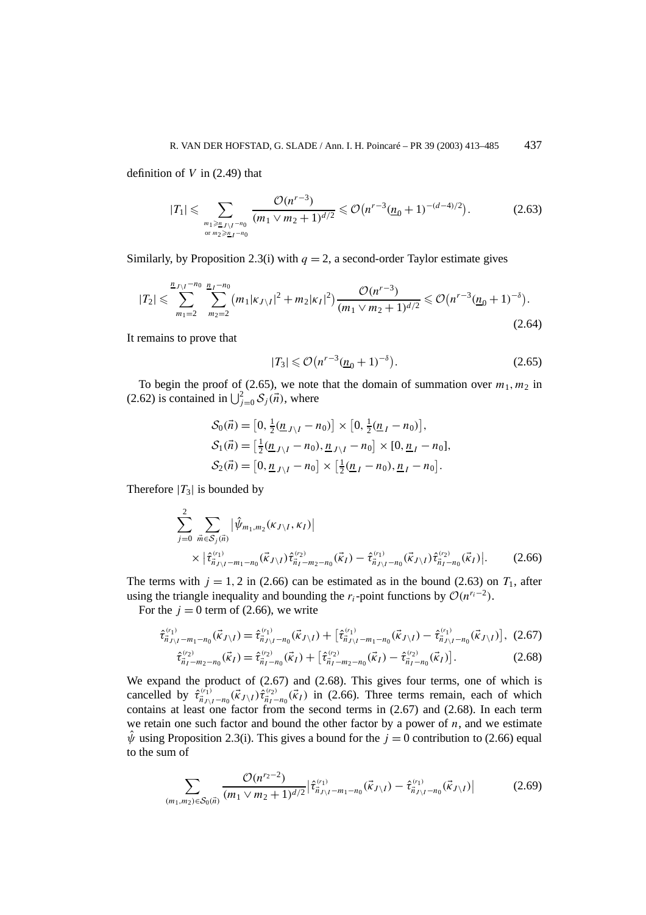definition of $V$ in (2.49) that

$$|T_1| \leqslant \sum_{\substack{m_1 \geqslant \underline{n}_{J\setminus I} - n_0 \\ \text{or } m_2 \geqslant \underline{n}_I - n_0}} \frac{\mathcal{O}(n^{r-3})}{(m_1 \vee m_2 + 1)^{d/2}} \leqslant \mathcal{O}\big(n^{r-3}(\underline{n}_0 + 1)^{-(d-4)/2}\big). \tag{2.63}$$

Similarly, by Proposition 2.3(i) with $q = 2$, a second-order Taylor estimate gives

$$|T_2| \leqslant \sum_{m_1=2}^{\underline{n}_{J\setminus I} - n_0} \sum_{m_2=2}^{\underline{n}_I - n_0} \big(m_1 |\kappa_{J\setminus I}|^2 + m_2 |\kappa_I|^2\big) \frac{\mathcal{O}(n^{r-3})}{(m_1 \vee m_2 + 1)^{d/2}} \leqslant \mathcal{O}\big(n^{r-3}(\underline{n}_0 + 1)^{-\delta}\big). \tag{2.64}$$

It remains to prove that

$$|T_3| \leqslant \mathcal{O}\big(n^{r-3}(\underline{n}_0 + 1)^{-\delta}\big). \tag{2.65}$$

To begin the proof of (2.65), we note that the domain of summation over $m_1, m_2$ in (2.62) is contained in $\bigcup_{j=0}^{2} \mathcal{S}_j(\vec{n})$, where

$$\begin{aligned}
\mathcal{S}_0(\vec{n}) &= \big[0, \tfrac{1}{2}(\underline{n}_{J\setminus I} - n_0)\big] \times \big[0, \tfrac{1}{2}(\underline{n}_I - n_0)\big], \\
\mathcal{S}_1(\vec{n}) &= \big[\tfrac{1}{2}(\underline{n}_{J\setminus I} - n_0), \underline{n}_{J\setminus I} - n_0\big] \times [0, \underline{n}_I - n_0], \\
\mathcal{S}_2(\vec{n}) &= \big[0, \underline{n}_{J\setminus I} - n_0\big] \times \big[\tfrac{1}{2}(\underline{n}_I - n_0), \underline{n}_I - n_0\big].
\end{aligned}$$

Therefore $|T_3|$ is bounded by

$$\begin{aligned}
&\sum_{j=0}^{2} \sum_{\vec{m} \in \mathcal{S}_j(\vec{n})} \big|\hat{\psi}_{m_1,m_2}(\kappa_{J\setminus I}, \kappa_I)\big| \\
&\quad \times \big|\hat{\tau}^{(r_1)}_{\vec{n}_{J\setminus I} - m_1 - n_0}(\vec{\kappa}_{J\setminus I}) \hat{\tau}^{(r_2)}_{\vec{n}_I - m_2 - n_0}(\vec{\kappa}_I) - \hat{\tau}^{(r_1)}_{\vec{n}_{J\setminus I} - n_0}(\vec{\kappa}_{J\setminus I}) \hat{\tau}^{(r_2)}_{\vec{n}_I - n_0}(\vec{\kappa}_I)\big|.
\end{aligned} \tag{2.66}$$

The terms with $j = 1, 2$ in (2.66) can be estimated as in the bound (2.63) on $T_1$, after using the triangle inequality and bounding the $r_i$-point functions by $\mathcal{O}(n^{r_i - 2})$.

For the $j = 0$ term of (2.66), we write

$$\hat{\tau}^{(r_1)}_{\vec{n}_{J\setminus I} - m_1 - n_0}(\vec{\kappa}_{J\setminus I}) = \hat{\tau}^{(r_1)}_{\vec{n}_{J\setminus I} - n_0}(\vec{\kappa}_{J\setminus I}) + \big[\hat{\tau}^{(r_1)}_{\vec{n}_{J\setminus I} - m_1 - n_0}(\vec{\kappa}_{J\setminus I}) - \hat{\tau}^{(r_1)}_{\vec{n}_{J\setminus I} - n_0}(\vec{\kappa}_{J\setminus I})\big], \tag{2.67}$$

$$\hat{\tau}^{(r_2)}_{\vec{n}_I - m_2 - n_0}(\vec{\kappa}_I) = \hat{\tau}^{(r_2)}_{\vec{n}_I - n_0}(\vec{\kappa}_I) + \big[\hat{\tau}^{(r_2)}_{\vec{n}_I - m_2 - n_0}(\vec{\kappa}_I) - \hat{\tau}^{(r_2)}_{\vec{n}_I - n_0}(\vec{\kappa}_I)\big]. \tag{2.68}$$

We expand the product of (2.67) and (2.68). This gives four terms, one of which is cancelled by $\hat{\tau}^{(r_1)}_{\vec{n}_{J\setminus I} - n_0}(\vec{\kappa}_{J\setminus I}) \hat{\tau}^{(r_2)}_{\vec{n}_I - n_0}(\vec{\kappa}_I)$ in (2.66). Three terms remain, each of which contains at least one factor from the second terms in (2.67) and (2.68). In each term we retain one such factor and bound the other factor by a power of $n$, and we estimate $\hat{\psi}$ using Proposition 2.3(i). This gives a bound for the $j = 0$ contribution to (2.66) equal to the sum of

$$\sum_{(m_1,m_2) \in \mathcal{S}_0(\vec{n})} \frac{\mathcal{O}(n^{r_2 - 2})}{(m_1 \vee m_2 + 1)^{d/2}} \big|\hat{\tau}^{(r_1)}_{\vec{n}_{J\setminus I} - m_1 - n_0}(\vec{\kappa}_{J\setminus I}) - \hat{\tau}^{(r_1)}_{\vec{n}_{J\setminus I} - n_0}(\vec{\kappa}_{J\setminus I})\big| \tag{2.69}$$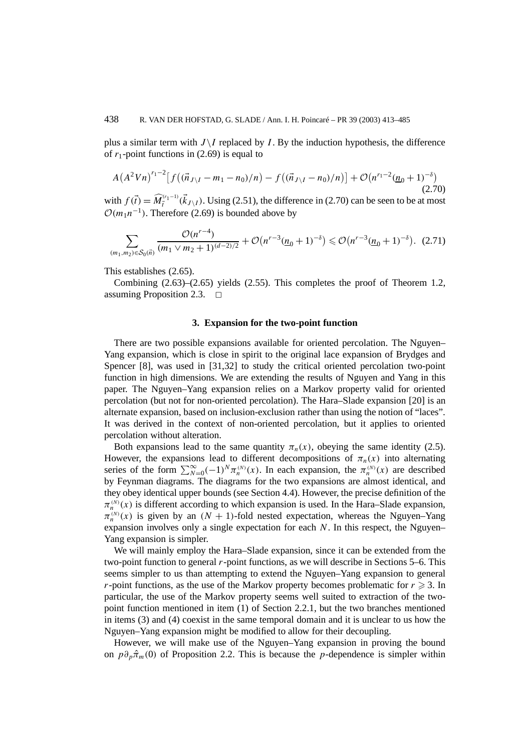plus a similar term with $J \setminus I$ replaced by $I$. By the induction hypothesis, the difference of $r_1$-point functions in (2.69) is equal to

$$A\big(A^2Vn\big)^{r_1-2}\big[f\big((\vec{n}_{J\setminus I} - m_1 - n_0)/n\big) - f\big((\vec{n}_{J\setminus I} - n_0)/n\big)\big] + \mathcal{O}\big(n^{r_1-2}(\underline{n}_0 + 1)^{-\delta}\big) \tag{2.70}$$

with $f(\vec{t}) = \widehat{M}_{\vec{t}}^{(r_1-1)}(\vec{k}_{J\setminus I})$. Using (2.51), the difference in (2.70) can be seen to be at most $\mathcal{O}(m_1 n^{-1})$. Therefore (2.69) is bounded above by

$$\sum_{(m_1,m_2)\in\mathcal{S}_0(\vec{n})} \frac{\mathcal{O}(n^{r-4})}{(m_1 \vee m_2 + 1)^{(d-2)/2}} + \mathcal{O}\big(n^{r-3}(\underline{n}_0 + 1)^{-\delta}\big) \leqslant \mathcal{O}\big(n^{r-3}(\underline{n}_0 + 1)^{-\delta}\big). \tag{2.71}$$

This establishes (2.65).

Combining (2.63)–(2.65) yields (2.55). This completes the proof of Theorem 1.2, assuming Proposition 2.3. $\square$

## 3. Expansion for the two-point function

There are two possible expansions available for oriented percolation. The Nguyen–Yang expansion, which is close in spirit to the original lace expansion of Brydges and Spencer [8], was used in [31,32] to study the critical oriented percolation two-point function in high dimensions. We are extending the results of Nguyen and Yang in this paper. The Nguyen–Yang expansion relies on a Markov property valid for oriented percolation (but not for non-oriented percolation). The Hara–Slade expansion [20] is an alternate expansion, based on inclusion-exclusion rather than using the notion of "laces". It was derived in the context of non-oriented percolation, but it applies to oriented percolation without alteration.

Both expansions lead to the same quantity $\pi_n(x)$, obeying the same identity (2.5). However, the expansions lead to different decompositions of $\pi_n(x)$ into alternating series of the form $\sum_{N=0}^{\infty}(-1)^N\pi_n^{(N)}(x)$. In each expansion, the $\pi_n^{(N)}(x)$ are described by Feynman diagrams. The diagrams for the two expansions are almost identical, and they obey identical upper bounds (see Section 4.4). However, the precise definition of the $\pi_n^{(N)}(x)$ is different according to which expansion is used. In the Hara–Slade expansion, $\pi_n^{(N)}(x)$ is given by an $(N+1)$-fold nested expectation, whereas the Nguyen–Yang expansion involves only a single expectation for each $N$. In this respect, the Nguyen–Yang expansion is simpler.

We will mainly employ the Hara–Slade expansion, since it can be extended from the two-point function to general $r$-point functions, as we will describe in Sections 5–6. This seems simpler to us than attempting to extend the Nguyen–Yang expansion to general $r$-point functions, as the use of the Markov property becomes problematic for $r \geqslant 3$. In particular, the use of the Markov property seems well suited to extraction of the two-point function mentioned in item (1) of Section 2.2.1, but the two branches mentioned in items (3) and (4) coexist in the same temporal domain and it is unclear to us how the Nguyen–Yang expansion might be modified to allow for their decoupling.

However, we will make use of the Nguyen–Yang expansion in proving the bound on $p\partial_p\hat{\pi}_m(0)$ of Proposition 2.2. This is because the $p$-dependence is simpler within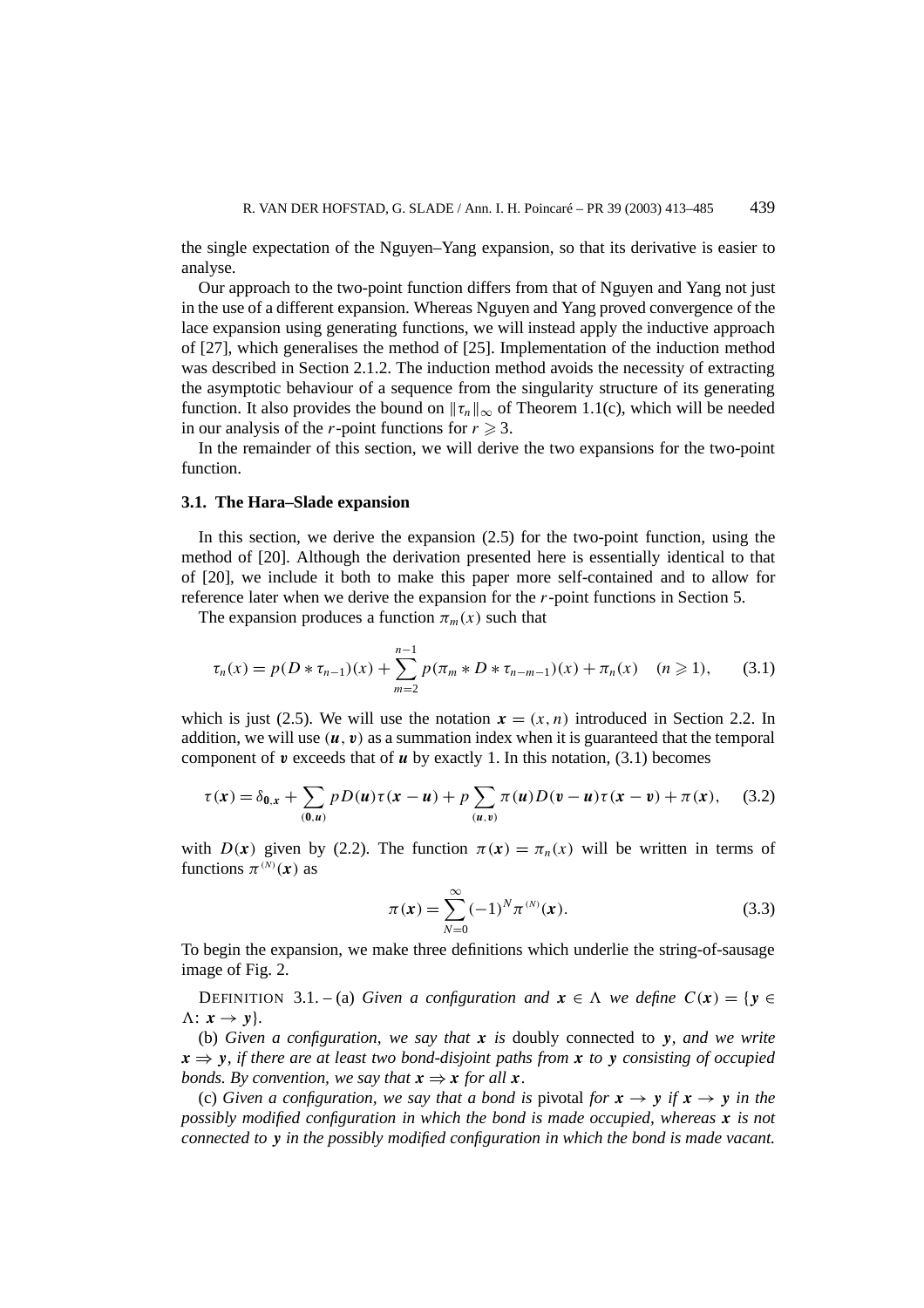the single expectation of the Nguyen–Yang expansion, so that its derivative is easier to analyse.

Our approach to the two-point function differs from that of Nguyen and Yang not just in the use of a different expansion. Whereas Nguyen and Yang proved convergence of the lace expansion using generating functions, we will instead apply the inductive approach of [27], which generalises the method of [25]. Implementation of the induction method was described in Section 2.1.2. The induction method avoids the necessity of extracting the asymptotic behaviour of a sequence from the singularity structure of its generating function. It also provides the bound on $\|\tau_n\|_\infty$ of Theorem 1.1(c), which will be needed in our analysis of the $r$-point functions for $r \geqslant 3$.

In the remainder of this section, we will derive the two expansions for the two-point function.

### 3.1. The Hara–Slade expansion

In this section, we derive the expansion (2.5) for the two-point function, using the method of [20]. Although the derivation presented here is essentially identical to that of [20], we include it both to make this paper more self-contained and to allow for reference later when we derive the expansion for the $r$-point functions in Section 5.

The expansion produces a function $\pi_m(x)$ such that

$$\tau_n(x) = p(D * \tau_{n-1})(x) + \sum_{m=2}^{n-1} p(\pi_m * D * \tau_{n-m-1})(x) + \pi_n(x) \quad (n \geqslant 1), \qquad (3.1)$$

which is just (2.5). We will use the notation $\boldsymbol{x} = (x, n)$ introduced in Section 2.2. In addition, we will use $(\boldsymbol{u}, \boldsymbol{v})$ as a summation index when it is guaranteed that the temporal component of $\boldsymbol{v}$ exceeds that of $\boldsymbol{u}$ by exactly 1. In this notation, (3.1) becomes

$$\tau(\boldsymbol{x}) = \delta_{\boldsymbol{0},\boldsymbol{x}} + \sum_{(\boldsymbol{0},\boldsymbol{u})} pD(\boldsymbol{u})\tau(\boldsymbol{x} - \boldsymbol{u}) + p\sum_{(\boldsymbol{u},\boldsymbol{v})} \pi(\boldsymbol{u})D(\boldsymbol{v} - \boldsymbol{u})\tau(\boldsymbol{x} - \boldsymbol{v}) + \pi(\boldsymbol{x}), \qquad (3.2)$$

with $D(\boldsymbol{x})$ given by (2.2). The function $\pi(\boldsymbol{x}) = \pi_n(x)$ will be written in terms of functions $\pi^{(N)}(\boldsymbol{x})$ as

$$\pi(\boldsymbol{x}) = \sum_{N=0}^{\infty} (-1)^N \pi^{(N)}(\boldsymbol{x}). \qquad (3.3)$$

To begin the expansion, we make three definitions which underlie the string-of-sausage image of Fig. 2.

DEFINITION 3.1. – (a) *Given a configuration and* $\boldsymbol{x} \in \Lambda$ *we define* $C(\boldsymbol{x}) = \{\boldsymbol{y} \in \Lambda: \boldsymbol{x} \to \boldsymbol{y}\}$.

(b) *Given a configuration, we say that* $\boldsymbol{x}$ *is* doubly connected *to* $\boldsymbol{y}$, *and we write* $\boldsymbol{x} \Rightarrow \boldsymbol{y}$, *if there are at least two bond-disjoint paths from* $\boldsymbol{x}$ *to* $\boldsymbol{y}$ *consisting of occupied bonds. By convention, we say that* $\boldsymbol{x} \Rightarrow \boldsymbol{x}$ *for all* $\boldsymbol{x}$.

(c) *Given a configuration, we say that a bond is* pivotal *for* $\boldsymbol{x} \to \boldsymbol{y}$ *if* $\boldsymbol{x} \to \boldsymbol{y}$ *in the possibly modified configuration in which the bond is made occupied, whereas* $\boldsymbol{x}$ *is not connected to* $\boldsymbol{y}$ *in the possibly modified configuration in which the bond is made vacant.*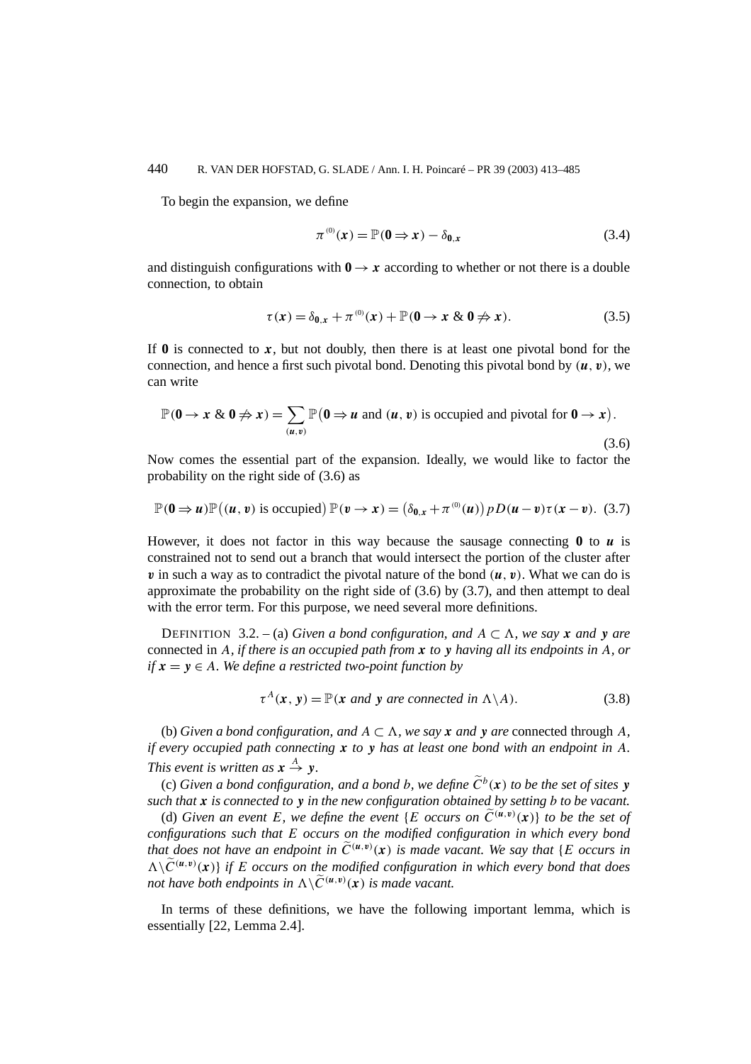To begin the expansion, we define

$$\pi^{(0)}(\boldsymbol{x}) = \mathbb{P}(\mathbf{0} \Rightarrow \boldsymbol{x}) - \delta_{\mathbf{0},\boldsymbol{x}} \tag{3.4}$$

and distinguish configurations with $\mathbf{0} \to \boldsymbol{x}$ according to whether or not there is a double connection, to obtain

$$\tau(\boldsymbol{x}) = \delta_{\mathbf{0},\boldsymbol{x}} + \pi^{(0)}(\boldsymbol{x}) + \mathbb{P}(\mathbf{0} \to \boldsymbol{x} \ \& \ \mathbf{0} \not\Rightarrow \boldsymbol{x}). \tag{3.5}$$

If $\mathbf{0}$ is connected to $\boldsymbol{x}$, but not doubly, then there is at least one pivotal bond for the connection, and hence a first such pivotal bond. Denoting this pivotal bond by $(\boldsymbol{u}, \boldsymbol{v})$, we can write

$$\mathbb{P}(\mathbf{0} \to \boldsymbol{x} \ \& \ \mathbf{0} \not\Rightarrow \boldsymbol{x}) = \sum_{(\boldsymbol{u},\boldsymbol{v})} \mathbb{P}\big(\mathbf{0} \Rightarrow \boldsymbol{u} \text{ and } (\boldsymbol{u}, \boldsymbol{v}) \text{ is occupied and pivotal for } \mathbf{0} \to \boldsymbol{x}\big). \tag{3.6}$$

Now comes the essential part of the expansion. Ideally, we would like to factor the probability on the right side of (3.6) as

$$\mathbb{P}(\mathbf{0} \Rightarrow \boldsymbol{u})\mathbb{P}\big((\boldsymbol{u}, \boldsymbol{v}) \text{ is occupied}\big)\,\mathbb{P}(\boldsymbol{v} \to \boldsymbol{x}) = \big(\delta_{\mathbf{0},\boldsymbol{x}} + \pi^{(0)}(\boldsymbol{u})\big)\,pD(\boldsymbol{u} - \boldsymbol{v})\tau(\boldsymbol{x} - \boldsymbol{v}). \tag{3.7}$$

However, it does not factor in this way because the sausage connecting $\mathbf{0}$ to $\boldsymbol{u}$ is constrained not to send out a branch that would intersect the portion of the cluster after $\boldsymbol{v}$ in such a way as to contradict the pivotal nature of the bond $(\boldsymbol{u}, \boldsymbol{v})$. What we can do is approximate the probability on the right side of (3.6) by (3.7), and then attempt to deal with the error term. For this purpose, we need several more definitions.

DEFINITION 3.2. – (a) *Given a bond configuration, and $A \subset \Lambda$, we say $\boldsymbol{x}$ and $\boldsymbol{y}$ are* connected in $A$, *if there is an occupied path from $\boldsymbol{x}$ to $\boldsymbol{y}$ having all its endpoints in $A$, or if $\boldsymbol{x} = \boldsymbol{y} \in A$. We define a restricted two-point function by*

$$\tau^{A}(\boldsymbol{x}, \boldsymbol{y}) = \mathbb{P}(\boldsymbol{x} \text{ and } \boldsymbol{y} \text{ are connected in } \Lambda \backslash A). \tag{3.8}$$

(b) *Given a bond configuration, and $A \subset \Lambda$, we say $\boldsymbol{x}$ and $\boldsymbol{y}$ are* connected through $A$, *if every occupied path connecting $\boldsymbol{x}$ to $\boldsymbol{y}$ has at least one bond with an endpoint in $A$. This event is written as $\boldsymbol{x} \xrightarrow{A} \boldsymbol{y}$.*

(c) *Given a bond configuration, and a bond $b$, we define $\widetilde{C}^{b}(\boldsymbol{x})$ to be the set of sites $\boldsymbol{y}$ such that $\boldsymbol{x}$ is connected to $\boldsymbol{y}$ in the new configuration obtained by setting $b$ to be vacant.*

(d) *Given an event $E$, we define the event $\{E$ occurs on $\widetilde{C}^{(\boldsymbol{u},\boldsymbol{v})}(\boldsymbol{x})\}$ to be the set of configurations such that $E$ occurs on the modified configuration in which every bond that does not have an endpoint in $\widetilde{C}^{(\boldsymbol{u},\boldsymbol{v})}(\boldsymbol{x})$ is made vacant. We say that $\{E$ occurs in $\Lambda \backslash \widetilde{C}^{(\boldsymbol{u},\boldsymbol{v})}(\boldsymbol{x})\}$ if $E$ occurs on the modified configuration in which every bond that does not have both endpoints in $\Lambda \backslash \widetilde{C}^{(\boldsymbol{u},\boldsymbol{v})}(\boldsymbol{x})$ is made vacant.*

In terms of these definitions, we have the following important lemma, which is essentially [22, Lemma 2.4].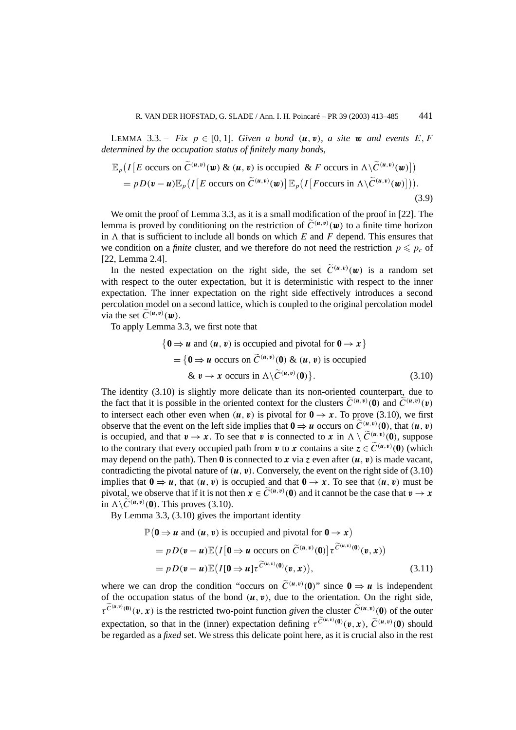LEMMA 3.3. – *Fix $p \in [0,1]$. Given a bond $(\boldsymbol{u},\boldsymbol{v})$, a site $\boldsymbol{w}$ and events $E, F$ determined by the occupation status of finitely many bonds,*

$$
\begin{aligned}
&\mathbb{E}_p\big(I\big[E \text{ occurs on } \widetilde{C}^{(\boldsymbol{u},\boldsymbol{v})}(\boldsymbol{w}) \text{ \& } (\boldsymbol{u},\boldsymbol{v}) \text{ is occupied } \text{ \& } F \text{ occurs in } \Lambda\backslash\widetilde{C}^{(\boldsymbol{u},\boldsymbol{v})}(\boldsymbol{w})\big]\big) \\
&\quad = pD(\boldsymbol{v}-\boldsymbol{u})\mathbb{E}_p\big(I\big[E \text{ occurs on } \widetilde{C}^{(\boldsymbol{u},\boldsymbol{v})}(\boldsymbol{w})\big]\,\mathbb{E}_p\big(I\big[F \text{occurs in } \Lambda\backslash\widetilde{C}^{(\boldsymbol{u},\boldsymbol{v})}(\boldsymbol{w})\big]\big)\big).
\end{aligned}
\tag{3.9}
$$

We omit the proof of Lemma 3.3, as it is a small modification of the proof in [22]. The lemma is proved by conditioning on the restriction of $\widetilde{C}^{(\boldsymbol{u},\boldsymbol{v})}(\boldsymbol{w})$ to a finite time horizon in $\Lambda$ that is sufficient to include all bonds on which $E$ and $F$ depend. This ensures that we condition on a *finite* cluster, and we therefore do not need the restriction $p \leqslant p_c$ of [22, Lemma 2.4].

In the nested expectation on the right side, the set $\widetilde{C}^{(\boldsymbol{u},\boldsymbol{v})}(\boldsymbol{w})$ is a random set with respect to the outer expectation, but it is deterministic with respect to the inner expectation. The inner expectation on the right side effectively introduces a second percolation model on a second lattice, which is coupled to the original percolation model via the set $\widetilde{C}^{(\boldsymbol{u},\boldsymbol{v})}(\boldsymbol{w})$.

To apply Lemma 3.3, we first note that

$$
\begin{aligned}
&\big\{\mathbf{0} \Rightarrow \boldsymbol{u} \text{ and } (\boldsymbol{u},\boldsymbol{v}) \text{ is occupied and pivotal for } \mathbf{0} \to \boldsymbol{x}\big\} \\
&\quad = \big\{\mathbf{0} \Rightarrow \boldsymbol{u} \text{ occurs on } \widetilde{C}^{(\boldsymbol{u},\boldsymbol{v})}(\mathbf{0}) \text{ \& } (\boldsymbol{u},\boldsymbol{v}) \text{ is occupied} \\
&\qquad \text{ \& } \boldsymbol{v} \to \boldsymbol{x} \text{ occurs in } \Lambda\backslash\widetilde{C}^{(\boldsymbol{u},\boldsymbol{v})}(\mathbf{0})\big\}.
\end{aligned}
\tag{3.10}
$$

The identity (3.10) is slightly more delicate than its non-oriented counterpart, due to the fact that it is possible in the oriented context for the clusters $\widetilde{C}^{(\boldsymbol{u},\boldsymbol{v})}(\mathbf{0})$ and $\widetilde{C}^{(\boldsymbol{u},\boldsymbol{v})}(\boldsymbol{v})$ to intersect each other even when $(\boldsymbol{u},\boldsymbol{v})$ is pivotal for $\mathbf{0} \to \boldsymbol{x}$. To prove (3.10), we first observe that the event on the left side implies that $\mathbf{0} \Rightarrow \boldsymbol{u}$ occurs on $\widetilde{C}^{(\boldsymbol{u},\boldsymbol{v})}(\mathbf{0})$, that $(\boldsymbol{u},\boldsymbol{v})$ is occupied, and that $\boldsymbol{v} \to \boldsymbol{x}$. To see that $\boldsymbol{v}$ is connected to $\boldsymbol{x}$ in $\Lambda \setminus \widetilde{C}^{(\boldsymbol{u},\boldsymbol{v})}(\mathbf{0})$, suppose to the contrary that every occupied path from $\boldsymbol{v}$ to $\boldsymbol{x}$ contains a site $\boldsymbol{z} \in \widetilde{C}^{(\boldsymbol{u},\boldsymbol{v})}(\mathbf{0})$ (which may depend on the path). Then $\mathbf{0}$ is connected to $\boldsymbol{x}$ via $\boldsymbol{z}$ even after $(\boldsymbol{u},\boldsymbol{v})$ is made vacant, contradicting the pivotal nature of $(\boldsymbol{u},\boldsymbol{v})$. Conversely, the event on the right side of (3.10) implies that $\mathbf{0} \Rightarrow \boldsymbol{u}$, that $(\boldsymbol{u},\boldsymbol{v})$ is occupied and that $\mathbf{0} \to \boldsymbol{x}$. To see that $(\boldsymbol{u},\boldsymbol{v})$ must be pivotal, we observe that if it is not then $\boldsymbol{x} \in \widetilde{C}^{(\boldsymbol{u},\boldsymbol{v})}(\mathbf{0})$ and it cannot be the case that $\boldsymbol{v} \to \boldsymbol{x}$ in $\Lambda\backslash\widetilde{C}^{(\boldsymbol{u},\boldsymbol{v})}(\mathbf{0})$. This proves (3.10).

By Lemma 3.3, (3.10) gives the important identity

$$
\begin{aligned}
&\mathbb{P}\big(\mathbf{0} \Rightarrow \boldsymbol{u} \text{ and } (\boldsymbol{u},\boldsymbol{v}) \text{ is occupied and pivotal for } \mathbf{0} \to \boldsymbol{x}\big) \\
&\quad = pD(\boldsymbol{v}-\boldsymbol{u})\mathbb{E}\big(I\big[\mathbf{0} \Rightarrow \boldsymbol{u} \text{ occurs on } \widetilde{C}^{(\boldsymbol{u},\boldsymbol{v})}(\mathbf{0})\big]\,\tau^{\widetilde{C}^{(\boldsymbol{u},\boldsymbol{v})}(\mathbf{0})}(\boldsymbol{v},\boldsymbol{x})\big) \\
&\quad = pD(\boldsymbol{v}-\boldsymbol{u})\mathbb{E}\big(I[\mathbf{0} \Rightarrow \boldsymbol{u}]\tau^{\widetilde{C}^{(\boldsymbol{u},\boldsymbol{v})}(\mathbf{0})}(\boldsymbol{v},\boldsymbol{x})\big),
\end{aligned}
\tag{3.11}
$$

where we can drop the condition "occurs on $\widetilde{C}^{(\boldsymbol{u},\boldsymbol{v})}(\mathbf{0})$" since $\mathbf{0} \Rightarrow \boldsymbol{u}$ is independent of the occupation status of the bond $(\boldsymbol{u},\boldsymbol{v})$, due to the orientation. On the right side, $\tau^{\widetilde{C}^{(\boldsymbol{u},\boldsymbol{v})}(\mathbf{0})}(\boldsymbol{v},\boldsymbol{x})$ is the restricted two-point function *given* the cluster $\widetilde{C}^{(\boldsymbol{u},\boldsymbol{v})}(\mathbf{0})$ of the outer expectation, so that in the (inner) expectation defining $\tau^{\widetilde{C}^{(\boldsymbol{u},\boldsymbol{v})}(\mathbf{0})}(\boldsymbol{v},\boldsymbol{x})$, $\widetilde{C}^{(\boldsymbol{u},\boldsymbol{v})}(\mathbf{0})$ should be regarded as a *fixed* set. We stress this delicate point here, as it is crucial also in the rest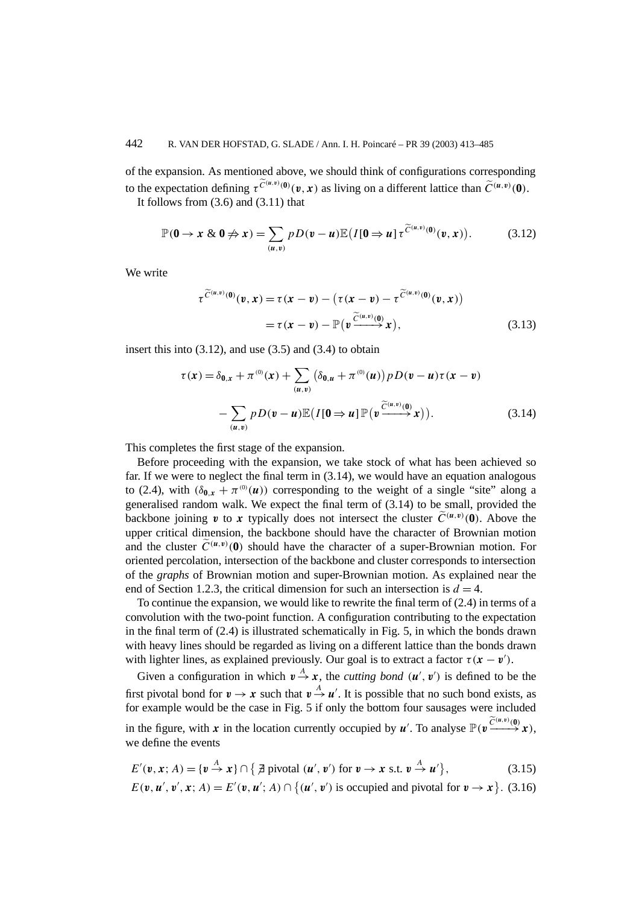of the expansion. As mentioned above, we should think of configurations corresponding to the expectation defining $\tau^{\widetilde{C}^{(\boldsymbol{u},\boldsymbol{v})}(\mathbf{0})}(\boldsymbol{v},\boldsymbol{x})$ as living on a different lattice than $\widetilde{C}^{(\boldsymbol{u},\boldsymbol{v})}(\mathbf{0})$.

It follows from (3.6) and (3.11) that

$$\mathbb{P}(\mathbf{0} \to \boldsymbol{x} \;\&\; \mathbf{0} \not\Rightarrow \boldsymbol{x}) = \sum_{(\boldsymbol{u},\boldsymbol{v})} pD(\boldsymbol{v}-\boldsymbol{u})\mathbb{E}\big(I[\mathbf{0} \Rightarrow \boldsymbol{u}]\,\tau^{\widetilde{C}^{(\boldsymbol{u},\boldsymbol{v})}(\mathbf{0})}(\boldsymbol{v},\boldsymbol{x})\big). \tag{3.12}$$

We write

$$\begin{aligned}
\tau^{\widetilde{C}^{(\boldsymbol{u},\boldsymbol{v})}(\mathbf{0})}(\boldsymbol{v},\boldsymbol{x}) &= \tau(\boldsymbol{x}-\boldsymbol{v}) - \big(\tau(\boldsymbol{x}-\boldsymbol{v}) - \tau^{\widetilde{C}^{(\boldsymbol{u},\boldsymbol{v})}(\mathbf{0})}(\boldsymbol{v},\boldsymbol{x})\big) \\
&= \tau(\boldsymbol{x}-\boldsymbol{v}) - \mathbb{P}\big(\boldsymbol{v} \xrightarrow{\widetilde{C}^{(\boldsymbol{u},\boldsymbol{v})}(\mathbf{0})} \boldsymbol{x}\big),
\end{aligned} \tag{3.13}$$

insert this into (3.12), and use (3.5) and (3.4) to obtain

$$\begin{aligned}
\tau(\boldsymbol{x}) &= \delta_{\mathbf{0},\boldsymbol{x}} + \pi^{(0)}(\boldsymbol{x}) + \sum_{(\boldsymbol{u},\boldsymbol{v})} \big(\delta_{\mathbf{0},\boldsymbol{u}} + \pi^{(0)}(\boldsymbol{u})\big) pD(\boldsymbol{v}-\boldsymbol{u})\tau(\boldsymbol{x}-\boldsymbol{v}) \\
&\quad - \sum_{(\boldsymbol{u},\boldsymbol{v})} pD(\boldsymbol{v}-\boldsymbol{u})\mathbb{E}\big(I[\mathbf{0} \Rightarrow \boldsymbol{u}]\,\mathbb{P}\big(\boldsymbol{v} \xrightarrow{\widetilde{C}^{(\boldsymbol{u},\boldsymbol{v})}(\mathbf{0})} \boldsymbol{x}\big)\big).
\end{aligned} \tag{3.14}$$

This completes the first stage of the expansion.

Before proceeding with the expansion, we take stock of what has been achieved so far. If we were to neglect the final term in (3.14), we would have an equation analogous to (2.4), with $(\delta_{\mathbf{0},\boldsymbol{x}} + \pi^{(0)}(\boldsymbol{u}))$ corresponding to the weight of a single "site" along a generalised random walk. We expect the final term of (3.14) to be small, provided the backbone joining $\boldsymbol{v}$ to $\boldsymbol{x}$ typically does not intersect the cluster $\widetilde{C}^{(\boldsymbol{u},\boldsymbol{v})}(\mathbf{0})$. Above the upper critical dimension, the backbone should have the character of Brownian motion and the cluster $\widetilde{C}^{(\boldsymbol{u},\boldsymbol{v})}(\mathbf{0})$ should have the character of a super-Brownian motion. For oriented percolation, intersection of the backbone and cluster corresponds to intersection of the *graphs* of Brownian motion and super-Brownian motion. As explained near the end of Section 1.2.3, the critical dimension for such an intersection is $d = 4$.

To continue the expansion, we would like to rewrite the final term of (2.4) in terms of a convolution with the two-point function. A configuration contributing to the expectation in the final term of (2.4) is illustrated schematically in Fig. 5, in which the bonds drawn with heavy lines should be regarded as living on a different lattice than the bonds drawn with lighter lines, as explained previously. Our goal is to extract a factor $\tau(\boldsymbol{x}-\boldsymbol{v}')$.

Given a configuration in which $\boldsymbol{v} \xrightarrow{A} \boldsymbol{x}$, the *cutting bond* $(\boldsymbol{u}',\boldsymbol{v}')$ is defined to be the first pivotal bond for $\boldsymbol{v} \to \boldsymbol{x}$ such that $\boldsymbol{v} \xrightarrow{A} \boldsymbol{u}'$. It is possible that no such bond exists, as for example would be the case in Fig. 5 if only the bottom four sausages were included in the figure, with $\boldsymbol{x}$ in the location currently occupied by $\boldsymbol{u}'$. To analyse $\mathbb{P}(\boldsymbol{v} \xrightarrow{\widetilde{C}^{(\boldsymbol{u},\boldsymbol{v})}(\mathbf{0})} \boldsymbol{x})$, we define the events

$$E'(\boldsymbol{v},\boldsymbol{x};A) = \{\boldsymbol{v} \xrightarrow{A} \boldsymbol{x}\} \cap \big\{ \nexists \text{ pivotal } (\boldsymbol{u}',\boldsymbol{v}') \text{ for } \boldsymbol{v} \to \boldsymbol{x} \text{ s.t. } \boldsymbol{v} \xrightarrow{A} \boldsymbol{u}'\big\}, \tag{3.15}$$

$$E(\boldsymbol{v},\boldsymbol{u}',\boldsymbol{v}',\boldsymbol{x};A) = E'(\boldsymbol{v},\boldsymbol{u}';A) \cap \big\{(\boldsymbol{u}',\boldsymbol{v}') \text{ is occupied and pivotal for } \boldsymbol{v} \to \boldsymbol{x}\big\}. \tag{3.16}$$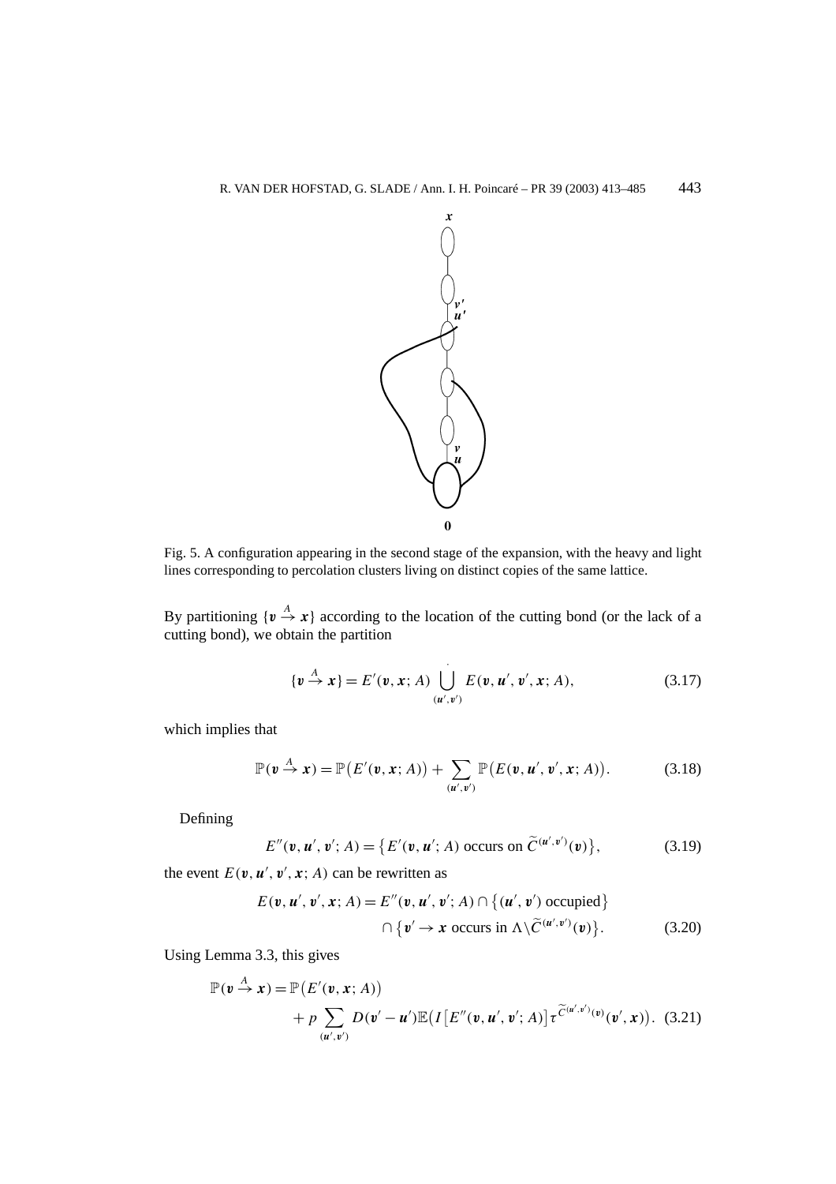Fig. 5. A configuration appearing in the second stage of the expansion, with the heavy and light lines corresponding to percolation clusters living on distinct copies of the same lattice.

By partitioning $\{v \xrightarrow{A} x\}$ according to the location of the cutting bond (or the lack of a cutting bond), we obtain the partition

$$\{v \xrightarrow{A} x\} = E'(v, x; A) \dot{\bigcup_{(u',v')}} E(v, u', v', x; A), \tag{3.17}$$

which implies that

$$\mathbb{P}(v \xrightarrow{A} x) = \mathbb{P}\big(E'(v, x; A)\big) + \sum_{(u',v')} \mathbb{P}\big(E(v, u', v', x; A)\big). \tag{3.18}$$

Defining

$$E''(v, u', v'; A) = \big\{E'(v, u'; A) \text{ occurs on } \widetilde{C}^{(u',v')}(v)\big\}, \tag{3.19}$$

the event $E(v, u', v', x; A)$ can be rewritten as

$$\begin{aligned} E(v, u', v', x; A) = E''(v, u', v'; A) \cap \big\{(u', v') \text{ occupied}\big\} \\ \cap \big\{v' \to x \text{ occurs in } \Lambda \backslash \widetilde{C}^{(u',v')}(v)\big\}. \end{aligned} \tag{3.20}$$

Using Lemma 3.3, this gives

$$\begin{aligned} \mathbb{P}(v \xrightarrow{A} x) &= \mathbb{P}\big(E'(v, x; A)\big) \\ &\quad + p \sum_{(u',v')} D(v' - u') \mathbb{E}\big(I\big[E''(v, u', v'; A)\big] \tau^{\widetilde{C}^{(u',v')}(v)}(v', x)\big). \end{aligned} \tag{3.21}$$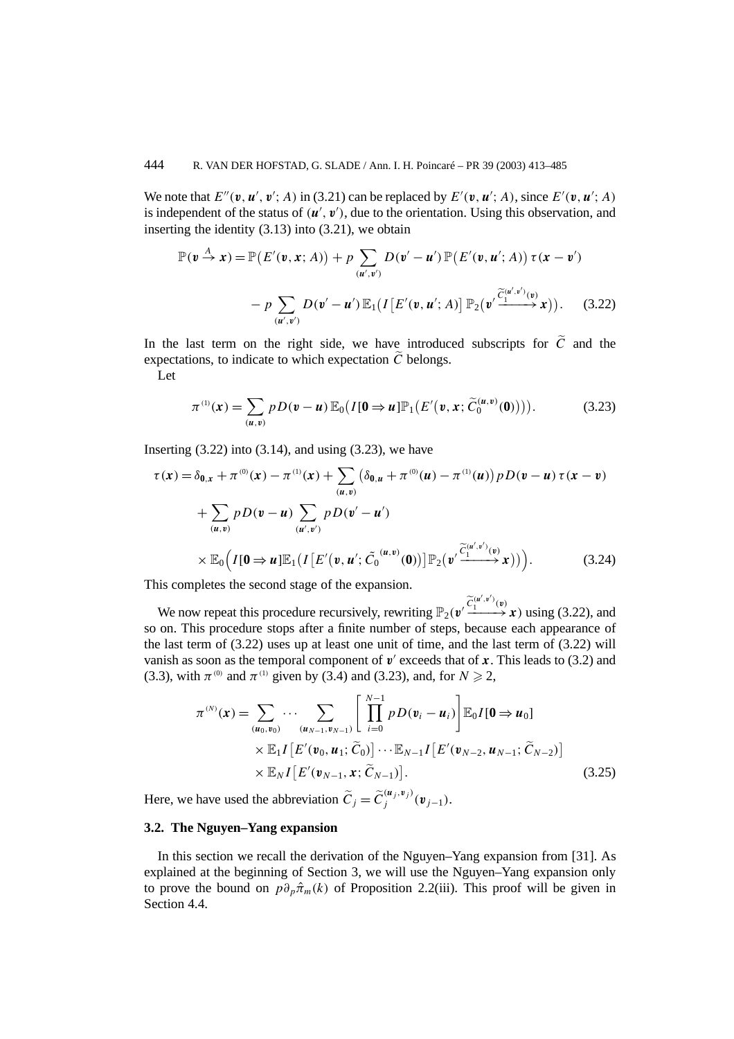We note that $E''(\boldsymbol{v}, \boldsymbol{u}', \boldsymbol{v}'; A)$ in (3.21) can be replaced by $E'(\boldsymbol{v}, \boldsymbol{u}'; A)$, since $E'(\boldsymbol{v}, \boldsymbol{u}'; A)$ is independent of the status of $(\boldsymbol{u}', \boldsymbol{v}')$, due to the orientation. Using this observation, and inserting the identity (3.13) into (3.21), we obtain

$$
\begin{aligned}
\mathbb{P}(\boldsymbol{v} \xrightarrow{A} \boldsymbol{x}) = \mathbb{P}\big(E'(\boldsymbol{v}, \boldsymbol{x}; A)\big) &+ p \sum_{(\boldsymbol{u}', \boldsymbol{v}')} D(\boldsymbol{v}' - \boldsymbol{u}')\, \mathbb{P}\big(E'(\boldsymbol{v}, \boldsymbol{u}'; A)\big)\, \tau(\boldsymbol{x} - \boldsymbol{v}') \\
&- p \sum_{(\boldsymbol{u}', \boldsymbol{v}')} D(\boldsymbol{v}' - \boldsymbol{u}')\, \mathbb{E}_1\big(I\big[E'(\boldsymbol{v}, \boldsymbol{u}'; A)\big]\, \mathbb{P}_2\big(\boldsymbol{v}' \xrightarrow{\widetilde{C}_1^{(\boldsymbol{u}', \boldsymbol{v}')}(\boldsymbol{v})} \boldsymbol{x}\big)\big). \qquad (3.22)
\end{aligned}
$$

In the last term on the right side, we have introduced subscripts for $\widetilde{C}$ and the expectations, to indicate to which expectation $\widetilde{C}$ belongs.

Let

$$
\pi^{(1)}(\boldsymbol{x}) = \sum_{(\boldsymbol{u}, \boldsymbol{v})} p D(\boldsymbol{v} - \boldsymbol{u})\, \mathbb{E}_0\big(I[\boldsymbol{0} \Rightarrow \boldsymbol{u}]\mathbb{P}_1\big(E'\big(\boldsymbol{v}, \boldsymbol{x}; \widetilde{C}_0^{(\boldsymbol{u}, \boldsymbol{v})}(\boldsymbol{0})\big)\big)\big). \qquad (3.23)
$$

Inserting (3.22) into (3.14), and using (3.23), we have

$$
\begin{aligned}
\tau(\boldsymbol{x}) = \delta_{\boldsymbol{0}, \boldsymbol{x}} + \pi^{(0)}(\boldsymbol{x}) - \pi^{(1)}(\boldsymbol{x}) &+ \sum_{(\boldsymbol{u}, \boldsymbol{v})} \big(\delta_{\boldsymbol{0}, \boldsymbol{u}} + \pi^{(0)}(\boldsymbol{u}) - \pi^{(1)}(\boldsymbol{u})\big)\, p D(\boldsymbol{v} - \boldsymbol{u})\, \tau(\boldsymbol{x} - \boldsymbol{v}) \\
&+ \sum_{(\boldsymbol{u}, \boldsymbol{v})} p D(\boldsymbol{v} - \boldsymbol{u}) \sum_{(\boldsymbol{u}', \boldsymbol{v}')} p D(\boldsymbol{v}' - \boldsymbol{u}') \\
&\times \mathbb{E}_0\Big(I[\boldsymbol{0} \Rightarrow \boldsymbol{u}]\mathbb{E}_1\big(I\big[E'\big(\boldsymbol{v}, \boldsymbol{u}'; \tilde{C}_0^{(\boldsymbol{u}, \boldsymbol{v})}(\boldsymbol{0})\big)\big]\, \mathbb{P}_2\big(\boldsymbol{v}' \xrightarrow{\widetilde{C}_1^{(\boldsymbol{u}', \boldsymbol{v}')}(\boldsymbol{v})} \boldsymbol{x}\big)\big)\Big). \qquad (3.24)
\end{aligned}
$$

This completes the second stage of the expansion.

We now repeat this procedure recursively, rewriting $\mathbb{P}_2(\boldsymbol{v}' \xrightarrow{\widetilde{C}_1^{(\boldsymbol{u}', \boldsymbol{v}')}(\boldsymbol{v})} \boldsymbol{x})$ using (3.22), and so on. This procedure stops after a finite number of steps, because each appearance of the last term of (3.22) uses up at least one unit of time, and the last term of (3.22) will vanish as soon as the temporal component of $\boldsymbol{v}'$ exceeds that of $\boldsymbol{x}$. This leads to (3.2) and (3.3), with $\pi^{(0)}$ and $\pi^{(1)}$ given by (3.4) and (3.23), and, for $N \geqslant 2$,

$$
\begin{aligned}
\pi^{(N)}(\boldsymbol{x}) = \sum_{(\boldsymbol{u}_0, \boldsymbol{v}_0)} \cdots \sum_{(\boldsymbol{u}_{N-1}, \boldsymbol{v}_{N-1})} &\left[\prod_{i=0}^{N-1} p D(\boldsymbol{v}_i - \boldsymbol{u}_i)\right] \mathbb{E}_0 I[\boldsymbol{0} \Rightarrow \boldsymbol{u}_0] \\
&\times \mathbb{E}_1 I\big[E'(\boldsymbol{v}_0, \boldsymbol{u}_1; \widetilde{C}_0)\big] \cdots \mathbb{E}_{N-1} I\big[E'(\boldsymbol{v}_{N-2}, \boldsymbol{u}_{N-1}; \widetilde{C}_{N-2})\big] \\
&\times \mathbb{E}_N I\big[E'(\boldsymbol{v}_{N-1}, \boldsymbol{x}; \widetilde{C}_{N-1})\big]. \qquad (3.25)
\end{aligned}
$$

Here, we have used the abbreviation $\widetilde{C}_j = \widetilde{C}_j^{(\boldsymbol{u}_j, \boldsymbol{v}_j)}(\boldsymbol{v}_{j-1})$.

### 3.2. The Nguyen–Yang expansion

In this section we recall the derivation of the Nguyen–Yang expansion from [31]. As explained at the beginning of Section 3, we will use the Nguyen–Yang expansion only to prove the bound on $p\partial_p \hat{\pi}_m(k)$ of Proposition 2.2(iii). This proof will be given in Section 4.4.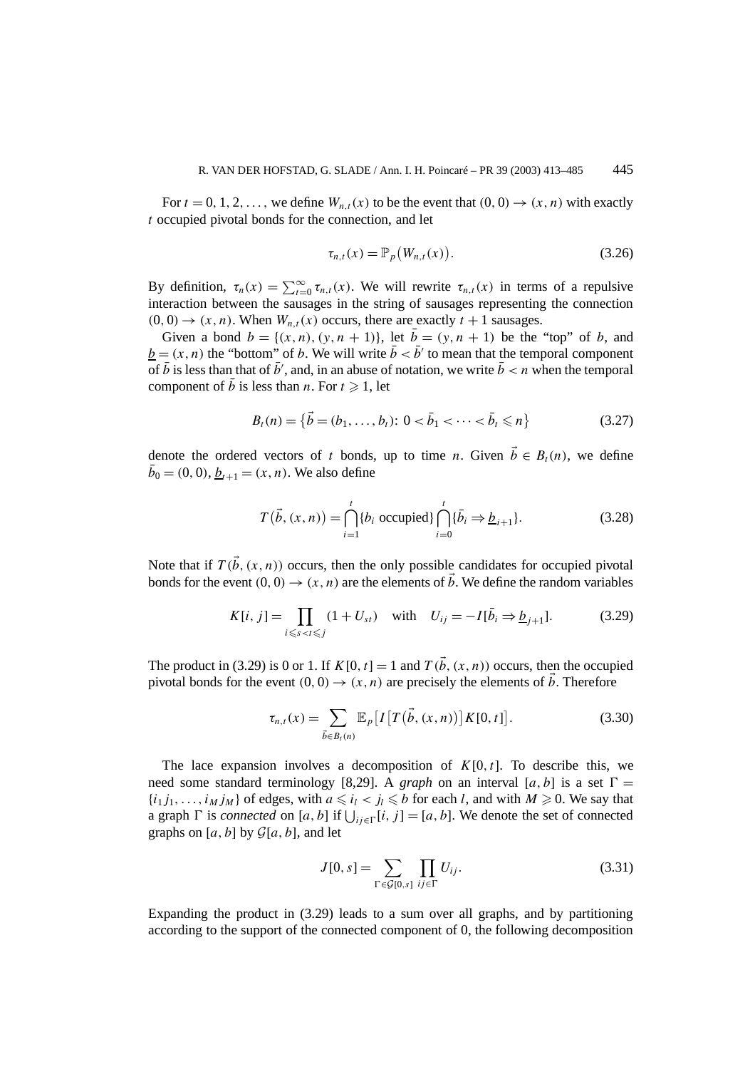For $t = 0, 1, 2, \ldots$, we define $W_{n,t}(x)$ to be the event that $(0,0) \to (x,n)$ with exactly $t$ occupied pivotal bonds for the connection, and let

$$\tau_{n,t}(x) = \mathbb{P}_p\big(W_{n,t}(x)\big). \tag{3.26}$$

By definition, $\tau_n(x) = \sum_{t=0}^{\infty} \tau_{n,t}(x)$. We will rewrite $\tau_{n,t}(x)$ in terms of a repulsive interaction between the sausages in the string of sausages representing the connection $(0,0) \to (x,n)$. When $W_{n,t}(x)$ occurs, there are exactly $t+1$ sausages.

Given a bond $b = \{(x,n), (y,n+1)\}$, let $\bar{b} = (y, n+1)$ be the "top" of $b$, and $\underline{b} = (x,n)$ the "bottom" of $b$. We will write $\bar{b} < \bar{b}'$ to mean that the temporal component of $\bar{b}$ is less than that of $\bar{b}'$, and, in an abuse of notation, we write $\bar{b} < n$ when the temporal component of $\bar{b}$ is less than $n$. For $t \geqslant 1$, let

$$B_t(n) = \big\{\vec{b} = (b_1, \ldots, b_t)\colon\ 0 < \bar{b}_1 < \cdots < \bar{b}_t \leqslant n\big\} \tag{3.27}$$

denote the ordered vectors of $t$ bonds, up to time $n$. Given $\vec{b} \in B_t(n)$, we define $\bar{b}_0 = (0,0)$, $\underline{b}_{t+1} = (x,n)$. We also define

$$T\big(\vec{b}, (x,n)\big) = \bigcap_{i=1}^{t} \{b_i \text{ occupied}\} \bigcap_{i=0}^{t} \{\bar{b}_i \Rightarrow \underline{b}_{i+1}\}. \tag{3.28}$$

Note that if $T(\vec{b}, (x,n))$ occurs, then the only possible candidates for occupied pivotal bonds for the event $(0,0) \to (x,n)$ are the elements of $\vec{b}$. We define the random variables

$$K[i,j] = \prod_{i \leqslant s < t \leqslant j} (1 + U_{st}) \quad \text{with} \quad U_{ij} = -I[\bar{b}_i \Rightarrow \underline{b}_{j+1}]. \tag{3.29}$$

The product in (3.29) is 0 or 1. If $K[0,t] = 1$ and $T(\vec{b}, (x,n))$ occurs, then the occupied pivotal bonds for the event $(0,0) \to (x,n)$ are precisely the elements of $\vec{b}$. Therefore

$$\tau_{n,t}(x) = \sum_{\vec{b} \in B_t(n)} \mathbb{E}_p\big[I\big[T\big(\vec{b}, (x,n)\big)\big] K[0,t]\big]. \tag{3.30}$$

The lace expansion involves a decomposition of $K[0,t]$. To describe this, we need some standard terminology [8,29]. A *graph* on an interval $[a,b]$ is a set $\Gamma = \{i_1 j_1, \ldots, i_M j_M\}$ of edges, with $a \leqslant i_l < j_l \leqslant b$ for each $l$, and with $M \geqslant 0$. We say that a graph $\Gamma$ is *connected* on $[a,b]$ if $\bigcup_{ij \in \Gamma} [i,j] = [a,b]$. We denote the set of connected graphs on $[a,b]$ by $\mathcal{G}[a,b]$, and let

$$J[0,s] = \sum_{\Gamma \in \mathcal{G}[0,s]} \prod_{ij \in \Gamma} U_{ij}. \tag{3.31}$$

Expanding the product in (3.29) leads to a sum over all graphs, and by partitioning according to the support of the connected component of 0, the following decomposition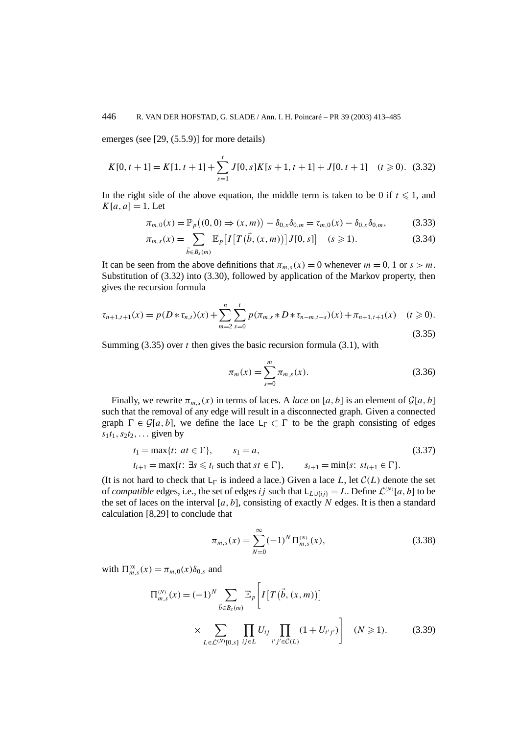emerges (see [29, (5.5.9)] for more details)

$$K[0,t+1] = K[1,t+1] + \sum_{s=1}^{t} J[0,s]K[s+1,t+1] + J[0,t+1] \quad (t \geqslant 0). \tag{3.32}$$

In the right side of the above equation, the middle term is taken to be 0 if $t \leqslant 1$, and $K[a,a] = 1$. Let

$$\pi_{m,0}(x) = \mathbb{P}_p\big((0,0) \Rightarrow (x,m)\big) - \delta_{0,x}\delta_{0,m} = \tau_{m,0}(x) - \delta_{0,x}\delta_{0,m}, \tag{3.33}$$

$$\pi_{m,s}(x) = \sum_{\vec{b} \in B_s(m)} \mathbb{E}_p\big[I\big[T\big(\vec{b},(x,m)\big)\big]J[0,s]\big] \quad (s \geqslant 1). \tag{3.34}$$

It can be seen from the above definitions that $\pi_{m,s}(x) = 0$ whenever $m = 0, 1$ or $s > m$. Substitution of (3.32) into (3.30), followed by application of the Markov property, then gives the recursion formula

$$\tau_{n+1,t+1}(x) = p(D * \tau_{n,t})(x) + \sum_{m=2}^{n} \sum_{s=0}^{t} p(\pi_{m,s} * D * \tau_{n-m,t-s})(x) + \pi_{n+1,t+1}(x) \quad (t \geqslant 0). \tag{3.35}$$

Summing (3.35) over $t$ then gives the basic recursion formula (3.1), with

$$\pi_m(x) = \sum_{s=0}^{m} \pi_{m,s}(x). \tag{3.36}$$

Finally, we rewrite $\pi_{m,s}(x)$ in terms of laces. A *lace* on $[a,b]$ is an element of $\mathcal{G}[a,b]$ such that the removal of any edge will result in a disconnected graph. Given a connected graph $\Gamma \in \mathcal{G}[a,b]$, we define the lace $\mathsf{L}_\Gamma \subset \Gamma$ to be the graph consisting of edges $s_1t_1, s_2t_2, \ldots$ given by

$$t_1 = \max\{t\colon at \in \Gamma\}, \qquad s_1 = a, \tag{3.37}$$

$$t_{i+1} = \max\{t\colon \exists s \leqslant t_i \text{ such that } st \in \Gamma\}, \qquad s_{i+1} = \min\{s\colon st_{i+1} \in \Gamma\}.$$

(It is not hard to check that $\mathsf{L}_\Gamma$ is indeed a lace.) Given a lace $L$, let $\mathcal{C}(L)$ denote the set of *compatible* edges, i.e., the set of edges $ij$ such that $\mathsf{L}_{L\cup\{ij\}} = L$. Define $\mathcal{L}^{(N)}[a,b]$ to be the set of laces on the interval $[a,b]$, consisting of exactly $N$ edges. It is then a standard calculation [8,29] to conclude that

$$\pi_{m,s}(x) = \sum_{N=0}^{\infty} (-1)^N \Pi_{m,s}^{(N)}(x), \tag{3.38}$$

with $\Pi_{m,s}^{(0)}(x) = \pi_{m,0}(x)\delta_{0,s}$ and

$$\Pi_{m,s}^{(N)}(x) = (-1)^N \sum_{\vec{b} \in B_s(m)} \mathbb{E}_p\Bigg[I\big[T\big(\vec{b},(x,m)\big)\big] \times \sum_{L \in \mathcal{L}^{(N)}[0,s]} \prod_{ij \in L} U_{ij} \prod_{i'j' \in \mathcal{C}(L)} (1 + U_{i'j'})\Bigg] \quad (N \geqslant 1). \tag{3.39}$$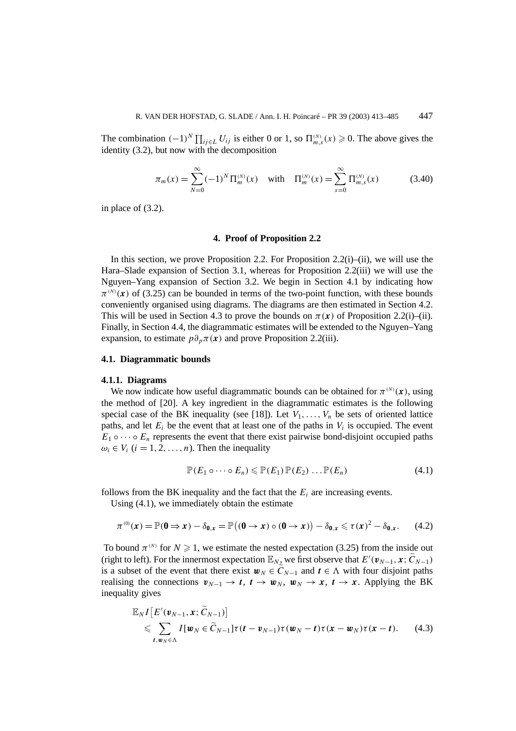The combination $(-1)^N \prod_{ij \in L} U_{ij}$ is either 0 or 1, so $\Pi^{(N)}_{m,s}(x) \geqslant 0$. The above gives the identity (3.2), but now with the decomposition

$$\pi_m(x) = \sum_{N=0}^{\infty} (-1)^N \Pi^{(N)}_m(x) \quad \text{with} \quad \Pi^{(N)}_m(x) = \sum_{s=0}^{\infty} \Pi^{(N)}_{m,s}(x) \tag{3.40}$$

in place of (3.2).

## 4. Proof of Proposition 2.2

In this section, we prove Proposition 2.2. For Proposition 2.2(i)–(ii), we will use the Hara–Slade expansion of Section 3.1, whereas for Proposition 2.2(iii) we will use the Nguyen–Yang expansion of Section 3.2. We begin in Section 4.1 by indicating how $\pi^{(N)}(\boldsymbol{x})$ of (3.25) can be bounded in terms of the two-point function, with these bounds conveniently organised using diagrams. The diagrams are then estimated in Section 4.2. This will be used in Section 4.3 to prove the bounds on $\pi(\boldsymbol{x})$ of Proposition 2.2(i)–(ii). Finally, in Section 4.4, the diagrammatic estimates will be extended to the Nguyen–Yang expansion, to estimate $p\partial_p \pi(\boldsymbol{x})$ and prove Proposition 2.2(iii).

### 4.1. Diagrammatic bounds

#### 4.1.1. Diagrams

We now indicate how useful diagrammatic bounds can be obtained for $\pi^{(N)}(\boldsymbol{x})$, using the method of [20]. A key ingredient in the diagrammatic estimates is the following special case of the BK inequality (see [18]). Let $V_1, \ldots, V_n$ be sets of oriented lattice paths, and let $E_i$ be the event that at least one of the paths in $V_i$ is occupied. The event $E_1 \circ \cdots \circ E_n$ represents the event that there exist pairwise bond-disjoint occupied paths $\omega_i \in V_i$ $(i = 1, 2, \ldots, n)$. Then the inequality

$$\mathbb{P}(E_1 \circ \cdots \circ E_n) \leqslant \mathbb{P}(E_1)\,\mathbb{P}(E_2) \ldots \mathbb{P}(E_n) \tag{4.1}$$

follows from the BK inequality and the fact that the $E_i$ are increasing events.

Using (4.1), we immediately obtain the estimate

$$\pi^{(0)}(\boldsymbol{x}) = \mathbb{P}(\boldsymbol{0} \Rightarrow \boldsymbol{x}) - \delta_{\boldsymbol{0},\boldsymbol{x}} = \mathbb{P}\big((\boldsymbol{0} \to \boldsymbol{x}) \circ (\boldsymbol{0} \to \boldsymbol{x})\big) - \delta_{\boldsymbol{0},\boldsymbol{x}} \leqslant \tau(\boldsymbol{x})^2 - \delta_{\boldsymbol{0},\boldsymbol{x}}. \tag{4.2}$$

To bound $\pi^{(N)}$ for $N \geqslant 1$, we estimate the nested expectation (3.25) from the inside out (right to left). For the innermost expectation $\mathbb{E}_N$, we first observe that $E'(\boldsymbol{v}_{N-1}, \boldsymbol{x}; \widetilde{C}_{N-1})$ is a subset of the event that there exist $\boldsymbol{w}_N \in \widetilde{C}_{N-1}$ and $\boldsymbol{t} \in \Lambda$ with four disjoint paths realising the connections $\boldsymbol{v}_{N-1} \to \boldsymbol{t}$, $\boldsymbol{t} \to \boldsymbol{w}_N$, $\boldsymbol{w}_N \to \boldsymbol{x}$, $\boldsymbol{t} \to \boldsymbol{x}$. Applying the BK inequality gives

$$\begin{aligned}
&\mathbb{E}_N I\big[E'(\boldsymbol{v}_{N-1}, \boldsymbol{x}; \widetilde{C}_{N-1})\big] \\
&\quad \leqslant \sum_{\boldsymbol{t}, \boldsymbol{w}_N \in \Lambda} I[\boldsymbol{w}_N \in \widetilde{C}_{N-1}]\,\tau(\boldsymbol{t} - \boldsymbol{v}_{N-1})\,\tau(\boldsymbol{w}_N - \boldsymbol{t})\,\tau(\boldsymbol{x} - \boldsymbol{w}_N)\,\tau(\boldsymbol{x} - \boldsymbol{t}).
\end{aligned} \tag{4.3}$$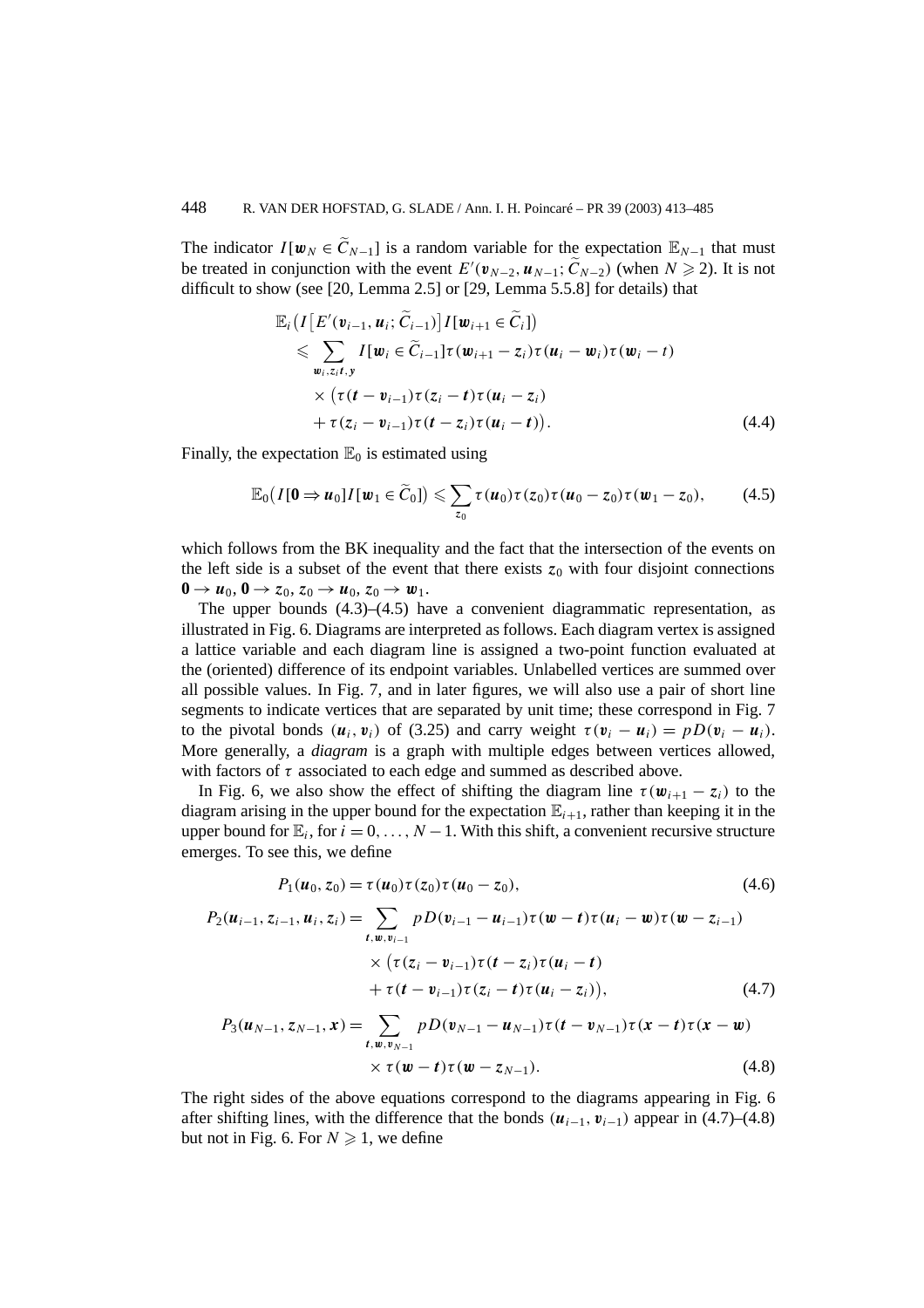The indicator $I[\boldsymbol{w}_N \in \widetilde{C}_{N-1}]$ is a random variable for the expectation $\mathbb{E}_{N-1}$ that must be treated in conjunction with the event $E'(\boldsymbol{v}_{N-2}, \boldsymbol{u}_{N-1}; \widetilde{C}_{N-2})$ (when $N \geqslant 2$). It is not difficult to show (see [20, Lemma 2.5] or [29, Lemma 5.5.8] for details) that

$$
\begin{aligned}
&\mathbb{E}_i\big(I\big[E'(\boldsymbol{v}_{i-1}, \boldsymbol{u}_i; \widetilde{C}_{i-1})\big] I[\boldsymbol{w}_{i+1} \in \widetilde{C}_i]\big) \\
&\quad \leqslant \sum_{\boldsymbol{w}_i, z_i \boldsymbol{t}, \boldsymbol{y}} I[\boldsymbol{w}_i \in \widetilde{C}_{i-1}] \tau(\boldsymbol{w}_{i+1} - z_i) \tau(\boldsymbol{u}_i - \boldsymbol{w}_i) \tau(\boldsymbol{w}_i - t) \\
&\qquad \times \big(\tau(\boldsymbol{t} - \boldsymbol{v}_{i-1}) \tau(z_i - \boldsymbol{t}) \tau(\boldsymbol{u}_i - z_i) \\
&\qquad + \tau(z_i - \boldsymbol{v}_{i-1}) \tau(\boldsymbol{t} - z_i) \tau(\boldsymbol{u}_i - \boldsymbol{t})\big).
\end{aligned} \tag{4.4}
$$

Finally, the expectation $\mathbb{E}_0$ is estimated using

$$
\mathbb{E}_0\big(I[\mathbf{0} \Rightarrow \boldsymbol{u}_0] I[\boldsymbol{w}_1 \in \widetilde{C}_0]\big) \leqslant \sum_{z_0} \tau(\boldsymbol{u}_0) \tau(z_0) \tau(\boldsymbol{u}_0 - z_0) \tau(\boldsymbol{w}_1 - z_0), \tag{4.5}
$$

which follows from the BK inequality and the fact that the intersection of the events on the left side is a subset of the event that there exists $z_0$ with four disjoint connections $\mathbf{0} \to \boldsymbol{u}_0$, $\mathbf{0} \to z_0$, $z_0 \to \boldsymbol{u}_0$, $z_0 \to \boldsymbol{w}_1$.

The upper bounds (4.3)–(4.5) have a convenient diagrammatic representation, as illustrated in Fig. 6. Diagrams are interpreted as follows. Each diagram vertex is assigned a lattice variable and each diagram line is assigned a two-point function evaluated at the (oriented) difference of its endpoint variables. Unlabelled vertices are summed over all possible values. In Fig. 7, and in later figures, we will also use a pair of short line segments to indicate vertices that are separated by unit time; these correspond in Fig. 7 to the pivotal bonds $(\boldsymbol{u}_i, \boldsymbol{v}_i)$ of (3.25) and carry weight $\tau(\boldsymbol{v}_i - \boldsymbol{u}_i) = pD(\boldsymbol{v}_i - \boldsymbol{u}_i)$. More generally, a *diagram* is a graph with multiple edges between vertices allowed, with factors of $\tau$ associated to each edge and summed as described above.

In Fig. 6, we also show the effect of shifting the diagram line $\tau(\boldsymbol{w}_{i+1} - z_i)$ to the diagram arising in the upper bound for the expectation $\mathbb{E}_{i+1}$, rather than keeping it in the upper bound for $\mathbb{E}_i$, for $i = 0, \ldots, N-1$. With this shift, a convenient recursive structure emerges. To see this, we define

$$
P_1(\boldsymbol{u}_0, z_0) = \tau(\boldsymbol{u}_0) \tau(z_0) \tau(\boldsymbol{u}_0 - z_0), \tag{4.6}
$$

$$
\begin{aligned}
P_2(\boldsymbol{u}_{i-1}, z_{i-1}, \boldsymbol{u}_i, z_i) = \sum_{\boldsymbol{t}, \boldsymbol{w}, \boldsymbol{v}_{i-1}} &pD(\boldsymbol{v}_{i-1} - \boldsymbol{u}_{i-1}) \tau(\boldsymbol{w} - \boldsymbol{t}) \tau(\boldsymbol{u}_i - \boldsymbol{w}) \tau(\boldsymbol{w} - z_{i-1}) \\
&\times \big(\tau(z_i - \boldsymbol{v}_{i-1}) \tau(\boldsymbol{t} - z_i) \tau(\boldsymbol{u}_i - \boldsymbol{t}) \\
&+ \tau(\boldsymbol{t} - \boldsymbol{v}_{i-1}) \tau(z_i - \boldsymbol{t}) \tau(\boldsymbol{u}_i - z_i)\big),
\end{aligned} \tag{4.7}
$$

$$
\begin{aligned}
P_3(\boldsymbol{u}_{N-1}, z_{N-1}, \boldsymbol{x}) = \sum_{\boldsymbol{t}, \boldsymbol{w}, \boldsymbol{v}_{N-1}} &pD(\boldsymbol{v}_{N-1} - \boldsymbol{u}_{N-1}) \tau(\boldsymbol{t} - \boldsymbol{v}_{N-1}) \tau(\boldsymbol{x} - \boldsymbol{t}) \tau(\boldsymbol{x} - \boldsymbol{w}) \\
&\times \tau(\boldsymbol{w} - \boldsymbol{t}) \tau(\boldsymbol{w} - z_{N-1}).
\end{aligned} \tag{4.8}
$$

The right sides of the above equations correspond to the diagrams appearing in Fig. 6 after shifting lines, with the difference that the bonds $(\boldsymbol{u}_{i-1}, \boldsymbol{v}_{i-1})$ appear in (4.7)–(4.8) but not in Fig. 6. For $N \geqslant 1$, we define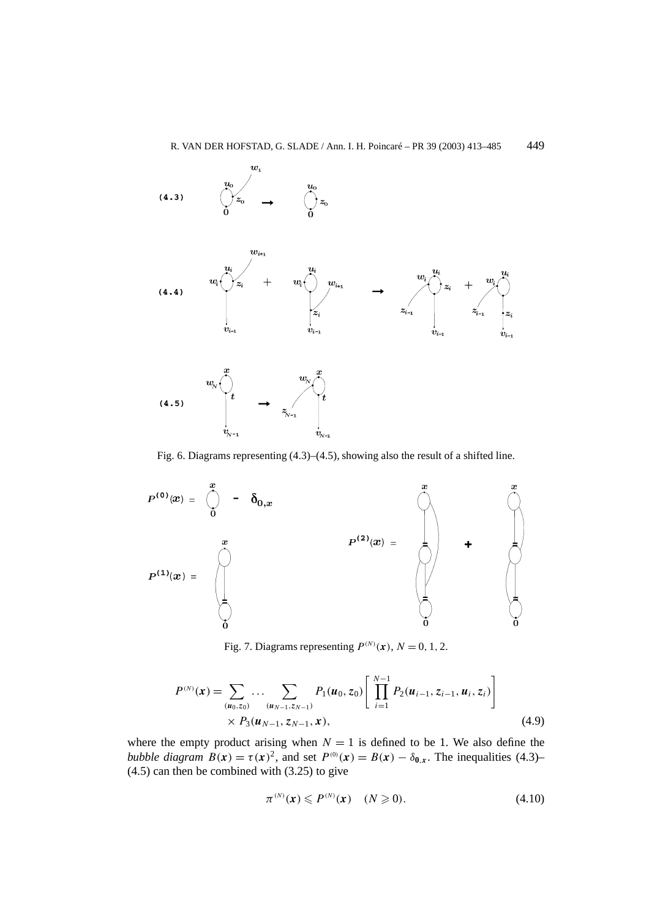Fig. 6. Diagrams representing (4.3)–(4.5), showing also the result of a shifted line.

Fig. 7. Diagrams representing $P^{(N)}(\boldsymbol{x})$, $N = 0, 1, 2$.

$$
P^{(N)}(\boldsymbol{x}) = \sum_{(\boldsymbol{u}_0, z_0)} \cdots \sum_{(\boldsymbol{u}_{N-1}, z_{N-1})} P_1(\boldsymbol{u}_0, z_0) \left[ \prod_{i=1}^{N-1} P_2(\boldsymbol{u}_{i-1}, z_{i-1}, \boldsymbol{u}_i, z_i) \right] \times P_3(\boldsymbol{u}_{N-1}, z_{N-1}, \boldsymbol{x}), \tag{4.9}
$$

where the empty product arising when $N = 1$ is defined to be 1. We also define the *bubble diagram* $B(\boldsymbol{x}) = \tau(\boldsymbol{x})^2$, and set $P^{(0)}(\boldsymbol{x}) = B(\boldsymbol{x}) - \delta_{\boldsymbol{0},\boldsymbol{x}}$. The inequalities (4.3)–(4.5) can then be combined with (3.25) to give

$$
\pi^{(N)}(\boldsymbol{x}) \leqslant P^{(N)}(\boldsymbol{x}) \quad (N \geqslant 0). \tag{4.10}
$$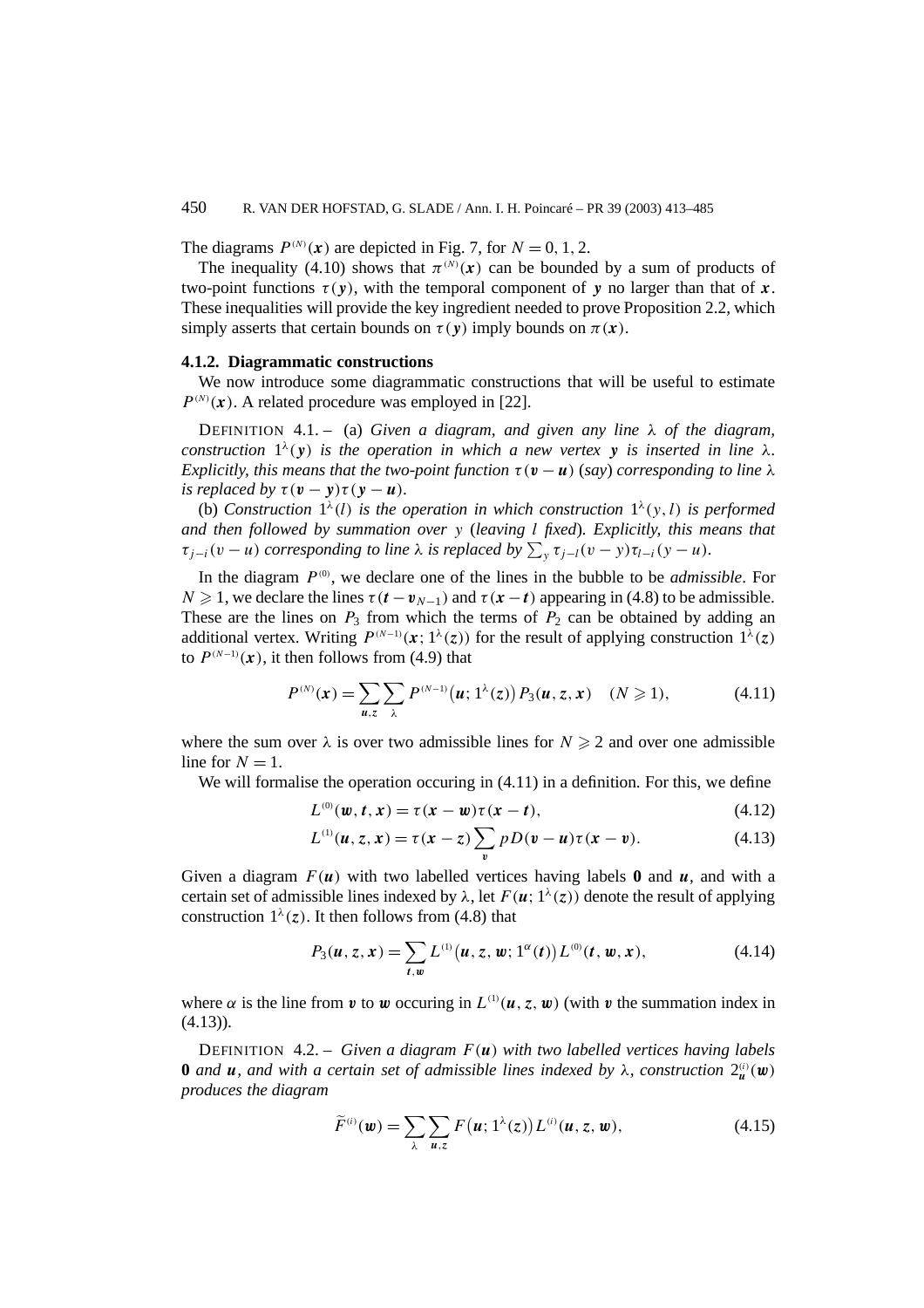The diagrams $P^{(N)}(\boldsymbol{x})$ are depicted in Fig. 7, for $N = 0, 1, 2$.

The inequality (4.10) shows that $\pi^{(N)}(\boldsymbol{x})$ can be bounded by a sum of products of two-point functions $\tau(\boldsymbol{y})$, with the temporal component of $\boldsymbol{y}$ no larger than that of $\boldsymbol{x}$. These inequalities will provide the key ingredient needed to prove Proposition 2.2, which simply asserts that certain bounds on $\tau(\boldsymbol{y})$ imply bounds on $\pi(\boldsymbol{x})$.

#### 4.1.2. Diagrammatic constructions

We now introduce some diagrammatic constructions that will be useful to estimate $P^{(N)}(\boldsymbol{x})$. A related procedure was employed in [22].

DEFINITION 4.1. – (a) *Given a diagram, and given any line $\lambda$ of the diagram, construction $1^{\lambda}(\boldsymbol{y})$ is the operation in which a new vertex $\boldsymbol{y}$ is inserted in line $\lambda$. Explicitly, this means that the two-point function $\tau(\boldsymbol{v}-\boldsymbol{u})$ (say) corresponding to line $\lambda$ is replaced by $\tau(\boldsymbol{v}-\boldsymbol{y})\tau(\boldsymbol{y}-\boldsymbol{u})$.*

(b) *Construction $1^{\lambda}(l)$ is the operation in which construction $1^{\lambda}(y,l)$ is performed and then followed by summation over $y$ (leaving $l$ fixed). Explicitly, this means that $\tau_{j-i}(v-u)$ corresponding to line $\lambda$ is replaced by $\sum_y \tau_{j-l}(v-y)\tau_{l-i}(y-u)$.*

In the diagram $P^{(0)}$, we declare one of the lines in the bubble to be *admissible*. For $N \geqslant 1$, we declare the lines $\tau(\boldsymbol{t}-\boldsymbol{v}_{N-1})$ and $\tau(\boldsymbol{x}-\boldsymbol{t})$ appearing in (4.8) to be admissible. These are the lines on $P_3$ from which the terms of $P_2$ can be obtained by adding an additional vertex. Writing $P^{(N-1)}(\boldsymbol{x}; 1^{\lambda}(\boldsymbol{z}))$ for the result of applying construction $1^{\lambda}(\boldsymbol{z})$ to $P^{(N-1)}(\boldsymbol{x})$, it then follows from (4.9) that

$$P^{(N)}(\boldsymbol{x}) = \sum_{\boldsymbol{u},\boldsymbol{z}} \sum_{\lambda} P^{(N-1)}\big(\boldsymbol{u}; 1^{\lambda}(\boldsymbol{z})\big) P_3(\boldsymbol{u}, \boldsymbol{z}, \boldsymbol{x}) \quad (N \geqslant 1), \tag{4.11}$$

where the sum over $\lambda$ is over two admissible lines for $N \geqslant 2$ and over one admissible line for $N = 1$.

We will formalise the operation occuring in (4.11) in a definition. For this, we define

$$L^{(0)}(\boldsymbol{w}, \boldsymbol{t}, \boldsymbol{x}) = \tau(\boldsymbol{x}-\boldsymbol{w})\tau(\boldsymbol{x}-\boldsymbol{t}), \tag{4.12}$$

$$L^{(1)}(\boldsymbol{u}, \boldsymbol{z}, \boldsymbol{x}) = \tau(\boldsymbol{x}-\boldsymbol{z}) \sum_{\boldsymbol{v}} pD(\boldsymbol{v}-\boldsymbol{u})\tau(\boldsymbol{x}-\boldsymbol{v}). \tag{4.13}$$

Given a diagram $F(\boldsymbol{u})$ with two labelled vertices having labels $\boldsymbol{0}$ and $\boldsymbol{u}$, and with a certain set of admissible lines indexed by $\lambda$, let $F(\boldsymbol{u}; 1^{\lambda}(\boldsymbol{z}))$ denote the result of applying construction $1^{\lambda}(\boldsymbol{z})$. It then follows from (4.8) that

$$P_3(\boldsymbol{u}, \boldsymbol{z}, \boldsymbol{x}) = \sum_{\boldsymbol{t},\boldsymbol{w}} L^{(1)}\big(\boldsymbol{u}, \boldsymbol{z}, \boldsymbol{w}; 1^{\alpha}(\boldsymbol{t})\big) L^{(0)}(\boldsymbol{t}, \boldsymbol{w}, \boldsymbol{x}), \tag{4.14}$$

where $\alpha$ is the line from $\boldsymbol{v}$ to $\boldsymbol{w}$ occuring in $L^{(1)}(\boldsymbol{u}, \boldsymbol{z}, \boldsymbol{w})$ (with $\boldsymbol{v}$ the summation index in (4.13)).

DEFINITION 4.2. – *Given a diagram $F(\boldsymbol{u})$ with two labelled vertices having labels $\boldsymbol{0}$ and $\boldsymbol{u}$, and with a certain set of admissible lines indexed by $\lambda$, construction $2^{(i)}_{\boldsymbol{u}}(\boldsymbol{w})$ produces the diagram*

$$\widetilde{F}^{(i)}(\boldsymbol{w}) = \sum_{\lambda} \sum_{\boldsymbol{u},\boldsymbol{z}} F\big(\boldsymbol{u}; 1^{\lambda}(\boldsymbol{z})\big) L^{(i)}(\boldsymbol{u}, \boldsymbol{z}, \boldsymbol{w}), \tag{4.15}$$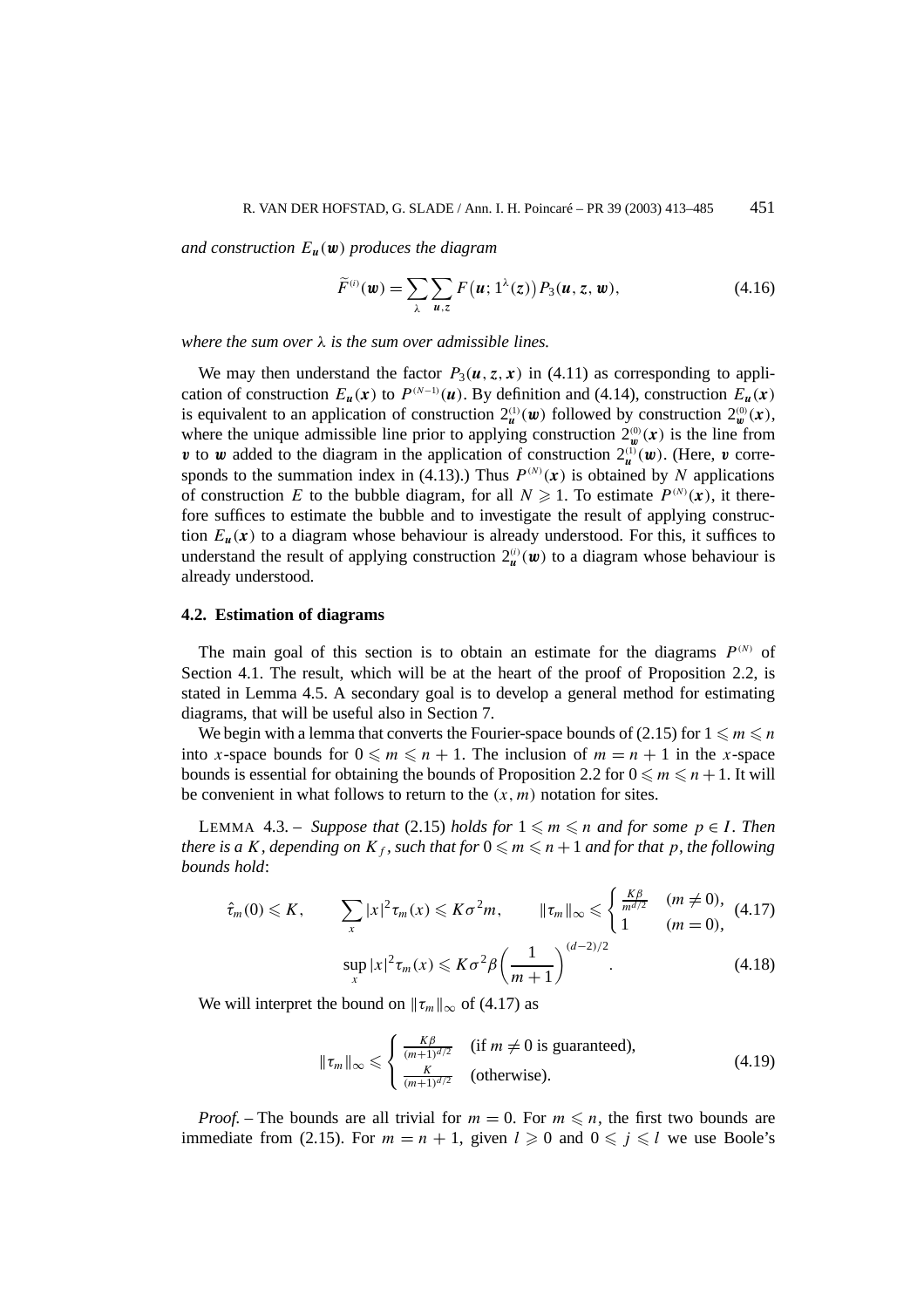*and construction $E_{\boldsymbol{u}}(\boldsymbol{w})$ produces the diagram*

$$\widetilde{F}^{(i)}(\boldsymbol{w}) = \sum_{\lambda} \sum_{\boldsymbol{u},\boldsymbol{z}} F\big(\boldsymbol{u}; 1^{\lambda}(\boldsymbol{z})\big) P_3(\boldsymbol{u}, \boldsymbol{z}, \boldsymbol{w}), \tag{4.16}$$

*where the sum over $\lambda$ is the sum over admissible lines.*

We may then understand the factor $P_3(\boldsymbol{u}, z, \boldsymbol{x})$ in (4.11) as corresponding to application of construction $E_{\boldsymbol{u}}(\boldsymbol{x})$ to $P^{(N-1)}(\boldsymbol{u})$. By definition and (4.14), construction $E_{\boldsymbol{u}}(\boldsymbol{x})$ is equivalent to an application of construction $2_{\boldsymbol{u}}^{(1)}(\boldsymbol{w})$ followed by construction $2_{\boldsymbol{w}}^{(0)}(\boldsymbol{x})$, where the unique admissible line prior to applying construction $2_{\boldsymbol{w}}^{(0)}(\boldsymbol{x})$ is the line from $\boldsymbol{v}$ to $\boldsymbol{w}$ added to the diagram in the application of construction $2_{\boldsymbol{u}}^{(1)}(\boldsymbol{w})$. (Here, $\boldsymbol{v}$ corresponds to the summation index in (4.13).) Thus $P^{(N)}(\boldsymbol{x})$ is obtained by $N$ applications of construction $E$ to the bubble diagram, for all $N \geqslant 1$. To estimate $P^{(N)}(\boldsymbol{x})$, it therefore suffices to estimate the bubble and to investigate the result of applying construction $E_{\boldsymbol{u}}(\boldsymbol{x})$ to a diagram whose behaviour is already understood. For this, it suffices to understand the result of applying construction $2_{\boldsymbol{u}}^{(i)}(\boldsymbol{w})$ to a diagram whose behaviour is already understood.

### 4.2. Estimation of diagrams

The main goal of this section is to obtain an estimate for the diagrams $P^{(N)}$ of Section 4.1. The result, which will be at the heart of the proof of Proposition 2.2, is stated in Lemma 4.5. A secondary goal is to develop a general method for estimating diagrams, that will be useful also in Section 7.

We begin with a lemma that converts the Fourier-space bounds of (2.15) for $1 \leqslant m \leqslant n$ into $x$-space bounds for $0 \leqslant m \leqslant n+1$. The inclusion of $m = n+1$ in the $x$-space bounds is essential for obtaining the bounds of Proposition 2.2 for $0 \leqslant m \leqslant n+1$. It will be convenient in what follows to return to the $(x, m)$ notation for sites.

LEMMA 4.3. – *Suppose that* (2.15) *holds for $1 \leqslant m \leqslant n$ and for some $p \in I$. Then there is a $K$, depending on $K_f$, such that for $0 \leqslant m \leqslant n+1$ and for that $p$, the following bounds hold*:

$$\hat{\tau}_m(0) \leqslant K, \qquad \sum_x |x|^2 \tau_m(x) \leqslant K\sigma^2 m, \qquad \|\tau_m\|_\infty \leqslant \begin{cases} \frac{K\beta}{m^{d/2}} & (m \neq 0), \\ 1 & (m = 0), \end{cases} \tag{4.17}$$

$$\sup_x |x|^2 \tau_m(x) \leqslant K\sigma^2 \beta \left(\frac{1}{m+1}\right)^{(d-2)/2}. \tag{4.18}$$

We will interpret the bound on $\|\tau_m\|_\infty$ of (4.17) as

$$\|\tau_m\|_\infty \leqslant \begin{cases} \frac{K\beta}{(m+1)^{d/2}} & (\text{if } m \neq 0 \text{ is guaranteed}), \\ \frac{K}{(m+1)^{d/2}} & (\text{otherwise}). \end{cases} \tag{4.19}$$

*Proof.* – The bounds are all trivial for $m = 0$. For $m \leqslant n$, the first two bounds are immediate from (2.15). For $m = n+1$, given $l \geqslant 0$ and $0 \leqslant j \leqslant l$ we use Boole's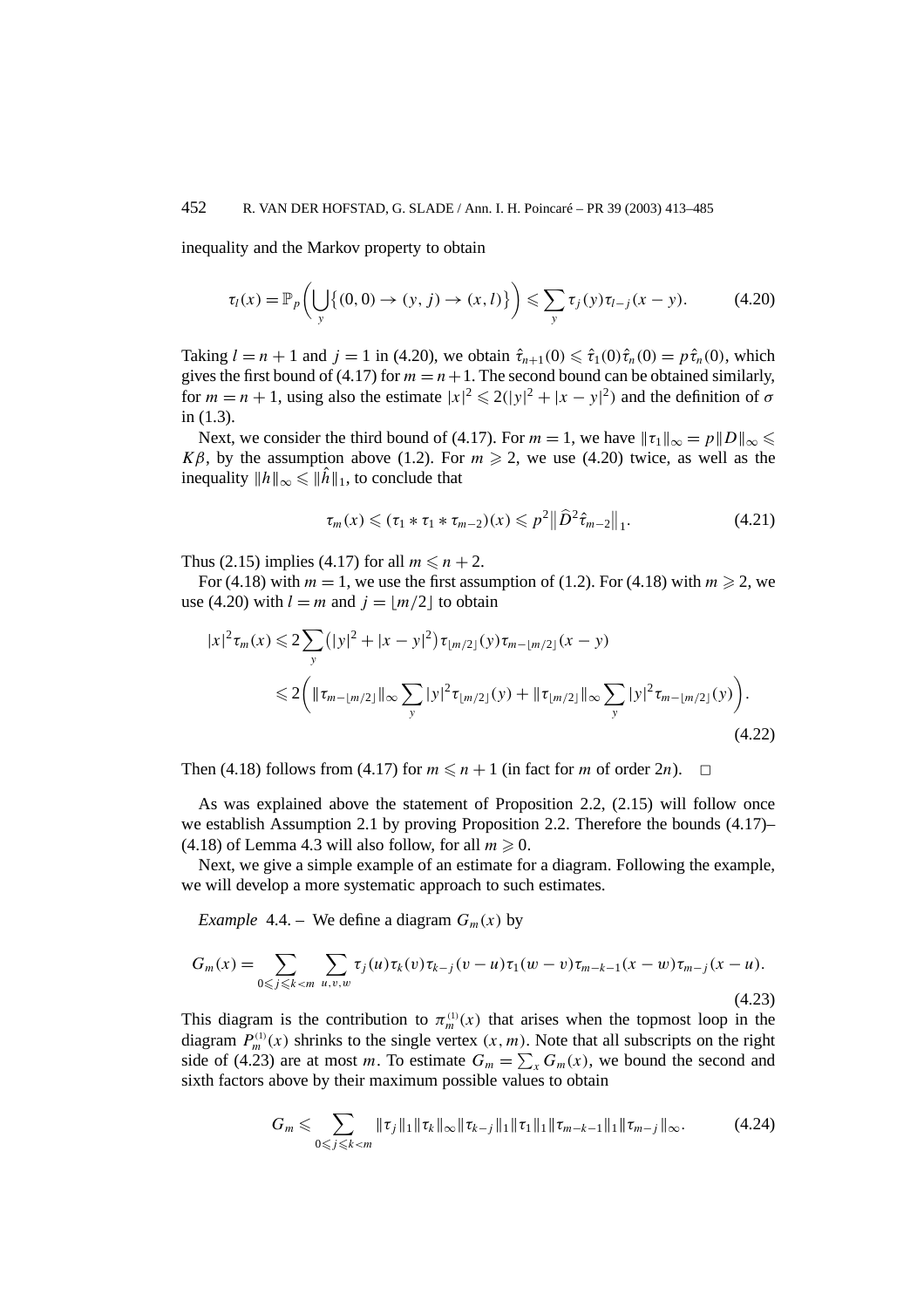inequality and the Markov property to obtain

$$\tau_l(x) = \mathbb{P}_p\bigg(\bigcup_y \{(0,0) \to (y,j) \to (x,l)\}\bigg) \leqslant \sum_y \tau_j(y)\tau_{l-j}(x-y). \tag{4.20}$$

Taking $l = n+1$ and $j = 1$ in (4.20), we obtain $\hat{\tau}_{n+1}(0) \leqslant \hat{\tau}_1(0)\hat{\tau}_n(0) = p\hat{\tau}_n(0)$, which gives the first bound of (4.17) for $m = n+1$. The second bound can be obtained similarly, for $m = n+1$, using also the estimate $|x|^2 \leqslant 2(|y|^2 + |x-y|^2)$ and the definition of $\sigma$ in (1.3).

Next, we consider the third bound of (4.17). For $m = 1$, we have $\|\tau_1\|_\infty = p\|D\|_\infty \leqslant K\beta$, by the assumption above (1.2). For $m \geqslant 2$, we use (4.20) twice, as well as the inequality $\|h\|_\infty \leqslant \|\hat{h}\|_1$, to conclude that

$$\tau_m(x) \leqslant (\tau_1 * \tau_1 * \tau_{m-2})(x) \leqslant p^2 \big\|\widehat{D}^2 \hat{\tau}_{m-2}\big\|_1. \tag{4.21}$$

Thus (2.15) implies (4.17) for all $m \leqslant n+2$.

For (4.18) with $m = 1$, we use the first assumption of (1.2). For (4.18) with $m \geqslant 2$, we use (4.20) with $l = m$ and $j = \lfloor m/2 \rfloor$ to obtain

$$\begin{aligned} |x|^2 \tau_m(x) &\leqslant 2\sum_y \big(|y|^2 + |x-y|^2\big)\tau_{\lfloor m/2\rfloor}(y)\tau_{m-\lfloor m/2\rfloor}(x-y) \\ &\leqslant 2\bigg(\|\tau_{m-\lfloor m/2\rfloor}\|_\infty \sum_y |y|^2 \tau_{\lfloor m/2\rfloor}(y) + \|\tau_{\lfloor m/2\rfloor}\|_\infty \sum_y |y|^2 \tau_{m-\lfloor m/2\rfloor}(y)\bigg). \end{aligned} \tag{4.22}$$

Then (4.18) follows from (4.17) for $m \leqslant n+1$ (in fact for $m$ of order $2n$). $\square$

As was explained above the statement of Proposition 2.2, (2.15) will follow once we establish Assumption 2.1 by proving Proposition 2.2. Therefore the bounds (4.17)–(4.18) of Lemma 4.3 will also follow, for all $m \geqslant 0$.

Next, we give a simple example of an estimate for a diagram. Following the example, we will develop a more systematic approach to such estimates.

*Example* 4.4. – We define a diagram $G_m(x)$ by

$$G_m(x) = \sum_{0 \leqslant j \leqslant k < m} \sum_{u,v,w} \tau_j(u)\tau_k(v)\tau_{k-j}(v-u)\tau_1(w-v)\tau_{m-k-1}(x-w)\tau_{m-j}(x-u). \tag{4.23}$$

This diagram is the contribution to $\pi_m^{(1)}(x)$ that arises when the topmost loop in the diagram $P_m^{(1)}(x)$ shrinks to the single vertex $(x,m)$. Note that all subscripts on the right side of (4.23) are at most $m$. To estimate $G_m = \sum_x G_m(x)$, we bound the second and sixth factors above by their maximum possible values to obtain

$$G_m \leqslant \sum_{0 \leqslant j \leqslant k < m} \|\tau_j\|_1 \|\tau_k\|_\infty \|\tau_{k-j}\|_1 \|\tau_1\|_1 \|\tau_{m-k-1}\|_1 \|\tau_{m-j}\|_\infty. \tag{4.24}$$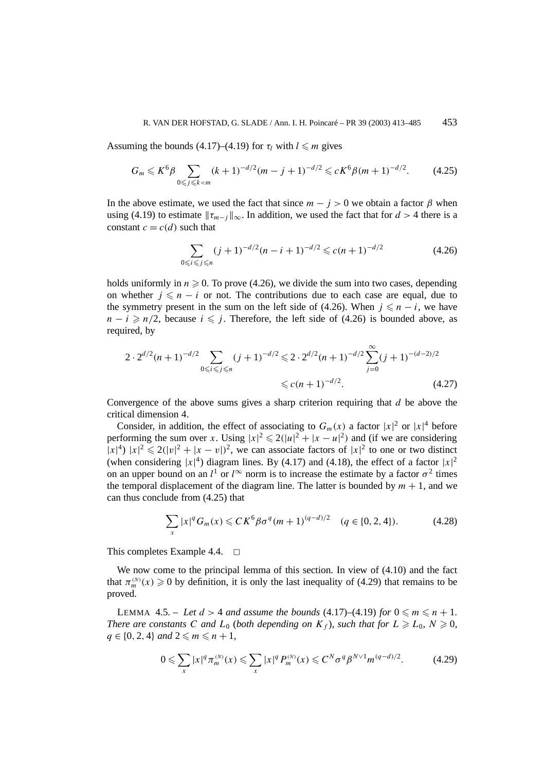Assuming the bounds (4.17)–(4.19) for $\tau_l$ with $l \leqslant m$ gives

$$G_m \leqslant K^6 \beta \sum_{0 \leqslant j \leqslant k < m} (k+1)^{-d/2}(m-j+1)^{-d/2} \leqslant cK^6 \beta (m+1)^{-d/2}. \tag{4.25}$$

In the above estimate, we used the fact that since $m - j > 0$ we obtain a factor $\beta$ when using (4.19) to estimate $\|\tau_{m-j}\|_\infty$. In addition, we used the fact that for $d > 4$ there is a constant $c = c(d)$ such that

$$\sum_{0 \leqslant i \leqslant j \leqslant n} (j+1)^{-d/2}(n-i+1)^{-d/2} \leqslant c(n+1)^{-d/2} \tag{4.26}$$

holds uniformly in $n \geqslant 0$. To prove (4.26), we divide the sum into two cases, depending on whether $j \leqslant n - i$ or not. The contributions due to each case are equal, due to the symmetry present in the sum on the left side of (4.26). When $j \leqslant n - i$, we have $n - i \geqslant n/2$, because $i \leqslant j$. Therefore, the left side of (4.26) is bounded above, as required, by

$$\begin{aligned} 2 \cdot 2^{d/2}(n+1)^{-d/2} \sum_{0 \leqslant i \leqslant j \leqslant n} (j+1)^{-d/2} &\leqslant 2 \cdot 2^{d/2}(n+1)^{-d/2} \sum_{j=0}^{\infty} (j+1)^{-(d-2)/2} \\ &\leqslant c(n+1)^{-d/2}. \end{aligned} \tag{4.27}$$

Convergence of the above sums gives a sharp criterion requiring that $d$ be above the critical dimension 4.

Consider, in addition, the effect of associating to $G_m(x)$ a factor $|x|^2$ or $|x|^4$ before performing the sum over $x$. Using $|x|^2 \leqslant 2(|u|^2 + |x-u|^2)$ and (if we are considering $|x|^4$) $|x|^2 \leqslant 2(|v|^2 + |x-v|)^2$, we can associate factors of $|x|^2$ to one or two distinct (when considering $|x|^4$) diagram lines. By (4.17) and (4.18), the effect of a factor $|x|^2$ on an upper bound on an $l^1$ or $l^\infty$ norm is to increase the estimate by a factor $\sigma^2$ times the temporal displacement of the diagram line. The latter is bounded by $m+1$, and we can thus conclude from (4.25) that

$$\sum_x |x|^q G_m(x) \leqslant CK^6 \beta \sigma^q (m+1)^{(q-d)/2} \quad (q \in \{0, 2, 4\}). \tag{4.28}$$

This completes Example 4.4. $\square$

We now come to the principal lemma of this section. In view of (4.10) and the fact that $\pi_m^{(N)}(x) \geqslant 0$ by definition, it is only the last inequality of (4.29) that remains to be proved.

LEMMA 4.5. – *Let $d > 4$ and assume the bounds* (4.17)–(4.19) *for $0 \leqslant m \leqslant n+1$. There are constants $C$ and $L_0$* (*both depending on $K_f$*)*, such that for $L \geqslant L_0$, $N \geqslant 0$, $q \in \{0, 2, 4\}$ and $2 \leqslant m \leqslant n+1$,*

$$0 \leqslant \sum_x |x|^q \pi_m^{(N)}(x) \leqslant \sum_x |x|^q P_m^{(N)}(x) \leqslant C^N \sigma^q \beta^{N \vee 1} m^{(q-d)/2}. \tag{4.29}$$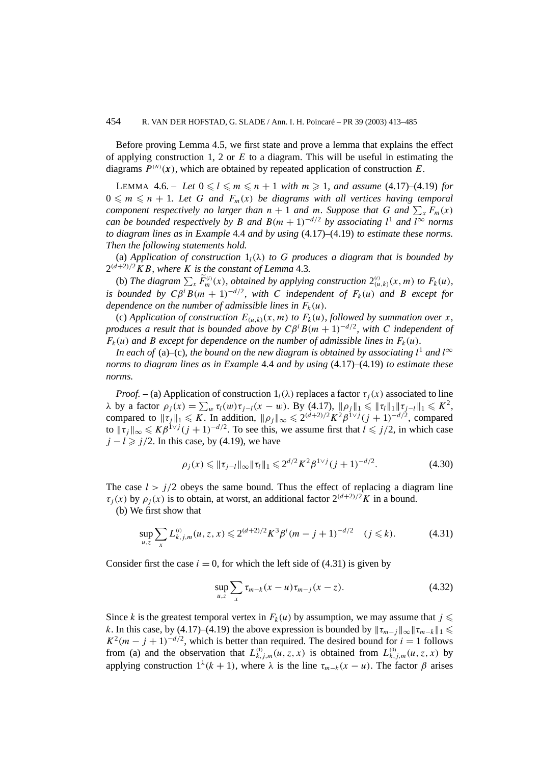Before proving Lemma 4.5, we first state and prove a lemma that explains the effect of applying construction 1, 2 or $E$ to a diagram. This will be useful in estimating the diagrams $P^{(N)}(\boldsymbol{x})$, which are obtained by repeated application of construction $E$.

LEMMA 4.6. – *Let $0 \leqslant l \leqslant m \leqslant n+1$ with $m \geqslant 1$, and assume* (4.17)–(4.19) *for $0 \leqslant m \leqslant n+1$. Let $G$ and $F_m(x)$ be diagrams with all vertices having temporal component respectively no larger than $n+1$ and $m$. Suppose that $G$ and $\sum_x F_m(x)$ can be bounded respectively by $B$ and $B(m+1)^{-d/2}$ by associating $l^1$ and $l^\infty$ norms to diagram lines as in Example* 4.4 *and by using* (4.17)–(4.19) *to estimate these norms. Then the following statements hold.*

(a) *Application of construction $1_l(\lambda)$ to $G$ produces a diagram that is bounded by $2^{(d+2)/2}KB$, where $K$ is the constant of Lemma* 4.3*.*

(b) *The diagram $\sum_x \widetilde{F}_m^{(i)}(x)$, obtained by applying construction $2^{(i)}_{(u,k)}(x,m)$ to $F_k(u)$, is bounded by $C\beta^i B(m+1)^{-d/2}$, with $C$ independent of $F_k(u)$ and $B$ except for dependence on the number of admissible lines in $F_k(u)$.*

(c) *Application of construction $E_{(u,k)}(x,m)$ to $F_k(u)$, followed by summation over $x$, produces a result that is bounded above by $C\beta^i B(m+1)^{-d/2}$, with $C$ independent of $F_k(u)$ and $B$ except for dependence on the number of admissible lines in $F_k(u)$.*

*In each of* (a)–(c)*, the bound on the new diagram is obtained by associating $l^1$ and $l^\infty$ norms to diagram lines as in Example* 4.4 *and by using* (4.17)–(4.19) *to estimate these norms.*

*Proof.* – (a) Application of construction $1_l(\lambda)$ replaces a factor $\tau_j(x)$ associated to line $\lambda$ by a factor $\rho_j(x) = \sum_w \tau_l(w)\tau_{j-l}(x-w)$. By (4.17), $\|\rho_j\|_1 \leqslant \|\tau_l\|_1\|\tau_{j-l}\|_1 \leqslant K^2$, compared to $\|\tau_j\|_1 \leqslant K$. In addition, $\|\rho_j\|_\infty \leqslant 2^{(d+2)/2}K^2\beta^{1\vee j}(j+1)^{-d/2}$, compared to $\|\tau_j\|_\infty \leqslant K\beta^{1\vee j}(j+1)^{-d/2}$. To see this, we assume first that $l \leqslant j/2$, in which case $j-l \geqslant j/2$. In this case, by (4.19), we have

$$\rho_j(x) \leqslant \|\tau_{j-l}\|_\infty\|\tau_l\|_1 \leqslant 2^{d/2}K^2\beta^{1\vee j}(j+1)^{-d/2}. \tag{4.30}$$

The case $l > j/2$ obeys the same bound. Thus the effect of replacing a diagram line $\tau_j(x)$ by $\rho_j(x)$ is to obtain, at worst, an additional factor $2^{(d+2)/2}K$ in a bound.

(b) We first show that

$$\sup_{u,z}\sum_x L^{(i)}_{k,j,m}(u,z,x) \leqslant 2^{(d+2)/2}K^3\beta^i(m-j+1)^{-d/2} \quad (j \leqslant k). \tag{4.31}$$

Consider first the case $i=0$, for which the left side of (4.31) is given by

$$\sup_{u,z}\sum_x \tau_{m-k}(x-u)\tau_{m-j}(x-z). \tag{4.32}$$

Since $k$ is the greatest temporal vertex in $F_k(u)$ by assumption, we may assume that $j \leqslant k$. In this case, by (4.17)–(4.19) the above expression is bounded by $\|\tau_{m-j}\|_\infty\|\tau_{m-k}\|_1 \leqslant K^2(m-j+1)^{-d/2}$, which is better than required. The desired bound for $i=1$ follows from (a) and the observation that $L^{(1)}_{k,j,m}(u,z,x)$ is obtained from $L^{(0)}_{k,j,m}(u,z,x)$ by applying construction $1^\lambda(k+1)$, where $\lambda$ is the line $\tau_{m-k}(x-u)$. The factor $\beta$ arises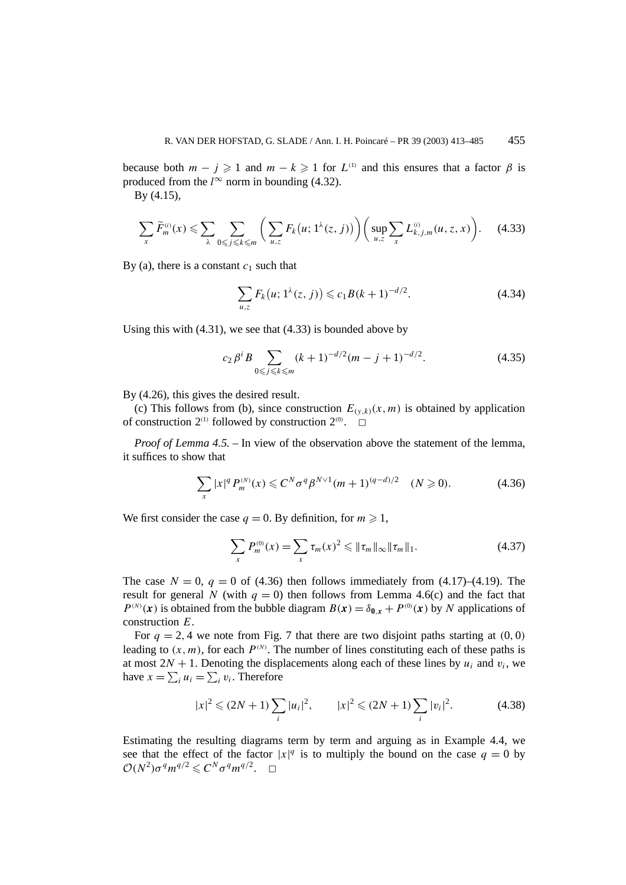because both $m - j \geqslant 1$ and $m - k \geqslant 1$ for $L^{(1)}$ and this ensures that a factor $\beta$ is produced from the $l^\infty$ norm in bounding (4.32).

By (4.15),

$$\sum_x \widetilde{F}_m^{(i)}(x) \leqslant \sum_\lambda \sum_{0 \leqslant j \leqslant k \leqslant m} \left( \sum_{u,z} F_k\big(u; 1^\lambda(z, j)\big) \right) \left( \sup_{u,z} \sum_x L_{k,j,m}^{(i)}(u, z, x) \right). \tag{4.33}$$

By (a), there is a constant $c_1$ such that

$$\sum_{u,z} F_k\big(u; 1^\lambda(z, j)\big) \leqslant c_1 B(k+1)^{-d/2}. \tag{4.34}$$

Using this with (4.31), we see that (4.33) is bounded above by

$$c_2 \beta^i B \sum_{0 \leqslant j \leqslant k \leqslant m} (k+1)^{-d/2} (m - j + 1)^{-d/2}. \tag{4.35}$$

By (4.26), this gives the desired result.

(c) This follows from (b), since construction $E_{(y,k)}(x, m)$ is obtained by application of construction $2^{(1)}$ followed by construction $2^{(0)}$. $\square$

*Proof of Lemma 4.5.* – In view of the observation above the statement of the lemma, it suffices to show that

$$\sum_x |x|^q P_m^{(N)}(x) \leqslant C^N \sigma^q \beta^{N \vee 1} (m+1)^{(q-d)/2} \quad (N \geqslant 0). \tag{4.36}$$

We first consider the case $q = 0$. By definition, for $m \geqslant 1$,

$$\sum_x P_m^{(0)}(x) = \sum_x \tau_m(x)^2 \leqslant \|\tau_m\|_\infty \|\tau_m\|_1. \tag{4.37}$$

The case $N = 0$, $q = 0$ of (4.36) then follows immediately from (4.17)–(4.19). The result for general $N$ (with $q = 0$) then follows from Lemma 4.6(c) and the fact that $P^{(N)}(\boldsymbol{x})$ is obtained from the bubble diagram $B(\boldsymbol{x}) = \delta_{\boldsymbol{0},\boldsymbol{x}} + P^{(0)}(\boldsymbol{x})$ by $N$ applications of construction $E$.

For $q = 2, 4$ we note from Fig. 7 that there are two disjoint paths starting at $(0, 0)$ leading to $(x, m)$, for each $P^{(N)}$. The number of lines constituting each of these paths is at most $2N + 1$. Denoting the displacements along each of these lines by $u_i$ and $v_i$, we have $x = \sum_i u_i = \sum_i v_i$. Therefore

$$|x|^2 \leqslant (2N+1) \sum_i |u_i|^2, \qquad |x|^2 \leqslant (2N+1) \sum_i |v_i|^2. \tag{4.38}$$

Estimating the resulting diagrams term by term and arguing as in Example 4.4, we see that the effect of the factor $|x|^q$ is to multiply the bound on the case $q = 0$ by $\mathcal{O}(N^2) \sigma^q m^{q/2} \leqslant C^N \sigma^q m^{q/2}$. $\square$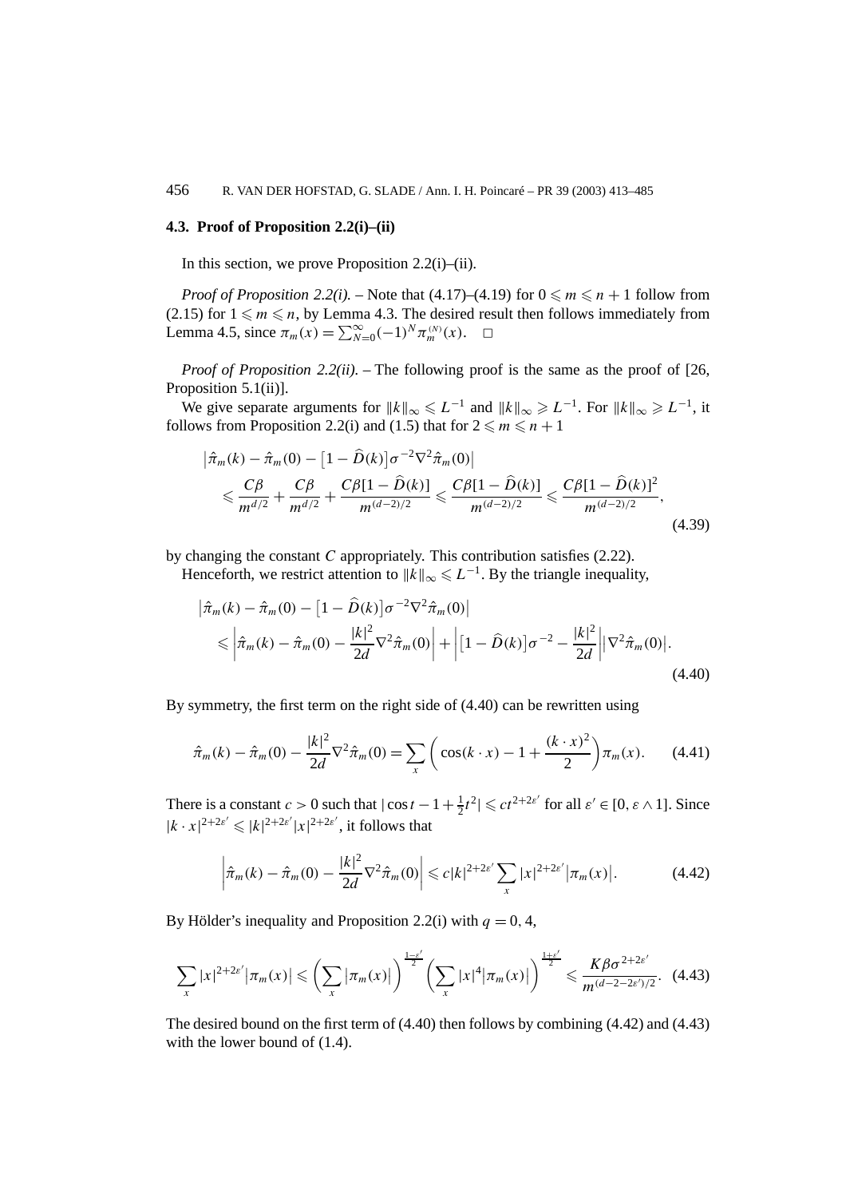### 4.3. Proof of Proposition 2.2(i)–(ii)

In this section, we prove Proposition 2.2(i)–(ii).

*Proof of Proposition 2.2(i).* – Note that (4.17)–(4.19) for $0 \leqslant m \leqslant n+1$ follow from (2.15) for $1 \leqslant m \leqslant n$, by Lemma 4.3. The desired result then follows immediately from Lemma 4.5, since $\pi_m(x) = \sum_{N=0}^{\infty} (-1)^N \pi_m^{(N)}(x)$. □

*Proof of Proposition 2.2(ii).* – The following proof is the same as the proof of [26, Proposition 5.1(ii)].

We give separate arguments for $\|k\|_\infty \leqslant L^{-1}$ and $\|k\|_\infty \geqslant L^{-1}$. For $\|k\|_\infty \geqslant L^{-1}$, it follows from Proposition 2.2(i) and (1.5) that for $2 \leqslant m \leqslant n+1$

$$
\begin{aligned}
&\left|\hat{\pi}_m(k) - \hat{\pi}_m(0) - \left[1 - \widehat{D}(k)\right]\sigma^{-2}\nabla^2\hat{\pi}_m(0)\right| \\
&\quad \leqslant \frac{C\beta}{m^{d/2}} + \frac{C\beta}{m^{d/2}} + \frac{C\beta[1-\widehat{D}(k)]}{m^{(d-2)/2}} \leqslant \frac{C\beta[1-\widehat{D}(k)]}{m^{(d-2)/2}} \leqslant \frac{C\beta[1-\widehat{D}(k)]^2}{m^{(d-2)/2}},
\end{aligned}
\tag{4.39}
$$

by changing the constant $C$ appropriately. This contribution satisfies (2.22).

Henceforth, we restrict attention to $\|k\|_\infty \leqslant L^{-1}$. By the triangle inequality,

$$
\begin{aligned}
&\left|\hat{\pi}_m(k) - \hat{\pi}_m(0) - \left[1 - \widehat{D}(k)\right]\sigma^{-2}\nabla^2\hat{\pi}_m(0)\right| \\
&\quad \leqslant \left|\hat{\pi}_m(k) - \hat{\pi}_m(0) - \frac{|k|^2}{2d}\nabla^2\hat{\pi}_m(0)\right| + \left|\left[1 - \widehat{D}(k)\right]\sigma^{-2} - \frac{|k|^2}{2d}\right|\left|\nabla^2\hat{\pi}_m(0)\right|.
\end{aligned}
\tag{4.40}
$$

By symmetry, the first term on the right side of (4.40) can be rewritten using

$$
\hat{\pi}_m(k) - \hat{\pi}_m(0) - \frac{|k|^2}{2d}\nabla^2\hat{\pi}_m(0) = \sum_x \left(\cos(k\cdot x) - 1 + \frac{(k\cdot x)^2}{2}\right)\pi_m(x). \tag{4.41}
$$

There is a constant $c > 0$ such that $|\cos t - 1 + \frac{1}{2}t^2| \leqslant c t^{2+2\varepsilon'}$ for all $\varepsilon' \in [0, \varepsilon \wedge 1]$. Since $|k\cdot x|^{2+2\varepsilon'} \leqslant |k|^{2+2\varepsilon'}|x|^{2+2\varepsilon'}$, it follows that

$$
\left|\hat{\pi}_m(k) - \hat{\pi}_m(0) - \frac{|k|^2}{2d}\nabla^2\hat{\pi}_m(0)\right| \leqslant c|k|^{2+2\varepsilon'}\sum_x |x|^{2+2\varepsilon'}\left|\pi_m(x)\right|. \tag{4.42}
$$

By Hölder's inequality and Proposition 2.2(i) with $q = 0, 4$,

$$
\sum_x |x|^{2+2\varepsilon'}\left|\pi_m(x)\right| \leqslant \left(\sum_x \left|\pi_m(x)\right|\right)^{\frac{1-\varepsilon'}{2}}\left(\sum_x |x|^4\left|\pi_m(x)\right|\right)^{\frac{1+\varepsilon'}{2}} \leqslant \frac{K\beta\sigma^{2+2\varepsilon'}}{m^{(d-2-2\varepsilon')/2}}. \tag{4.43}
$$

The desired bound on the first term of (4.40) then follows by combining (4.42) and (4.43) with the lower bound of (1.4).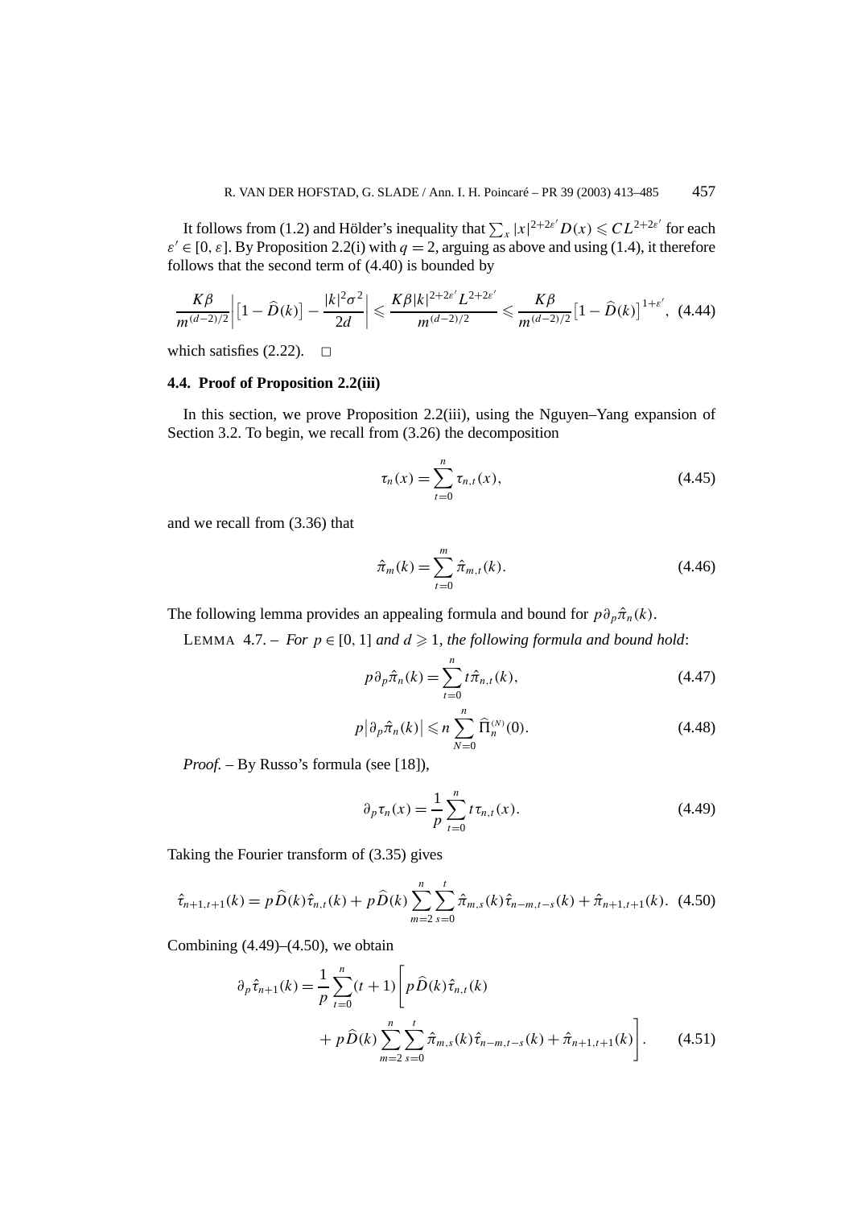It follows from (1.2) and Hölder's inequality that $\sum_x |x|^{2+2\varepsilon'} D(x) \leqslant CL^{2+2\varepsilon'}$ for each $\varepsilon' \in [0,\varepsilon]$. By Proposition 2.2(i) with $q=2$, arguing as above and using (1.4), it therefore follows that the second term of (4.40) is bounded by

$$\frac{K\beta}{m^{(d-2)/2}}\left| \left[1-\widehat{D}(k)\right] - \frac{|k|^2\sigma^2}{2d}\right| \leqslant \frac{K\beta |k|^{2+2\varepsilon'} L^{2+2\varepsilon'}}{m^{(d-2)/2}} \leqslant \frac{K\beta}{m^{(d-2)/2}}\left[1-\widehat{D}(k)\right]^{1+\varepsilon'}, \quad (4.44)$$

which satisfies (2.22). $\square$

### 4.4. Proof of Proposition 2.2(iii)

In this section, we prove Proposition 2.2(iii), using the Nguyen–Yang expansion of Section 3.2. To begin, we recall from (3.26) the decomposition

$$\tau_n(x) = \sum_{t=0}^{n} \tau_{n,t}(x), \quad (4.45)$$

and we recall from (3.36) that

$$\hat{\pi}_m(k) = \sum_{t=0}^{m} \hat{\pi}_{m,t}(k). \quad (4.46)$$

The following lemma provides an appealing formula and bound for $p\partial_p \hat{\pi}_n(k)$.

LEMMA 4.7. – *For $p \in [0,1]$ and $d \geqslant 1$, the following formula and bound hold*:

$$p\partial_p \hat{\pi}_n(k) = \sum_{t=0}^{n} t\hat{\pi}_{n,t}(k), \quad (4.47)$$

$$p\left|\partial_p \hat{\pi}_n(k)\right| \leqslant n \sum_{N=0}^{n} \widehat{\Pi}_n^{(N)}(0). \quad (4.48)$$

*Proof.* – By Russo's formula (see [18]),

$$\partial_p \tau_n(x) = \frac{1}{p}\sum_{t=0}^{n} t\tau_{n,t}(x). \quad (4.49)$$

Taking the Fourier transform of (3.35) gives

$$\hat{\tau}_{n+1,t+1}(k) = p\widehat{D}(k)\hat{\tau}_{n,t}(k) + p\widehat{D}(k)\sum_{m=2}^{n}\sum_{s=0}^{t} \hat{\pi}_{m,s}(k)\hat{\tau}_{n-m,t-s}(k) + \hat{\pi}_{n+1,t+1}(k). \quad (4.50)$$

Combining (4.49)–(4.50), we obtain

$$\begin{aligned}\partial_p \hat{\tau}_{n+1}(k) = \frac{1}{p}\sum_{t=0}^{n}(t+1)\Bigg[& p\widehat{D}(k)\hat{\tau}_{n,t}(k) \\ &+ p\widehat{D}(k)\sum_{m=2}^{n}\sum_{s=0}^{t}\hat{\pi}_{m,s}(k)\hat{\tau}_{n-m,t-s}(k) + \hat{\pi}_{n+1,t+1}(k)\Bigg]. \end{aligned} \quad (4.51)$$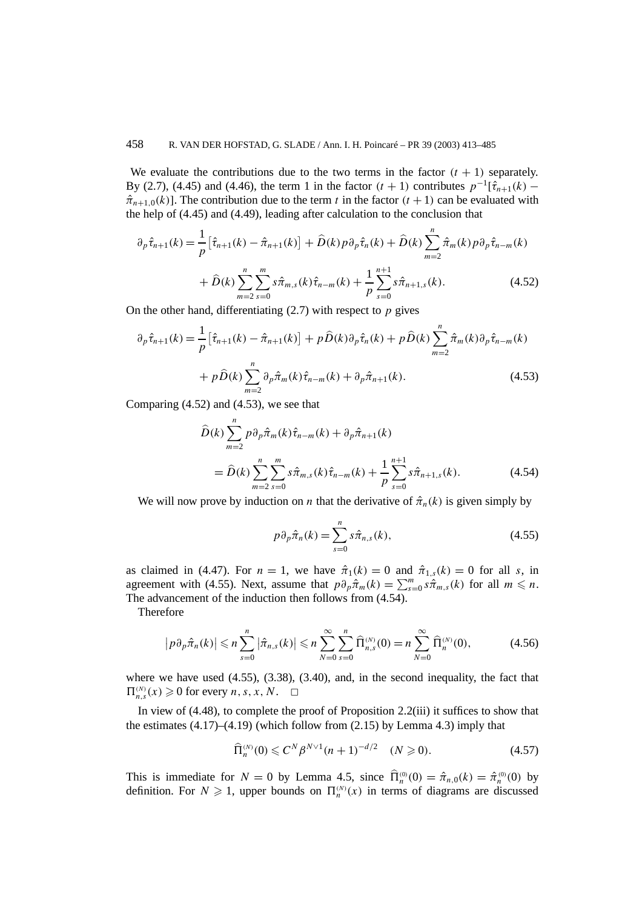We evaluate the contributions due to the two terms in the factor $(t+1)$ separately. By (2.7), (4.45) and (4.46), the term 1 in the factor $(t+1)$ contributes $p^{-1}[\hat{\tau}_{n+1}(k) - \hat{\pi}_{n+1,0}(k)]$. The contribution due to the term $t$ in the factor $(t+1)$ can be evaluated with the help of (4.45) and (4.49), leading after calculation to the conclusion that

$$\partial_p \hat{\tau}_{n+1}(k) = \frac{1}{p}\big[\hat{\tau}_{n+1}(k) - \hat{\pi}_{n+1}(k)\big] + \widehat{D}(k) p \partial_p \hat{\tau}_n(k) + \widehat{D}(k) \sum_{m=2}^{n} \hat{\pi}_m(k) p \partial_p \hat{\tau}_{n-m}(k)$$
$$+ \widehat{D}(k) \sum_{m=2}^{n} \sum_{s=0}^{m} s \hat{\pi}_{m,s}(k) \hat{\tau}_{n-m}(k) + \frac{1}{p} \sum_{s=0}^{n+1} s \hat{\pi}_{n+1,s}(k). \tag{4.52}$$

On the other hand, differentiating (2.7) with respect to $p$ gives

$$\partial_p \hat{\tau}_{n+1}(k) = \frac{1}{p}\big[\hat{\tau}_{n+1}(k) - \hat{\pi}_{n+1}(k)\big] + p\widehat{D}(k) \partial_p \hat{\tau}_n(k) + p\widehat{D}(k) \sum_{m=2}^{n} \hat{\pi}_m(k) \partial_p \hat{\tau}_{n-m}(k)$$
$$+ p\widehat{D}(k) \sum_{m=2}^{n} \partial_p \hat{\pi}_m(k) \hat{\tau}_{n-m}(k) + \partial_p \hat{\pi}_{n+1}(k). \tag{4.53}$$

Comparing (4.52) and (4.53), we see that

$$\widehat{D}(k) \sum_{m=2}^{n} p \partial_p \hat{\pi}_m(k) \hat{\tau}_{n-m}(k) + \partial_p \hat{\pi}_{n+1}(k)$$
$$= \widehat{D}(k) \sum_{m=2}^{n} \sum_{s=0}^{m} s \hat{\pi}_{m,s}(k) \hat{\tau}_{n-m}(k) + \frac{1}{p} \sum_{s=0}^{n+1} s \hat{\pi}_{n+1,s}(k). \tag{4.54}$$

We will now prove by induction on $n$ that the derivative of $\hat{\pi}_n(k)$ is given simply by

$$p \partial_p \hat{\pi}_n(k) = \sum_{s=0}^{n} s \hat{\pi}_{n,s}(k), \tag{4.55}$$

as claimed in (4.47). For $n = 1$, we have $\hat{\pi}_1(k) = 0$ and $\hat{\pi}_{1,s}(k) = 0$ for all $s$, in agreement with (4.55). Next, assume that $p\partial_p \hat{\pi}_m(k) = \sum_{s=0}^{m} s\hat{\pi}_{m,s}(k)$ for all $m \leqslant n$. The advancement of the induction then follows from (4.54).

Therefore

$$\big|p \partial_p \hat{\pi}_n(k)\big| \leqslant n \sum_{s=0}^{n} \big|\hat{\pi}_{n,s}(k)\big| \leqslant n \sum_{N=0}^{\infty} \sum_{s=0}^{n} \widehat{\Pi}_{n,s}^{(N)}(0) = n \sum_{N=0}^{\infty} \widehat{\Pi}_n^{(N)}(0), \tag{4.56}$$

where we have used (4.55), (3.38), (3.40), and, in the second inequality, the fact that $\Pi_{n,s}^{(N)}(x) \geqslant 0$ for every $n, s, x, N$. $\square$

In view of (4.48), to complete the proof of Proposition 2.2(iii) it suffices to show that the estimates (4.17)–(4.19) (which follow from (2.15) by Lemma 4.3) imply that

$$\widehat{\Pi}_n^{(N)}(0) \leqslant C^N \beta^{N \vee 1} (n+1)^{-d/2} \quad (N \geqslant 0). \tag{4.57}$$

This is immediate for $N = 0$ by Lemma 4.5, since $\widehat{\Pi}_n^{(0)}(0) = \hat{\pi}_{n,0}(k) = \hat{\pi}_n^{(0)}(0)$ by definition. For $N \geqslant 1$, upper bounds on $\Pi_n^{(N)}(x)$ in terms of diagrams are discussed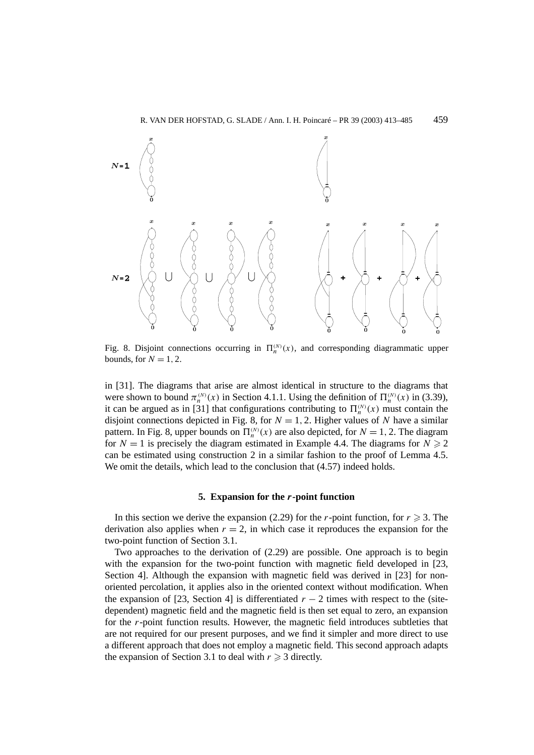Fig. 8. Disjoint connections occurring in $\Pi_n^{(N)}(x)$, and corresponding diagrammatic upper bounds, for $N = 1, 2$.

in [31]. The diagrams that arise are almost identical in structure to the diagrams that were shown to bound $\pi_n^{(N)}(x)$ in Section 4.1.1. Using the definition of $\Pi_n^{(N)}(x)$ in (3.39), it can be argued as in [31] that configurations contributing to $\Pi_n^{(N)}(x)$ must contain the disjoint connections depicted in Fig. 8, for $N = 1, 2$. Higher values of $N$ have a similar pattern. In Fig. 8, upper bounds on $\Pi_n^{(N)}(x)$ are also depicted, for $N = 1, 2$. The diagram for $N = 1$ is precisely the diagram estimated in Example 4.4. The diagrams for $N \geqslant 2$ can be estimated using construction 2 in a similar fashion to the proof of Lemma 4.5. We omit the details, which lead to the conclusion that (4.57) indeed holds.

## 5. Expansion for the $r$-point function

In this section we derive the expansion (2.29) for the $r$-point function, for $r \geqslant 3$. The derivation also applies when $r = 2$, in which case it reproduces the expansion for the two-point function of Section 3.1.

Two approaches to the derivation of (2.29) are possible. One approach is to begin with the expansion for the two-point function with magnetic field developed in [23, Section 4]. Although the expansion with magnetic field was derived in [23] for non-oriented percolation, it applies also in the oriented context without modification. When the expansion of [23, Section 4] is differentiated $r - 2$ times with respect to the (site-dependent) magnetic field and the magnetic field is then set equal to zero, an expansion for the $r$-point function results. However, the magnetic field introduces subtleties that are not required for our present purposes, and we find it simpler and more direct to use a different approach that does not employ a magnetic field. This second approach adapts the expansion of Section 3.1 to deal with $r \geqslant 3$ directly.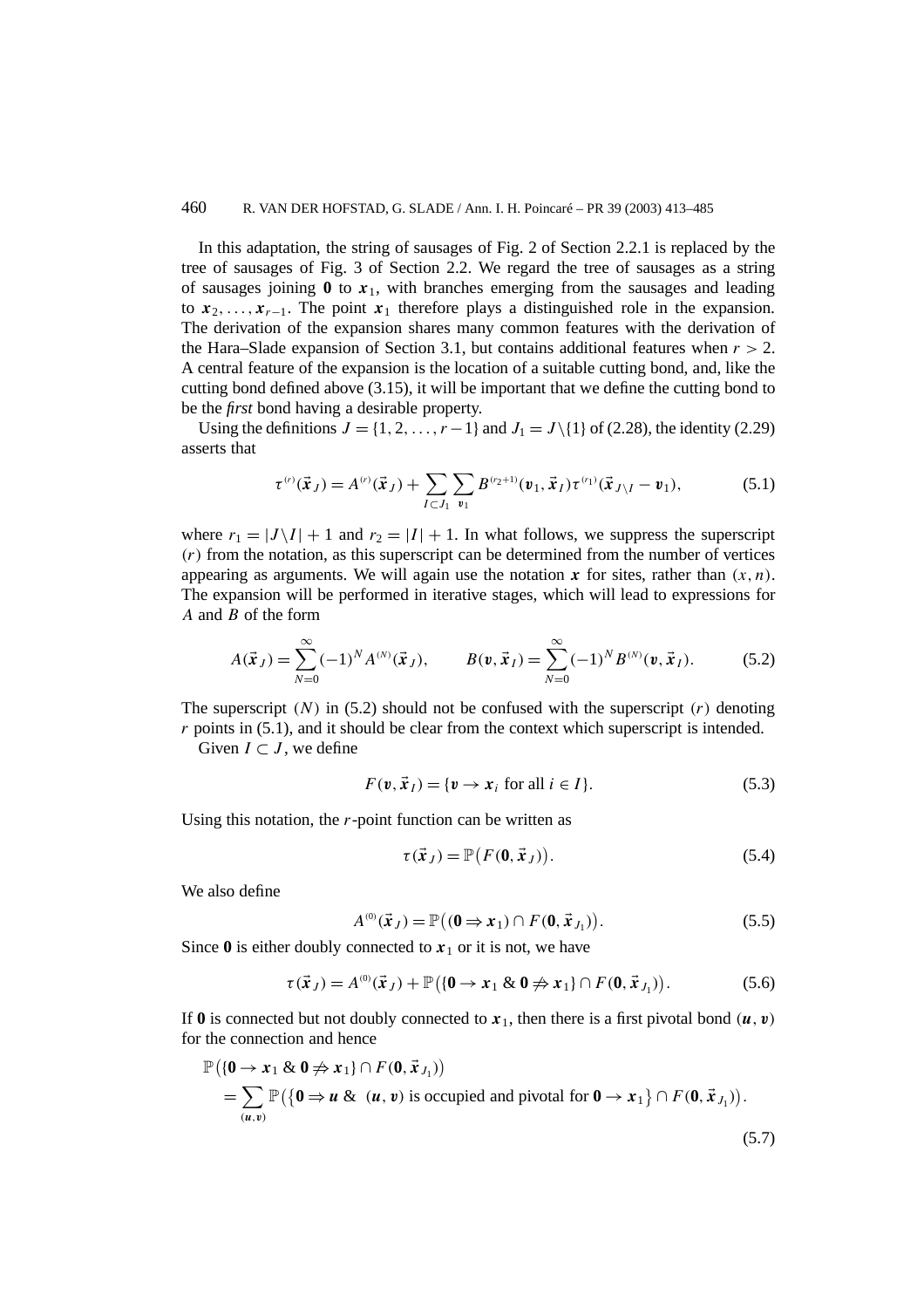In this adaptation, the string of sausages of Fig. 2 of Section 2.2.1 is replaced by the tree of sausages of Fig. 3 of Section 2.2. We regard the tree of sausages as a string of sausages joining $\mathbf{0}$ to $\boldsymbol{x}_1$, with branches emerging from the sausages and leading to $\boldsymbol{x}_2, \ldots, \boldsymbol{x}_{r-1}$. The point $\boldsymbol{x}_1$ therefore plays a distinguished role in the expansion. The derivation of the expansion shares many common features with the derivation of the Hara–Slade expansion of Section 3.1, but contains additional features when $r > 2$. A central feature of the expansion is the location of a suitable cutting bond, and, like the cutting bond defined above (3.15), it will be important that we define the cutting bond to be the *first* bond having a desirable property.

Using the definitions $J = \{1, 2, \ldots, r-1\}$ and $J_1 = J \setminus \{1\}$ of (2.28), the identity (2.29) asserts that

$$\tau^{(r)}(\vec{\boldsymbol{x}}_J) = A^{(r)}(\vec{\boldsymbol{x}}_J) + \sum_{I \subset J_1} \sum_{\boldsymbol{v}_1} B^{(r_2+1)}(\boldsymbol{v}_1, \vec{\boldsymbol{x}}_I)\tau^{(r_1)}(\vec{\boldsymbol{x}}_{J\setminus I} - \boldsymbol{v}_1), \tag{5.1}$$

where $r_1 = |J \setminus I| + 1$ and $r_2 = |I| + 1$. In what follows, we suppress the superscript $(r)$ from the notation, as this superscript can be determined from the number of vertices appearing as arguments. We will again use the notation $\boldsymbol{x}$ for sites, rather than $(x, n)$. The expansion will be performed in iterative stages, which will lead to expressions for $A$ and $B$ of the form

$$A(\vec{\boldsymbol{x}}_J) = \sum_{N=0}^{\infty} (-1)^N A^{(N)}(\vec{\boldsymbol{x}}_J), \qquad B(\boldsymbol{v}, \vec{\boldsymbol{x}}_I) = \sum_{N=0}^{\infty} (-1)^N B^{(N)}(\boldsymbol{v}, \vec{\boldsymbol{x}}_I). \tag{5.2}$$

The superscript $(N)$ in (5.2) should not be confused with the superscript $(r)$ denoting $r$ points in (5.1), and it should be clear from the context which superscript is intended.

Given $I \subset J$, we define

$$F(\boldsymbol{v}, \vec{\boldsymbol{x}}_I) = \{\boldsymbol{v} \to \boldsymbol{x}_i \text{ for all } i \in I\}. \tag{5.3}$$

Using this notation, the $r$-point function can be written as

$$\tau(\vec{\boldsymbol{x}}_J) = \mathbb{P}\big(F(\mathbf{0}, \vec{\boldsymbol{x}}_J)\big). \tag{5.4}$$

We also define

$$A^{(0)}(\vec{\boldsymbol{x}}_J) = \mathbb{P}\big((\mathbf{0} \Rightarrow \boldsymbol{x}_1) \cap F(\mathbf{0}, \vec{\boldsymbol{x}}_{J_1})\big). \tag{5.5}$$

Since $\mathbf{0}$ is either doubly connected to $\boldsymbol{x}_1$ or it is not, we have

$$\tau(\vec{\boldsymbol{x}}_J) = A^{(0)}(\vec{\boldsymbol{x}}_J) + \mathbb{P}\big(\{\mathbf{0} \to \boldsymbol{x}_1 \ \& \ \mathbf{0} \not\Rightarrow \boldsymbol{x}_1\} \cap F(\mathbf{0}, \vec{\boldsymbol{x}}_{J_1})\big). \tag{5.6}$$

If $\mathbf{0}$ is connected but not doubly connected to $\boldsymbol{x}_1$, then there is a first pivotal bond $(\boldsymbol{u}, \boldsymbol{v})$ for the connection and hence

$$\begin{aligned}
&\mathbb{P}\big(\{\mathbf{0} \to \boldsymbol{x}_1 \ \& \ \mathbf{0} \not\Rightarrow \boldsymbol{x}_1\} \cap F(\mathbf{0}, \vec{\boldsymbol{x}}_{J_1})\big) \\
&\quad = \sum_{(\boldsymbol{u}, \boldsymbol{v})} \mathbb{P}\big(\big\{\mathbf{0} \Rightarrow \boldsymbol{u} \ \& \ (\boldsymbol{u}, \boldsymbol{v}) \text{ is occupied and pivotal for } \mathbf{0} \to \boldsymbol{x}_1\big\} \cap F(\mathbf{0}, \vec{\boldsymbol{x}}_{J_1})\big).
\end{aligned} \tag{5.7}$$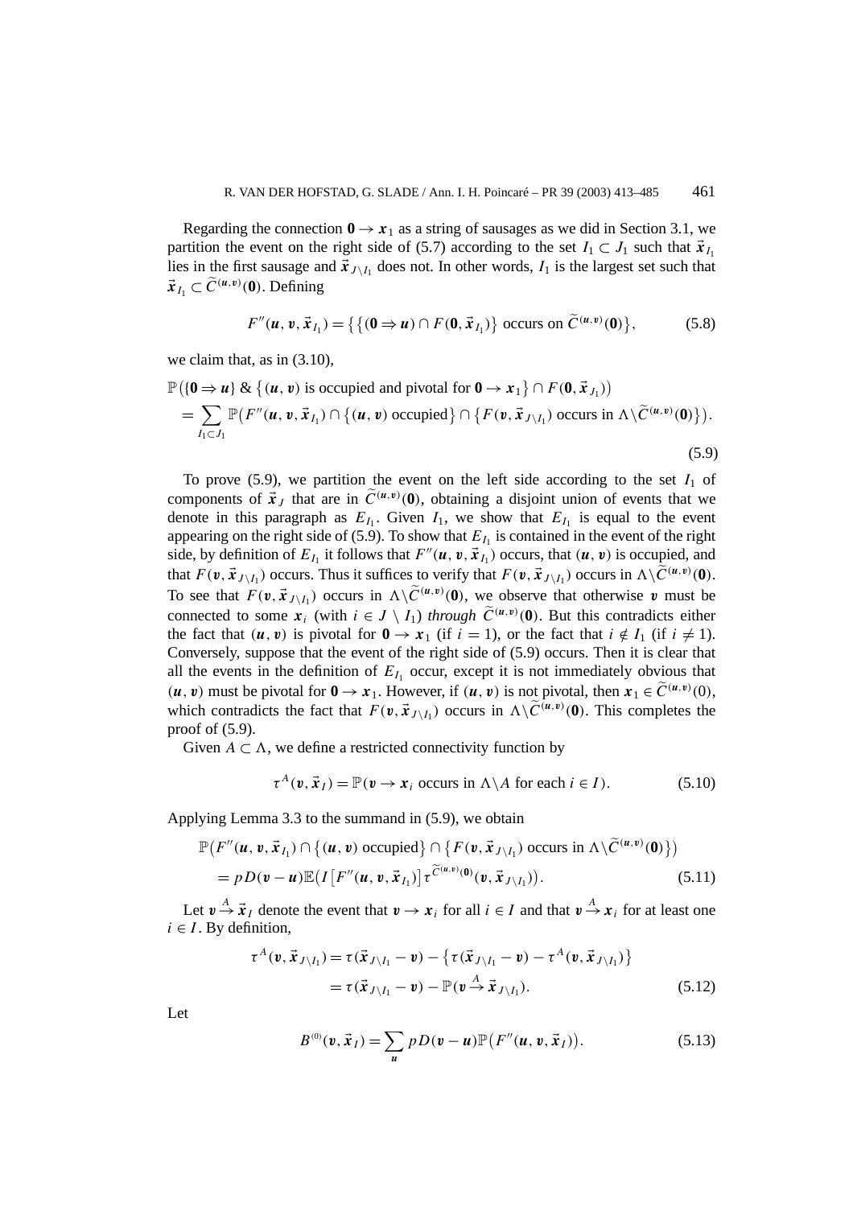Regarding the connection $\mathbf{0} \to \boldsymbol{x}_1$ as a string of sausages as we did in Section 3.1, we partition the event on the right side of (5.7) according to the set $I_1 \subset J_1$ such that $\vec{\boldsymbol{x}}_{I_1}$ lies in the first sausage and $\vec{\boldsymbol{x}}_{J\setminus I_1}$ does not. In other words, $I_1$ is the largest set such that $\vec{\boldsymbol{x}}_{I_1} \subset \widetilde{C}^{(\boldsymbol{u},\boldsymbol{v})}(\mathbf{0})$. Defining

$$F''(\boldsymbol{u},\boldsymbol{v},\vec{\boldsymbol{x}}_{I_1}) = \big\{\big\{(\mathbf{0} \Rightarrow \boldsymbol{u}) \cap F(\mathbf{0},\vec{\boldsymbol{x}}_{I_1})\big\} \text{ occurs on } \widetilde{C}^{(\boldsymbol{u},\boldsymbol{v})}(\mathbf{0})\big\}, \tag{5.8}$$

we claim that, as in (3.10),

$$\begin{aligned}
&\mathbb{P}\big(\{\mathbf{0} \Rightarrow \boldsymbol{u}\} \;\&\; \big\{(\boldsymbol{u},\boldsymbol{v}) \text{ is occupied and pivotal for } \mathbf{0} \to \boldsymbol{x}_1\big\} \cap F(\mathbf{0},\vec{\boldsymbol{x}}_{J_1})\big)\\
&\quad = \sum_{I_1 \subset J_1} \mathbb{P}\big(F''(\boldsymbol{u},\boldsymbol{v},\vec{\boldsymbol{x}}_{I_1}) \cap \big\{(\boldsymbol{u},\boldsymbol{v}) \text{ occupied}\big\} \cap \big\{F(\boldsymbol{v},\vec{\boldsymbol{x}}_{J\setminus I_1}) \text{ occurs in } \Lambda\setminus\widetilde{C}^{(\boldsymbol{u},\boldsymbol{v})}(\mathbf{0})\big\}\big).
\end{aligned} \tag{5.9}$$

To prove (5.9), we partition the event on the left side according to the set $I_1$ of components of $\vec{\boldsymbol{x}}_J$ that are in $\widetilde{C}^{(\boldsymbol{u},\boldsymbol{v})}(\mathbf{0})$, obtaining a disjoint union of events that we denote in this paragraph as $E_{I_1}$. Given $I_1$, we show that $E_{I_1}$ is equal to the event appearing on the right side of (5.9). To show that $E_{I_1}$ is contained in the event of the right side, by definition of $E_{I_1}$ it follows that $F''(\boldsymbol{u},\boldsymbol{v},\vec{\boldsymbol{x}}_{I_1})$ occurs, that $(\boldsymbol{u},\boldsymbol{v})$ is occupied, and that $F(\boldsymbol{v},\vec{\boldsymbol{x}}_{J\setminus I_1})$ occurs. Thus it suffices to verify that $F(\boldsymbol{v},\vec{\boldsymbol{x}}_{J\setminus I_1})$ occurs in $\Lambda\setminus\widetilde{C}^{(\boldsymbol{u},\boldsymbol{v})}(\mathbf{0})$. To see that $F(\boldsymbol{v},\vec{\boldsymbol{x}}_{J\setminus I_1})$ occurs in $\Lambda\setminus\widetilde{C}^{(\boldsymbol{u},\boldsymbol{v})}(\mathbf{0})$, we observe that otherwise $\boldsymbol{v}$ must be connected to some $\boldsymbol{x}_i$ (with $i \in J \setminus I_1$) *through* $\widetilde{C}^{(\boldsymbol{u},\boldsymbol{v})}(\mathbf{0})$. But this contradicts either the fact that $(\boldsymbol{u},\boldsymbol{v})$ is pivotal for $\mathbf{0} \to \boldsymbol{x}_1$ (if $i = 1$), or the fact that $i \notin I_1$ (if $i \neq 1$). Conversely, suppose that the event of the right side of (5.9) occurs. Then it is clear that all the events in the definition of $E_{I_1}$ occur, except it is not immediately obvious that $(\boldsymbol{u},\boldsymbol{v})$ must be pivotal for $\mathbf{0} \to \boldsymbol{x}_1$. However, if $(\boldsymbol{u},\boldsymbol{v})$ is not pivotal, then $\boldsymbol{x}_1 \in \widetilde{C}^{(\boldsymbol{u},\boldsymbol{v})}(0)$, which contradicts the fact that $F(\boldsymbol{v},\vec{\boldsymbol{x}}_{J\setminus I_1})$ occurs in $\Lambda\setminus\widetilde{C}^{(\boldsymbol{u},\boldsymbol{v})}(\mathbf{0})$. This completes the proof of (5.9).

Given $A \subset \Lambda$, we define a restricted connectivity function by

$$\tau^{A}(\boldsymbol{v},\vec{\boldsymbol{x}}_I) = \mathbb{P}(\boldsymbol{v} \to \boldsymbol{x}_i \text{ occurs in } \Lambda\setminus A \text{ for each } i \in I). \tag{5.10}$$

Applying Lemma 3.3 to the summand in (5.9), we obtain

$$\begin{aligned}
&\mathbb{P}\big(F''(\boldsymbol{u},\boldsymbol{v},\vec{\boldsymbol{x}}_{I_1}) \cap \big\{(\boldsymbol{u},\boldsymbol{v}) \text{ occupied}\big\} \cap \big\{F(\boldsymbol{v},\vec{\boldsymbol{x}}_{J\setminus I_1}) \text{ occurs in } \Lambda\setminus\widetilde{C}^{(\boldsymbol{u},\boldsymbol{v})}(\mathbf{0})\big\}\big)\\
&\quad = pD(\boldsymbol{v}-\boldsymbol{u})\mathbb{E}\big(I\big[F''(\boldsymbol{u},\boldsymbol{v},\vec{\boldsymbol{x}}_{I_1})\big]\tau^{\widetilde{C}^{(\boldsymbol{u},\boldsymbol{v})}(\mathbf{0})}(\boldsymbol{v},\vec{\boldsymbol{x}}_{J\setminus I_1})\big).
\end{aligned} \tag{5.11}$$

Let $\boldsymbol{v} \xrightarrow{A} \vec{\boldsymbol{x}}_I$ denote the event that $\boldsymbol{v} \to \boldsymbol{x}_i$ for all $i \in I$ and that $\boldsymbol{v} \xrightarrow{A} \boldsymbol{x}_i$ for at least one $i \in I$. By definition,

$$\begin{aligned}
\tau^{A}(\boldsymbol{v},\vec{\boldsymbol{x}}_{J\setminus I_1}) &= \tau(\vec{\boldsymbol{x}}_{J\setminus I_1} - \boldsymbol{v}) - \big\{\tau(\vec{\boldsymbol{x}}_{J\setminus I_1} - \boldsymbol{v}) - \tau^{A}(\boldsymbol{v},\vec{\boldsymbol{x}}_{J\setminus I_1})\big\}\\
&= \tau(\vec{\boldsymbol{x}}_{J\setminus I_1} - \boldsymbol{v}) - \mathbb{P}(\boldsymbol{v} \xrightarrow{A} \vec{\boldsymbol{x}}_{J\setminus I_1}).
\end{aligned} \tag{5.12}$$

Let

$$B^{(0)}(\boldsymbol{v},\vec{\boldsymbol{x}}_I) = \sum_{\boldsymbol{u}} pD(\boldsymbol{v}-\boldsymbol{u})\mathbb{P}\big(F''(\boldsymbol{u},\boldsymbol{v},\vec{\boldsymbol{x}}_I)\big). \tag{5.13}$$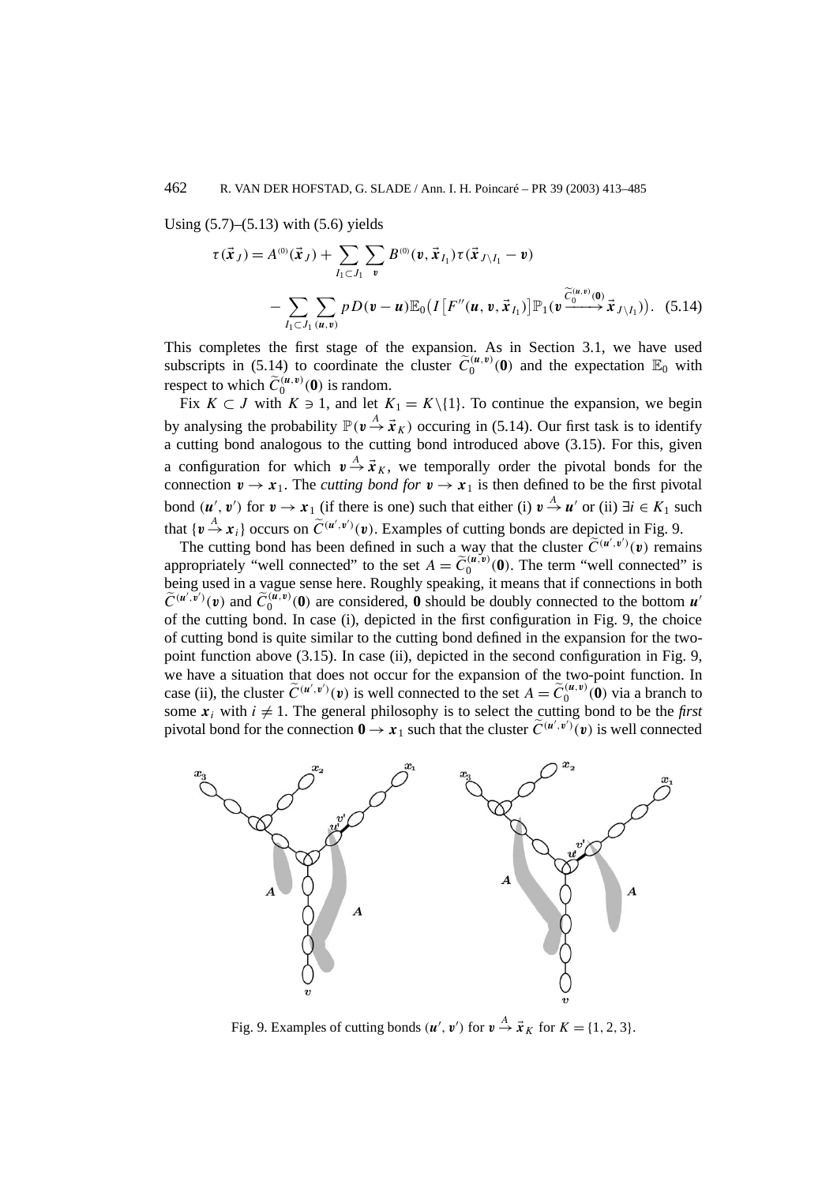Using (5.7)–(5.13) with (5.6) yields

$$\tau(\vec{x}_J) = A^{(0)}(\vec{x}_J) + \sum_{I_1 \subset J_1} \sum_{v} B^{(0)}(v, \vec{x}_{I_1}) \tau(\vec{x}_{J \setminus I_1} - v)$$
$$- \sum_{I_1 \subset J_1} \sum_{(u,v)} p D(v - u) \mathbb{E}_0 \big( I\big[F''(u, v, \vec{x}_{I_1})\big] \mathbb{P}_1 \big(v \xrightarrow{\widetilde{C}_0^{(u,v)}(\mathbf{0})} \vec{x}_{J \setminus I_1}\big)\big). \quad (5.14)$$

This completes the first stage of the expansion. As in Section 3.1, we have used subscripts in (5.14) to coordinate the cluster $\widetilde{C}_0^{(u,v)}(\mathbf{0})$ and the expectation $\mathbb{E}_0$ with respect to which $\widetilde{C}_0^{(u,v)}(\mathbf{0})$ is random.

Fix $K \subset J$ with $K \ni 1$, and let $K_1 = K \setminus \{1\}$. To continue the expansion, we begin by analysing the probability $\mathbb{P}(v \xrightarrow{A} \vec{x}_K)$ occuring in (5.14). Our first task is to identify a cutting bond analogous to the cutting bond introduced above (3.15). For this, given a configuration for which $v \xrightarrow{A} \vec{x}_K$, we temporally order the pivotal bonds for the connection $v \to x_1$. The *cutting bond for* $v \to x_1$ is then defined to be the first pivotal bond $(u', v')$ for $v \to x_1$ (if there is one) such that either (i) $v \xrightarrow{A} u'$ or (ii) $\exists i \in K_1$ such that $\{v \xrightarrow{A} x_i\}$ occurs on $\widetilde{C}^{(u',v')}(v)$. Examples of cutting bonds are depicted in Fig. 9.

The cutting bond has been defined in such a way that the cluster $\widetilde{C}^{(u',v')}(v)$ remains appropriately "well connected" to the set $A = \widetilde{C}_0^{(u,v)}(\mathbf{0})$. The term "well connected" is being used in a vague sense here. Roughly speaking, it means that if connections in both $\widetilde{C}^{(u',v')}(v)$ and $\widetilde{C}_0^{(u,v)}(\mathbf{0})$ are considered, $\mathbf{0}$ should be doubly connected to the bottom $u'$ of the cutting bond. In case (i), depicted in the first configuration in Fig. 9, the choice of cutting bond is quite similar to the cutting bond defined in the expansion for the two-point function above (3.15). In case (ii), depicted in the second configuration in Fig. 9, we have a situation that does not occur for the expansion of the two-point function. In case (ii), the cluster $\widetilde{C}^{(u',v')}(v)$ is well connected to the set $A = \widetilde{C}_0^{(u,v)}(\mathbf{0})$ via a branch to some $x_i$ with $i \neq 1$. The general philosophy is to select the cutting bond to be the *first* pivotal bond for the connection $\mathbf{0} \to x_1$ such that the cluster $\widetilde{C}^{(u',v')}(v)$ is well connected

Fig. 9. Examples of cutting bonds $(u', v')$ for $v \xrightarrow{A} \vec{x}_K$ for $K = \{1, 2, 3\}$.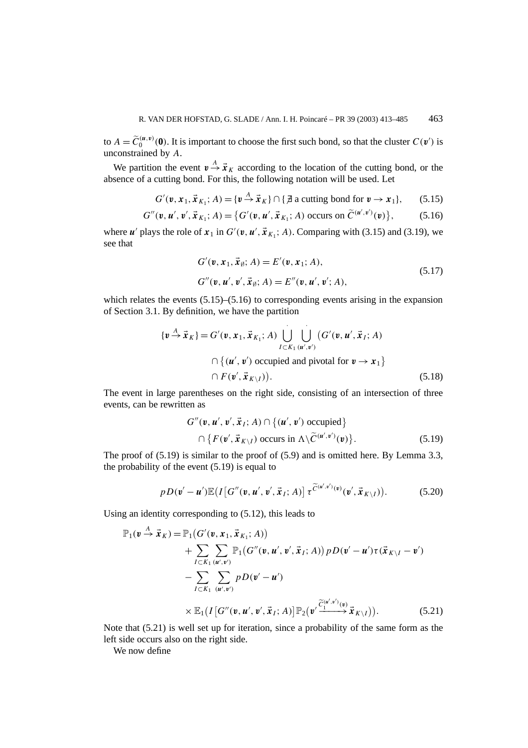to $A = \widetilde{C}_0^{(\boldsymbol{u},\boldsymbol{v})}(\mathbf{0})$. It is important to choose the first such bond, so that the cluster $C(\boldsymbol{v}')$ is unconstrained by $A$.

We partition the event $\boldsymbol{v} \xrightarrow{A} \vec{\boldsymbol{x}}_K$ according to the location of the cutting bond, or the absence of a cutting bond. For this, the following notation will be used. Let

$$G'(\boldsymbol{v}, \boldsymbol{x}_1, \vec{\boldsymbol{x}}_{K_1}; A) = \{\boldsymbol{v} \xrightarrow{A} \vec{\boldsymbol{x}}_K\} \cap \{\nexists \text{ a cutting bond for } \boldsymbol{v} \to \boldsymbol{x}_1\}, \tag{5.15}$$

$$G''(\boldsymbol{v}, \boldsymbol{u}', \boldsymbol{v}', \vec{\boldsymbol{x}}_{K_1}; A) = \big\{G'(\boldsymbol{v}, \boldsymbol{u}', \vec{\boldsymbol{x}}_{K_1}; A) \text{ occurs on } \widetilde{C}^{(\boldsymbol{u}',\boldsymbol{v}')}(\boldsymbol{v})\big\}, \tag{5.16}$$

where $\boldsymbol{u}'$ plays the role of $\boldsymbol{x}_1$ in $G'(\boldsymbol{v}, \boldsymbol{u}', \vec{\boldsymbol{x}}_{K_1}; A)$. Comparing with (3.15) and (3.19), we see that

$$\begin{aligned}
&G'(\boldsymbol{v}, \boldsymbol{x}_1, \vec{\boldsymbol{x}}_{\emptyset}; A) = E'(\boldsymbol{v}, \boldsymbol{x}_1; A), \\
&G''(\boldsymbol{v}, \boldsymbol{u}', \boldsymbol{v}', \vec{\boldsymbol{x}}_{\emptyset}; A) = E''(\boldsymbol{v}, \boldsymbol{u}', \boldsymbol{v}'; A),
\end{aligned} \tag{5.17}$$

which relates the events (5.15)–(5.16) to corresponding events arising in the expansion of Section 3.1. By definition, we have the partition

$$\begin{aligned}
\{\boldsymbol{v} \xrightarrow{A} \vec{\boldsymbol{x}}_K\} = G'(\boldsymbol{v}, \boldsymbol{x}_1, \vec{\boldsymbol{x}}_{K_1}; A) \; \dot{\bigcup_{I \subset K_1}} \; \dot{\bigcup_{(\boldsymbol{u}',\boldsymbol{v}')}} \big(&G'(\boldsymbol{v}, \boldsymbol{u}', \vec{\boldsymbol{x}}_I; A) \\
&\cap \big\{(\boldsymbol{u}', \boldsymbol{v}') \text{ occupied and pivotal for } \boldsymbol{v} \to \boldsymbol{x}_1\big\} \\
&\cap F(\boldsymbol{v}', \vec{\boldsymbol{x}}_{K\setminus I})\big).
\end{aligned} \tag{5.18}$$

The event in large parentheses on the right side, consisting of an intersection of three events, can be rewritten as

$$\begin{aligned}
&G''(\boldsymbol{v}, \boldsymbol{u}', \boldsymbol{v}', \vec{\boldsymbol{x}}_I; A) \cap \big\{(\boldsymbol{u}', \boldsymbol{v}') \text{ occupied}\big\} \\
&\quad \cap \big\{F(\boldsymbol{v}', \vec{\boldsymbol{x}}_{K\setminus I}) \text{ occurs in } \Lambda \setminus \widetilde{C}^{(\boldsymbol{u}',\boldsymbol{v}')}(\boldsymbol{v})\big\}.
\end{aligned} \tag{5.19}$$

The proof of (5.19) is similar to the proof of (5.9) and is omitted here. By Lemma 3.3, the probability of the event (5.19) is equal to

$$pD(\boldsymbol{v}' - \boldsymbol{u}')\mathbb{E}\big(I\big[G''(\boldsymbol{v}, \boldsymbol{u}', \boldsymbol{v}', \vec{\boldsymbol{x}}_I; A)\big]\, \tau^{\widetilde{C}^{(\boldsymbol{u}',\boldsymbol{v}')}(\boldsymbol{v})}(\boldsymbol{v}', \vec{\boldsymbol{x}}_{K\setminus I})\big). \tag{5.20}$$

Using an identity corresponding to (5.12), this leads to

$$\begin{aligned}
\mathbb{P}_1(\boldsymbol{v} \xrightarrow{A} \vec{\boldsymbol{x}}_K) = {}& \mathbb{P}_1\big(G'(\boldsymbol{v}, \boldsymbol{x}_1, \vec{\boldsymbol{x}}_{K_1}; A)\big) \\
&+ \sum_{I \subset K_1} \sum_{(\boldsymbol{u}',\boldsymbol{v}')} \mathbb{P}_1\big(G''(\boldsymbol{v}, \boldsymbol{u}', \boldsymbol{v}', \vec{\boldsymbol{x}}_I; A)\big)\, pD(\boldsymbol{v}' - \boldsymbol{u}')\tau(\vec{\boldsymbol{x}}_{K\setminus I} - \boldsymbol{v}') \\
&- \sum_{I \subset K_1} \sum_{(\boldsymbol{u}',\boldsymbol{v}')} pD(\boldsymbol{v}' - \boldsymbol{u}') \\
&\times \mathbb{E}_1\big(I\big[G''(\boldsymbol{v}, \boldsymbol{u}', \boldsymbol{v}', \vec{\boldsymbol{x}}_I; A)\big]\mathbb{P}_2\big(\boldsymbol{v}' \xrightarrow{\widetilde{C}_1^{(\boldsymbol{u}',\boldsymbol{v}')}(\boldsymbol{v})} \vec{\boldsymbol{x}}_{K\setminus I}\big)\big).
\end{aligned} \tag{5.21}$$

Note that (5.21) is well set up for iteration, since a probability of the same form as the left side occurs also on the right side.

We now define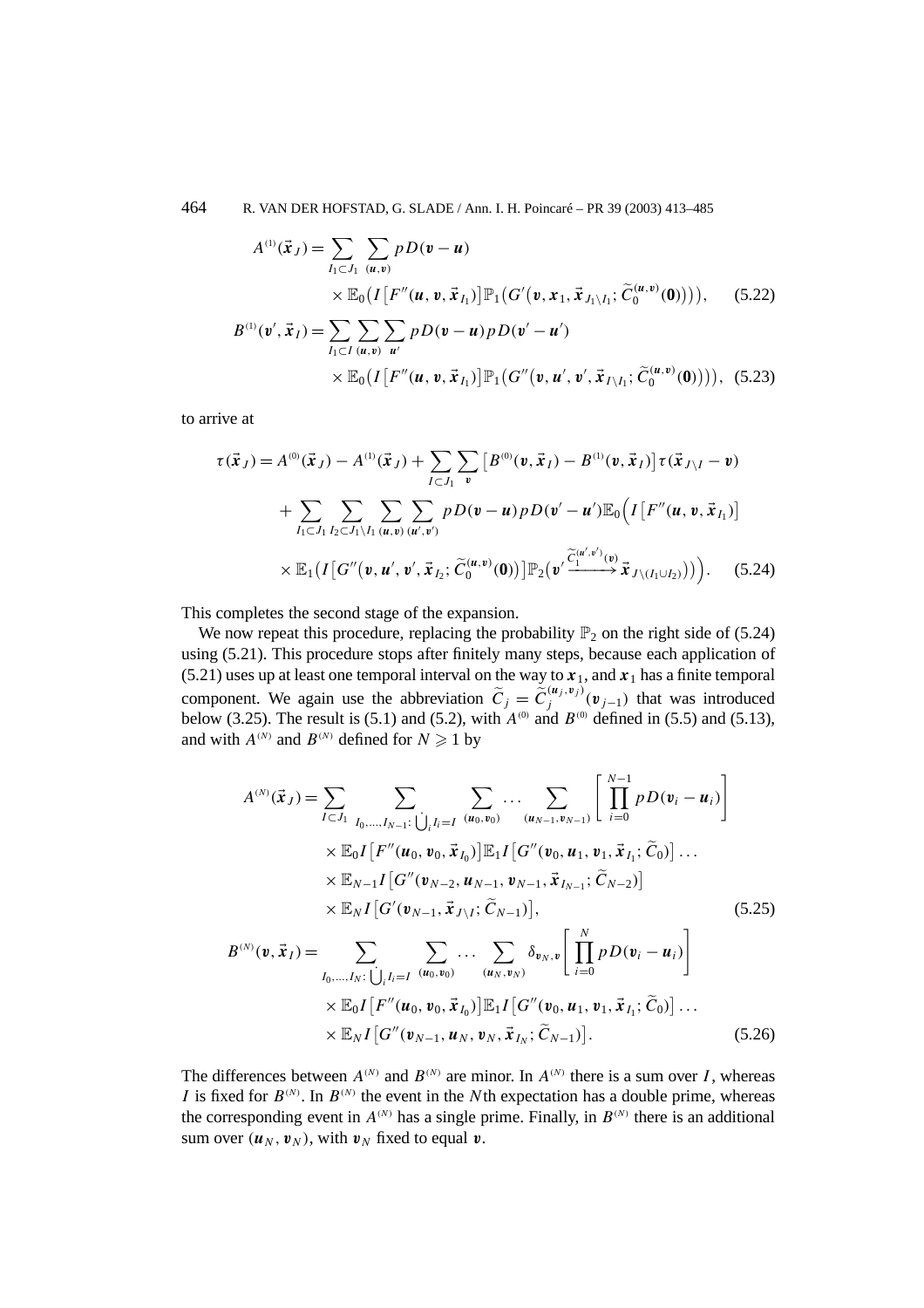$$A^{(1)}(\vec{x}_J) = \sum_{I_1 \subset J_1} \sum_{(\boldsymbol{u},\boldsymbol{v})} pD(\boldsymbol{v}-\boldsymbol{u}) \times \mathbb{E}_0\big(I\big[F''(\boldsymbol{u},\boldsymbol{v},\vec{x}_{I_1})\big]\mathbb{P}_1\big(G'\big(\boldsymbol{v},\boldsymbol{x}_1,\vec{x}_{J_1\setminus I_1};\widetilde{C}_0^{(\boldsymbol{u},\boldsymbol{v})}(\boldsymbol{0})\big)\big)\big), \tag{5.22}$$

$$B^{(1)}(\boldsymbol{v}',\vec{x}_I) = \sum_{I_1 \subset I} \sum_{(\boldsymbol{u},\boldsymbol{v})} \sum_{\boldsymbol{u}'} pD(\boldsymbol{v}-\boldsymbol{u})pD(\boldsymbol{v}'-\boldsymbol{u}') \times \mathbb{E}_0\big(I\big[F''(\boldsymbol{u},\boldsymbol{v},\vec{x}_{I_1})\big]\mathbb{P}_1\big(G''\big(\boldsymbol{v},\boldsymbol{u}',\boldsymbol{v}',\vec{x}_{I\setminus I_1};\widetilde{C}_0^{(\boldsymbol{u},\boldsymbol{v})}(\boldsymbol{0})\big)\big)\big), \tag{5.23}$$

to arrive at

$$\begin{aligned}
\tau(\vec{x}_J) &= A^{(0)}(\vec{x}_J) - A^{(1)}(\vec{x}_J) + \sum_{I\subset J_1}\sum_{\boldsymbol{v}}\big[B^{(0)}(\boldsymbol{v},\vec{x}_I) - B^{(1)}(\boldsymbol{v},\vec{x}_I)\big]\tau(\vec{x}_{J\setminus I}-\boldsymbol{v}) \\
&\quad + \sum_{I_1\subset J_1}\sum_{I_2\subset J_1\setminus I_1}\sum_{(\boldsymbol{u},\boldsymbol{v})}\sum_{(\boldsymbol{u}',\boldsymbol{v}')} pD(\boldsymbol{v}-\boldsymbol{u})pD(\boldsymbol{v}'-\boldsymbol{u}')\mathbb{E}_0\Big(I\big[F''(\boldsymbol{u},\boldsymbol{v},\vec{x}_{I_1})\big] \\
&\quad \times \mathbb{E}_1\big(I\big[G''\big(\boldsymbol{v},\boldsymbol{u}',\boldsymbol{v}',\vec{x}_{I_2};\widetilde{C}_0^{(\boldsymbol{u},\boldsymbol{v})}(\boldsymbol{0})\big)\big]\mathbb{P}_2\big(\boldsymbol{v}' \xrightarrow{\widetilde{C}_1^{(\boldsymbol{u}',\boldsymbol{v}')}(\boldsymbol{v})} \vec{x}_{J\setminus(I_1\cup I_2)}\big)\big)\Big).
\end{aligned} \tag{5.24}$$

This completes the second stage of the expansion.

We now repeat this procedure, replacing the probability $\mathbb{P}_2$ on the right side of (5.24) using (5.21). This procedure stops after finitely many steps, because each application of (5.21) uses up at least one temporal interval on the way to $\boldsymbol{x}_1$, and $\boldsymbol{x}_1$ has a finite temporal component. We again use the abbreviation $\widetilde{C}_j = \widetilde{C}_j^{(\boldsymbol{u}_j,\boldsymbol{v}_j)}(\boldsymbol{v}_{j-1})$ that was introduced below (3.25). The result is (5.1) and (5.2), with $A^{(0)}$ and $B^{(0)}$ defined in (5.5) and (5.13), and with $A^{(N)}$ and $B^{(N)}$ defined for $N \geqslant 1$ by

$$\begin{aligned}
A^{(N)}(\vec{x}_J) &= \sum_{I\subset J_1} \sum_{I_0,\ldots,I_{N-1}:\,\bigcup_i I_i = I} \sum_{(\boldsymbol{u}_0,\boldsymbol{v}_0)} \cdots \sum_{(\boldsymbol{u}_{N-1},\boldsymbol{v}_{N-1})} \left[\prod_{i=0}^{N-1} pD(\boldsymbol{v}_i-\boldsymbol{u}_i)\right] \\
&\quad \times \mathbb{E}_0 I\big[F''(\boldsymbol{u}_0,\boldsymbol{v}_0,\vec{x}_{I_0})\big]\mathbb{E}_1 I\big[G''(\boldsymbol{v}_0,\boldsymbol{u}_1,\boldsymbol{v}_1,\vec{x}_{I_1};\widetilde{C}_0)\big]\ldots \\
&\quad \times \mathbb{E}_{N-1} I\big[G''(\boldsymbol{v}_{N-2},\boldsymbol{u}_{N-1},\boldsymbol{v}_{N-1},\vec{x}_{I_{N-1}};\widetilde{C}_{N-2})\big] \\
&\quad \times \mathbb{E}_N I\big[G'(\boldsymbol{v}_{N-1},\vec{x}_{J\setminus I};\widetilde{C}_{N-1})\big],
\end{aligned} \tag{5.25}$$

$$\begin{aligned}
B^{(N)}(\boldsymbol{v},\vec{x}_I) &= \sum_{I_0,\ldots,I_N:\,\bigcup_i I_i = I} \sum_{(\boldsymbol{u}_0,\boldsymbol{v}_0)} \cdots \sum_{(\boldsymbol{u}_N,\boldsymbol{v}_N)} \delta_{\boldsymbol{v}_N,\boldsymbol{v}}\left[\prod_{i=0}^{N} pD(\boldsymbol{v}_i-\boldsymbol{u}_i)\right] \\
&\quad \times \mathbb{E}_0 I\big[F''(\boldsymbol{u}_0,\boldsymbol{v}_0,\vec{x}_{I_0})\big]\mathbb{E}_1 I\big[G''(\boldsymbol{v}_0,\boldsymbol{u}_1,\boldsymbol{v}_1,\vec{x}_{I_1};\widetilde{C}_0)\big]\ldots \\
&\quad \times \mathbb{E}_N I\big[G''(\boldsymbol{v}_{N-1},\boldsymbol{u}_N,\boldsymbol{v}_N,\vec{x}_{I_N};\widetilde{C}_{N-1})\big].
\end{aligned} \tag{5.26}$$

The differences between $A^{(N)}$ and $B^{(N)}$ are minor. In $A^{(N)}$ there is a sum over $I$, whereas $I$ is fixed for $B^{(N)}$. In $B^{(N)}$ the event in the $N$th expectation has a double prime, whereas the corresponding event in $A^{(N)}$ has a single prime. Finally, in $B^{(N)}$ there is an additional sum over $(\boldsymbol{u}_N,\boldsymbol{v}_N)$, with $\boldsymbol{v}_N$ fixed to equal $\boldsymbol{v}$.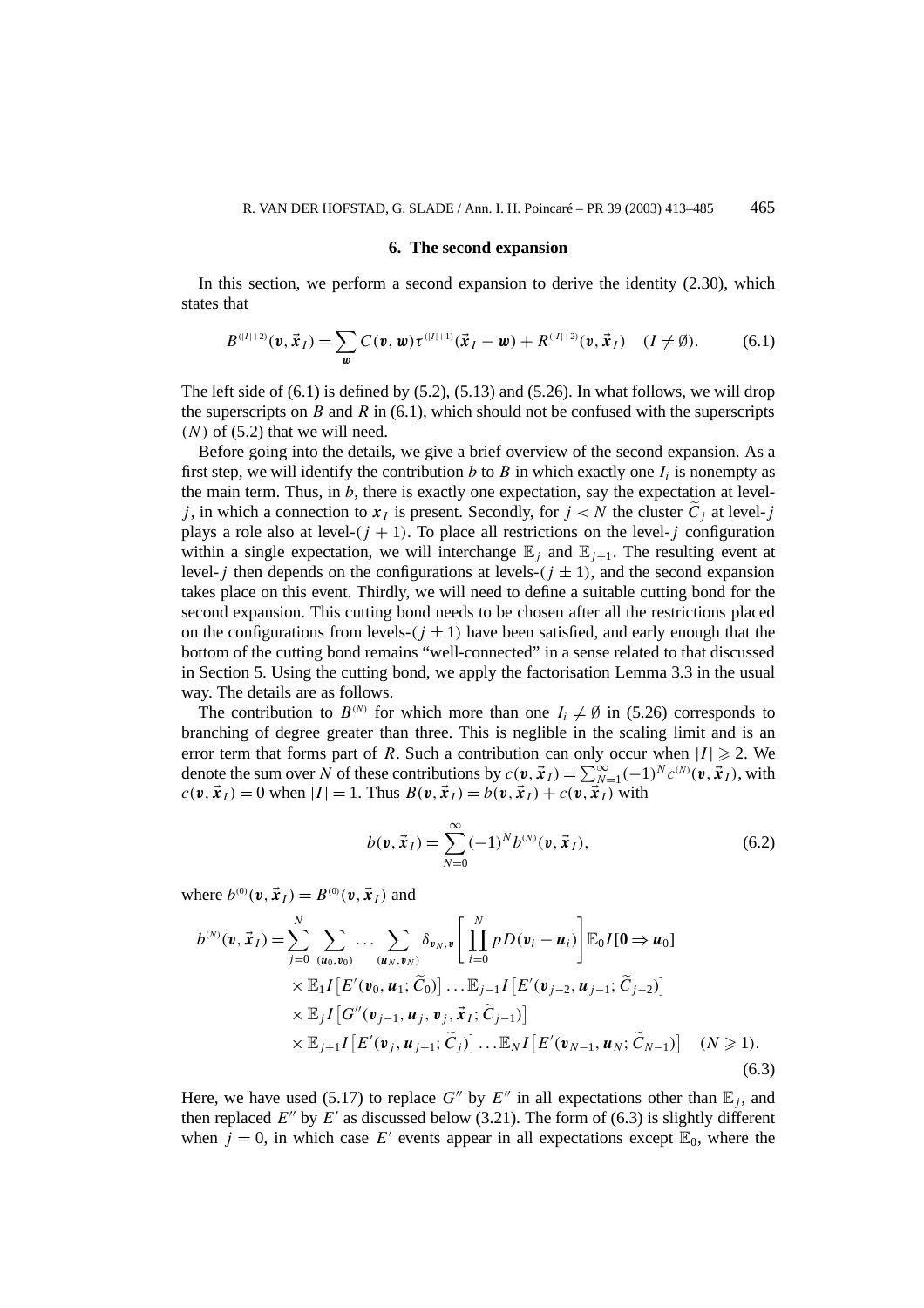## 6. The second expansion

In this section, we perform a second expansion to derive the identity (2.30), which states that

$$B^{(|I|+2)}(\boldsymbol{v},\vec{\boldsymbol{x}}_I)=\sum_{\boldsymbol{w}} C(\boldsymbol{v},\boldsymbol{w})\tau^{(|I|+1)}(\vec{\boldsymbol{x}}_I-\boldsymbol{w})+R^{(|I|+2)}(\boldsymbol{v},\vec{\boldsymbol{x}}_I)\quad (I\neq\emptyset). \tag{6.1}$$

The left side of (6.1) is defined by (5.2), (5.13) and (5.26). In what follows, we will drop the superscripts on $B$ and $R$ in (6.1), which should not be confused with the superscripts $(N)$ of (5.2) that we will need.

Before going into the details, we give a brief overview of the second expansion. As a first step, we will identify the contribution $b$ to $B$ in which exactly one $I_i$ is nonempty as the main term. Thus, in $b$, there is exactly one expectation, say the expectation at level-$j$, in which a connection to $\boldsymbol{x}_I$ is present. Secondly, for $j<N$ the cluster $\widetilde{C}_j$ at level-$j$ plays a role also at level-$(j+1)$. To place all restrictions on the level-$j$ configuration within a single expectation, we will interchange $\mathbb{E}_j$ and $\mathbb{E}_{j+1}$. The resulting event at level-$j$ then depends on the configurations at levels-$(j\pm 1)$, and the second expansion takes place on this event. Thirdly, we will need to define a suitable cutting bond for the second expansion. This cutting bond needs to be chosen after all the restrictions placed on the configurations from levels-$(j\pm 1)$ have been satisfied, and early enough that the bottom of the cutting bond remains "well-connected" in a sense related to that discussed in Section 5. Using the cutting bond, we apply the factorisation Lemma 3.3 in the usual way. The details are as follows.

The contribution to $B^{(N)}$ for which more than one $I_i\neq\emptyset$ in (5.26) corresponds to branching of degree greater than three. This is neglible in the scaling limit and is an error term that forms part of $R$. Such a contribution can only occur when $|I|\geqslant 2$. We denote the sum over $N$ of these contributions by $c(\boldsymbol{v},\vec{\boldsymbol{x}}_I)=\sum_{N=1}^{\infty}(-1)^N c^{(N)}(\boldsymbol{v},\vec{\boldsymbol{x}}_I)$, with $c(\boldsymbol{v},\vec{\boldsymbol{x}}_I)=0$ when $|I|=1$. Thus $B(\boldsymbol{v},\vec{\boldsymbol{x}}_I)=b(\boldsymbol{v},\vec{\boldsymbol{x}}_I)+c(\boldsymbol{v},\vec{\boldsymbol{x}}_I)$ with

$$b(\boldsymbol{v},\vec{\boldsymbol{x}}_I)=\sum_{N=0}^{\infty}(-1)^N b^{(N)}(\boldsymbol{v},\vec{\boldsymbol{x}}_I), \tag{6.2}$$

where $b^{(0)}(\boldsymbol{v},\vec{\boldsymbol{x}}_I)=B^{(0)}(\boldsymbol{v},\vec{\boldsymbol{x}}_I)$ and

$$\begin{aligned}
b^{(N)}(\boldsymbol{v},\vec{\boldsymbol{x}}_I)=&\sum_{j=0}^{N}\sum_{(\boldsymbol{u}_0,\boldsymbol{v}_0)}\cdots\sum_{(\boldsymbol{u}_N,\boldsymbol{v}_N)}\delta_{\boldsymbol{v}_N,\boldsymbol{v}}\left[\prod_{i=0}^{N}pD(\boldsymbol{v}_i-\boldsymbol{u}_i)\right]\mathbb{E}_0 I[\mathbf{0}\Rightarrow\boldsymbol{u}_0]\\
&\times\mathbb{E}_1 I\big[E'(\boldsymbol{v}_0,\boldsymbol{u}_1;\widetilde{C}_0)\big]\ldots\mathbb{E}_{j-1}I\big[E'(\boldsymbol{v}_{j-2},\boldsymbol{u}_{j-1};\widetilde{C}_{j-2})\big]\\
&\times\mathbb{E}_j I\big[G''(\boldsymbol{v}_{j-1},\boldsymbol{u}_j,\boldsymbol{v}_j,\vec{\boldsymbol{x}}_I;\widetilde{C}_{j-1})\big]\\
&\times\mathbb{E}_{j+1}I\big[E'(\boldsymbol{v}_j,\boldsymbol{u}_{j+1};\widetilde{C}_j)\big]\ldots\mathbb{E}_N I\big[E'(\boldsymbol{v}_{N-1},\boldsymbol{u}_N;\widetilde{C}_{N-1})\big]\quad (N\geqslant 1).
\end{aligned} \tag{6.3}$$

Here, we have used (5.17) to replace $G''$ by $E''$ in all expectations other than $\mathbb{E}_j$, and then replaced $E''$ by $E'$ as discussed below (3.21). The form of (6.3) is slightly different when $j=0$, in which case $E'$ events appear in all expectations except $\mathbb{E}_0$, where the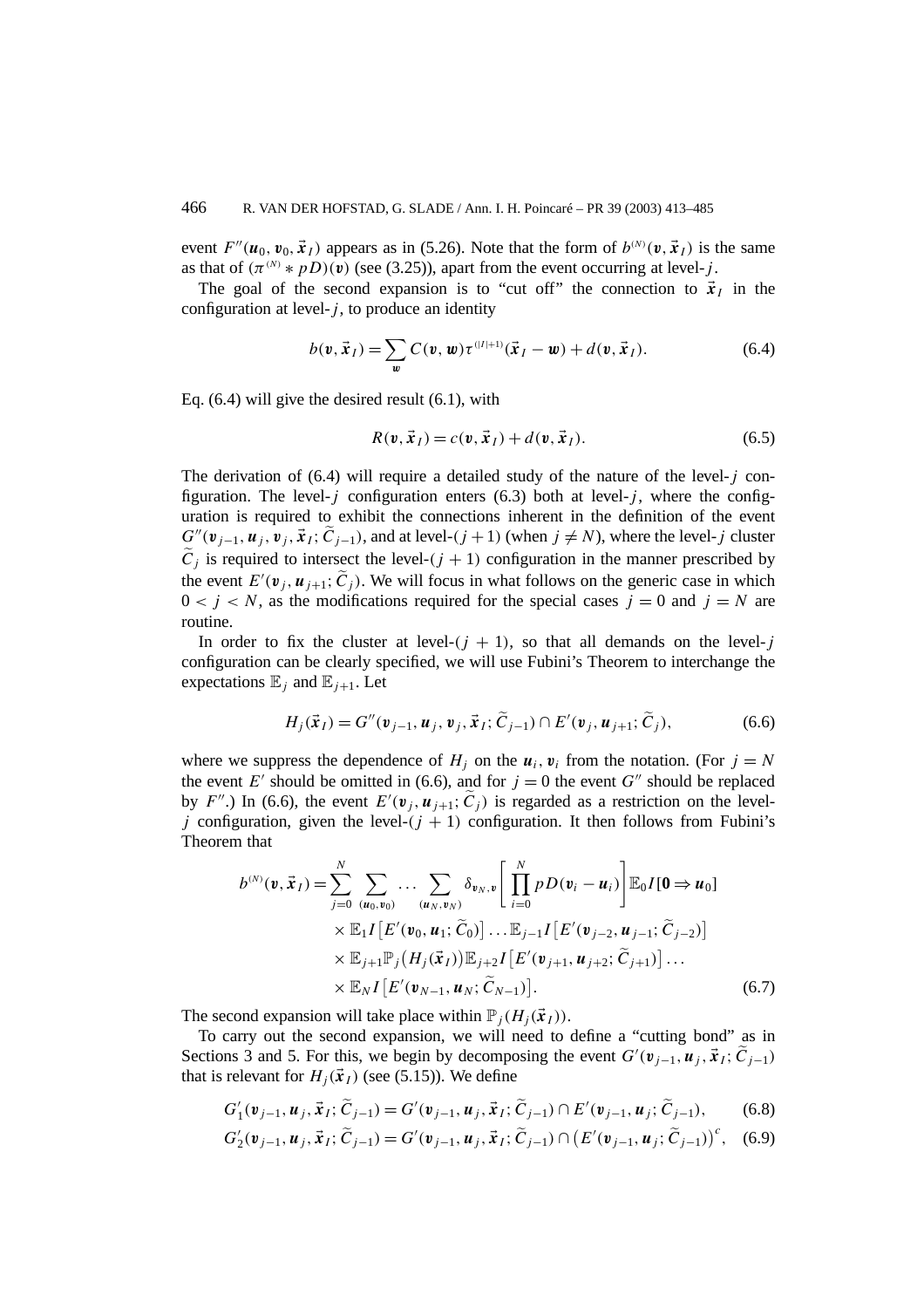event $F''(\boldsymbol{u}_0, \boldsymbol{v}_0, \vec{\boldsymbol{x}}_I)$ appears as in (5.26). Note that the form of $b^{(N)}(\boldsymbol{v}, \vec{\boldsymbol{x}}_I)$ is the same as that of $(\pi^{(N)} * pD)(\boldsymbol{v})$ (see (3.25)), apart from the event occurring at level-$j$.

The goal of the second expansion is to "cut off" the connection to $\vec{\boldsymbol{x}}_I$ in the configuration at level-$j$, to produce an identity

$$b(\boldsymbol{v}, \vec{\boldsymbol{x}}_I) = \sum_{\boldsymbol{w}} C(\boldsymbol{v}, \boldsymbol{w}) \tau^{(|I|+1)}(\vec{\boldsymbol{x}}_I - \boldsymbol{w}) + d(\boldsymbol{v}, \vec{\boldsymbol{x}}_I). \tag{6.4}$$

Eq. (6.4) will give the desired result (6.1), with

$$R(\boldsymbol{v}, \vec{\boldsymbol{x}}_I) = c(\boldsymbol{v}, \vec{\boldsymbol{x}}_I) + d(\boldsymbol{v}, \vec{\boldsymbol{x}}_I). \tag{6.5}$$

The derivation of (6.4) will require a detailed study of the nature of the level-$j$ configuration. The level-$j$ configuration enters (6.3) both at level-$j$, where the configuration is required to exhibit the connections inherent in the definition of the event $G''(\boldsymbol{v}_{j-1}, \boldsymbol{u}_j, \boldsymbol{v}_j, \vec{\boldsymbol{x}}_I; \widetilde{C}_{j-1})$, and at level-$(j+1)$ (when $j \neq N$), where the level-$j$ cluster $\widetilde{C}_j$ is required to intersect the level-$(j+1)$ configuration in the manner prescribed by the event $E'(\boldsymbol{v}_j, \boldsymbol{u}_{j+1}; \widetilde{C}_j)$. We will focus in what follows on the generic case in which $0 < j < N$, as the modifications required for the special cases $j = 0$ and $j = N$ are routine.

In order to fix the cluster at level-$(j+1)$, so that all demands on the level-$j$ configuration can be clearly specified, we will use Fubini's Theorem to interchange the expectations $\mathbb{E}_j$ and $\mathbb{E}_{j+1}$. Let

$$H_j(\vec{\boldsymbol{x}}_I) = G''(\boldsymbol{v}_{j-1}, \boldsymbol{u}_j, \boldsymbol{v}_j, \vec{\boldsymbol{x}}_I; \widetilde{C}_{j-1}) \cap E'(\boldsymbol{v}_j, \boldsymbol{u}_{j+1}; \widetilde{C}_j), \tag{6.6}$$

where we suppress the dependence of $H_j$ on the $\boldsymbol{u}_i, \boldsymbol{v}_i$ from the notation. (For $j = N$ the event $E'$ should be omitted in (6.6), and for $j = 0$ the event $G''$ should be replaced by $F''$.) In (6.6), the event $E'(\boldsymbol{v}_j, \boldsymbol{u}_{j+1}; \widetilde{C}_j)$ is regarded as a restriction on the level-$j$ configuration, given the level-$(j+1)$ configuration. It then follows from Fubini's Theorem that

$$\begin{aligned}
b^{(N)}(\boldsymbol{v}, \vec{\boldsymbol{x}}_I) = \sum_{j=0}^{N} \sum_{(\boldsymbol{u}_0, \boldsymbol{v}_0)} \dots \sum_{(\boldsymbol{u}_N, \boldsymbol{v}_N)} \delta_{\boldsymbol{v}_N, \boldsymbol{v}} \left[ \prod_{i=0}^{N} pD(\boldsymbol{v}_i - \boldsymbol{u}_i) \right] \mathbb{E}_0 I[\boldsymbol{0} \Rightarrow \boldsymbol{u}_0] \\
\times \mathbb{E}_1 I\big[E'(\boldsymbol{v}_0, \boldsymbol{u}_1; \widetilde{C}_0)\big] \dots \mathbb{E}_{j-1} I\big[E'(\boldsymbol{v}_{j-2}, \boldsymbol{u}_{j-1}; \widetilde{C}_{j-2})\big] \\
\times \mathbb{E}_{j+1} \mathbb{P}_j\big(H_j(\vec{\boldsymbol{x}}_I)\big) \mathbb{E}_{j+2} I\big[E'(\boldsymbol{v}_{j+1}, \boldsymbol{u}_{j+2}; \widetilde{C}_{j+1})\big] \dots \\
\times \mathbb{E}_N I\big[E'(\boldsymbol{v}_{N-1}, \boldsymbol{u}_N; \widetilde{C}_{N-1})\big].
\end{aligned} \tag{6.7}$$

The second expansion will take place within $\mathbb{P}_j(H_j(\vec{\boldsymbol{x}}_I))$.

To carry out the second expansion, we will need to define a "cutting bond" as in Sections 3 and 5. For this, we begin by decomposing the event $G'(\boldsymbol{v}_{j-1}, \boldsymbol{u}_j, \vec{\boldsymbol{x}}_I; \widetilde{C}_{j-1})$ that is relevant for $H_j(\vec{\boldsymbol{x}}_I)$ (see (5.15)). We define

$$G'_1(\boldsymbol{v}_{j-1}, \boldsymbol{u}_j, \vec{\boldsymbol{x}}_I; \widetilde{C}_{j-1}) = G'(\boldsymbol{v}_{j-1}, \boldsymbol{u}_j, \vec{\boldsymbol{x}}_I; \widetilde{C}_{j-1}) \cap E'(\boldsymbol{v}_{j-1}, \boldsymbol{u}_j; \widetilde{C}_{j-1}), \tag{6.8}$$

$$G'_2(\boldsymbol{v}_{j-1}, \boldsymbol{u}_j, \vec{\boldsymbol{x}}_I; \widetilde{C}_{j-1}) = G'(\boldsymbol{v}_{j-1}, \boldsymbol{u}_j, \vec{\boldsymbol{x}}_I; \widetilde{C}_{j-1}) \cap \big(E'(\boldsymbol{v}_{j-1}, \boldsymbol{u}_j; \widetilde{C}_{j-1})\big)^c, \tag{6.9}$$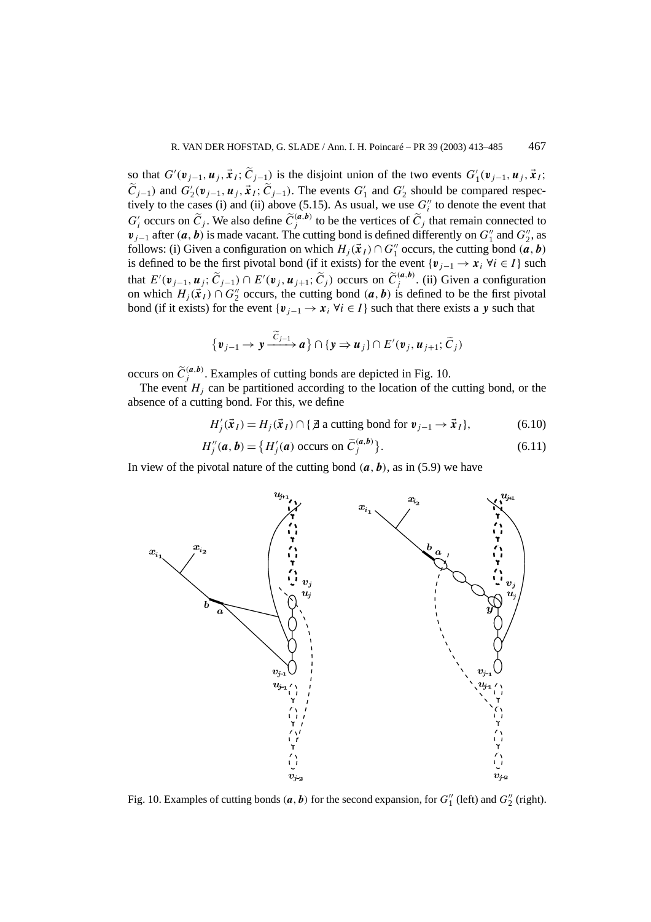so that $G'(\boldsymbol{v}_{j-1}, \boldsymbol{u}_j, \vec{\boldsymbol{x}}_I; \widetilde{C}_{j-1})$ is the disjoint union of the two events $G'_1(\boldsymbol{v}_{j-1}, \boldsymbol{u}_j, \vec{\boldsymbol{x}}_I; \widetilde{C}_{j-1})$ and $G'_2(\boldsymbol{v}_{j-1}, \boldsymbol{u}_j, \vec{\boldsymbol{x}}_I; \widetilde{C}_{j-1})$. The events $G'_1$ and $G'_2$ should be compared respectively to the cases (i) and (ii) above (5.15). As usual, we use $G''_i$ to denote the event that $G'_i$ occurs on $\widetilde{C}_j$. We also define $\widetilde{C}_j^{(\boldsymbol{a},\boldsymbol{b})}$ to be the vertices of $\widetilde{C}_j$ that remain connected to $\boldsymbol{v}_{j-1}$ after $(\boldsymbol{a}, \boldsymbol{b})$ is made vacant. The cutting bond is defined differently on $G''_1$ and $G''_2$, as follows: (i) Given a configuration on which $H_j(\vec{\boldsymbol{x}}_I) \cap G''_1$ occurs, the cutting bond $(\boldsymbol{a}, \boldsymbol{b})$ is defined to be the first pivotal bond (if it exists) for the event $\{\boldsymbol{v}_{j-1} \to \boldsymbol{x}_i \ \forall i \in I\}$ such that $E'(\boldsymbol{v}_{j-1}, \boldsymbol{u}_j; \widetilde{C}_{j-1}) \cap E'(\boldsymbol{v}_j, \boldsymbol{u}_{j+1}; \widetilde{C}_j)$ occurs on $\widetilde{C}_j^{(\boldsymbol{a},\boldsymbol{b})}$. (ii) Given a configuration on which $H_j(\vec{\boldsymbol{x}}_I) \cap G''_2$ occurs, the cutting bond $(\boldsymbol{a}, \boldsymbol{b})$ is defined to be the first pivotal bond (if it exists) for the event $\{\boldsymbol{v}_{j-1} \to \boldsymbol{x}_i \ \forall i \in I\}$ such that there exists a $\boldsymbol{y}$ such that

$$\big\{\boldsymbol{v}_{j-1} \to \boldsymbol{y} \xrightarrow{\widetilde{C}_{j-1}} \boldsymbol{a}\big\} \cap \{\boldsymbol{y} \Rightarrow \boldsymbol{u}_j\} \cap E'(\boldsymbol{v}_j, \boldsymbol{u}_{j+1}; \widetilde{C}_j)$$

occurs on $\widetilde{C}_j^{(\boldsymbol{a},\boldsymbol{b})}$. Examples of cutting bonds are depicted in Fig. 10.

The event $H_j$ can be partitioned according to the location of the cutting bond, or the absence of a cutting bond. For this, we define

$$H'_j(\vec{\boldsymbol{x}}_I) = H_j(\vec{\boldsymbol{x}}_I) \cap \{\nexists \text{ a cutting bond for } \boldsymbol{v}_{j-1} \to \vec{\boldsymbol{x}}_I\}, \tag{6.10}$$

$$H''_j(\boldsymbol{a}, \boldsymbol{b}) = \big\{H'_j(\boldsymbol{a}) \text{ occurs on } \widetilde{C}_j^{(\boldsymbol{a},\boldsymbol{b})}\big\}. \tag{6.11}$$

In view of the pivotal nature of the cutting bond $(\boldsymbol{a}, \boldsymbol{b})$, as in (5.9) we have

Fig. 10. Examples of cutting bonds $(\boldsymbol{a}, \boldsymbol{b})$ for the second expansion, for $G''_1$ (left) and $G''_2$ (right).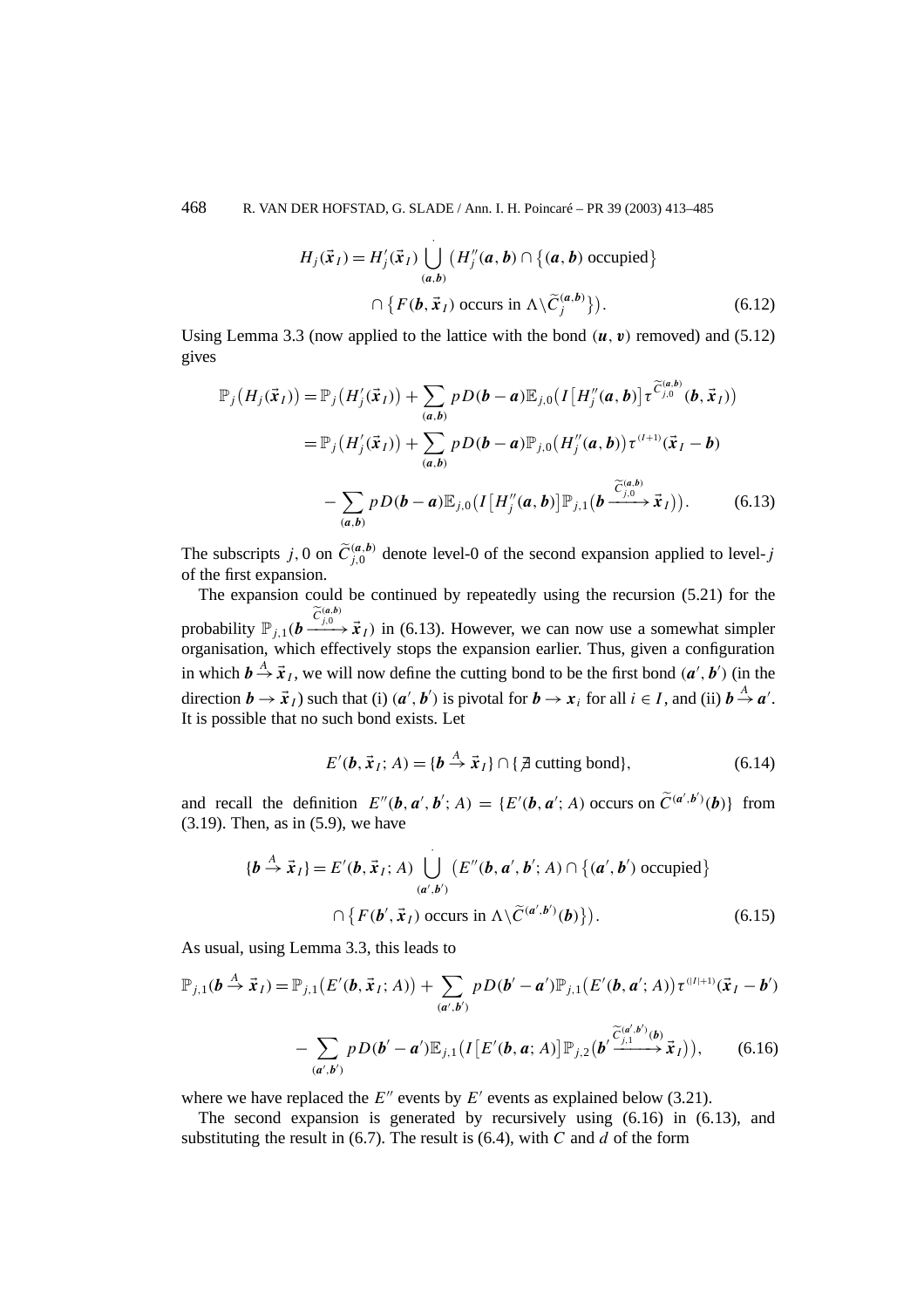$$H_j(\vec{x}_I) = H'_j(\vec{x}_I) \mathop{\dot{\bigcup}}_{(\boldsymbol{a},\boldsymbol{b})} \big(H''_j(\boldsymbol{a},\boldsymbol{b}) \cap \{(\boldsymbol{a},\boldsymbol{b}) \text{ occupied}\} \cap \{F(\boldsymbol{b},\vec{x}_I) \text{ occurs in } \Lambda \backslash \widetilde{C}_j^{(\boldsymbol{a},\boldsymbol{b})}\}\big). \tag{6.12}$$

Using Lemma 3.3 (now applied to the lattice with the bond $(\boldsymbol{u},\boldsymbol{v})$ removed) and (5.12) gives

$$\begin{aligned}
\mathbb{P}_j\big(H_j(\vec{x}_I)\big) &= \mathbb{P}_j\big(H'_j(\vec{x}_I)\big) + \sum_{(\boldsymbol{a},\boldsymbol{b})} pD(\boldsymbol{b}-\boldsymbol{a})\mathbb{E}_{j,0}\big(I\big[H''_j(\boldsymbol{a},\boldsymbol{b})\big]\tau^{\widetilde{C}_{j,0}^{(\boldsymbol{a},\boldsymbol{b})}}(\boldsymbol{b},\vec{x}_I)\big) \\
&= \mathbb{P}_j\big(H'_j(\vec{x}_I)\big) + \sum_{(\boldsymbol{a},\boldsymbol{b})} pD(\boldsymbol{b}-\boldsymbol{a})\mathbb{P}_{j,0}\big(H''_j(\boldsymbol{a},\boldsymbol{b})\big)\tau^{(I+1)}(\vec{x}_I-\boldsymbol{b}) \\
&\quad - \sum_{(\boldsymbol{a},\boldsymbol{b})} pD(\boldsymbol{b}-\boldsymbol{a})\mathbb{E}_{j,0}\big(I\big[H''_j(\boldsymbol{a},\boldsymbol{b})\big]\mathbb{P}_{j,1}\big(\boldsymbol{b}\xrightarrow{\widetilde{C}_{j,0}^{(\boldsymbol{a},\boldsymbol{b})}}\vec{x}_I\big)\big).
\end{aligned} \tag{6.13}$$

The subscripts $j,0$ on $\widetilde{C}_{j,0}^{(\boldsymbol{a},\boldsymbol{b})}$ denote level-0 of the second expansion applied to level-$j$ of the first expansion.

The expansion could be continued by repeatedly using the recursion (5.21) for the probability $\mathbb{P}_{j,1}(\boldsymbol{b}\xrightarrow{\widetilde{C}_{j,0}^{(\boldsymbol{a},\boldsymbol{b})}}\vec{x}_I)$ in (6.13). However, we can now use a somewhat simpler organisation, which effectively stops the expansion earlier. Thus, given a configuration in which $\boldsymbol{b}\xrightarrow{A}\vec{x}_I$, we will now define the cutting bond to be the first bond $(\boldsymbol{a}',\boldsymbol{b}')$ (in the direction $\boldsymbol{b}\to\vec{x}_I$) such that (i) $(\boldsymbol{a}',\boldsymbol{b}')$ is pivotal for $\boldsymbol{b}\to\boldsymbol{x}_i$ for all $i\in I$, and (ii) $\boldsymbol{b}\xrightarrow{A}\boldsymbol{a}'$. It is possible that no such bond exists. Let

$$E'(\boldsymbol{b},\vec{x}_I;A) = \{\boldsymbol{b}\xrightarrow{A}\vec{x}_I\} \cap \{\nexists \text{ cutting bond}\}, \tag{6.14}$$

and recall the definition $E''(\boldsymbol{b},\boldsymbol{a}',\boldsymbol{b}';A) = \{E'(\boldsymbol{b},\boldsymbol{a}';A) \text{ occurs on } \widetilde{C}^{(\boldsymbol{a}',\boldsymbol{b}')}(\boldsymbol{b})\}$ from (3.19). Then, as in (5.9), we have

$$\{\boldsymbol{b}\xrightarrow{A}\vec{x}_I\} = E'(\boldsymbol{b},\vec{x}_I;A) \mathop{\dot{\bigcup}}_{(\boldsymbol{a}',\boldsymbol{b}')} \big(E''(\boldsymbol{b},\boldsymbol{a}',\boldsymbol{b}';A) \cap \{(\boldsymbol{a}',\boldsymbol{b}') \text{ occupied}\} \cap \{F(\boldsymbol{b}',\vec{x}_I) \text{ occurs in } \Lambda\backslash\widetilde{C}^{(\boldsymbol{a}',\boldsymbol{b}')}(\boldsymbol{b})\}\big). \tag{6.15}$$

As usual, using Lemma 3.3, this leads to

$$\begin{aligned}
\mathbb{P}_{j,1}(\boldsymbol{b}\xrightarrow{A}\vec{x}_I) &= \mathbb{P}_{j,1}\big(E'(\boldsymbol{b},\vec{x}_I;A)\big) + \sum_{(\boldsymbol{a}',\boldsymbol{b}')} pD(\boldsymbol{b}'-\boldsymbol{a}')\mathbb{P}_{j,1}\big(E'(\boldsymbol{b},\boldsymbol{a}';A)\big)\tau^{(|I|+1)}(\vec{x}_I-\boldsymbol{b}') \\
&\quad - \sum_{(\boldsymbol{a}',\boldsymbol{b}')} pD(\boldsymbol{b}'-\boldsymbol{a}')\mathbb{E}_{j,1}\big(I\big[E'(\boldsymbol{b},\boldsymbol{a};A)\big]\mathbb{P}_{j,2}\big(\boldsymbol{b}'\xrightarrow{\widetilde{C}_{j,1}^{(\boldsymbol{a}',\boldsymbol{b}')}(\boldsymbol{b})}\vec{x}_I\big)\big),
\end{aligned} \tag{6.16}$$

where we have replaced the $E''$ events by $E'$ events as explained below (3.21).

The second expansion is generated by recursively using (6.16) in (6.13), and substituting the result in (6.7). The result is (6.4), with $C$ and $d$ of the form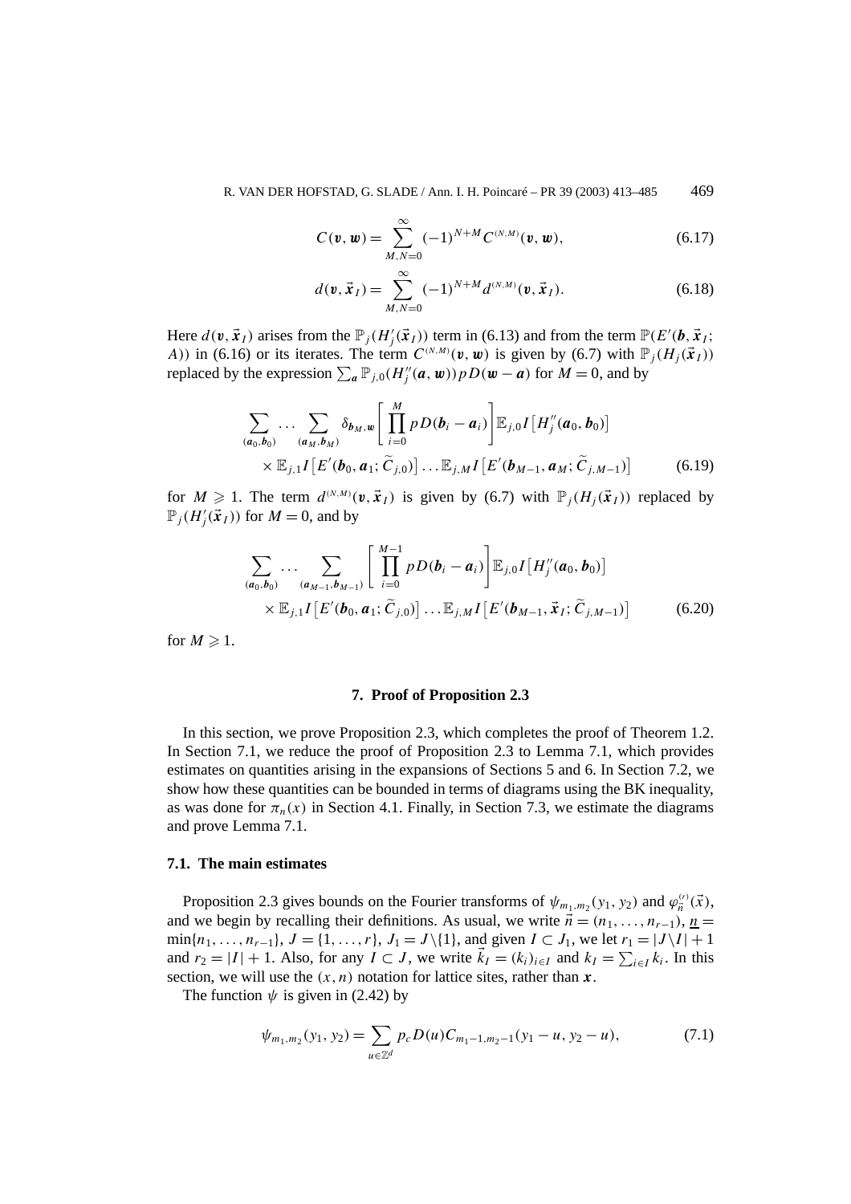$$C(\boldsymbol{v}, \boldsymbol{w}) = \sum_{M,N=0}^{\infty} (-1)^{N+M} C^{(N,M)}(\boldsymbol{v}, \boldsymbol{w}), \tag{6.17}$$

$$d(\boldsymbol{v}, \vec{\boldsymbol{x}}_I) = \sum_{M,N=0}^{\infty} (-1)^{N+M} d^{(N,M)}(\boldsymbol{v}, \vec{\boldsymbol{x}}_I). \tag{6.18}$$

Here $d(\boldsymbol{v}, \vec{\boldsymbol{x}}_I)$ arises from the $\mathbb{P}_j(H_j'(\vec{\boldsymbol{x}}_I))$ term in (6.13) and from the term $\mathbb{P}(E'(\boldsymbol{b}, \vec{\boldsymbol{x}}_I; A))$ in (6.16) or its iterates. The term $C^{(N,M)}(\boldsymbol{v}, \boldsymbol{w})$ is given by (6.7) with $\mathbb{P}_j(H_j(\vec{\boldsymbol{x}}_I))$ replaced by the expression $\sum_{\boldsymbol{a}} \mathbb{P}_{j,0}(H_j''(\boldsymbol{a}, \boldsymbol{w})) pD(\boldsymbol{w} - \boldsymbol{a})$ for $M = 0$, and by

$$\sum_{(\boldsymbol{a}_0, \boldsymbol{b}_0)} \cdots \sum_{(\boldsymbol{a}_M, \boldsymbol{b}_M)} \delta_{\boldsymbol{b}_M, \boldsymbol{w}} \left[ \prod_{i=0}^{M} pD(\boldsymbol{b}_i - \boldsymbol{a}_i) \right] \mathbb{E}_{j,0} I\big[H_j''(\boldsymbol{a}_0, \boldsymbol{b}_0)\big] \\ \times \mathbb{E}_{j,1} I\big[E'(\boldsymbol{b}_0, \boldsymbol{a}_1; \widetilde{C}_{j,0})\big] \ldots \mathbb{E}_{j,M} I\big[E'(\boldsymbol{b}_{M-1}, \boldsymbol{a}_M; \widetilde{C}_{j,M-1})\big] \tag{6.19}$$

for $M \geqslant 1$. The term $d^{(N,M)}(\boldsymbol{v}, \vec{\boldsymbol{x}}_I)$ is given by (6.7) with $\mathbb{P}_j(H_j(\vec{\boldsymbol{x}}_I))$ replaced by $\mathbb{P}_j(H_j'(\vec{\boldsymbol{x}}_I))$ for $M = 0$, and by

$$\sum_{(\boldsymbol{a}_0, \boldsymbol{b}_0)} \cdots \sum_{(\boldsymbol{a}_{M-1}, \boldsymbol{b}_{M-1})} \left[ \prod_{i=0}^{M-1} pD(\boldsymbol{b}_i - \boldsymbol{a}_i) \right] \mathbb{E}_{j,0} I\big[H_j''(\boldsymbol{a}_0, \boldsymbol{b}_0)\big] \\ \times \mathbb{E}_{j,1} I\big[E'(\boldsymbol{b}_0, \boldsymbol{a}_1; \widetilde{C}_{j,0})\big] \ldots \mathbb{E}_{j,M} I\big[E'(\boldsymbol{b}_{M-1}, \vec{\boldsymbol{x}}_I; \widetilde{C}_{j,M-1})\big] \tag{6.20}$$

for $M \geqslant 1$.

## 7. Proof of Proposition 2.3

In this section, we prove Proposition 2.3, which completes the proof of Theorem 1.2. In Section 7.1, we reduce the proof of Proposition 2.3 to Lemma 7.1, which provides estimates on quantities arising in the expansions of Sections 5 and 6. In Section 7.2, we show how these quantities can be bounded in terms of diagrams using the BK inequality, as was done for $\pi_n(x)$ in Section 4.1. Finally, in Section 7.3, we estimate the diagrams and prove Lemma 7.1.

### 7.1. The main estimates

Proposition 2.3 gives bounds on the Fourier transforms of $\psi_{m_1,m_2}(y_1, y_2)$ and $\varphi_{\vec{n}}^{(r)}(\vec{x})$, and we begin by recalling their definitions. As usual, we write $\vec{n} = (n_1, \ldots, n_{r-1})$, $\underline{n} = \min\{n_1, \ldots, n_{r-1}\}$, $J = \{1, \ldots, r\}$, $J_1 = J \setminus \{1\}$, and given $I \subset J_1$, we let $r_1 = |J \setminus I| + 1$ and $r_2 = |I| + 1$. Also, for any $I \subset J$, we write $\vec{k}_I = (k_i)_{i \in I}$ and $k_I = \sum_{i \in I} k_i$. In this section, we will use the $(x, n)$ notation for lattice sites, rather than $\boldsymbol{x}$.

The function $\psi$ is given in (2.42) by

$$\psi_{m_1,m_2}(y_1, y_2) = \sum_{u \in \mathbb{Z}^d} p_c D(u) C_{m_1-1,m_2-1}(y_1 - u, y_2 - u), \tag{7.1}$$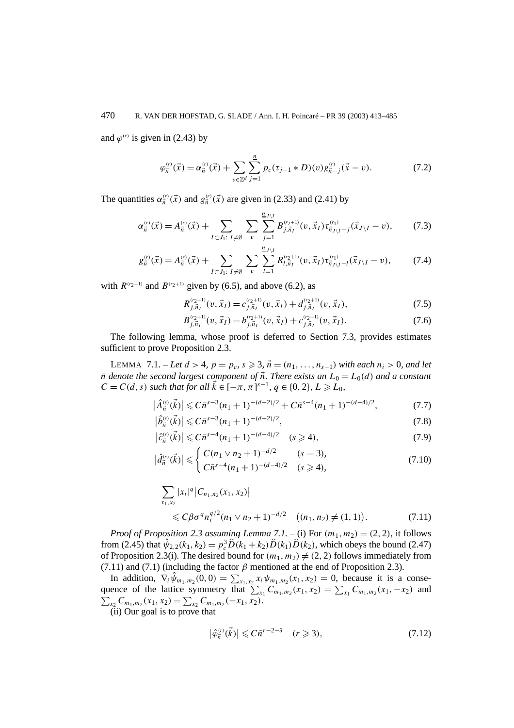and $\varphi^{(r)}$ is given in (2.43) by

$$\varphi_{\vec{n}}^{(r)}(\vec{x}) = \alpha_{\vec{n}}^{(r)}(\vec{x}) + \sum_{v\in\mathbb{Z}^d}\sum_{j=1}^{\underline{n}} p_c(\tau_{j-1} * D)(v) g_{\vec{n}-j}^{(r)}(\vec{x}-v). \tag{7.2}$$

The quantities $\alpha_{\vec{n}}^{(r)}(\vec{x})$ and $g_{\vec{n}}^{(r)}(\vec{x})$ are given in (2.33) and (2.41) by

$$\alpha_{\vec{n}}^{(r)}(\vec{x}) = A_{\vec{n}}^{(r)}(\vec{x}) + \sum_{I\subset J_1:\, I\neq\emptyset}\sum_{v}\sum_{j=1}^{\underline{n}_{J\setminus I}} B_{j,\vec{n}_I}^{(r_2+1)}(v,\vec{x}_I)\tau_{\vec{n}_{J\setminus I}-j}^{(r_1)}(\vec{x}_{J\setminus I}-v), \tag{7.3}$$

$$g_{\vec{n}}^{(r)}(\vec{x}) = A_{\vec{n}}^{(r)}(\vec{x}) + \sum_{I\subset J_1:\, I\neq\emptyset}\sum_{v}\sum_{l=1}^{\underline{n}_{J\setminus I}} R_{l,\vec{n}_I}^{(r_2+1)}(v,\vec{x}_I)\tau_{\vec{n}_{J\setminus I}-l}^{(r_1)}(\vec{x}_{J\setminus I}-v), \tag{7.4}$$

with $R^{(r_2+1)}$ and $B^{(r_2+1)}$ given by (6.5), and above (6.2), as

$$R_{j,\vec{n}_I}^{(r_2+1)}(v,\vec{x}_I) = c_{j,\vec{n}_I}^{(r_2+1)}(v,\vec{x}_I) + d_{j,\vec{n}_I}^{(r_2+1)}(v,\vec{x}_I), \tag{7.5}$$

$$B_{j,\vec{n}_I}^{(r_2+1)}(v,\vec{x}_I) = b_{j,\vec{n}_I}^{(r_2+1)}(v,\vec{x}_I) + c_{j,\vec{n}_I}^{(r_2+1)}(v,\vec{x}_I). \tag{7.6}$$

The following lemma, whose proof is deferred to Section 7.3, provides estimates sufficient to prove Proposition 2.3.

LEMMA 7.1. – *Let $d>4$, $p=p_c$, $s\geqslant 3$, $\vec{n}=(n_1,\ldots,n_{s-1})$ with each $n_i>0$, and let $\bar{n}$ denote the second largest component of $\vec{n}$. There exists an $L_0 = L_0(d)$ and a constant $C = C(d,s)$ such that for all $\vec{k}\in[-\pi,\pi]^{s-1}$, $q\in\{0,2\}$, $L\geqslant L_0$,*

$$\big|\hat{A}_{\vec{n}}^{(s)}(\vec{k})\big| \leqslant C\bar{n}^{s-3}(n_1+1)^{-(d-2)/2} + C\bar{n}^{s-4}(n_1+1)^{-(d-4)/2}, \tag{7.7}$$

$$\big|\hat{b}_{\vec{n}}^{(s)}(\vec{k})\big| \leqslant C\bar{n}^{s-3}(n_1+1)^{-(d-2)/2}, \tag{7.8}$$

$$\big|\hat{c}_{\vec{n}}^{(s)}(\vec{k})\big| \leqslant C\bar{n}^{s-4}(n_1+1)^{-(d-4)/2} \quad (s\geqslant 4), \tag{7.9}$$

$$\big|\hat{d}_{\vec{n}}^{(s)}(\vec{k})\big| \leqslant \begin{cases} C(n_1\vee n_2+1)^{-d/2} & (s=3),\\ C\bar{n}^{s-4}(n_1+1)^{-(d-4)/2} & (s\geqslant 4),\end{cases} \tag{7.10}$$

$$\sum_{x_1,x_2}|x_i|^q\big|C_{n_1,n_2}(x_1,x_2)\big| \leqslant C\beta\sigma^q n_i^{q/2}(n_1\vee n_2+1)^{-d/2} \quad \big((n_1,n_2)\neq(1,1)\big). \tag{7.11}$$

*Proof of Proposition 2.3 assuming Lemma 7.1.* – (i) For $(m_1,m_2)=(2,2)$, it follows from (2.45) that $\hat{\psi}_{2,2}(k_1,k_2) = p_c^3\widehat{D}(k_1+k_2)\widehat{D}(k_1)\widehat{D}(k_2)$, which obeys the bound (2.47) of Proposition 2.3(i). The desired bound for $(m_1,m_2)\neq(2,2)$ follows immediately from (7.11) and (7.1) (including the factor $\beta$ mentioned at the end of Proposition 2.3).

In addition, $\nabla_i\hat{\psi}_{m_1,m_2}(0,0) = \sum_{x_1,x_2}x_i\psi_{m_1,m_2}(x_1,x_2) = 0$, because it is a consequence of the lattice symmetry that $\sum_{x_1}C_{m_1,m_2}(x_1,x_2) = \sum_{x_1}C_{m_1,m_2}(x_1,-x_2)$ and $\sum_{x_2}C_{m_1,m_2}(x_1,x_2) = \sum_{x_2}C_{m_1,m_2}(-x_1,x_2)$.

(ii) Our goal is to prove that

$$\big|\hat{\varphi}_{\vec{n}}^{(r)}(\vec{k})\big| \leqslant C\bar{n}^{r-2-\delta} \quad (r\geqslant 3), \tag{7.12}$$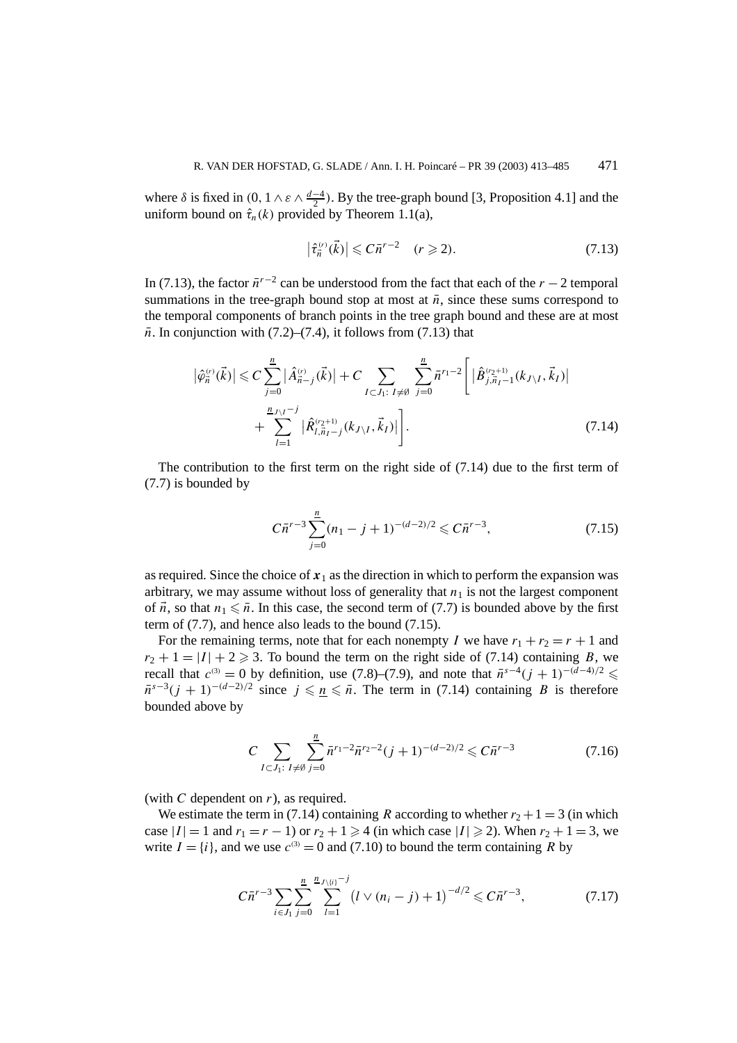where $\delta$ is fixed in $(0, 1 \wedge \varepsilon \wedge \frac{d-4}{2})$. By the tree-graph bound [3, Proposition 4.1] and the uniform bound on $\hat{\tau}_n(k)$ provided by Theorem 1.1(a),

$$\big|\hat{\tau}^{(r)}_{\vec{n}}(\vec{k})\big| \leqslant C\bar{n}^{r-2} \quad (r \geqslant 2). \tag{7.13}$$

In (7.13), the factor $\bar{n}^{r-2}$ can be understood from the fact that each of the $r-2$ temporal summations in the tree-graph bound stop at most at $\bar{n}$, since these sums correspond to the temporal components of branch points in the tree graph bound and these are at most $\bar{n}$. In conjunction with (7.2)–(7.4), it follows from (7.13) that

$$\begin{aligned}\big|\hat{\varphi}^{(r)}_{\vec{n}}(\vec{k})\big| \leqslant C\sum_{j=0}^{\underline{n}}\big|\hat{A}^{(r)}_{\vec{n}-j}(\vec{k})\big| + C\sum_{I\subset J_1:\, I\neq\emptyset}\sum_{j=0}^{\underline{n}}\bar{n}^{r_1-2}\bigg[\big|\hat{B}^{(r_2+1)}_{j,\vec{n}_I-1}(k_{J\setminus I},\vec{k}_I)\big| \\ + \sum_{l=1}^{\underline{n}_{J\setminus I}-j}\big|\hat{R}^{(r_2+1)}_{l,\vec{n}_I-j}(k_{J\setminus I},\vec{k}_I)\big|\bigg].\end{aligned} \tag{7.14}$$

The contribution to the first term on the right side of (7.14) due to the first term of (7.7) is bounded by

$$C\bar{n}^{r-3}\sum_{j=0}^{\underline{n}}(n_1-j+1)^{-(d-2)/2} \leqslant C\bar{n}^{r-3}, \tag{7.15}$$

as required. Since the choice of $\boldsymbol{x}_1$ as the direction in which to perform the expansion was arbitrary, we may assume without loss of generality that $n_1$ is not the largest component of $\vec{n}$, so that $n_1 \leqslant \bar{n}$. In this case, the second term of (7.7) is bounded above by the first term of (7.7), and hence also leads to the bound (7.15).

For the remaining terms, note that for each nonempty $I$ we have $r_1 + r_2 = r + 1$ and $r_2 + 1 = |I| + 2 \geqslant 3$. To bound the term on the right side of (7.14) containing $B$, we recall that $c^{(3)} = 0$ by definition, use (7.8)–(7.9), and note that $\bar{n}^{s-4}(j+1)^{-(d-4)/2} \leqslant \bar{n}^{s-3}(j+1)^{-(d-2)/2}$ since $j \leqslant \underline{n} \leqslant \bar{n}$. The term in (7.14) containing $B$ is therefore bounded above by

$$C\sum_{I\subset J_1:\, I\neq\emptyset}\sum_{j=0}^{\underline{n}}\bar{n}^{r_1-2}\bar{n}^{r_2-2}(j+1)^{-(d-2)/2} \leqslant C\bar{n}^{r-3} \tag{7.16}$$

(with $C$ dependent on $r$), as required.

We estimate the term in (7.14) containing $R$ according to whether $r_2 + 1 = 3$ (in which case $|I| = 1$ and $r_1 = r - 1$) or $r_2 + 1 \geqslant 4$ (in which case $|I| \geqslant 2$). When $r_2 + 1 = 3$, we write $I = \{i\}$, and we use $c^{(3)} = 0$ and (7.10) to bound the term containing $R$ by

$$C\bar{n}^{r-3}\sum_{i\in J_1}\sum_{j=0}^{\underline{n}}\sum_{l=1}^{\underline{n}_{J\setminus\{i\}}-j}\big(l\vee(n_i-j)+1\big)^{-d/2} \leqslant C\bar{n}^{r-3}, \tag{7.17}$$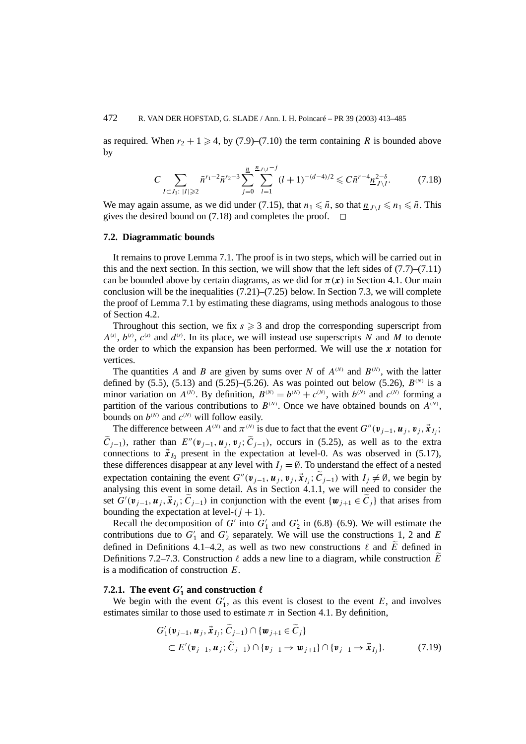as required. When $r_2 + 1 \geqslant 4$, by (7.9)–(7.10) the term containing $R$ is bounded above by

$$C \sum_{I \subset J_1:\, |I| \geqslant 2} \bar{n}^{r_1 - 2} \bar{n}^{r_2 - 3} \sum_{j=0}^{\underline{n}} \sum_{l=1}^{\underline{n}_{J \setminus I} - j} (l+1)^{-(d-4)/2} \leqslant C \bar{n}^{r-4} \underline{n}_{J \setminus I}^{2-\delta}. \tag{7.18}$$

We may again assume, as we did under (7.15), that $n_1 \leqslant \bar{n}$, so that $\underline{n}_{J \setminus I} \leqslant n_1 \leqslant \bar{n}$. This gives the desired bound on (7.18) and completes the proof. $\square$

### 7.2. Diagrammatic bounds

It remains to prove Lemma 7.1. The proof is in two steps, which will be carried out in this and the next section. In this section, we will show that the left sides of (7.7)–(7.11) can be bounded above by certain diagrams, as we did for $\pi(\boldsymbol{x})$ in Section 4.1. Our main conclusion will be the inequalities (7.21)–(7.25) below. In Section 7.3, we will complete the proof of Lemma 7.1 by estimating these diagrams, using methods analogous to those of Section 4.2.

Throughout this section, we fix $s \geqslant 3$ and drop the corresponding superscript from $A^{(s)}$, $b^{(s)}$, $c^{(s)}$ and $d^{(s)}$. In its place, we will instead use superscripts $N$ and $M$ to denote the order to which the expansion has been performed. We will use the $\boldsymbol{x}$ notation for vertices.

The quantities $A$ and $B$ are given by sums over $N$ of $A^{(N)}$ and $B^{(N)}$, with the latter defined by (5.5), (5.13) and (5.25)–(5.26). As was pointed out below (5.26), $B^{(N)}$ is a minor variation on $A^{(N)}$. By definition, $B^{(N)} = b^{(N)} + c^{(N)}$, with $b^{(N)}$ and $c^{(N)}$ forming a partition of the various contributions to $B^{(N)}$. Once we have obtained bounds on $A^{(N)}$, bounds on $b^{(N)}$ and $c^{(N)}$ will follow easily.

The difference between $A^{(N)}$ and $\pi^{(N)}$ is due to fact that the event $G''(\boldsymbol{v}_{j-1}, \boldsymbol{u}_j, \boldsymbol{v}_j, \vec{\boldsymbol{x}}_{I_j}; \widetilde{C}_{j-1})$, rather than $E''(\boldsymbol{v}_{j-1}, \boldsymbol{u}_j, \boldsymbol{v}_j; \widetilde{C}_{j-1})$, occurs in (5.25), as well as to the extra connections to $\vec{\boldsymbol{x}}_{I_0}$ present in the expectation at level-0. As was observed in (5.17), these differences disappear at any level with $I_j = \emptyset$. To understand the effect of a nested expectation containing the event $G''(\boldsymbol{v}_{j-1}, \boldsymbol{u}_j, \boldsymbol{v}_j, \vec{\boldsymbol{x}}_{I_j}; \widetilde{C}_{j-1})$ with $I_j \neq \emptyset$, we begin by analysing this event in some detail. As in Section 4.1.1, we will need to consider the set $G'(\boldsymbol{v}_{j-1}, \boldsymbol{u}_j, \vec{\boldsymbol{x}}_{I_j}; \widetilde{C}_{j-1})$ in conjunction with the event $\{\boldsymbol{w}_{j+1} \in \widetilde{C}_j\}$ that arises from bounding the expectation at level-$(j+1)$.

Recall the decomposition of $G'$ into $G'_1$ and $G'_2$ in (6.8)–(6.9). We will estimate the contributions due to $G'_1$ and $G'_2$ separately. We will use the constructions 1, 2 and $E$ defined in Definitions 4.1–4.2, as well as two new constructions $\ell$ and $\widetilde{E}$ defined in Definitions 7.2–7.3. Construction $\ell$ adds a new line to a diagram, while construction $\widetilde{E}$ is a modification of construction $E$.

#### 7.2.1. The event $G'_1$ and construction $\ell$

We begin with the event $G'_1$, as this event is closest to the event $E$, and involves estimates similar to those used to estimate $\pi$ in Section 4.1. By definition,

$$\begin{aligned}
&G'_1(\boldsymbol{v}_{j-1}, \boldsymbol{u}_j, \vec{\boldsymbol{x}}_{I_j}; \widetilde{C}_{j-1}) \cap \{\boldsymbol{w}_{j+1} \in \widetilde{C}_j\} \\
&\quad \subset E'(\boldsymbol{v}_{j-1}, \boldsymbol{u}_j; \widetilde{C}_{j-1}) \cap \{\boldsymbol{v}_{j-1} \to \boldsymbol{w}_{j+1}\} \cap \{\boldsymbol{v}_{j-1} \to \vec{\boldsymbol{x}}_{I_j}\}.
\end{aligned} \tag{7.19}$$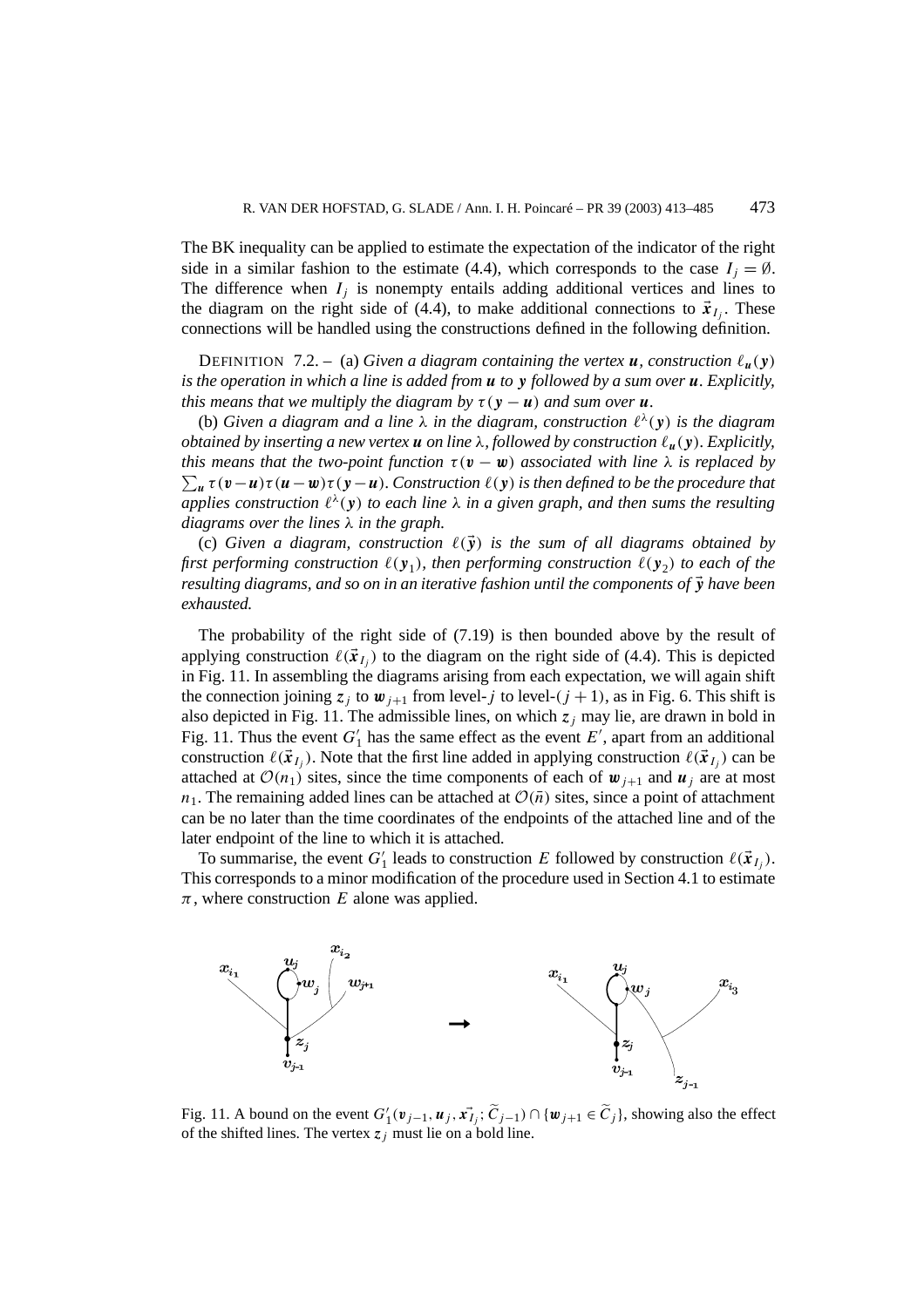The BK inequality can be applied to estimate the expectation of the indicator of the right side in a similar fashion to the estimate (4.4), which corresponds to the case $I_j = \emptyset$. The difference when $I_j$ is nonempty entails adding additional vertices and lines to the diagram on the right side of (4.4), to make additional connections to $\vec{\boldsymbol{x}}_{I_j}$. These connections will be handled using the constructions defined in the following definition.

DEFINITION 7.2. – (a) *Given a diagram containing the vertex $\boldsymbol{u}$, construction $\ell_{\boldsymbol{u}}(\boldsymbol{y})$ is the operation in which a line is added from $\boldsymbol{u}$ to $\boldsymbol{y}$ followed by a sum over $\boldsymbol{u}$. Explicitly, this means that we multiply the diagram by $\tau(\boldsymbol{y}-\boldsymbol{u})$ and sum over $\boldsymbol{u}$.*

(b) *Given a diagram and a line $\lambda$ in the diagram, construction $\ell^{\lambda}(\boldsymbol{y})$ is the diagram obtained by inserting a new vertex $\boldsymbol{u}$ on line $\lambda$, followed by construction $\ell_{\boldsymbol{u}}(\boldsymbol{y})$. Explicitly, this means that the two-point function $\tau(\boldsymbol{v}-\boldsymbol{w})$ associated with line $\lambda$ is replaced by $\sum_{\boldsymbol{u}} \tau(\boldsymbol{v}-\boldsymbol{u})\tau(\boldsymbol{u}-\boldsymbol{w})\tau(\boldsymbol{y}-\boldsymbol{u})$. Construction $\ell(\boldsymbol{y})$ is then defined to be the procedure that applies construction $\ell^{\lambda}(\boldsymbol{y})$ to each line $\lambda$ in a given graph, and then sums the resulting diagrams over the lines $\lambda$ in the graph.*

(c) *Given a diagram, construction $\ell(\vec{\boldsymbol{y}})$ is the sum of all diagrams obtained by first performing construction $\ell(\boldsymbol{y}_1)$, then performing construction $\ell(\boldsymbol{y}_2)$ to each of the resulting diagrams, and so on in an iterative fashion until the components of $\vec{\boldsymbol{y}}$ have been exhausted.*

The probability of the right side of (7.19) is then bounded above by the result of applying construction $\ell(\vec{\boldsymbol{x}}_{I_j})$ to the diagram on the right side of (4.4). This is depicted in Fig. 11. In assembling the diagrams arising from each expectation, we will again shift the connection joining $\boldsymbol{z}_j$ to $\boldsymbol{w}_{j+1}$ from level-$j$ to level-$(j+1)$, as in Fig. 6. This shift is also depicted in Fig. 11. The admissible lines, on which $\boldsymbol{z}_j$ may lie, are drawn in bold in Fig. 11. Thus the event $G_1'$ has the same effect as the event $E'$, apart from an additional construction $\ell(\vec{\boldsymbol{x}}_{I_j})$. Note that the first line added in applying construction $\ell(\vec{\boldsymbol{x}}_{I_j})$ can be attached at $\mathcal{O}(n_1)$ sites, since the time components of each of $\boldsymbol{w}_{j+1}$ and $\boldsymbol{u}_j$ are at most $n_1$. The remaining added lines can be attached at $\mathcal{O}(\bar{n})$ sites, since a point of attachment can be no later than the time coordinates of the endpoints of the attached line and of the later endpoint of the line to which it is attached.

To summarise, the event $G_1'$ leads to construction $E$ followed by construction $\ell(\vec{\boldsymbol{x}}_{I_j})$. This corresponds to a minor modification of the procedure used in Section 4.1 to estimate $\pi$, where construction $E$ alone was applied.

Fig. 11. A bound on the event $G_1'(\boldsymbol{v}_{j-1}, \boldsymbol{u}_j, \vec{\boldsymbol{x}}_{I_j}; \widetilde{C}_{j-1}) \cap \{\boldsymbol{w}_{j+1} \in \widetilde{C}_j\}$, showing also the effect of the shifted lines. The vertex $\boldsymbol{z}_j$ must lie on a bold line.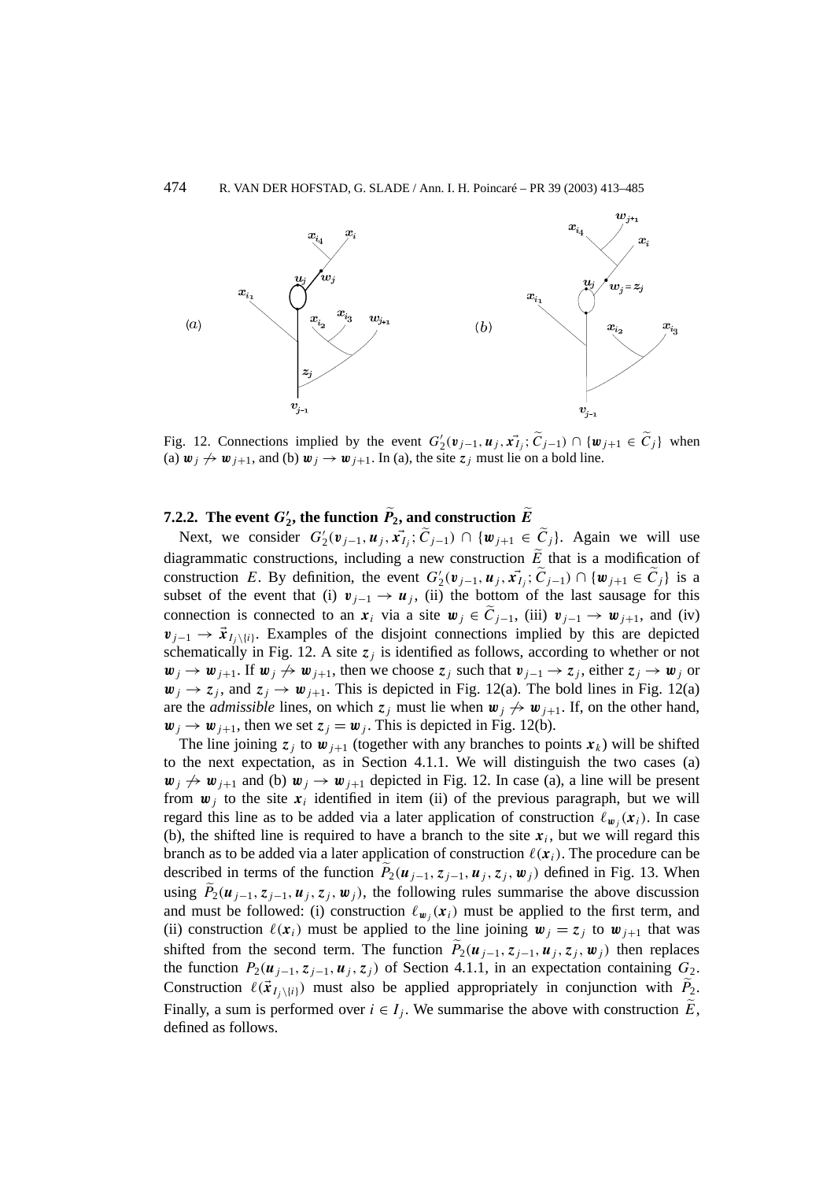Fig. 12. Connections implied by the event $G_2'(\boldsymbol{v}_{j-1}, \boldsymbol{u}_j, \vec{\boldsymbol{x}}_{I_j}; \widetilde{C}_{j-1}) \cap \{\boldsymbol{w}_{j+1} \in \widetilde{C}_j\}$ when (a) $\boldsymbol{w}_j \not\to \boldsymbol{w}_{j+1}$, and (b) $\boldsymbol{w}_j \to \boldsymbol{w}_{j+1}$. In (a), the site $z_j$ must lie on a bold line.

#### 7.2.2. The event $G_2'$, the function $\widetilde{P}_2$, and construction $\widetilde{E}$

Next, we consider $G_2'(\boldsymbol{v}_{j-1}, \boldsymbol{u}_j, \vec{\boldsymbol{x}}_{I_j}; \widetilde{C}_{j-1}) \cap \{\boldsymbol{w}_{j+1} \in \widetilde{C}_j\}$. Again we will use diagrammatic constructions, including a new construction $\widetilde{E}$ that is a modification of construction $E$. By definition, the event $G_2'(\boldsymbol{v}_{j-1}, \boldsymbol{u}_j, \vec{\boldsymbol{x}}_{I_j}; \widetilde{C}_{j-1}) \cap \{\boldsymbol{w}_{j+1} \in \widetilde{C}_j\}$ is a subset of the event that (i) $\boldsymbol{v}_{j-1} \to \boldsymbol{u}_j$, (ii) the bottom of the last sausage for this connection is connected to an $\boldsymbol{x}_i$ via a site $\boldsymbol{w}_j \in \widetilde{C}_{j-1}$, (iii) $\boldsymbol{v}_{j-1} \to \boldsymbol{w}_{j+1}$, and (iv) $\boldsymbol{v}_{j-1} \to \vec{\boldsymbol{x}}_{I_j \setminus \{i\}}$. Examples of the disjoint connections implied by this are depicted schematically in Fig. 12. A site $z_j$ is identified as follows, according to whether or not $\boldsymbol{w}_j \to \boldsymbol{w}_{j+1}$. If $\boldsymbol{w}_j \not\to \boldsymbol{w}_{j+1}$, then we choose $z_j$ such that $\boldsymbol{v}_{j-1} \to z_j$, either $z_j \to \boldsymbol{w}_j$ or $\boldsymbol{w}_j \to z_j$, and $z_j \to \boldsymbol{w}_{j+1}$. This is depicted in Fig. 12(a). The bold lines in Fig. 12(a) are the *admissible* lines, on which $z_j$ must lie when $\boldsymbol{w}_j \not\to \boldsymbol{w}_{j+1}$. If, on the other hand, $\boldsymbol{w}_j \to \boldsymbol{w}_{j+1}$, then we set $z_j = \boldsymbol{w}_j$. This is depicted in Fig. 12(b).

The line joining $z_j$ to $\boldsymbol{w}_{j+1}$ (together with any branches to points $\boldsymbol{x}_k$) will be shifted to the next expectation, as in Section 4.1.1. We will distinguish the two cases (a) $\boldsymbol{w}_j \not\to \boldsymbol{w}_{j+1}$ and (b) $\boldsymbol{w}_j \to \boldsymbol{w}_{j+1}$ depicted in Fig. 12. In case (a), a line will be present from $\boldsymbol{w}_j$ to the site $\boldsymbol{x}_i$ identified in item (ii) of the previous paragraph, but we will regard this line as to be added via a later application of construction $\ell_{\boldsymbol{w}_j}(\boldsymbol{x}_i)$. In case (b), the shifted line is required to have a branch to the site $\boldsymbol{x}_i$, but we will regard this branch as to be added via a later application of construction $\ell(\boldsymbol{x}_i)$. The procedure can be described in terms of the function $\widetilde{P}_2(\boldsymbol{u}_{j-1}, z_{j-1}, \boldsymbol{u}_j, z_j, \boldsymbol{w}_j)$ defined in Fig. 13. When using $\widetilde{P}_2(\boldsymbol{u}_{j-1}, z_{j-1}, \boldsymbol{u}_j, z_j, \boldsymbol{w}_j)$, the following rules summarise the above discussion and must be followed: (i) construction $\ell_{\boldsymbol{w}_j}(\boldsymbol{x}_i)$ must be applied to the first term, and (ii) construction $\ell(\boldsymbol{x}_i)$ must be applied to the line joining $\boldsymbol{w}_j = z_j$ to $\boldsymbol{w}_{j+1}$ that was shifted from the second term. The function $\widetilde{P}_2(\boldsymbol{u}_{j-1}, z_{j-1}, \boldsymbol{u}_j, z_j, \boldsymbol{w}_j)$ then replaces the function $P_2(\boldsymbol{u}_{j-1}, z_{j-1}, \boldsymbol{u}_j, z_j)$ of Section 4.1.1, in an expectation containing $G_2$. Construction $\ell(\vec{\boldsymbol{x}}_{I_j \setminus \{i\}})$ must also be applied appropriately in conjunction with $\widetilde{P}_2$. Finally, a sum is performed over $i \in I_j$. We summarise the above with construction $\widetilde{E}$, defined as follows.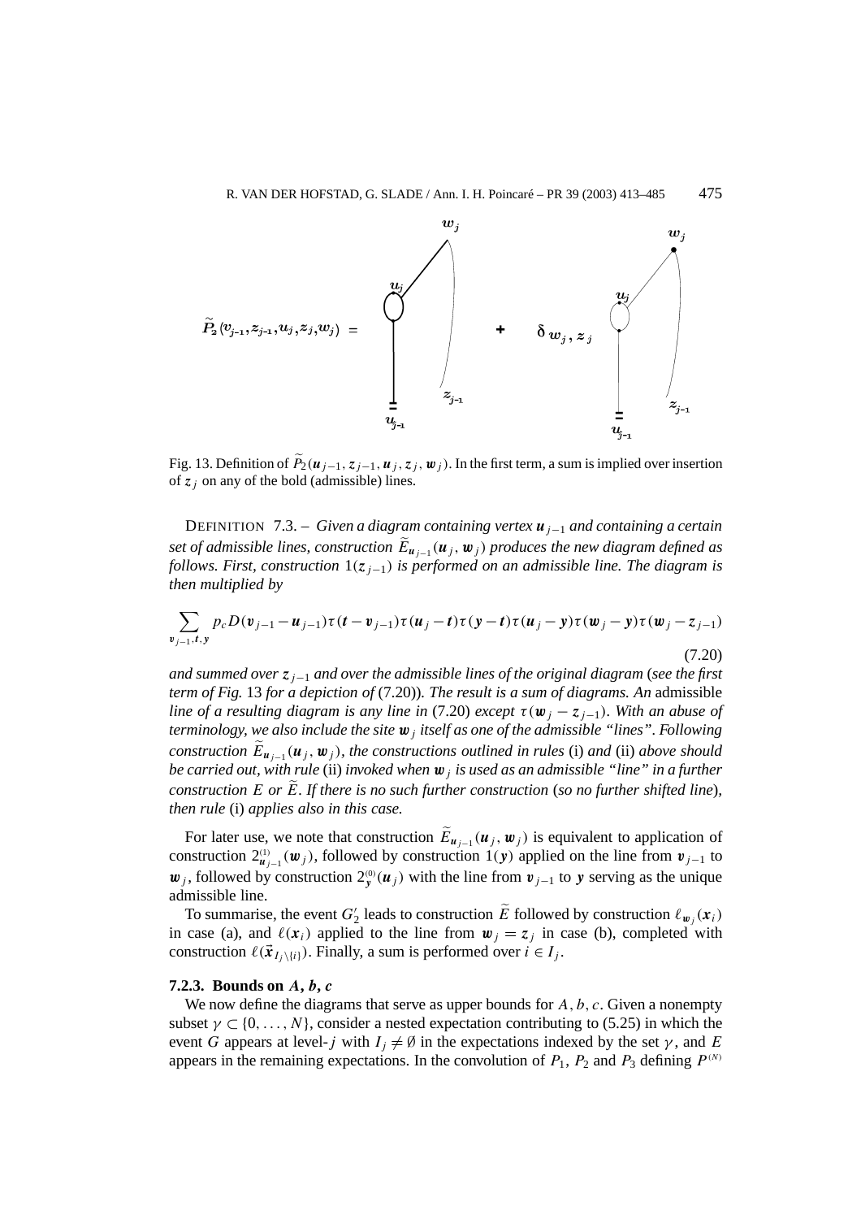$\widetilde{P}_2(v_{j-1}, z_{j-1}, u_j, z_j, w_j) =$ [diagram] $+ \; \delta_{w_j, z_j}$ [diagram]

Fig. 13. Definition of $\widetilde{P}_2(\boldsymbol{u}_{j-1}, \boldsymbol{z}_{j-1}, \boldsymbol{u}_j, \boldsymbol{z}_j, \boldsymbol{w}_j)$. In the first term, a sum is implied over insertion of $\boldsymbol{z}_j$ on any of the bold (admissible) lines.

DEFINITION 7.3. – *Given a diagram containing vertex $\boldsymbol{u}_{j-1}$ and containing a certain set of admissible lines, construction $\widetilde{E}_{\boldsymbol{u}_{j-1}}(\boldsymbol{u}_j, \boldsymbol{w}_j)$ produces the new diagram defined as follows. First, construction $1(\boldsymbol{z}_{j-1})$ is performed on an admissible line. The diagram is then multiplied by*

$$\sum_{\boldsymbol{v}_{j-1}, \boldsymbol{t}, \boldsymbol{y}} p_c D(\boldsymbol{v}_{j-1} - \boldsymbol{u}_{j-1}) \tau(\boldsymbol{t} - \boldsymbol{v}_{j-1}) \tau(\boldsymbol{u}_j - \boldsymbol{t}) \tau(\boldsymbol{y} - \boldsymbol{t}) \tau(\boldsymbol{u}_j - \boldsymbol{y}) \tau(\boldsymbol{w}_j - \boldsymbol{y}) \tau(\boldsymbol{w}_j - \boldsymbol{z}_{j-1}) \tag{7.20}$$

*and summed over $\boldsymbol{z}_{j-1}$ and over the admissible lines of the original diagram (see the first term of Fig. 13 for a depiction of (7.20)). The result is a sum of diagrams. An* admissible *line of a resulting diagram is any line in (7.20) except $\tau(\boldsymbol{w}_j - \boldsymbol{z}_{j-1})$. With an abuse of terminology, we also include the site $\boldsymbol{w}_j$ itself as one of the admissible "lines". Following construction $\widetilde{E}_{\boldsymbol{u}_{j-1}}(\boldsymbol{u}_j, \boldsymbol{w}_j)$, the constructions outlined in rules (i) and (ii) above should be carried out, with rule (ii) invoked when $\boldsymbol{w}_j$ is used as an admissible "line" in a further construction $E$ or $\widetilde{E}$. If there is no such further construction (so no further shifted line), then rule (i) applies also in this case.*

For later use, we note that construction $\widetilde{E}_{\boldsymbol{u}_{j-1}}(\boldsymbol{u}_j, \boldsymbol{w}_j)$ is equivalent to application of construction $2^{(1)}_{\boldsymbol{u}_{j-1}}(\boldsymbol{w}_j)$, followed by construction $1(\boldsymbol{y})$ applied on the line from $\boldsymbol{v}_{j-1}$ to $\boldsymbol{w}_j$, followed by construction $2^{(0)}_{\boldsymbol{y}}(\boldsymbol{u}_j)$ with the line from $\boldsymbol{v}_{j-1}$ to $\boldsymbol{y}$ serving as the unique admissible line.

To summarise, the event $G'_2$ leads to construction $\widetilde{E}$ followed by construction $\ell_{\boldsymbol{w}_j}(\boldsymbol{x}_i)$ in case (a), and $\ell(\boldsymbol{x}_i)$ applied to the line from $\boldsymbol{w}_j = \boldsymbol{z}_j$ in case (b), completed with construction $\ell(\vec{\boldsymbol{x}}_{I_j \setminus \{i\}})$. Finally, a sum is performed over $i \in I_j$.

### 7.2.3. Bounds on $A$, $b$, $c$

We now define the diagrams that serve as upper bounds for $A, b, c$. Given a nonempty subset $\gamma \subset \{0, \ldots, N\}$, consider a nested expectation contributing to (5.25) in which the event $G$ appears at level-$j$ with $I_j \neq \emptyset$ in the expectations indexed by the set $\gamma$, and $E$ appears in the remaining expectations. In the convolution of $P_1$, $P_2$ and $P_3$ defining $P^{(N)}$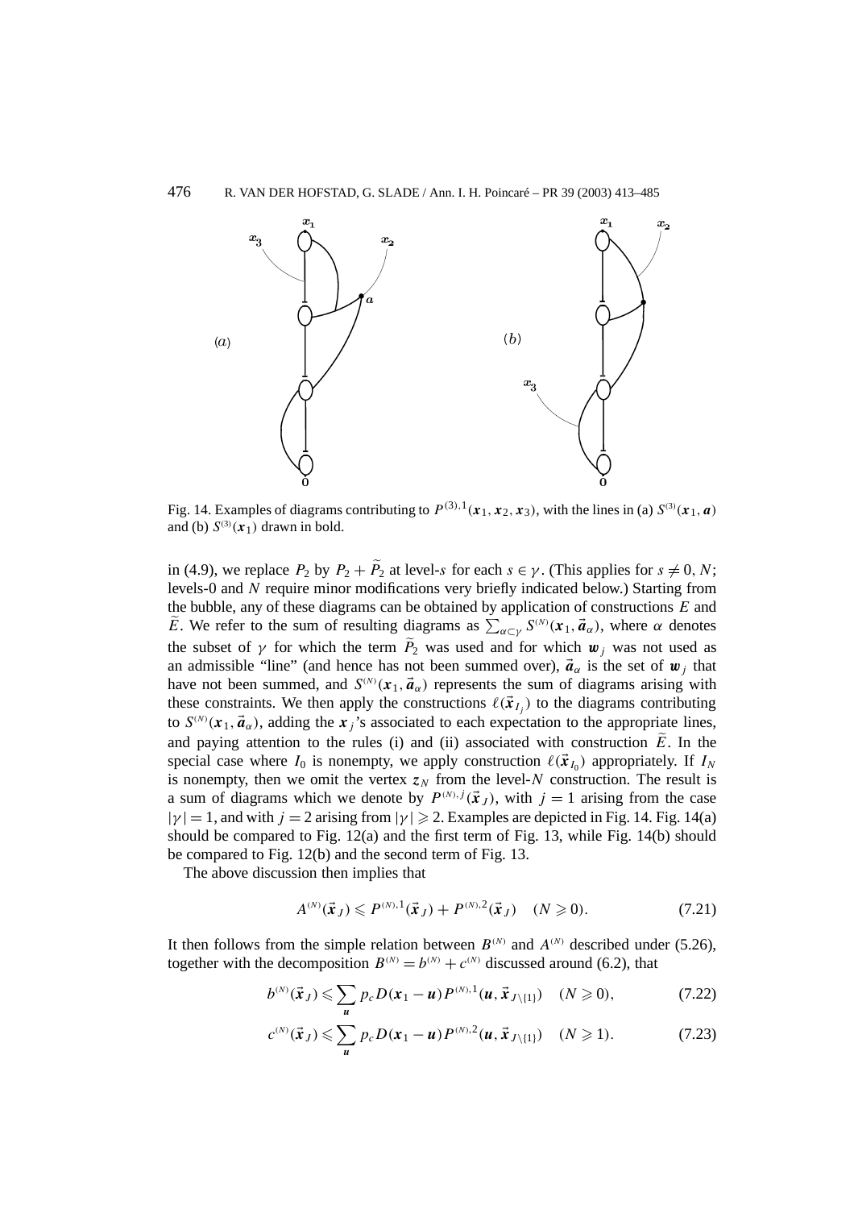Fig. 14. Examples of diagrams contributing to $P^{(3),1}(\boldsymbol{x}_1, \boldsymbol{x}_2, \boldsymbol{x}_3)$, with the lines in (a) $S^{(3)}(\boldsymbol{x}_1, \boldsymbol{a})$ and (b) $S^{(3)}(\boldsymbol{x}_1)$ drawn in bold.

in (4.9), we replace $P_2$ by $P_2 + \widetilde{P}_2$ at level-$s$ for each $s \in \gamma$. (This applies for $s \neq 0, N$; levels-0 and $N$ require minor modifications very briefly indicated below.) Starting from the bubble, any of these diagrams can be obtained by application of constructions $E$ and $\widetilde{E}$. We refer to the sum of resulting diagrams as $\sum_{\alpha \subset \gamma} S^{(N)}(\boldsymbol{x}_1, \vec{\boldsymbol{a}}_\alpha)$, where $\alpha$ denotes the subset of $\gamma$ for which the term $\widetilde{P}_2$ was used and for which $\boldsymbol{w}_j$ was not used as an admissible "line" (and hence has not been summed over), $\vec{\boldsymbol{a}}_\alpha$ is the set of $\boldsymbol{w}_j$ that have not been summed, and $S^{(N)}(\boldsymbol{x}_1, \vec{\boldsymbol{a}}_\alpha)$ represents the sum of diagrams arising with these constraints. We then apply the constructions $\ell(\vec{\boldsymbol{x}}_{I_j})$ to the diagrams contributing to $S^{(N)}(\boldsymbol{x}_1, \vec{\boldsymbol{a}}_\alpha)$, adding the $\boldsymbol{x}_j$'s associated to each expectation to the appropriate lines, and paying attention to the rules (i) and (ii) associated with construction $\widetilde{E}$. In the special case where $I_0$ is nonempty, we apply construction $\ell(\vec{\boldsymbol{x}}_{I_0})$ appropriately. If $I_N$ is nonempty, then we omit the vertex $z_N$ from the level-$N$ construction. The result is a sum of diagrams which we denote by $P^{(N),j}(\vec{\boldsymbol{x}}_J)$, with $j = 1$ arising from the case $|\gamma| = 1$, and with $j = 2$ arising from $|\gamma| \geqslant 2$. Examples are depicted in Fig. 14. Fig. 14(a) should be compared to Fig. 12(a) and the first term of Fig. 13, while Fig. 14(b) should be compared to Fig. 12(b) and the second term of Fig. 13.

The above discussion then implies that

$$A^{(N)}(\vec{\boldsymbol{x}}_J) \leqslant P^{(N),1}(\vec{\boldsymbol{x}}_J) + P^{(N),2}(\vec{\boldsymbol{x}}_J) \quad (N \geqslant 0). \tag{7.21}$$

It then follows from the simple relation between $B^{(N)}$ and $A^{(N)}$ described under (5.26), together with the decomposition $B^{(N)} = b^{(N)} + c^{(N)}$ discussed around (6.2), that

$$b^{(N)}(\vec{\boldsymbol{x}}_J) \leqslant \sum_{\boldsymbol{u}} p_c D(\boldsymbol{x}_1 - \boldsymbol{u}) P^{(N),1}(\boldsymbol{u}, \vec{\boldsymbol{x}}_{J \setminus \{1\}}) \quad (N \geqslant 0), \tag{7.22}$$

$$c^{(N)}(\vec{\boldsymbol{x}}_J) \leqslant \sum_{\boldsymbol{u}} p_c D(\boldsymbol{x}_1 - \boldsymbol{u}) P^{(N),2}(\boldsymbol{u}, \vec{\boldsymbol{x}}_{J \setminus \{1\}}) \quad (N \geqslant 1). \tag{7.23}$$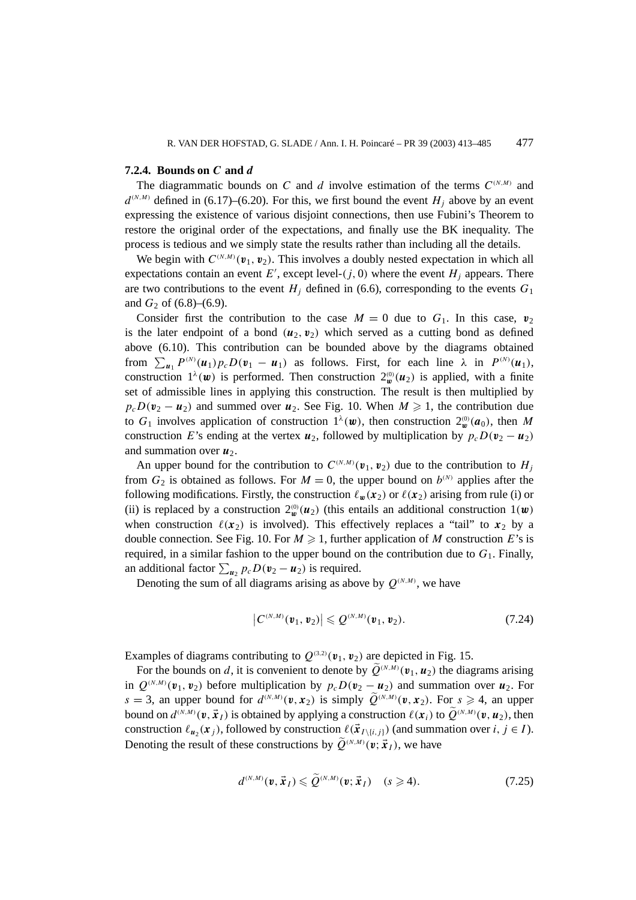#### 7.2.4. Bounds on $C$ and $d$

The diagrammatic bounds on $C$ and $d$ involve estimation of the terms $C^{(N,M)}$ and $d^{(N,M)}$ defined in (6.17)–(6.20). For this, we first bound the event $H_j$ above by an event expressing the existence of various disjoint connections, then use Fubini's Theorem to restore the original order of the expectations, and finally use the BK inequality. The process is tedious and we simply state the results rather than including all the details.

We begin with $C^{(N,M)}(\boldsymbol{v}_1, \boldsymbol{v}_2)$. This involves a doubly nested expectation in which all expectations contain an event $E'$, except level-$(j, 0)$ where the event $H_j$ appears. There are two contributions to the event $H_j$ defined in (6.6), corresponding to the events $G_1$ and $G_2$ of (6.8)–(6.9).

Consider first the contribution to the case $M = 0$ due to $G_1$. In this case, $\boldsymbol{v}_2$ is the later endpoint of a bond $(\boldsymbol{u}_2, \boldsymbol{v}_2)$ which served as a cutting bond as defined above (6.10). This contribution can be bounded above by the diagrams obtained from $\sum_{\boldsymbol{u}_1} P^{(N)}(\boldsymbol{u}_1) p_c D(\boldsymbol{v}_1 - \boldsymbol{u}_1)$ as follows. First, for each line $\lambda$ in $P^{(N)}(\boldsymbol{u}_1)$, construction $1^{\lambda}(\boldsymbol{w})$ is performed. Then construction $2^{(0)}_{\boldsymbol{w}}(\boldsymbol{u}_2)$ is applied, with a finite set of admissible lines in applying this construction. The result is then multiplied by $p_c D(\boldsymbol{v}_2 - \boldsymbol{u}_2)$ and summed over $\boldsymbol{u}_2$. See Fig. 10. When $M \geqslant 1$, the contribution due to $G_1$ involves application of construction $1^{\lambda}(\boldsymbol{w})$, then construction $2^{(0)}_{\boldsymbol{w}}(\boldsymbol{a}_0)$, then $M$ construction $E$'s ending at the vertex $\boldsymbol{u}_2$, followed by multiplication by $p_c D(\boldsymbol{v}_2 - \boldsymbol{u}_2)$ and summation over $\boldsymbol{u}_2$.

An upper bound for the contribution to $C^{(N,M)}(\boldsymbol{v}_1, \boldsymbol{v}_2)$ due to the contribution to $H_j$ from $G_2$ is obtained as follows. For $M = 0$, the upper bound on $b^{(N)}$ applies after the following modifications. Firstly, the construction $\ell_{\boldsymbol{w}}(\boldsymbol{x}_2)$ or $\ell(\boldsymbol{x}_2)$ arising from rule (i) or (ii) is replaced by a construction $2^{(0)}_{\boldsymbol{w}}(\boldsymbol{u}_2)$ (this entails an additional construction $1(\boldsymbol{w})$ when construction $\ell(\boldsymbol{x}_2)$ is involved). This effectively replaces a "tail" to $\boldsymbol{x}_2$ by a double connection. See Fig. 10. For $M \geqslant 1$, further application of $M$ construction $E$'s is required, in a similar fashion to the upper bound on the contribution due to $G_1$. Finally, an additional factor $\sum_{\boldsymbol{u}_2} p_c D(\boldsymbol{v}_2 - \boldsymbol{u}_2)$ is required.

Denoting the sum of all diagrams arising as above by $Q^{(N,M)}$, we have

$$\left|C^{(N,M)}(\boldsymbol{v}_1, \boldsymbol{v}_2)\right| \leqslant Q^{(N,M)}(\boldsymbol{v}_1, \boldsymbol{v}_2). \tag{7.24}$$

Examples of diagrams contributing to $Q^{(3,2)}(\boldsymbol{v}_1, \boldsymbol{v}_2)$ are depicted in Fig. 15.

For the bounds on $d$, it is convenient to denote by $\widetilde{Q}^{(N,M)}(\boldsymbol{v}_1, \boldsymbol{u}_2)$ the diagrams arising in $Q^{(N,M)}(\boldsymbol{v}_1, \boldsymbol{v}_2)$ before multiplication by $p_c D(\boldsymbol{v}_2 - \boldsymbol{u}_2)$ and summation over $\boldsymbol{u}_2$. For $s = 3$, an upper bound for $d^{(N,M)}(\boldsymbol{v}, \boldsymbol{x}_2)$ is simply $\widetilde{Q}^{(N,M)}(\boldsymbol{v}, \boldsymbol{x}_2)$. For $s \geqslant 4$, an upper bound on $d^{(N,M)}(\boldsymbol{v}, \vec{\boldsymbol{x}}_I)$ is obtained by applying a construction $\ell(\boldsymbol{x}_i)$ to $\widetilde{Q}^{(N,M)}(\boldsymbol{v}, \boldsymbol{u}_2)$, then construction $\ell_{\boldsymbol{u}_2}(\boldsymbol{x}_j)$, followed by construction $\ell(\vec{\boldsymbol{x}}_{I\setminus\{i,j\}})$ (and summation over $i, j \in I$). Denoting the result of these constructions by $\widetilde{Q}^{(N,M)}(\boldsymbol{v}; \vec{\boldsymbol{x}}_I)$, we have

$$d^{(N,M)}(\boldsymbol{v}, \vec{\boldsymbol{x}}_I) \leqslant \widetilde{Q}^{(N,M)}(\boldsymbol{v}; \vec{\boldsymbol{x}}_I) \quad (s \geqslant 4). \tag{7.25}$$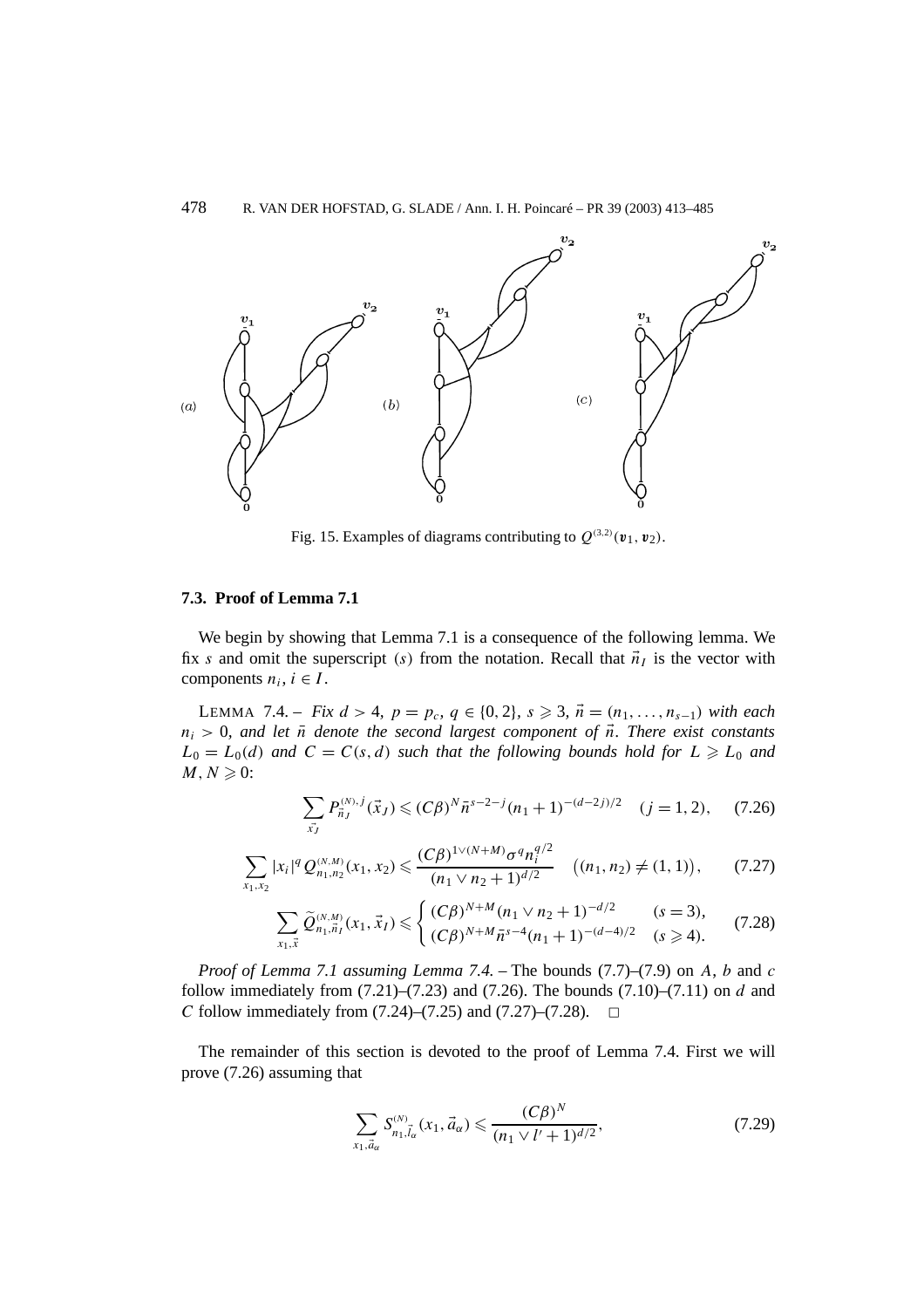Fig. 15. Examples of diagrams contributing to $Q^{(3,2)}(\boldsymbol{v}_1, \boldsymbol{v}_2)$.

### 7.3. Proof of Lemma 7.1

We begin by showing that Lemma 7.1 is a consequence of the following lemma. We fix $s$ and omit the superscript $(s)$ from the notation. Recall that $\vec{n}_I$ is the vector with components $n_i$, $i \in I$.

LEMMA 7.4. – *Fix $d > 4$, $p = p_c$, $q \in \{0, 2\}$, $s \geqslant 3$, $\vec{n} = (n_1, \ldots, n_{s-1})$ with each $n_i > 0$, and let $\bar{n}$ denote the second largest component of $\vec{n}$. There exist constants $L_0 = L_0(d)$ and $C = C(s, d)$ such that the following bounds hold for $L \geqslant L_0$ and $M, N \geqslant 0$:*

$$\sum_{\vec{x}_J} P^{(N),j}_{\vec{n}_J}(\vec{x}_J) \leqslant (C\beta)^N \bar{n}^{s-2-j}(n_1+1)^{-(d-2j)/2} \quad (j = 1, 2), \tag{7.26}$$

$$\sum_{x_1, x_2} |x_i|^q Q^{(N,M)}_{n_1,n_2}(x_1, x_2) \leqslant \frac{(C\beta)^{1 \vee (N+M)} \sigma^q n_i^{q/2}}{(n_1 \vee n_2 + 1)^{d/2}} \quad \big((n_1, n_2) \neq (1, 1)\big), \tag{7.27}$$

$$\sum_{x_1, \vec{x}} \widetilde{Q}^{(N,M)}_{n_1,\vec{n}_I}(x_1, \vec{x}_I) \leqslant \begin{cases} (C\beta)^{N+M}(n_1 \vee n_2 + 1)^{-d/2} & (s = 3), \\ (C\beta)^{N+M} \bar{n}^{s-4}(n_1+1)^{-(d-4)/2} & (s \geqslant 4). \end{cases} \tag{7.28}$$

*Proof of Lemma 7.1 assuming Lemma 7.4.* – The bounds (7.7)–(7.9) on $A$, $b$ and $c$ follow immediately from (7.21)–(7.23) and (7.26). The bounds (7.10)–(7.11) on $d$ and $C$ follow immediately from (7.24)–(7.25) and (7.27)–(7.28). $\square$

The remainder of this section is devoted to the proof of Lemma 7.4. First we will prove (7.26) assuming that

$$\sum_{x_1, \vec{a}_\alpha} S^{(N)}_{n_1, \vec{l}_\alpha}(x_1, \vec{a}_\alpha) \leqslant \frac{(C\beta)^N}{(n_1 \vee l' + 1)^{d/2}}, \tag{7.29}$$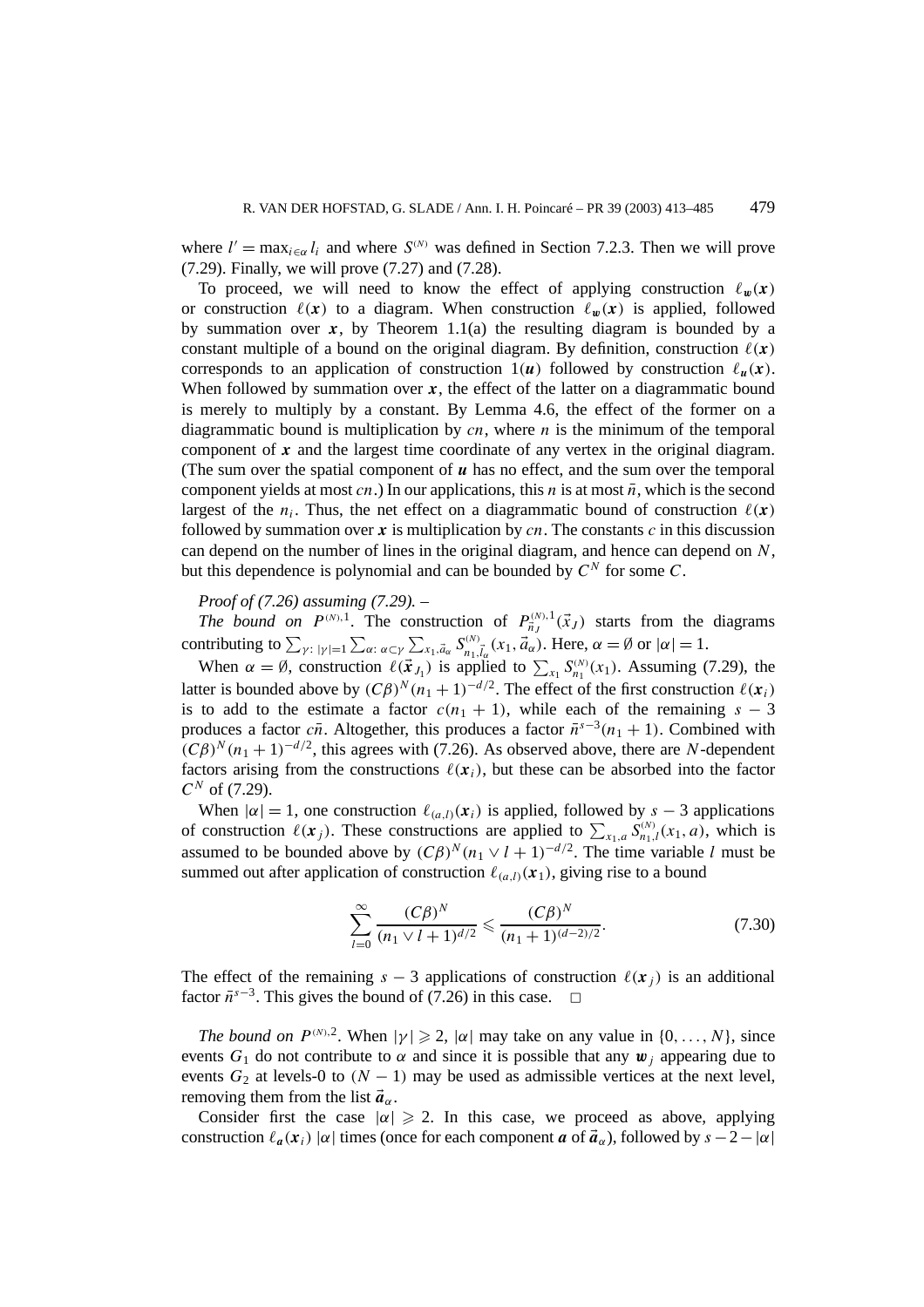where $l' = \max_{i\in\alpha} l_i$ and where $S^{(N)}$ was defined in Section 7.2.3. Then we will prove (7.29). Finally, we will prove (7.27) and (7.28).

To proceed, we will need to know the effect of applying construction $\ell_{\boldsymbol{w}}(\boldsymbol{x})$ or construction $\ell(\boldsymbol{x})$ to a diagram. When construction $\ell_{\boldsymbol{w}}(\boldsymbol{x})$ is applied, followed by summation over $\boldsymbol{x}$, by Theorem 1.1(a) the resulting diagram is bounded by a constant multiple of a bound on the original diagram. By definition, construction $\ell(\boldsymbol{x})$ corresponds to an application of construction $1(\boldsymbol{u})$ followed by construction $\ell_{\boldsymbol{u}}(\boldsymbol{x})$. When followed by summation over $\boldsymbol{x}$, the effect of the latter on a diagrammatic bound is merely to multiply by a constant. By Lemma 4.6, the effect of the former on a diagrammatic bound is multiplication by $cn$, where $n$ is the minimum of the temporal component of $\boldsymbol{x}$ and the largest time coordinate of any vertex in the original diagram. (The sum over the spatial component of $\boldsymbol{u}$ has no effect, and the sum over the temporal component yields at most $cn$.) In our applications, this $n$ is at most $\bar{n}$, which is the second largest of the $n_i$. Thus, the net effect on a diagrammatic bound of construction $\ell(\boldsymbol{x})$ followed by summation over $\boldsymbol{x}$ is multiplication by $cn$. The constants $c$ in this discussion can depend on the number of lines in the original diagram, and hence can depend on $N$, but this dependence is polynomial and can be bounded by $C^N$ for some $C$.

*Proof of (7.26) assuming (7.29).* –

*The bound on* $P^{(N),1}$. The construction of $P_{\vec{n}_J}^{(N),1}(\vec{x}_J)$ starts from the diagrams contributing to $\sum_{\gamma:\,|\gamma|=1}\sum_{\alpha:\,\alpha\subset\gamma}\sum_{x_1,\vec{a}_\alpha} S^{(N)}_{n_1,\vec{l}_\alpha}(x_1,\vec{a}_\alpha)$. Here, $\alpha=\emptyset$ or $|\alpha|=1$.

When $\alpha=\emptyset$, construction $\ell(\vec{\boldsymbol{x}}_{J_1})$ is applied to $\sum_{x_1} S^{(N)}_{n_1}(x_1)$. Assuming (7.29), the latter is bounded above by $(C\beta)^N(n_1+1)^{-d/2}$. The effect of the first construction $\ell(\boldsymbol{x}_i)$ is to add to the estimate a factor $c(n_1+1)$, while each of the remaining $s-3$ produces a factor $c\bar{n}$. Altogether, this produces a factor $\bar{n}^{s-3}(n_1+1)$. Combined with $(C\beta)^N(n_1+1)^{-d/2}$, this agrees with (7.26). As observed above, there are $N$-dependent factors arising from the constructions $\ell(\boldsymbol{x}_i)$, but these can be absorbed into the factor $C^N$ of (7.29).

When $|\alpha|=1$, one construction $\ell_{(a,l)}(\boldsymbol{x}_i)$ is applied, followed by $s-3$ applications of construction $\ell(\boldsymbol{x}_j)$. These constructions are applied to $\sum_{x_1,a} S^{(N)}_{n_1,l}(x_1,a)$, which is assumed to be bounded above by $(C\beta)^N(n_1\vee l+1)^{-d/2}$. The time variable $l$ must be summed out after application of construction $\ell_{(a,l)}(\boldsymbol{x}_1)$, giving rise to a bound

$$\sum_{l=0}^{\infty}\frac{(C\beta)^N}{(n_1\vee l+1)^{d/2}}\leqslant\frac{(C\beta)^N}{(n_1+1)^{(d-2)/2}}.\tag{7.30}$$

The effect of the remaining $s-3$ applications of construction $\ell(\boldsymbol{x}_j)$ is an additional factor $\bar{n}^{s-3}$. This gives the bound of (7.26) in this case. □

*The bound on* $P^{(N),2}$. When $|\gamma|\geqslant 2$, $|\alpha|$ may take on any value in $\{0,\ldots,N\}$, since events $G_1$ do not contribute to $\alpha$ and since it is possible that any $\boldsymbol{w}_j$ appearing due to events $G_2$ at levels-0 to $(N-1)$ may be used as admissible vertices at the next level, removing them from the list $\vec{\boldsymbol{a}}_\alpha$.

Consider first the case $|\alpha|\geqslant 2$. In this case, we proceed as above, applying construction $\ell_{\boldsymbol{a}}(\boldsymbol{x}_i)$ $|\alpha|$ times (once for each component $\boldsymbol{a}$ of $\vec{\boldsymbol{a}}_\alpha$), followed by $s-2-|\alpha|$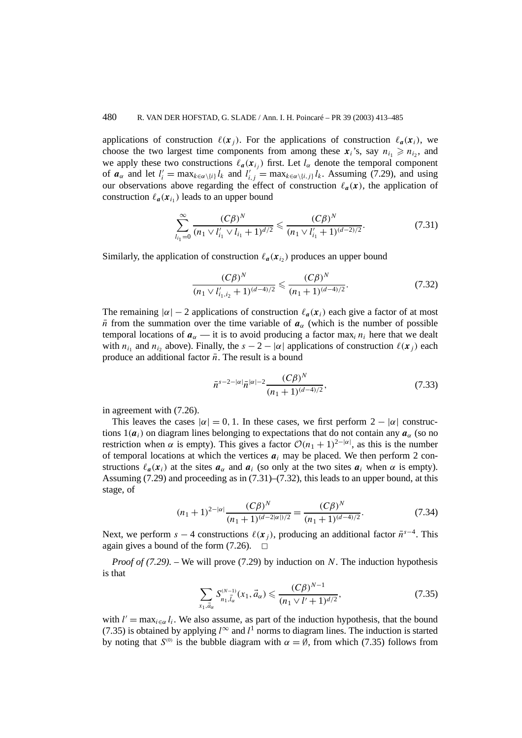applications of construction $\ell(\boldsymbol{x}_j)$. For the applications of construction $\ell_{\boldsymbol{a}}(\boldsymbol{x}_i)$, we choose the two largest time components from among these $\boldsymbol{x}_i$'s, say $n_{i_1} \geqslant n_{i_2}$, and we apply these two constructions $\ell_{\boldsymbol{a}}(\boldsymbol{x}_{i_j})$ first. Let $l_\alpha$ denote the temporal component of $\boldsymbol{a}_\alpha$ and let $l'_i = \max_{k\in\alpha\setminus\{i\}} l_k$ and $l'_{i,j} = \max_{k\in\alpha\setminus\{i,j\}} l_k$. Assuming (7.29), and using our observations above regarding the effect of construction $\ell_{\boldsymbol{a}}(\boldsymbol{x})$, the application of construction $\ell_{\boldsymbol{a}}(\boldsymbol{x}_{i_1})$ leads to an upper bound

$$\sum_{l_{i_1}=0}^{\infty} \frac{(C\beta)^N}{(n_1 \vee l'_{i_1} \vee l_{i_1} + 1)^{d/2}} \leqslant \frac{(C\beta)^N}{(n_1 \vee l'_{i_1} + 1)^{(d-2)/2}}. \tag{7.31}$$

Similarly, the application of construction $\ell_{\boldsymbol{a}}(\boldsymbol{x}_{i_2})$ produces an upper bound

$$\frac{(C\beta)^N}{(n_1 \vee l'_{i_1,i_2} + 1)^{(d-4)/2}} \leqslant \frac{(C\beta)^N}{(n_1 + 1)^{(d-4)/2}}. \tag{7.32}$$

The remaining $|\alpha| - 2$ applications of construction $\ell_{\boldsymbol{a}}(\boldsymbol{x}_i)$ each give a factor of at most $\bar{n}$ from the summation over the time variable of $\boldsymbol{a}_\alpha$ (which is the number of possible temporal locations of $\boldsymbol{a}_\alpha$ — it is to avoid producing a factor $\max_i n_i$ here that we dealt with $n_{i_1}$ and $n_{i_2}$ above). Finally, the $s - 2 - |\alpha|$ applications of construction $\ell(\boldsymbol{x}_j)$ each produce an additional factor $\bar{n}$. The result is a bound

$$\bar{n}^{s-2-|\alpha|} \bar{n}^{|\alpha|-2} \frac{(C\beta)^N}{(n_1 + 1)^{(d-4)/2}}, \tag{7.33}$$

in agreement with (7.26).

This leaves the cases $|\alpha| = 0, 1$. In these cases, we first perform $2 - |\alpha|$ constructions $1(\boldsymbol{a}_i)$ on diagram lines belonging to expectations that do not contain any $\boldsymbol{a}_\alpha$ (so no restriction when $\alpha$ is empty). This gives a factor $\mathcal{O}(n_1 + 1)^{2-|\alpha|}$, as this is the number of temporal locations at which the vertices $\boldsymbol{a}_i$ may be placed. We then perform 2 constructions $\ell_{\boldsymbol{a}}(\boldsymbol{x}_i)$ at the sites $\boldsymbol{a}_\alpha$ and $\boldsymbol{a}_i$ (so only at the two sites $\boldsymbol{a}_i$ when $\alpha$ is empty). Assuming (7.29) and proceeding as in (7.31)–(7.32), this leads to an upper bound, at this stage, of

$$(n_1 + 1)^{2-|\alpha|} \frac{(C\beta)^N}{(n_1 + 1)^{(d-2|\alpha|)/2}} = \frac{(C\beta)^N}{(n_1 + 1)^{(d-4)/2}}. \tag{7.34}$$

Next, we perform $s - 4$ constructions $\ell(\boldsymbol{x}_j)$, producing an additional factor $\bar{n}^{s-4}$. This again gives a bound of the form (7.26). $\square$

*Proof of (7.29).* – We will prove (7.29) by induction on $N$. The induction hypothesis is that

$$\sum_{x_1, \vec{a}_\alpha} S^{(N-1)}_{n_1, \vec{l}_\alpha}(x_1, \vec{a}_\alpha) \leqslant \frac{(C\beta)^{N-1}}{(n_1 \vee l' + 1)^{d/2}}, \tag{7.35}$$

with $l' = \max_{i\in\alpha} l_i$. We also assume, as part of the induction hypothesis, that the bound (7.35) is obtained by applying $l^\infty$ and $l^1$ norms to diagram lines. The induction is started by noting that $S^{(0)}$ is the bubble diagram with $\alpha = \emptyset$, from which (7.35) follows from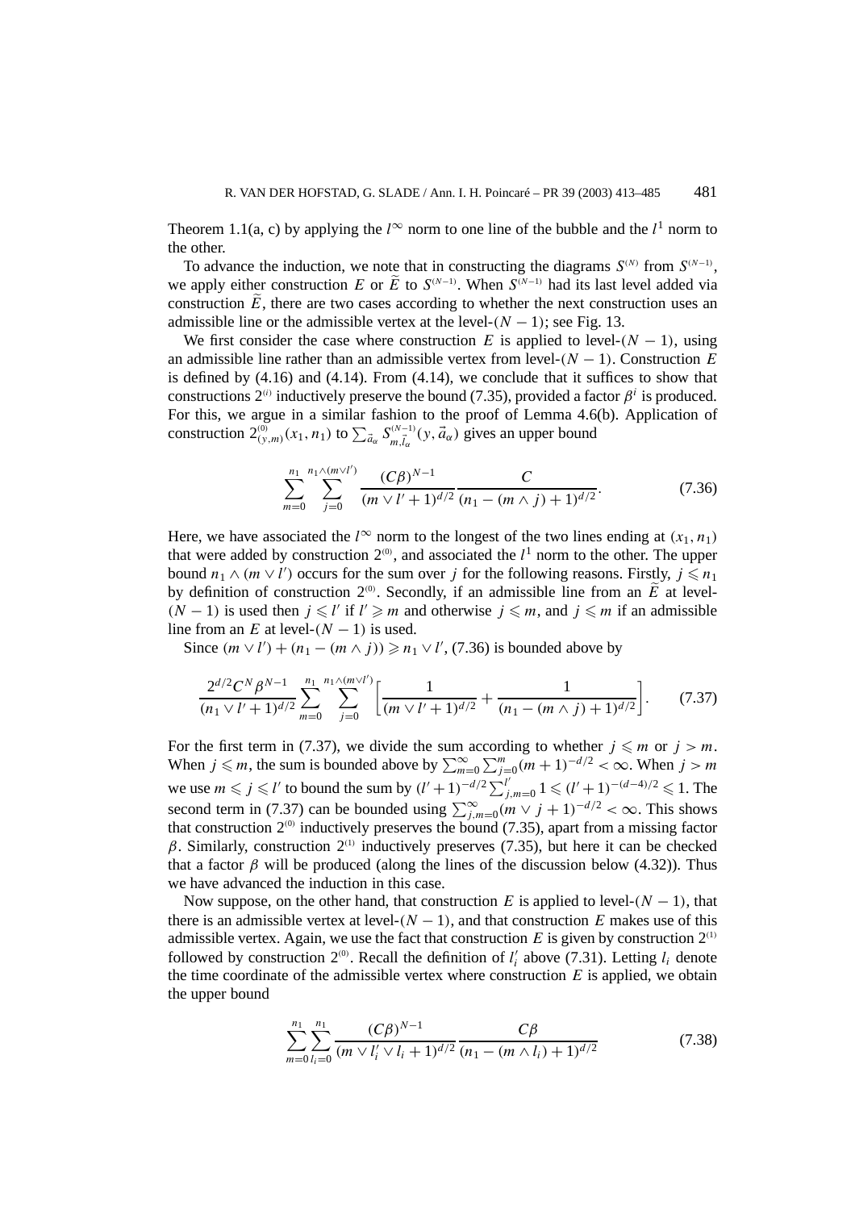Theorem 1.1(a, c) by applying the $l^\infty$ norm to one line of the bubble and the $l^1$ norm to the other.

To advance the induction, we note that in constructing the diagrams $S^{(N)}$ from $S^{(N-1)}$, we apply either construction $E$ or $\widetilde{E}$ to $S^{(N-1)}$. When $S^{(N-1)}$ had its last level added via construction $\widetilde{E}$, there are two cases according to whether the next construction uses an admissible line or the admissible vertex at the level-$(N-1)$; see Fig. 13.

We first consider the case where construction $E$ is applied to level-$(N-1)$, using an admissible line rather than an admissible vertex from level-$(N-1)$. Construction $E$ is defined by (4.16) and (4.14). From (4.14), we conclude that it suffices to show that constructions $2^{(i)}$ inductively preserve the bound (7.35), provided a factor $\beta^i$ is produced. For this, we argue in a similar fashion to the proof of Lemma 4.6(b). Application of construction $2^{(0)}_{(y,m)}(x_1,n_1)$ to $\sum_{\vec{a}_\alpha} S^{(N-1)}_{m,\vec{l}_\alpha}(y,\vec{a}_\alpha)$ gives an upper bound

$$\sum_{m=0}^{n_1}\sum_{j=0}^{n_1\wedge(m\vee l')}\frac{(C\beta)^{N-1}}{(m\vee l'+1)^{d/2}}\frac{C}{(n_1-(m\wedge j)+1)^{d/2}}. \tag{7.36}$$

Here, we have associated the $l^\infty$ norm to the longest of the two lines ending at $(x_1,n_1)$ that were added by construction $2^{(0)}$, and associated the $l^1$ norm to the other. The upper bound $n_1\wedge(m\vee l')$ occurs for the sum over $j$ for the following reasons. Firstly, $j\leqslant n_1$ by definition of construction $2^{(0)}$. Secondly, if an admissible line from an $\widetilde{E}$ at level-$(N-1)$ is used then $j\leqslant l'$ if $l'\geqslant m$ and otherwise $j\leqslant m$, and $j\leqslant m$ if an admissible line from an $E$ at level-$(N-1)$ is used.

Since $(m\vee l')+(n_1-(m\wedge j))\geqslant n_1\vee l'$, (7.36) is bounded above by

$$\frac{2^{d/2}C^N\beta^{N-1}}{(n_1\vee l'+1)^{d/2}}\sum_{m=0}^{n_1}\sum_{j=0}^{n_1\wedge(m\vee l')}\left[\frac{1}{(m\vee l'+1)^{d/2}}+\frac{1}{(n_1-(m\wedge j)+1)^{d/2}}\right]. \tag{7.37}$$

For the first term in (7.37), we divide the sum according to whether $j\leqslant m$ or $j>m$. When $j\leqslant m$, the sum is bounded above by $\sum_{m=0}^\infty\sum_{j=0}^m(m+1)^{-d/2}<\infty$. When $j>m$ we use $m\leqslant j\leqslant l'$ to bound the sum by $(l'+1)^{-d/2}\sum_{j,m=0}^{l'}1\leqslant(l'+1)^{-(d-4)/2}\leqslant 1$. The second term in (7.37) can be bounded using $\sum_{j,m=0}^\infty(m\vee j+1)^{-d/2}<\infty$. This shows that construction $2^{(0)}$ inductively preserves the bound (7.35), apart from a missing factor $\beta$. Similarly, construction $2^{(1)}$ inductively preserves (7.35), but here it can be checked that a factor $\beta$ will be produced (along the lines of the discussion below (4.32)). Thus we have advanced the induction in this case.

Now suppose, on the other hand, that construction $E$ is applied to level-$(N-1)$, that there is an admissible vertex at level-$(N-1)$, and that construction $E$ makes use of this admissible vertex. Again, we use the fact that construction $E$ is given by construction $2^{(1)}$ followed by construction $2^{(0)}$. Recall the definition of $l'_i$ above (7.31). Letting $l_i$ denote the time coordinate of the admissible vertex where construction $E$ is applied, we obtain the upper bound

$$\sum_{m=0}^{n_1}\sum_{l_i=0}^{n_1}\frac{(C\beta)^{N-1}}{(m\vee l'_i\vee l_i+1)^{d/2}}\frac{C\beta}{(n_1-(m\wedge l_i)+1)^{d/2}} \tag{7.38}$$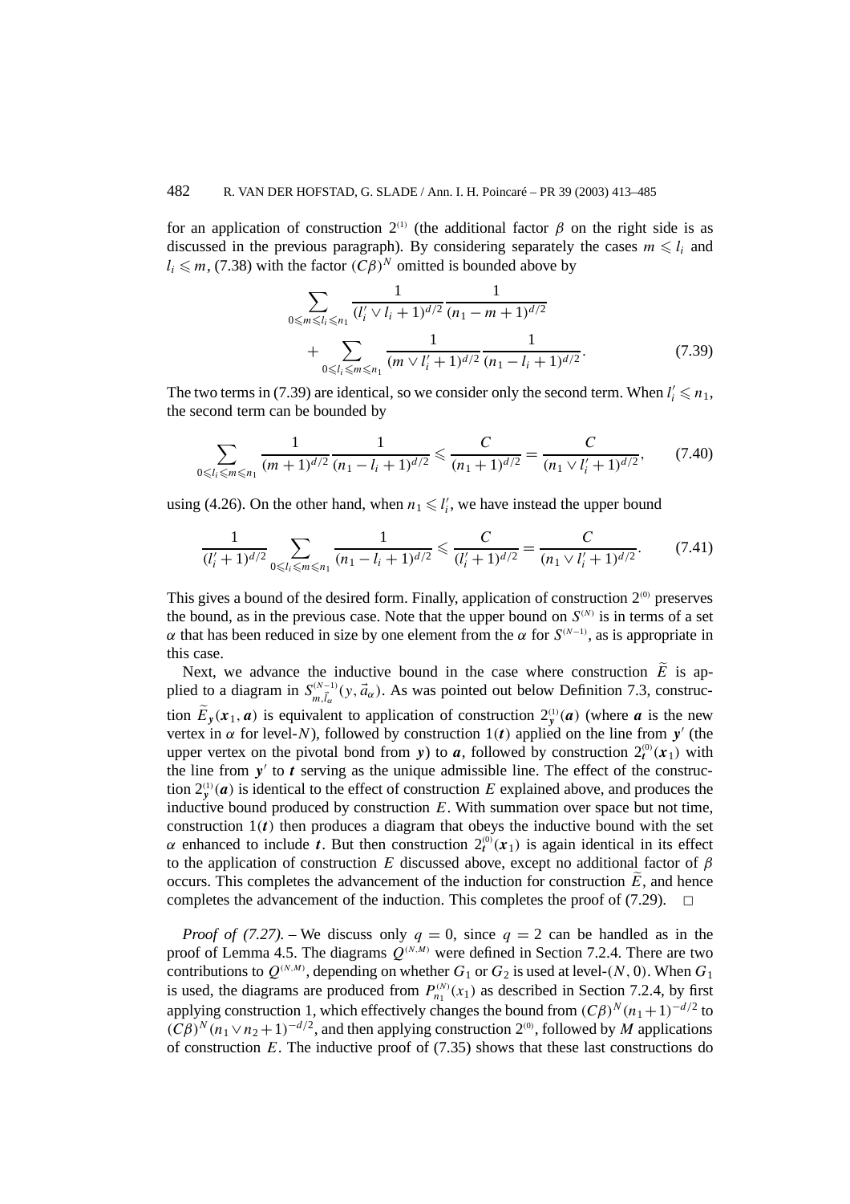for an application of construction $2^{(1)}$ (the additional factor $\beta$ on the right side is as discussed in the previous paragraph). By considering separately the cases $m \leqslant l_i$ and $l_i \leqslant m$, (7.38) with the factor $(C\beta)^N$ omitted is bounded above by

$$\sum_{0\leqslant m\leqslant l_i\leqslant n_1} \frac{1}{(l_i' \vee l_i + 1)^{d/2}} \frac{1}{(n_1 - m + 1)^{d/2}} + \sum_{0\leqslant l_i\leqslant m\leqslant n_1} \frac{1}{(m \vee l_i' + 1)^{d/2}} \frac{1}{(n_1 - l_i + 1)^{d/2}}. \tag{7.39}$$

The two terms in (7.39) are identical, so we consider only the second term. When $l_i' \leqslant n_1$, the second term can be bounded by

$$\sum_{0\leqslant l_i\leqslant m\leqslant n_1} \frac{1}{(m+1)^{d/2}} \frac{1}{(n_1 - l_i + 1)^{d/2}} \leqslant \frac{C}{(n_1+1)^{d/2}} = \frac{C}{(n_1 \vee l_i' + 1)^{d/2}}, \tag{7.40}$$

using (4.26). On the other hand, when $n_1 \leqslant l_i'$, we have instead the upper bound

$$\frac{1}{(l_i'+1)^{d/2}} \sum_{0\leqslant l_i\leqslant m\leqslant n_1} \frac{1}{(n_1 - l_i + 1)^{d/2}} \leqslant \frac{C}{(l_i'+1)^{d/2}} = \frac{C}{(n_1 \vee l_i' + 1)^{d/2}}. \tag{7.41}$$

This gives a bound of the desired form. Finally, application of construction $2^{(0)}$ preserves the bound, as in the previous case. Note that the upper bound on $S^{(N)}$ is in terms of a set $\alpha$ that has been reduced in size by one element from the $\alpha$ for $S^{(N-1)}$, as is appropriate in this case.

Next, we advance the inductive bound in the case where construction $\widetilde{E}$ is applied to a diagram in $S^{(N-1)}_{m,\vec{l}_\alpha}(y, \vec{a}_\alpha)$. As was pointed out below Definition 7.3, construction $\widetilde{E}_{\boldsymbol{y}}(\boldsymbol{x}_1, \boldsymbol{a})$ is equivalent to application of construction $2^{(1)}_{\boldsymbol{y}}(\boldsymbol{a})$ (where $\boldsymbol{a}$ is the new vertex in $\alpha$ for level-$N$), followed by construction $1(\boldsymbol{t})$ applied on the line from $\boldsymbol{y}'$ (the upper vertex on the pivotal bond from $\boldsymbol{y}$) to $\boldsymbol{a}$, followed by construction $2^{(0)}_{\boldsymbol{t}}(\boldsymbol{x}_1)$ with the line from $\boldsymbol{y}'$ to $\boldsymbol{t}$ serving as the unique admissible line. The effect of the construction $2^{(1)}_{\boldsymbol{y}}(\boldsymbol{a})$ is identical to the effect of construction $E$ explained above, and produces the inductive bound produced by construction $E$. With summation over space but not time, construction $1(\boldsymbol{t})$ then produces a diagram that obeys the inductive bound with the set $\alpha$ enhanced to include $\boldsymbol{t}$. But then construction $2^{(0)}_{\boldsymbol{t}}(\boldsymbol{x}_1)$ is again identical in its effect to the application of construction $E$ discussed above, except no additional factor of $\beta$ occurs. This completes the advancement of the induction for construction $\widetilde{E}$, and hence completes the advancement of the induction. This completes the proof of (7.29). $\square$

*Proof of (7.27).* – We discuss only $q = 0$, since $q = 2$ can be handled as in the proof of Lemma 4.5. The diagrams $Q^{(N,M)}$ were defined in Section 7.2.4. There are two contributions to $Q^{(N,M)}$, depending on whether $G_1$ or $G_2$ is used at level-$(N, 0)$. When $G_1$ is used, the diagrams are produced from $P^{(N)}_{n_1}(x_1)$ as described in Section 7.2.4, by first applying construction 1, which effectively changes the bound from $(C\beta)^N(n_1+1)^{-d/2}$ to $(C\beta)^N(n_1 \vee n_2+1)^{-d/2}$, and then applying construction $2^{(0)}$, followed by $M$ applications of construction $E$. The inductive proof of (7.35) shows that these last constructions do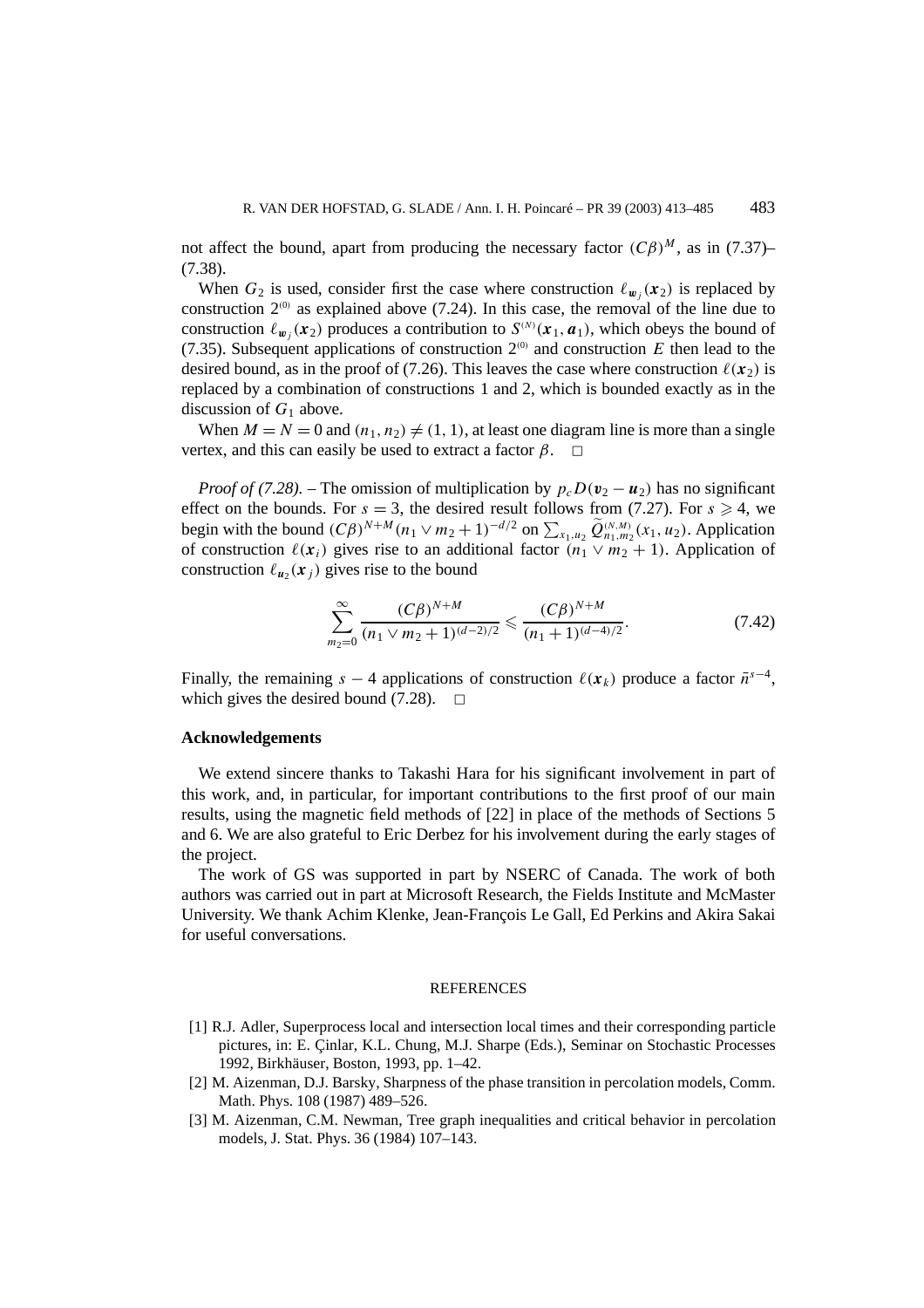not affect the bound, apart from producing the necessary factor $(C\beta)^M$, as in (7.37)–(7.38).

When $G_2$ is used, consider first the case where construction $\ell_{\boldsymbol{w}_j}(\boldsymbol{x}_2)$ is replaced by construction $2^{(0)}$ as explained above (7.24). In this case, the removal of the line due to construction $\ell_{\boldsymbol{w}_j}(\boldsymbol{x}_2)$ produces a contribution to $S^{(N)}(\boldsymbol{x}_1, \boldsymbol{a}_1)$, which obeys the bound of (7.35). Subsequent applications of construction $2^{(0)}$ and construction $E$ then lead to the desired bound, as in the proof of (7.26). This leaves the case where construction $\ell(\boldsymbol{x}_2)$ is replaced by a combination of constructions 1 and 2, which is bounded exactly as in the discussion of $G_1$ above.

When $M = N = 0$ and $(n_1, n_2) \neq (1, 1)$, at least one diagram line is more than a single vertex, and this can easily be used to extract a factor $\beta$. $\square$

*Proof of (7.28).* – The omission of multiplication by $p_c D(\boldsymbol{v}_2 - \boldsymbol{u}_2)$ has no significant effect on the bounds. For $s = 3$, the desired result follows from (7.27). For $s \geqslant 4$, we begin with the bound $(C\beta)^{N+M}(n_1 \vee m_2 + 1)^{-d/2}$ on $\sum_{x_1,u_2} \widetilde{Q}^{(N,M)}_{n_1,m_2}(x_1, u_2)$. Application of construction $\ell(\boldsymbol{x}_i)$ gives rise to an additional factor $(n_1 \vee m_2 + 1)$. Application of construction $\ell_{\boldsymbol{u}_2}(\boldsymbol{x}_j)$ gives rise to the bound

$$\sum_{m_2=0}^{\infty} \frac{(C\beta)^{N+M}}{(n_1 \vee m_2 + 1)^{(d-2)/2}} \leqslant \frac{(C\beta)^{N+M}}{(n_1 + 1)^{(d-4)/2}}. \tag{7.42}$$

Finally, the remaining $s - 4$ applications of construction $\ell(\boldsymbol{x}_k)$ produce a factor $\bar{n}^{s-4}$, which gives the desired bound (7.28). $\square$

## Acknowledgements

We extend sincere thanks to Takashi Hara for his significant involvement in part of this work, and, in particular, for important contributions to the first proof of our main results, using the magnetic field methods of [22] in place of the methods of Sections 5 and 6. We are also grateful to Eric Derbez for his involvement during the early stages of the project.

The work of GS was supported in part by NSERC of Canada. The work of both authors was carried out in part at Microsoft Research, the Fields Institute and McMaster University. We thank Achim Klenke, Jean-François Le Gall, Ed Perkins and Akira Sakai for useful conversations.

## REFERENCES

[1] R.J. Adler, Superprocess local and intersection local times and their corresponding particle pictures, in: E. Çinlar, K.L. Chung, M.J. Sharpe (Eds.), Seminar on Stochastic Processes 1992, Birkhäuser, Boston, 1993, pp. 1–42.

[2] M. Aizenman, D.J. Barsky, Sharpness of the phase transition in percolation models, Comm. Math. Phys. 108 (1987) 489–526.

[3] M. Aizenman, C.M. Newman, Tree graph inequalities and critical behavior in percolation models, J. Stat. Phys. 36 (1984) 107–143.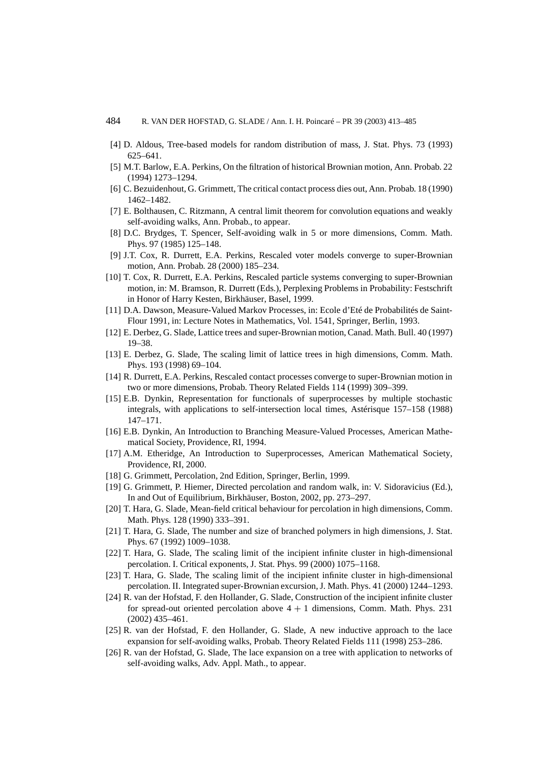[4] D. Aldous, Tree-based models for random distribution of mass, J. Stat. Phys. 73 (1993) 625–641.

[5] M.T. Barlow, E.A. Perkins, On the filtration of historical Brownian motion, Ann. Probab. 22 (1994) 1273–1294.

[6] C. Bezuidenhout, G. Grimmett, The critical contact process dies out, Ann. Probab. 18 (1990) 1462–1482.

[7] E. Bolthausen, C. Ritzmann, A central limit theorem for convolution equations and weakly self-avoiding walks, Ann. Probab., to appear.

[8] D.C. Brydges, T. Spencer, Self-avoiding walk in 5 or more dimensions, Comm. Math. Phys. 97 (1985) 125–148.

[9] J.T. Cox, R. Durrett, E.A. Perkins, Rescaled voter models converge to super-Brownian motion, Ann. Probab. 28 (2000) 185–234.

[10] T. Cox, R. Durrett, E.A. Perkins, Rescaled particle systems converging to super-Brownian motion, in: M. Bramson, R. Durrett (Eds.), Perplexing Problems in Probability: Festschrift in Honor of Harry Kesten, Birkhäuser, Basel, 1999.

[11] D.A. Dawson, Measure-Valued Markov Processes, in: Ecole d'Eté de Probabilités de Saint-Flour 1991, in: Lecture Notes in Mathematics, Vol. 1541, Springer, Berlin, 1993.

[12] E. Derbez, G. Slade, Lattice trees and super-Brownian motion, Canad. Math. Bull. 40 (1997) 19–38.

[13] E. Derbez, G. Slade, The scaling limit of lattice trees in high dimensions, Comm. Math. Phys. 193 (1998) 69–104.

[14] R. Durrett, E.A. Perkins, Rescaled contact processes converge to super-Brownian motion in two or more dimensions, Probab. Theory Related Fields 114 (1999) 309–399.

[15] E.B. Dynkin, Representation for functionals of superprocesses by multiple stochastic integrals, with applications to self-intersection local times, Astérisque 157–158 (1988) 147–171.

[16] E.B. Dynkin, An Introduction to Branching Measure-Valued Processes, American Mathematical Society, Providence, RI, 1994.

[17] A.M. Etheridge, An Introduction to Superprocesses, American Mathematical Society, Providence, RI, 2000.

[18] G. Grimmett, Percolation, 2nd Edition, Springer, Berlin, 1999.

[19] G. Grimmett, P. Hiemer, Directed percolation and random walk, in: V. Sidoravicius (Ed.), In and Out of Equilibrium, Birkhäuser, Boston, 2002, pp. 273–297.

[20] T. Hara, G. Slade, Mean-field critical behaviour for percolation in high dimensions, Comm. Math. Phys. 128 (1990) 333–391.

[21] T. Hara, G. Slade, The number and size of branched polymers in high dimensions, J. Stat. Phys. 67 (1992) 1009–1038.

[22] T. Hara, G. Slade, The scaling limit of the incipient infinite cluster in high-dimensional percolation. I. Critical exponents, J. Stat. Phys. 99 (2000) 1075–1168.

[23] T. Hara, G. Slade, The scaling limit of the incipient infinite cluster in high-dimensional percolation. II. Integrated super-Brownian excursion, J. Math. Phys. 41 (2000) 1244–1293.

[24] R. van der Hofstad, F. den Hollander, G. Slade, Construction of the incipient infinite cluster for spread-out oriented percolation above $4 + 1$ dimensions, Comm. Math. Phys. 231 (2002) 435–461.

[25] R. van der Hofstad, F. den Hollander, G. Slade, A new inductive approach to the lace expansion for self-avoiding walks, Probab. Theory Related Fields 111 (1998) 253–286.

[26] R. van der Hofstad, G. Slade, The lace expansion on a tree with application to networks of self-avoiding walks, Adv. Appl. Math., to appear.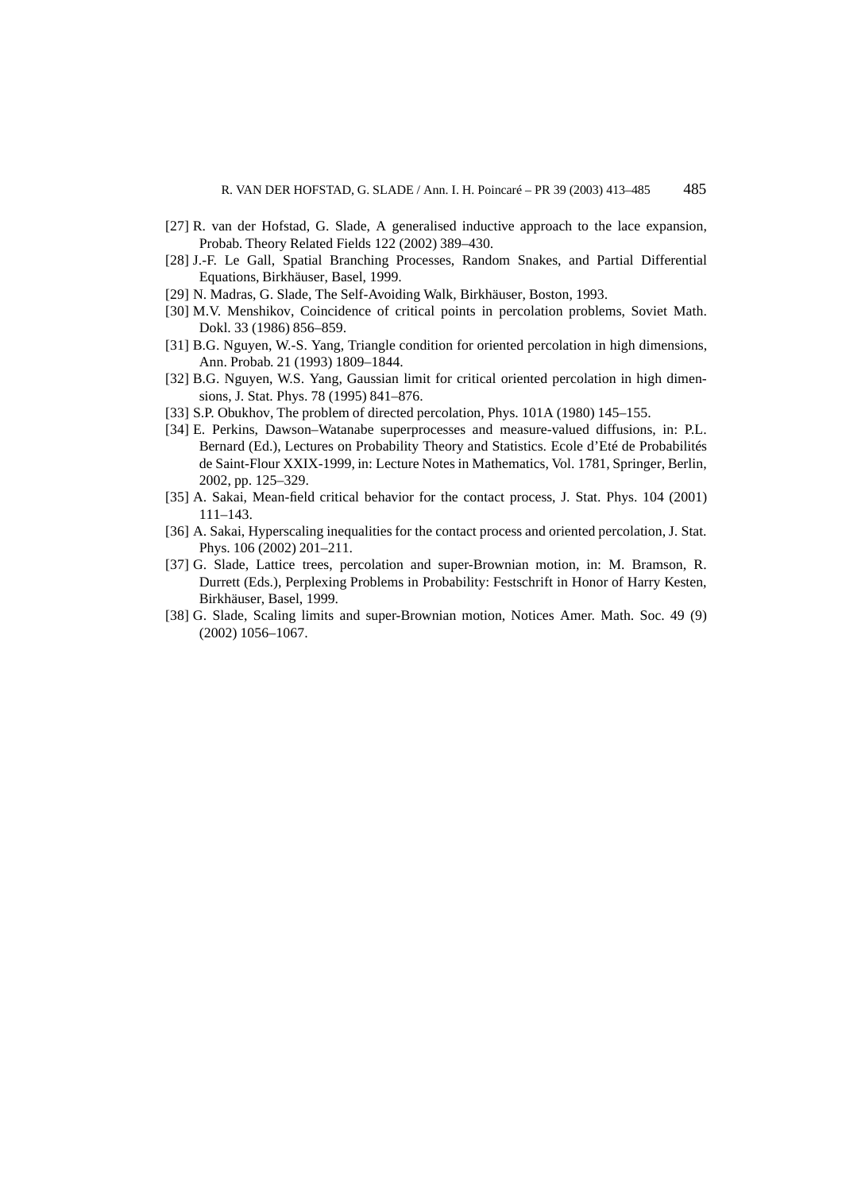[27] R. van der Hofstad, G. Slade, A generalised inductive approach to the lace expansion, Probab. Theory Related Fields 122 (2002) 389–430.

[28] J.-F. Le Gall, Spatial Branching Processes, Random Snakes, and Partial Differential Equations, Birkhäuser, Basel, 1999.

[29] N. Madras, G. Slade, The Self-Avoiding Walk, Birkhäuser, Boston, 1993.

[30] M.V. Menshikov, Coincidence of critical points in percolation problems, Soviet Math. Dokl. 33 (1986) 856–859.

[31] B.G. Nguyen, W.-S. Yang, Triangle condition for oriented percolation in high dimensions, Ann. Probab. 21 (1993) 1809–1844.

[32] B.G. Nguyen, W.S. Yang, Gaussian limit for critical oriented percolation in high dimensions, J. Stat. Phys. 78 (1995) 841–876.

[33] S.P. Obukhov, The problem of directed percolation, Phys. 101A (1980) 145–155.

[34] E. Perkins, Dawson–Watanabe superprocesses and measure-valued diffusions, in: P.L. Bernard (Ed.), Lectures on Probability Theory and Statistics. Ecole d'Eté de Probabilités de Saint-Flour XXIX-1999, in: Lecture Notes in Mathematics, Vol. 1781, Springer, Berlin, 2002, pp. 125–329.

[35] A. Sakai, Mean-field critical behavior for the contact process, J. Stat. Phys. 104 (2001) 111–143.

[36] A. Sakai, Hyperscaling inequalities for the contact process and oriented percolation, J. Stat. Phys. 106 (2002) 201–211.

[37] G. Slade, Lattice trees, percolation and super-Brownian motion, in: M. Bramson, R. Durrett (Eds.), Perplexing Problems in Probability: Festschrift in Honor of Harry Kesten, Birkhäuser, Basel, 1999.

[38] G. Slade, Scaling limits and super-Brownian motion, Notices Amer. Math. Soc. 49 (9) (2002) 1056–1067.